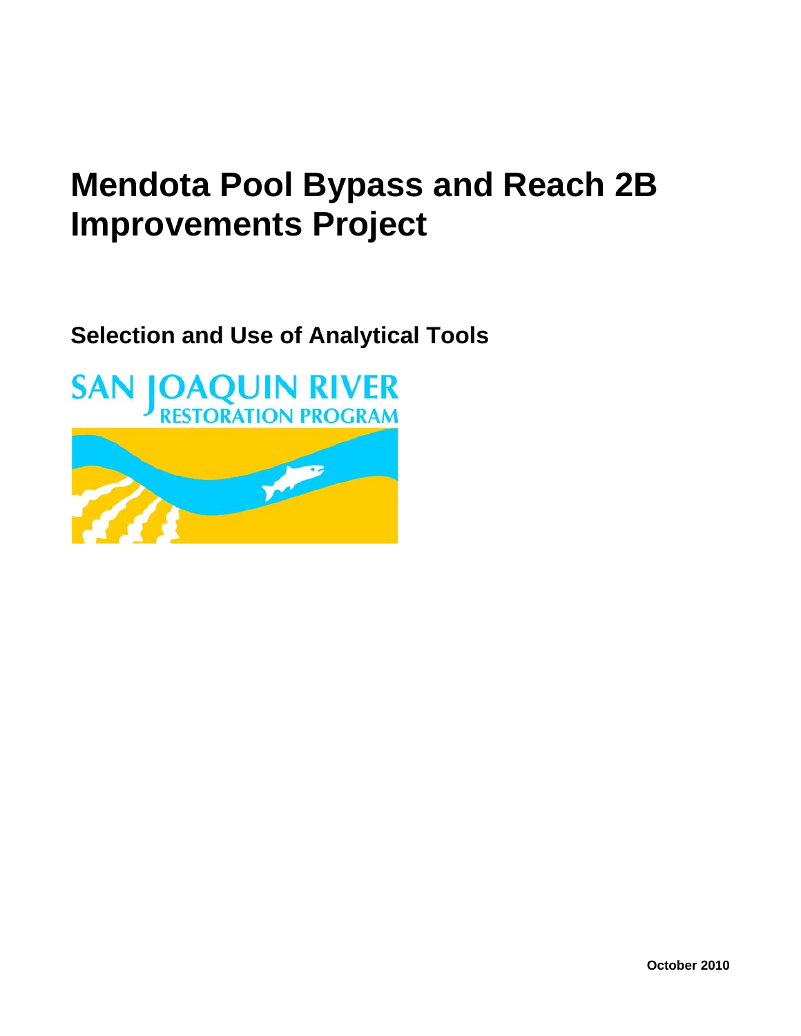# Mendota Pool Bypass and Reach 2B Improvements Project

## Selection and Use of Analytical Tools

SAN JOAQUIN RIVER
RESTORATION PROGRAM

October 2010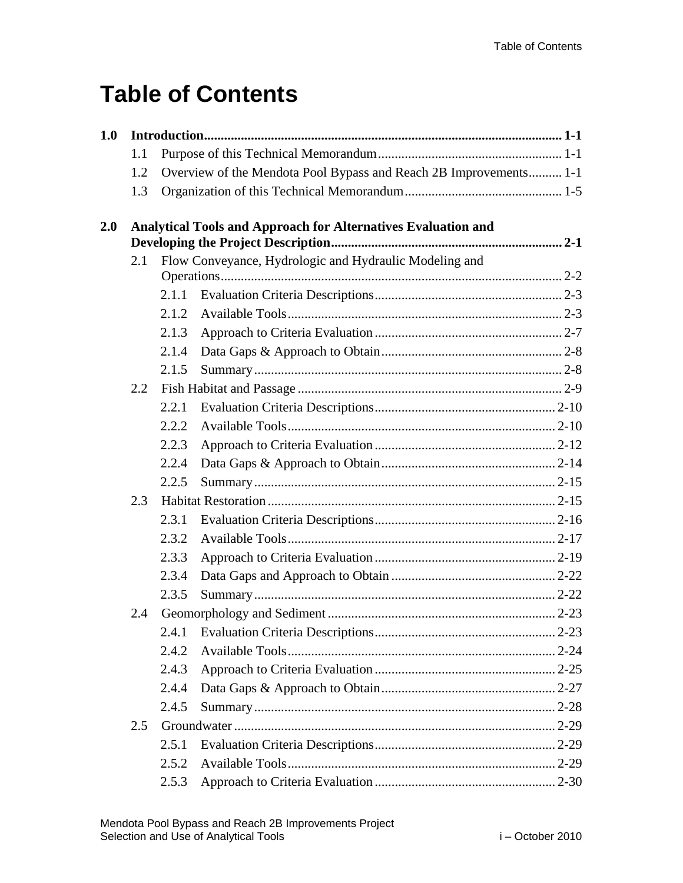# Table of Contents

**1.0 Introduction ........ 1-1**

- 1.1 Purpose of this Technical Memorandum ........ 1-1
- 1.2 Overview of the Mendota Pool Bypass and Reach 2B Improvements ........ 1-1
- 1.3 Organization of this Technical Memorandum ........ 1-5

**2.0 Analytical Tools and Approach for Alternatives Evaluation and Developing the Project Description ........ 2-1**

- 2.1 Flow Conveyance, Hydrologic and Hydraulic Modeling and Operations ........ 2-2
  - 2.1.1 Evaluation Criteria Descriptions ........ 2-3
  - 2.1.2 Available Tools ........ 2-3
  - 2.1.3 Approach to Criteria Evaluation ........ 2-7
  - 2.1.4 Data Gaps & Approach to Obtain ........ 2-8
  - 2.1.5 Summary ........ 2-8
- 2.2 Fish Habitat and Passage ........ 2-9
  - 2.2.1 Evaluation Criteria Descriptions ........ 2-10
  - 2.2.2 Available Tools ........ 2-10
  - 2.2.3 Approach to Criteria Evaluation ........ 2-12
  - 2.2.4 Data Gaps & Approach to Obtain ........ 2-14
  - 2.2.5 Summary ........ 2-15
- 2.3 Habitat Restoration ........ 2-15
  - 2.3.1 Evaluation Criteria Descriptions ........ 2-16
  - 2.3.2 Available Tools ........ 2-17
  - 2.3.3 Approach to Criteria Evaluation ........ 2-19
  - 2.3.4 Data Gaps and Approach to Obtain ........ 2-22
  - 2.3.5 Summary ........ 2-22
- 2.4 Geomorphology and Sediment ........ 2-23
  - 2.4.1 Evaluation Criteria Descriptions ........ 2-23
  - 2.4.2 Available Tools ........ 2-24
  - 2.4.3 Approach to Criteria Evaluation ........ 2-25
  - 2.4.4 Data Gaps & Approach to Obtain ........ 2-27
  - 2.4.5 Summary ........ 2-28
- 2.5 Groundwater ........ 2-29
  - 2.5.1 Evaluation Criteria Descriptions ........ 2-29
  - 2.5.2 Available Tools ........ 2-29
  - 2.5.3 Approach to Criteria Evaluation ........ 2-30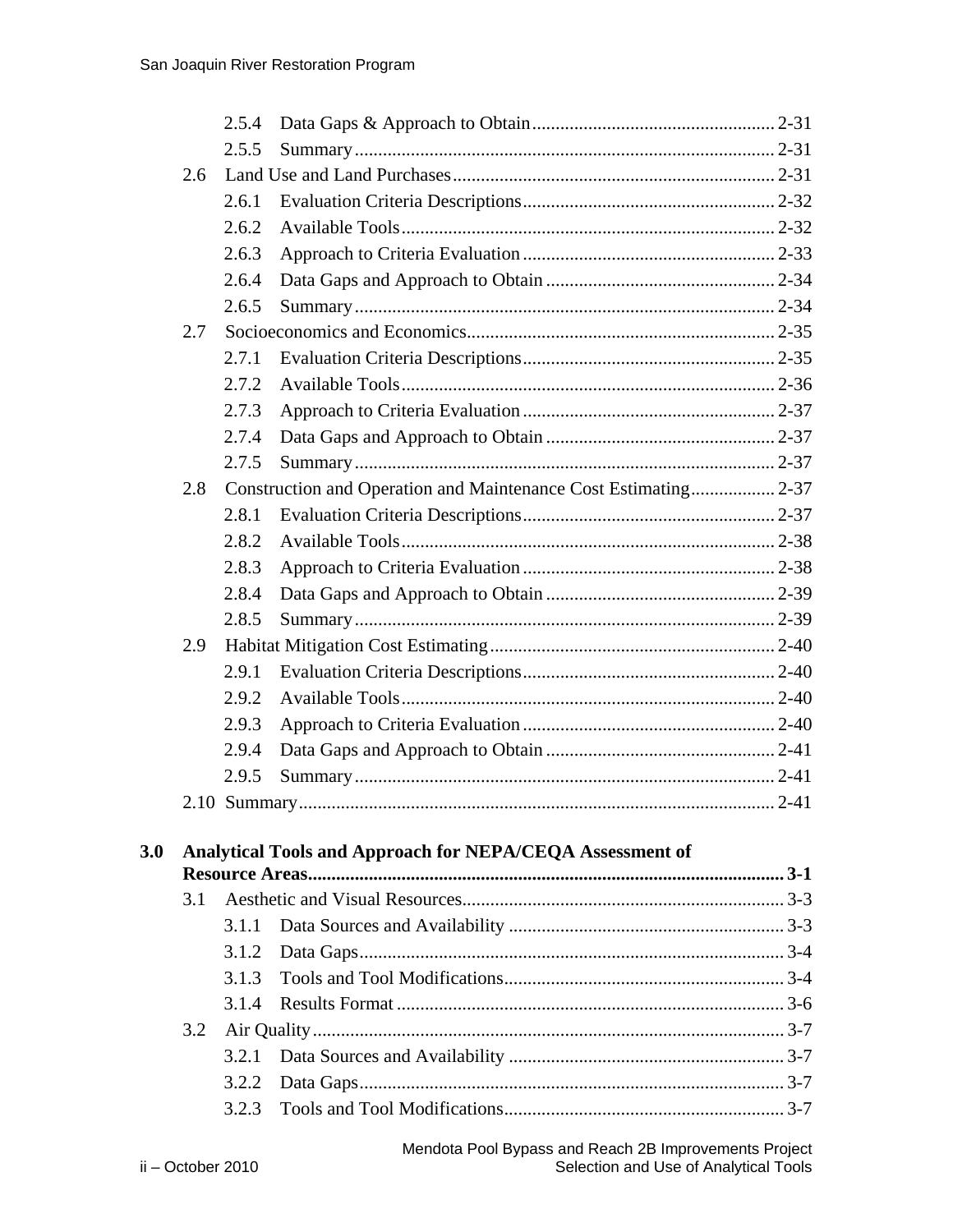2.5.4 Data Gaps & Approach to Obtain .................................................... 2-31
2.5.5 Summary .......................................................................................... 2-31

2.6 Land Use and Land Purchases ..................................................................... 2-31

2.6.1 Evaluation Criteria Descriptions ...................................................... 2-32
2.6.2 Available Tools ................................................................................ 2-32
2.6.3 Approach to Criteria Evaluation ...................................................... 2-33
2.6.4 Data Gaps and Approach to Obtain ................................................. 2-34
2.6.5 Summary .......................................................................................... 2-34

2.7 Socioeconomics and Economics .................................................................. 2-35

2.7.1 Evaluation Criteria Descriptions ...................................................... 2-35
2.7.2 Available Tools ................................................................................ 2-36
2.7.3 Approach to Criteria Evaluation ...................................................... 2-37
2.7.4 Data Gaps and Approach to Obtain ................................................. 2-37
2.7.5 Summary .......................................................................................... 2-37

2.8 Construction and Operation and Maintenance Cost Estimating .................. 2-37

2.8.1 Evaluation Criteria Descriptions ...................................................... 2-37
2.8.2 Available Tools ................................................................................ 2-38
2.8.3 Approach to Criteria Evaluation ...................................................... 2-38
2.8.4 Data Gaps and Approach to Obtain ................................................. 2-39
2.8.5 Summary .......................................................................................... 2-39

2.9 Habitat Mitigation Cost Estimating ............................................................. 2-40

2.9.1 Evaluation Criteria Descriptions ...................................................... 2-40
2.9.2 Available Tools ................................................................................ 2-40
2.9.3 Approach to Criteria Evaluation ...................................................... 2-40
2.9.4 Data Gaps and Approach to Obtain ................................................. 2-41
2.9.5 Summary .......................................................................................... 2-41

2.10 Summary ...................................................................................................... 2-41

**3.0 Analytical Tools and Approach for NEPA/CEQA Assessment of Resource Areas ..................................................................................................... 3-1**

3.1 Aesthetic and Visual Resources ..................................................................... 3-3

3.1.1 Data Sources and Availability ........................................................... 3-3
3.1.2 Data Gaps ........................................................................................... 3-4
3.1.3 Tools and Tool Modifications ............................................................ 3-4
3.1.4 Results Format ................................................................................... 3-6

3.2 Air Quality ..................................................................................................... 3-7

3.2.1 Data Sources and Availability ........................................................... 3-7
3.2.2 Data Gaps ........................................................................................... 3-7
3.2.3 Tools and Tool Modifications ............................................................ 3-7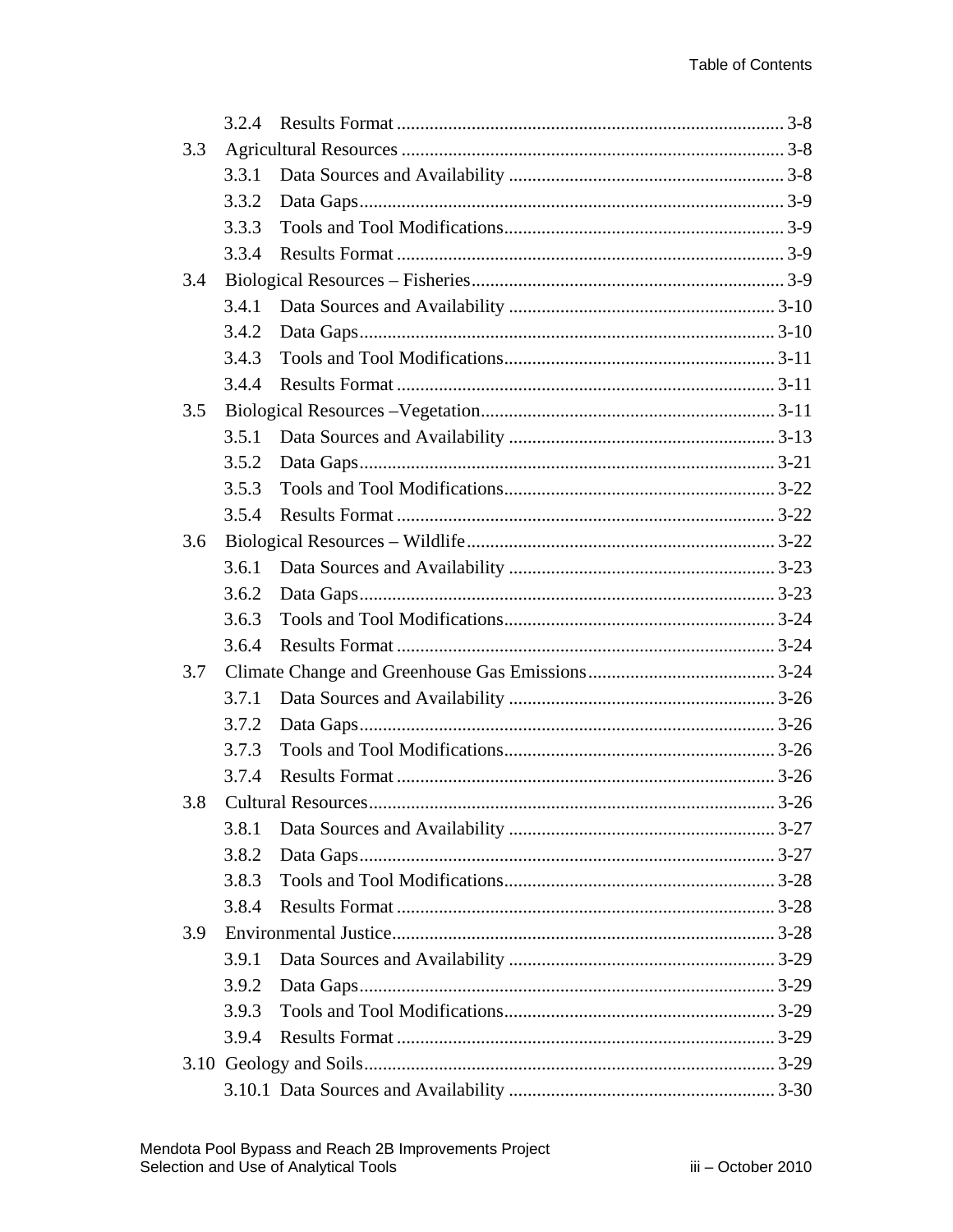- 3.2.4 Results Format ............ 3-8
- 3.3 Agricultural Resources ............ 3-8
  - 3.3.1 Data Sources and Availability ............ 3-8
  - 3.3.2 Data Gaps ............ 3-9
  - 3.3.3 Tools and Tool Modifications ............ 3-9
  - 3.3.4 Results Format ............ 3-9
- 3.4 Biological Resources – Fisheries ............ 3-9
  - 3.4.1 Data Sources and Availability ............ 3-10
  - 3.4.2 Data Gaps ............ 3-10
  - 3.4.3 Tools and Tool Modifications ............ 3-11
  - 3.4.4 Results Format ............ 3-11
- 3.5 Biological Resources –Vegetation ............ 3-11
  - 3.5.1 Data Sources and Availability ............ 3-13
  - 3.5.2 Data Gaps ............ 3-21
  - 3.5.3 Tools and Tool Modifications ............ 3-22
  - 3.5.4 Results Format ............ 3-22
- 3.6 Biological Resources – Wildlife ............ 3-22
  - 3.6.1 Data Sources and Availability ............ 3-23
  - 3.6.2 Data Gaps ............ 3-23
  - 3.6.3 Tools and Tool Modifications ............ 3-24
  - 3.6.4 Results Format ............ 3-24
- 3.7 Climate Change and Greenhouse Gas Emissions ............ 3-24
  - 3.7.1 Data Sources and Availability ............ 3-26
  - 3.7.2 Data Gaps ............ 3-26
  - 3.7.3 Tools and Tool Modifications ............ 3-26
  - 3.7.4 Results Format ............ 3-26
- 3.8 Cultural Resources ............ 3-26
  - 3.8.1 Data Sources and Availability ............ 3-27
  - 3.8.2 Data Gaps ............ 3-27
  - 3.8.3 Tools and Tool Modifications ............ 3-28
  - 3.8.4 Results Format ............ 3-28
- 3.9 Environmental Justice ............ 3-28
  - 3.9.1 Data Sources and Availability ............ 3-29
  - 3.9.2 Data Gaps ............ 3-29
  - 3.9.3 Tools and Tool Modifications ............ 3-29
  - 3.9.4 Results Format ............ 3-29
- 3.10 Geology and Soils ............ 3-29
  - 3.10.1 Data Sources and Availability ............ 3-30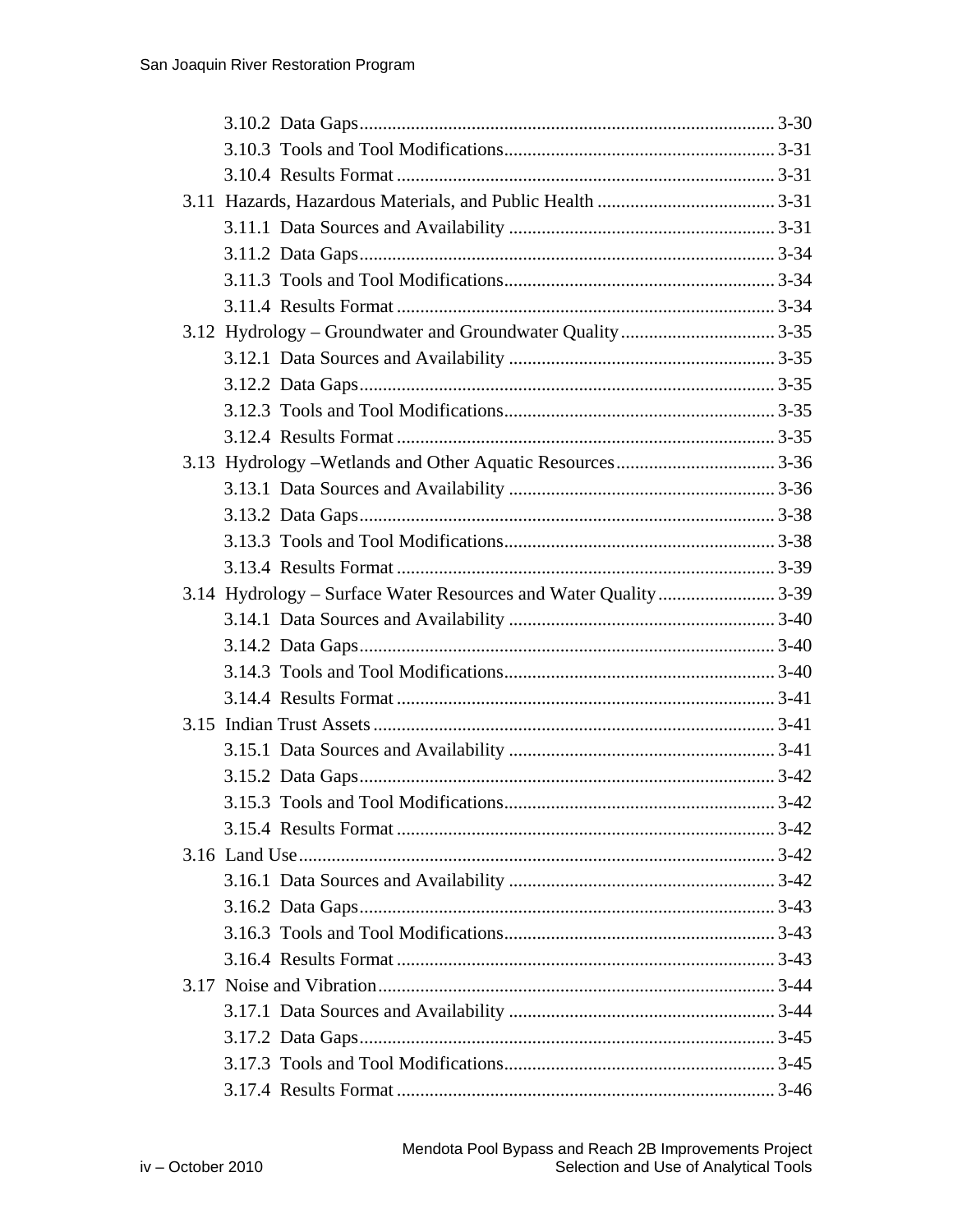3.10.2 Data Gaps ........................................................................................ 3-30
3.10.3 Tools and Tool Modifications......................................................... 3-31
3.10.4 Results Format ................................................................................ 3-31

3.11 Hazards, Hazardous Materials, and Public Health ...................................... 3-31
3.11.1 Data Sources and Availability ........................................................ 3-31
3.11.2 Data Gaps ........................................................................................ 3-34
3.11.3 Tools and Tool Modifications......................................................... 3-34
3.11.4 Results Format ................................................................................ 3-34

3.12 Hydrology – Groundwater and Groundwater Quality ................................ 3-35
3.12.1 Data Sources and Availability ........................................................ 3-35
3.12.2 Data Gaps ........................................................................................ 3-35
3.12.3 Tools and Tool Modifications......................................................... 3-35
3.12.4 Results Format ................................................................................ 3-35

3.13 Hydrology –Wetlands and Other Aquatic Resources .................................. 3-36
3.13.1 Data Sources and Availability ........................................................ 3-36
3.13.2 Data Gaps ........................................................................................ 3-38
3.13.3 Tools and Tool Modifications......................................................... 3-38
3.13.4 Results Format ................................................................................ 3-39

3.14 Hydrology – Surface Water Resources and Water Quality ......................... 3-39
3.14.1 Data Sources and Availability ........................................................ 3-40
3.14.2 Data Gaps ........................................................................................ 3-40
3.14.3 Tools and Tool Modifications......................................................... 3-40
3.14.4 Results Format ................................................................................ 3-41

3.15 Indian Trust Assets ..................................................................................... 3-41
3.15.1 Data Sources and Availability ........................................................ 3-41
3.15.2 Data Gaps ........................................................................................ 3-42
3.15.3 Tools and Tool Modifications......................................................... 3-42
3.15.4 Results Format ................................................................................ 3-42

3.16 Land Use ..................................................................................................... 3-42
3.16.1 Data Sources and Availability ........................................................ 3-42
3.16.2 Data Gaps ........................................................................................ 3-43
3.16.3 Tools and Tool Modifications......................................................... 3-43
3.16.4 Results Format ................................................................................ 3-43

3.17 Noise and Vibration .................................................................................... 3-44
3.17.1 Data Sources and Availability ........................................................ 3-44
3.17.2 Data Gaps ........................................................................................ 3-45
3.17.3 Tools and Tool Modifications......................................................... 3-45
3.17.4 Results Format ................................................................................ 3-46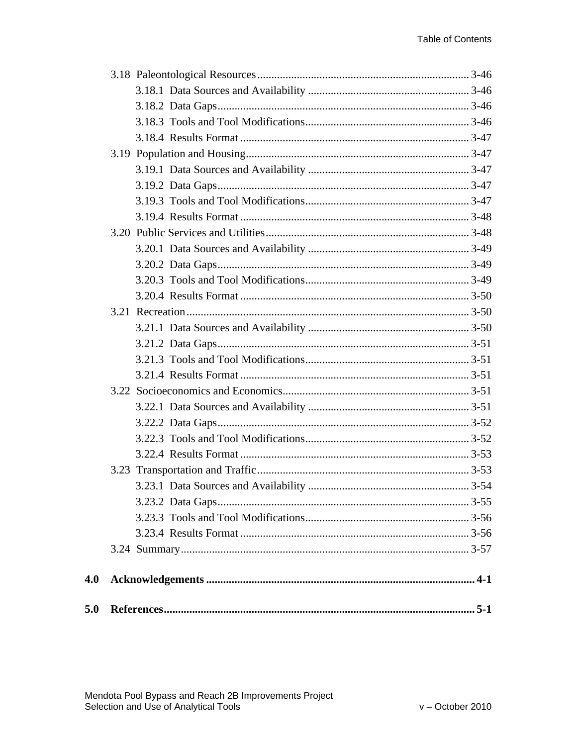3.18 Paleontological Resources .......... 3-46
  3.18.1 Data Sources and Availability .......... 3-46
  3.18.2 Data Gaps .......... 3-46
  3.18.3 Tools and Tool Modifications .......... 3-46
  3.18.4 Results Format .......... 3-47
3.19 Population and Housing .......... 3-47
  3.19.1 Data Sources and Availability .......... 3-47
  3.19.2 Data Gaps .......... 3-47
  3.19.3 Tools and Tool Modifications .......... 3-47
  3.19.4 Results Format .......... 3-48
3.20 Public Services and Utilities .......... 3-48
  3.20.1 Data Sources and Availability .......... 3-49
  3.20.2 Data Gaps .......... 3-49
  3.20.3 Tools and Tool Modifications .......... 3-49
  3.20.4 Results Format .......... 3-50
3.21 Recreation .......... 3-50
  3.21.1 Data Sources and Availability .......... 3-50
  3.21.2 Data Gaps .......... 3-51
  3.21.3 Tools and Tool Modifications .......... 3-51
  3.21.4 Results Format .......... 3-51
3.22 Socioeconomics and Economics .......... 3-51
  3.22.1 Data Sources and Availability .......... 3-51
  3.22.2 Data Gaps .......... 3-52
  3.22.3 Tools and Tool Modifications .......... 3-52
  3.22.4 Results Format .......... 3-53
3.23 Transportation and Traffic .......... 3-53
  3.23.1 Data Sources and Availability .......... 3-54
  3.23.2 Data Gaps .......... 3-55
  3.23.3 Tools and Tool Modifications .......... 3-56
  3.23.4 Results Format .......... 3-56
3.24 Summary .......... 3-57

**4.0 Acknowledgements .......... 4-1**

**5.0 References .......... 5-1**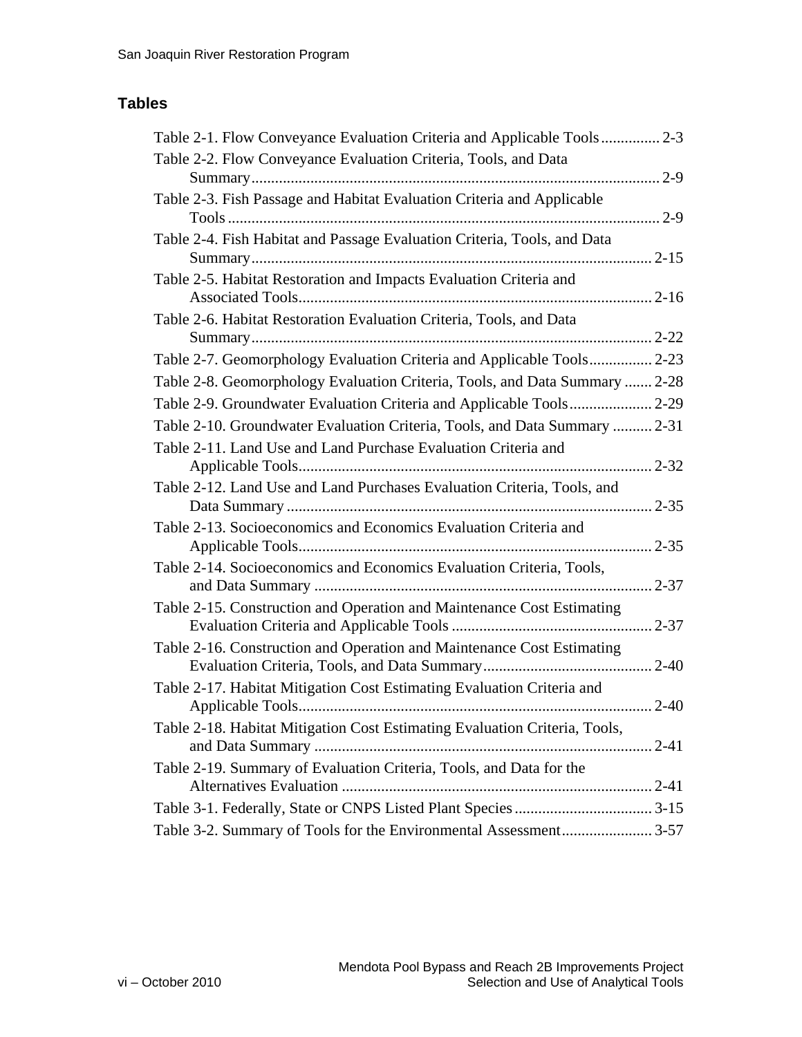## Tables

Table 2-1. Flow Conveyance Evaluation Criteria and Applicable Tools ............... 2-3
Table 2-2. Flow Conveyance Evaluation Criteria, Tools, and Data Summary ........ 2-9
Table 2-3. Fish Passage and Habitat Evaluation Criteria and Applicable Tools ........ 2-9
Table 2-4. Fish Habitat and Passage Evaluation Criteria, Tools, and Data Summary ........ 2-15
Table 2-5. Habitat Restoration and Impacts Evaluation Criteria and Associated Tools ........ 2-16
Table 2-6. Habitat Restoration Evaluation Criteria, Tools, and Data Summary ........ 2-22
Table 2-7. Geomorphology Evaluation Criteria and Applicable Tools ................ 2-23
Table 2-8. Geomorphology Evaluation Criteria, Tools, and Data Summary ....... 2-28
Table 2-9. Groundwater Evaluation Criteria and Applicable Tools ..................... 2-29
Table 2-10. Groundwater Evaluation Criteria, Tools, and Data Summary .......... 2-31
Table 2-11. Land Use and Land Purchase Evaluation Criteria and Applicable Tools ........ 2-32
Table 2-12. Land Use and Land Purchases Evaluation Criteria, Tools, and Data Summary ........ 2-35
Table 2-13. Socioeconomics and Economics Evaluation Criteria and Applicable Tools ........ 2-35
Table 2-14. Socioeconomics and Economics Evaluation Criteria, Tools, and Data Summary ........ 2-37
Table 2-15. Construction and Operation and Maintenance Cost Estimating Evaluation Criteria and Applicable Tools ........ 2-37
Table 2-16. Construction and Operation and Maintenance Cost Estimating Evaluation Criteria, Tools, and Data Summary ........ 2-40
Table 2-17. Habitat Mitigation Cost Estimating Evaluation Criteria and Applicable Tools ........ 2-40
Table 2-18. Habitat Mitigation Cost Estimating Evaluation Criteria, Tools, and Data Summary ........ 2-41
Table 2-19. Summary of Evaluation Criteria, Tools, and Data for the Alternatives Evaluation ........ 2-41
Table 3-1. Federally, State or CNPS Listed Plant Species ................................... 3-15
Table 3-2. Summary of Tools for the Environmental Assessment ....................... 3-57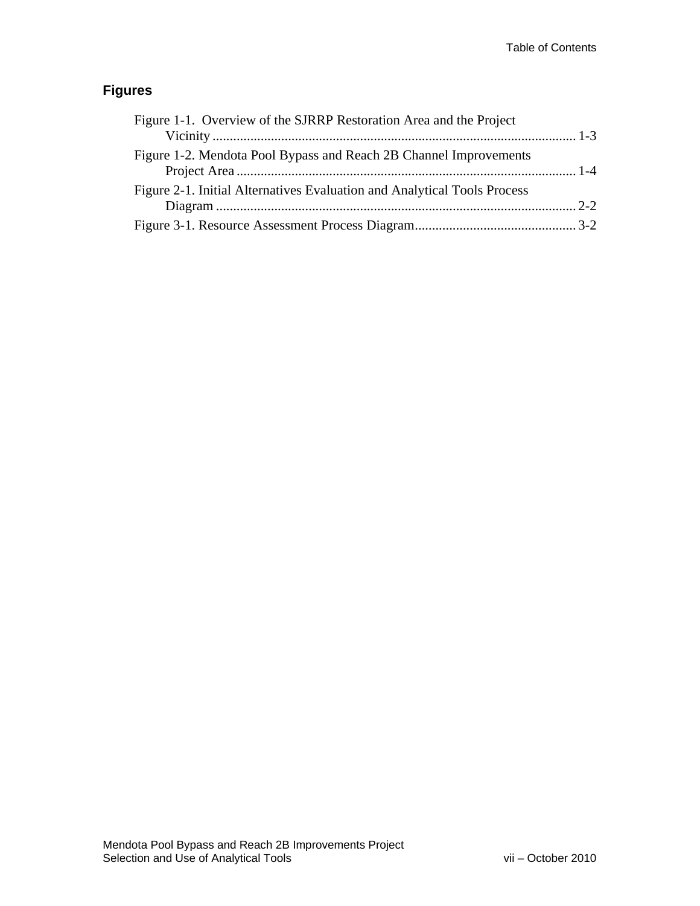## Figures

Figure 1-1. Overview of the SJRRP Restoration Area and the Project Vicinity ........................................................................................................ 1-3

Figure 1-2. Mendota Pool Bypass and Reach 2B Channel Improvements Project Area .................................................................................................. 1-4

Figure 2-1. Initial Alternatives Evaluation and Analytical Tools Process Diagram ........................................................................................................ 2-2

Figure 3-1. Resource Assessment Process Diagram............................................... 3-2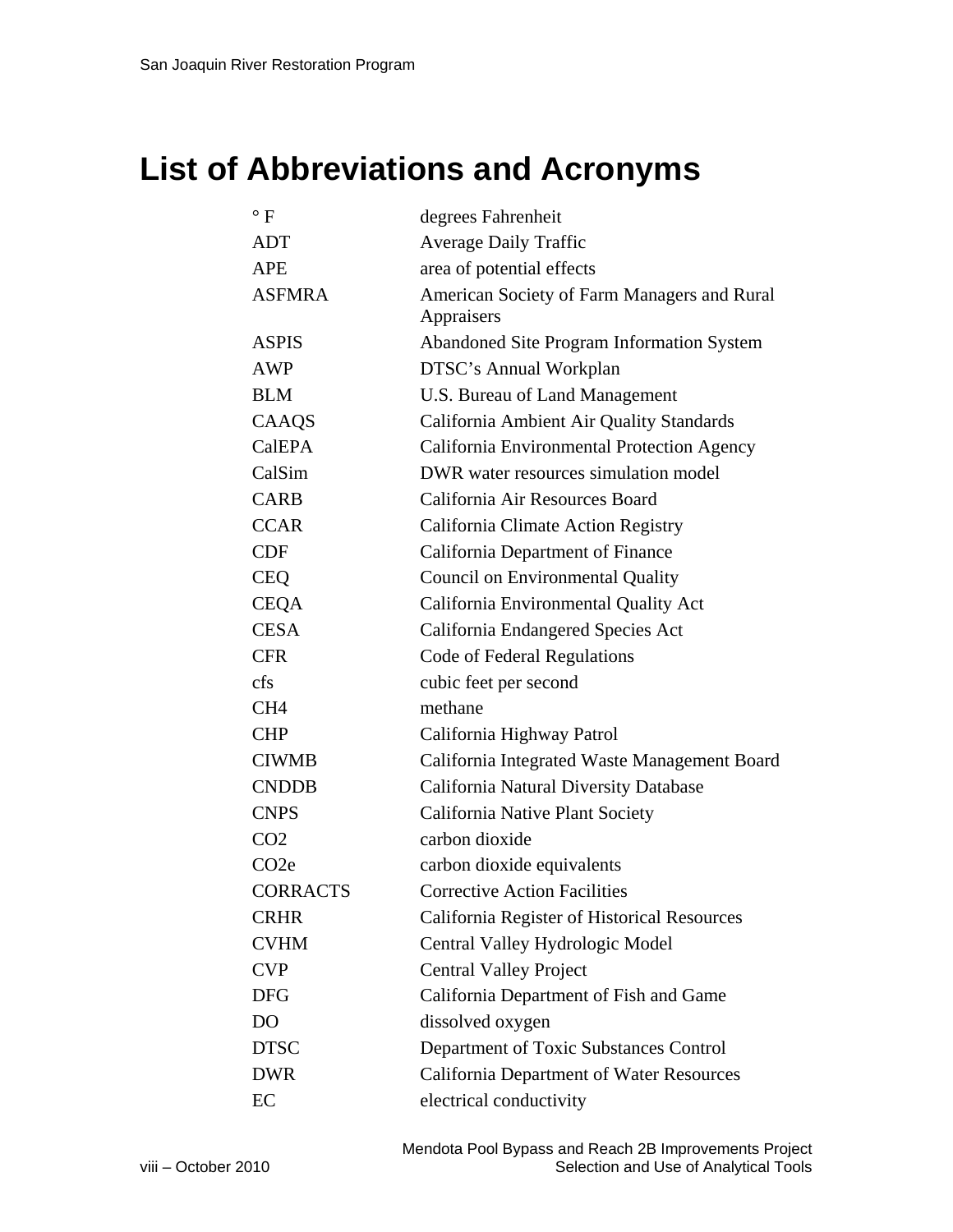# List of Abbreviations and Acronyms

| | |
|---|---|
| ° F | degrees Fahrenheit |
| ADT | Average Daily Traffic |
| APE | area of potential effects |
| ASFMRA | American Society of Farm Managers and Rural Appraisers |
| ASPIS | Abandoned Site Program Information System |
| AWP | DTSC's Annual Workplan |
| BLM | U.S. Bureau of Land Management |
| CAAQS | California Ambient Air Quality Standards |
| CalEPA | California Environmental Protection Agency |
| CalSim | DWR water resources simulation model |
| CARB | California Air Resources Board |
| CCAR | California Climate Action Registry |
| CDF | California Department of Finance |
| CEQ | Council on Environmental Quality |
| CEQA | California Environmental Quality Act |
| CESA | California Endangered Species Act |
| CFR | Code of Federal Regulations |
| cfs | cubic feet per second |
| CH4 | methane |
| CHP | California Highway Patrol |
| CIWMB | California Integrated Waste Management Board |
| CNDDB | California Natural Diversity Database |
| CNPS | California Native Plant Society |
| CO2 | carbon dioxide |
| CO2e | carbon dioxide equivalents |
| CORRACTS | Corrective Action Facilities |
| CRHR | California Register of Historical Resources |
| CVHM | Central Valley Hydrologic Model |
| CVP | Central Valley Project |
| DFG | California Department of Fish and Game |
| DO | dissolved oxygen |
| DTSC | Department of Toxic Substances Control |
| DWR | California Department of Water Resources |
| EC | electrical conductivity |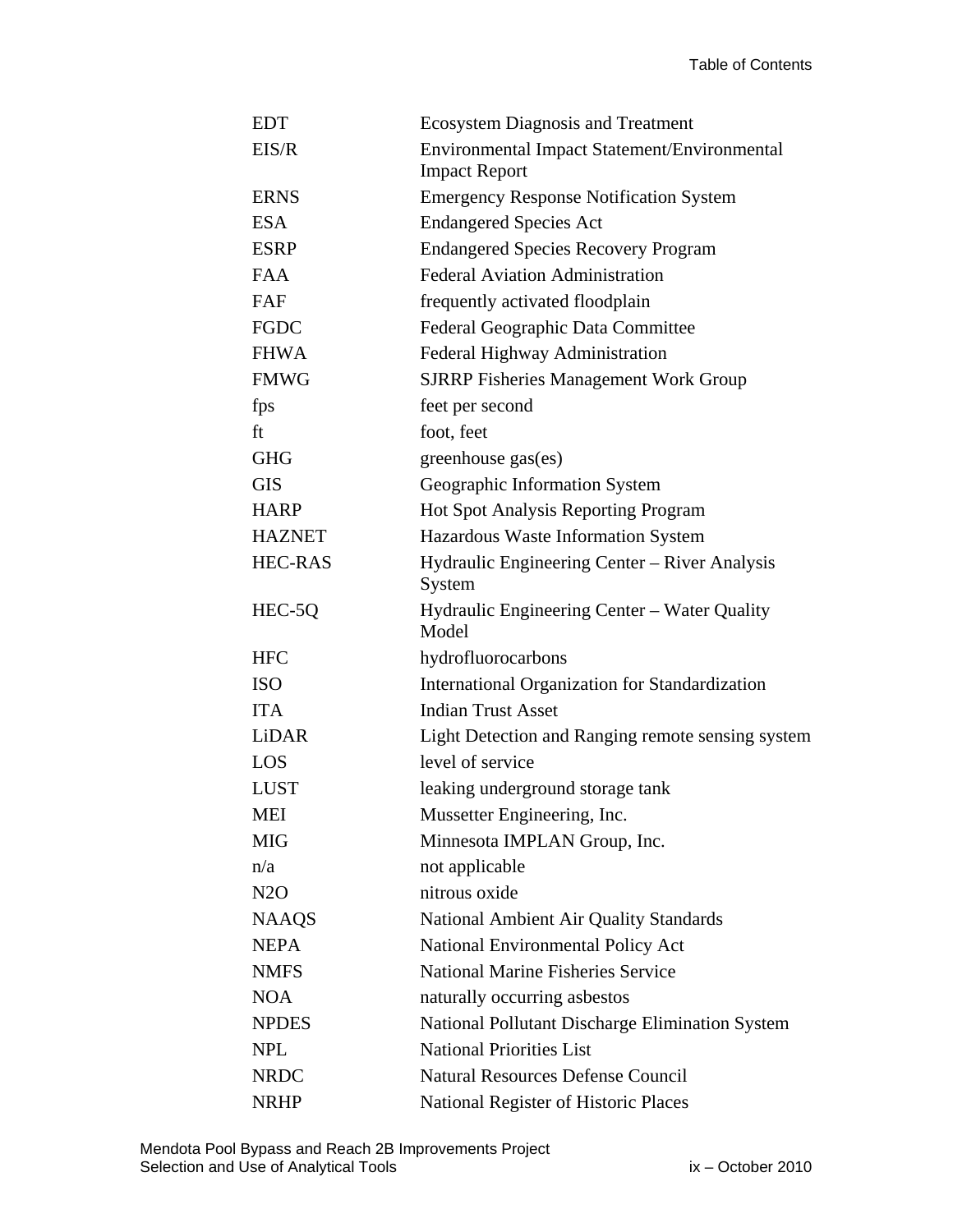| | |
|---|---|
| EDT | Ecosystem Diagnosis and Treatment |
| EIS/R | Environmental Impact Statement/Environmental Impact Report |
| ERNS | Emergency Response Notification System |
| ESA | Endangered Species Act |
| ESRP | Endangered Species Recovery Program |
| FAA | Federal Aviation Administration |
| FAF | frequently activated floodplain |
| FGDC | Federal Geographic Data Committee |
| FHWA | Federal Highway Administration |
| FMWG | SJRRP Fisheries Management Work Group |
| fps | feet per second |
| ft | foot, feet |
| GHG | greenhouse gas(es) |
| GIS | Geographic Information System |
| HARP | Hot Spot Analysis Reporting Program |
| HAZNET | Hazardous Waste Information System |
| HEC-RAS | Hydraulic Engineering Center – River Analysis System |
| HEC-5Q | Hydraulic Engineering Center – Water Quality Model |
| HFC | hydrofluorocarbons |
| ISO | International Organization for Standardization |
| ITA | Indian Trust Asset |
| LiDAR | Light Detection and Ranging remote sensing system |
| LOS | level of service |
| LUST | leaking underground storage tank |
| MEI | Mussetter Engineering, Inc. |
| MIG | Minnesota IMPLAN Group, Inc. |
| n/a | not applicable |
| N2O | nitrous oxide |
| NAAQS | National Ambient Air Quality Standards |
| NEPA | National Environmental Policy Act |
| NMFS | National Marine Fisheries Service |
| NOA | naturally occurring asbestos |
| NPDES | National Pollutant Discharge Elimination System |
| NPL | National Priorities List |
| NRDC | Natural Resources Defense Council |
| NRHP | National Register of Historic Places |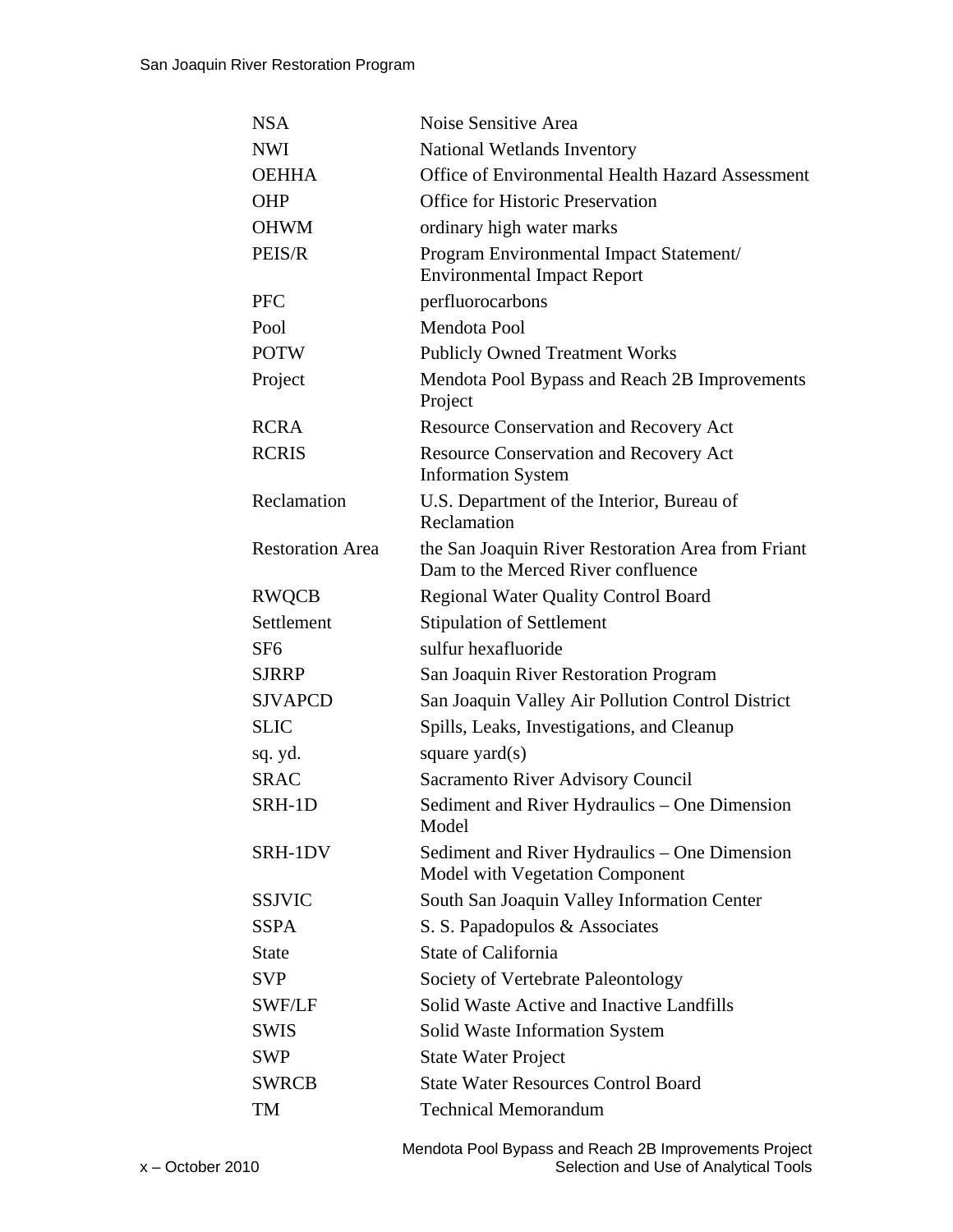| | |
|---|---|
| NSA | Noise Sensitive Area |
| NWI | National Wetlands Inventory |
| OEHHA | Office of Environmental Health Hazard Assessment |
| OHP | Office for Historic Preservation |
| OHWM | ordinary high water marks |
| PEIS/R | Program Environmental Impact Statement/ Environmental Impact Report |
| PFC | perfluorocarbons |
| Pool | Mendota Pool |
| POTW | Publicly Owned Treatment Works |
| Project | Mendota Pool Bypass and Reach 2B Improvements Project |
| RCRA | Resource Conservation and Recovery Act |
| RCRIS | Resource Conservation and Recovery Act Information System |
| Reclamation | U.S. Department of the Interior, Bureau of Reclamation |
| Restoration Area | the San Joaquin River Restoration Area from Friant Dam to the Merced River confluence |
| RWQCB | Regional Water Quality Control Board |
| Settlement | Stipulation of Settlement |
| SF6 | sulfur hexafluoride |
| SJRRP | San Joaquin River Restoration Program |
| SJVAPCD | San Joaquin Valley Air Pollution Control District |
| SLIC | Spills, Leaks, Investigations, and Cleanup |
| sq. yd. | square yard(s) |
| SRAC | Sacramento River Advisory Council |
| SRH-1D | Sediment and River Hydraulics – One Dimension Model |
| SRH-1DV | Sediment and River Hydraulics – One Dimension Model with Vegetation Component |
| SSJVIC | South San Joaquin Valley Information Center |
| SSPA | S. S. Papadopulos & Associates |
| State | State of California |
| SVP | Society of Vertebrate Paleontology |
| SWF/LF | Solid Waste Active and Inactive Landfills |
| SWIS | Solid Waste Information System |
| SWP | State Water Project |
| SWRCB | State Water Resources Control Board |
| TM | Technical Memorandum |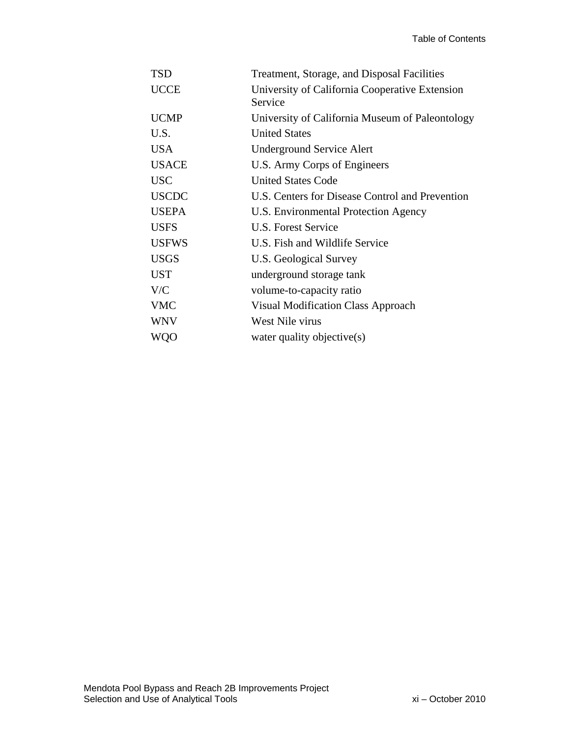| | |
|---|---|
| TSD | Treatment, Storage, and Disposal Facilities |
| UCCE | University of California Cooperative Extension Service |
| UCMP | University of California Museum of Paleontology |
| U.S. | United States |
| USA | Underground Service Alert |
| USACE | U.S. Army Corps of Engineers |
| USC | United States Code |
| USCDC | U.S. Centers for Disease Control and Prevention |
| USEPA | U.S. Environmental Protection Agency |
| USFS | U.S. Forest Service |
| USFWS | U.S. Fish and Wildlife Service |
| USGS | U.S. Geological Survey |
| UST | underground storage tank |
| V/C | volume-to-capacity ratio |
| VMC | Visual Modification Class Approach |
| WNV | West Nile virus |
| WQO | water quality objective(s) |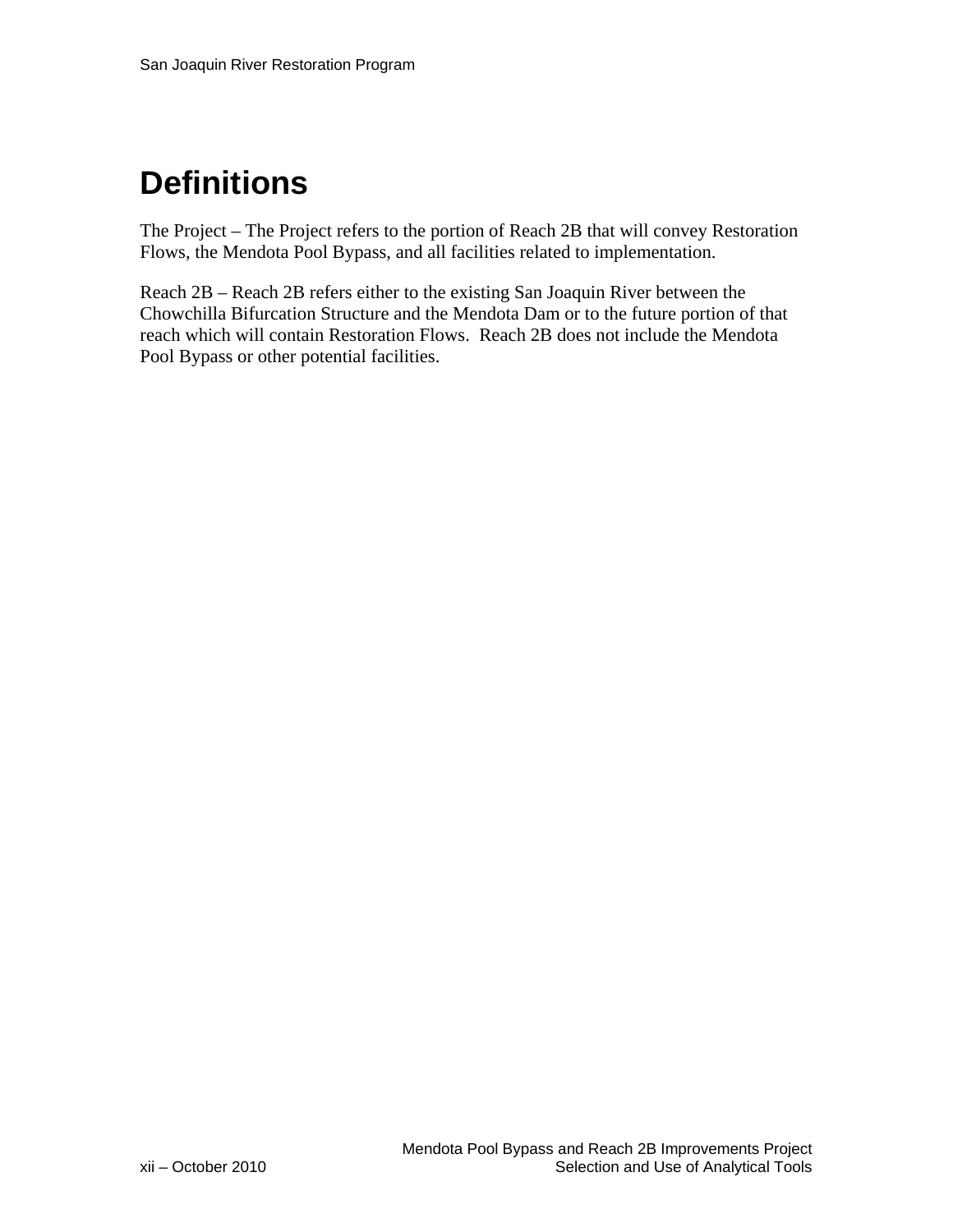# Definitions

The Project – The Project refers to the portion of Reach 2B that will convey Restoration Flows, the Mendota Pool Bypass, and all facilities related to implementation.

Reach 2B – Reach 2B refers either to the existing San Joaquin River between the Chowchilla Bifurcation Structure and the Mendota Dam or to the future portion of that reach which will contain Restoration Flows. Reach 2B does not include the Mendota Pool Bypass or other potential facilities.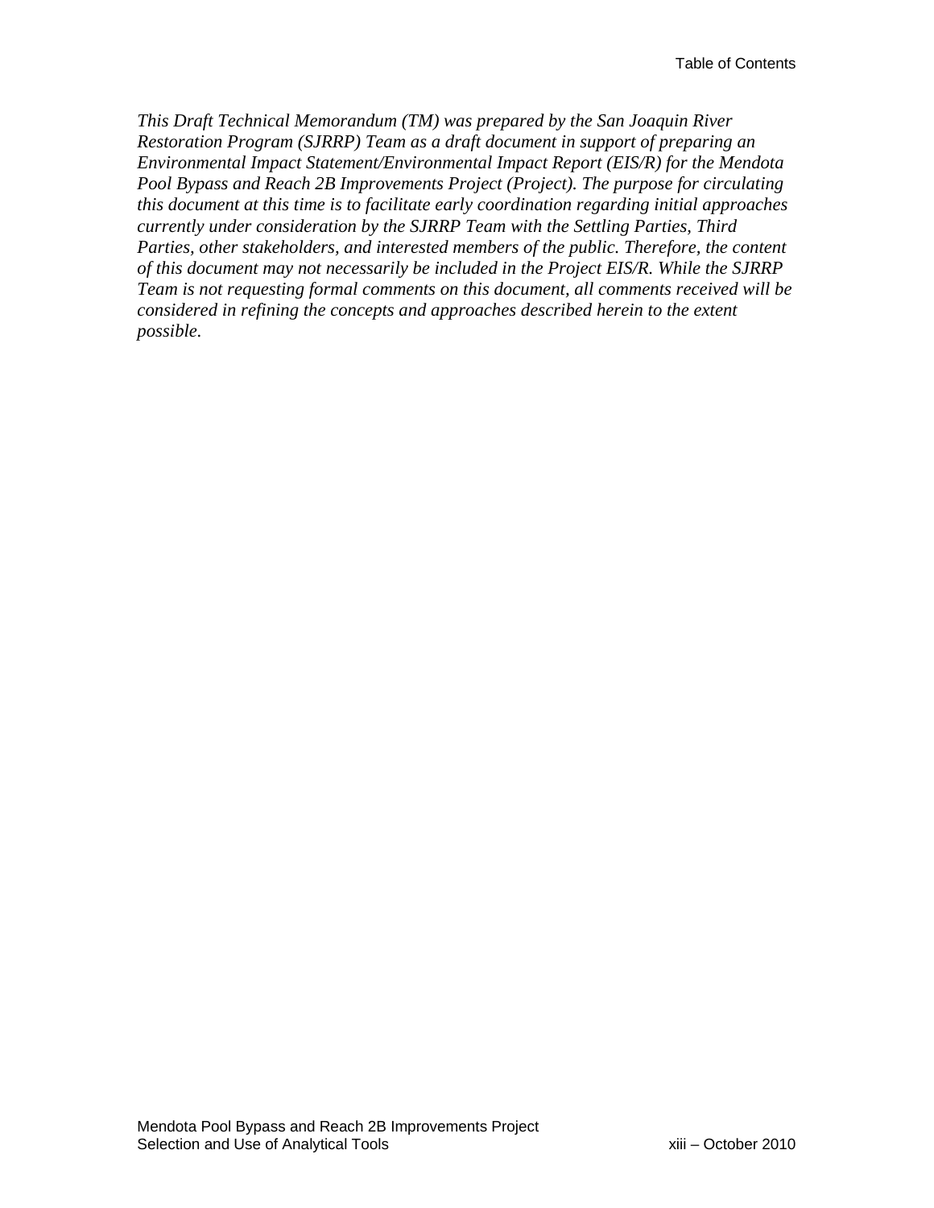*This Draft Technical Memorandum (TM) was prepared by the San Joaquin River Restoration Program (SJRRP) Team as a draft document in support of preparing an Environmental Impact Statement/Environmental Impact Report (EIS/R) for the Mendota Pool Bypass and Reach 2B Improvements Project (Project). The purpose for circulating this document at this time is to facilitate early coordination regarding initial approaches currently under consideration by the SJRRP Team with the Settling Parties, Third Parties, other stakeholders, and interested members of the public. Therefore, the content of this document may not necessarily be included in the Project EIS/R. While the SJRRP Team is not requesting formal comments on this document, all comments received will be considered in refining the concepts and approaches described herein to the extent possible.*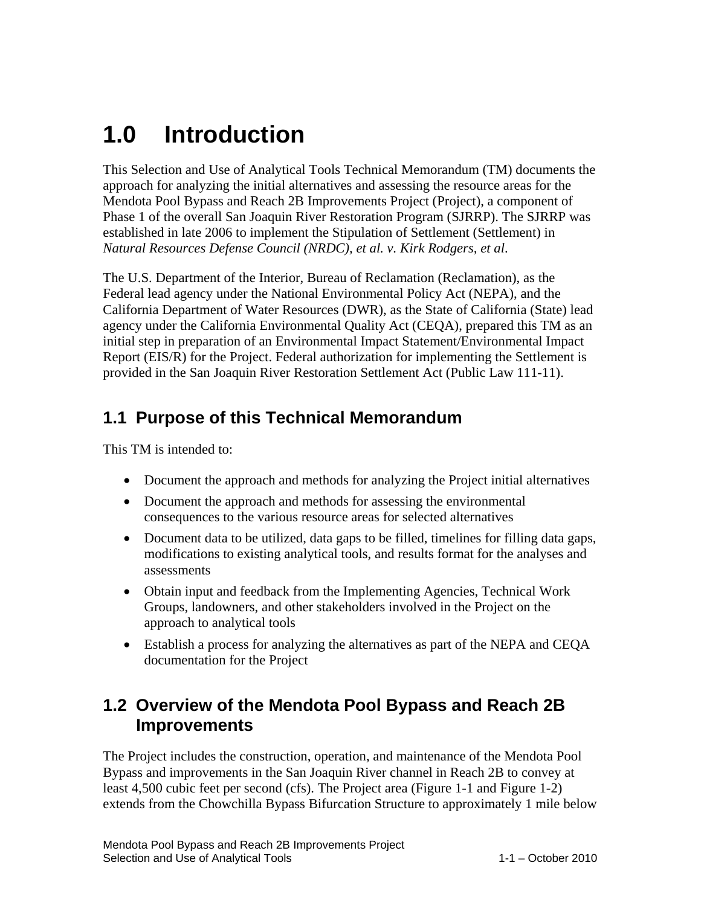# 1.0 Introduction

This Selection and Use of Analytical Tools Technical Memorandum (TM) documents the approach for analyzing the initial alternatives and assessing the resource areas for the Mendota Pool Bypass and Reach 2B Improvements Project (Project), a component of Phase 1 of the overall San Joaquin River Restoration Program (SJRRP). The SJRRP was established in late 2006 to implement the Stipulation of Settlement (Settlement) in *Natural Resources Defense Council (NRDC), et al. v. Kirk Rodgers, et al*.

The U.S. Department of the Interior, Bureau of Reclamation (Reclamation), as the Federal lead agency under the National Environmental Policy Act (NEPA), and the California Department of Water Resources (DWR), as the State of California (State) lead agency under the California Environmental Quality Act (CEQA), prepared this TM as an initial step in preparation of an Environmental Impact Statement/Environmental Impact Report (EIS/R) for the Project. Federal authorization for implementing the Settlement is provided in the San Joaquin River Restoration Settlement Act (Public Law 111-11).

## 1.1 Purpose of this Technical Memorandum

This TM is intended to:

- Document the approach and methods for analyzing the Project initial alternatives
- Document the approach and methods for assessing the environmental consequences to the various resource areas for selected alternatives
- Document data to be utilized, data gaps to be filled, timelines for filling data gaps, modifications to existing analytical tools, and results format for the analyses and assessments
- Obtain input and feedback from the Implementing Agencies, Technical Work Groups, landowners, and other stakeholders involved in the Project on the approach to analytical tools
- Establish a process for analyzing the alternatives as part of the NEPA and CEQA documentation for the Project

## 1.2 Overview of the Mendota Pool Bypass and Reach 2B Improvements

The Project includes the construction, operation, and maintenance of the Mendota Pool Bypass and improvements in the San Joaquin River channel in Reach 2B to convey at least 4,500 cubic feet per second (cfs). The Project area (Figure 1-1 and Figure 1-2) extends from the Chowchilla Bypass Bifurcation Structure to approximately 1 mile below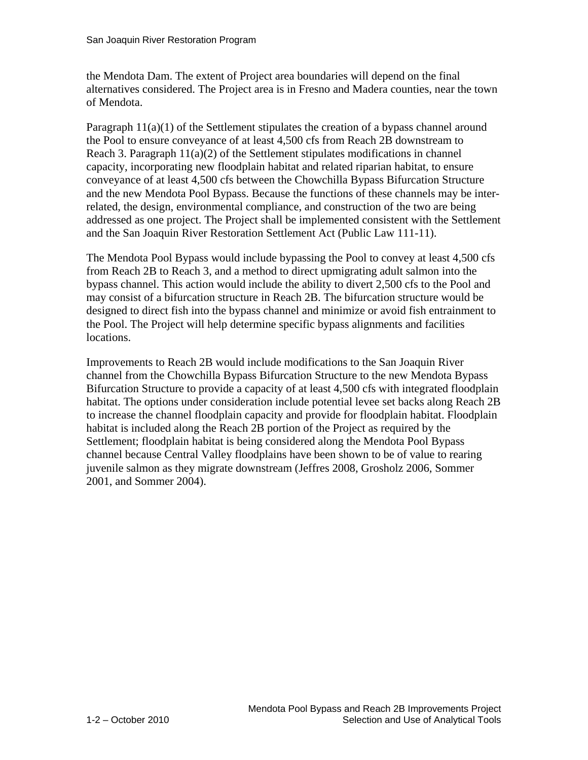the Mendota Dam. The extent of Project area boundaries will depend on the final alternatives considered. The Project area is in Fresno and Madera counties, near the town of Mendota.

Paragraph 11(a)(1) of the Settlement stipulates the creation of a bypass channel around the Pool to ensure conveyance of at least 4,500 cfs from Reach 2B downstream to Reach 3. Paragraph 11(a)(2) of the Settlement stipulates modifications in channel capacity, incorporating new floodplain habitat and related riparian habitat, to ensure conveyance of at least 4,500 cfs between the Chowchilla Bypass Bifurcation Structure and the new Mendota Pool Bypass. Because the functions of these channels may be inter-related, the design, environmental compliance, and construction of the two are being addressed as one project. The Project shall be implemented consistent with the Settlement and the San Joaquin River Restoration Settlement Act (Public Law 111-11).

The Mendota Pool Bypass would include bypassing the Pool to convey at least 4,500 cfs from Reach 2B to Reach 3, and a method to direct upmigrating adult salmon into the bypass channel. This action would include the ability to divert 2,500 cfs to the Pool and may consist of a bifurcation structure in Reach 2B. The bifurcation structure would be designed to direct fish into the bypass channel and minimize or avoid fish entrainment to the Pool. The Project will help determine specific bypass alignments and facilities locations.

Improvements to Reach 2B would include modifications to the San Joaquin River channel from the Chowchilla Bypass Bifurcation Structure to the new Mendota Bypass Bifurcation Structure to provide a capacity of at least 4,500 cfs with integrated floodplain habitat. The options under consideration include potential levee set backs along Reach 2B to increase the channel floodplain capacity and provide for floodplain habitat. Floodplain habitat is included along the Reach 2B portion of the Project as required by the Settlement; floodplain habitat is being considered along the Mendota Pool Bypass channel because Central Valley floodplains have been shown to be of value to rearing juvenile salmon as they migrate downstream (Jeffres 2008, Grosholz 2006, Sommer 2001, and Sommer 2004).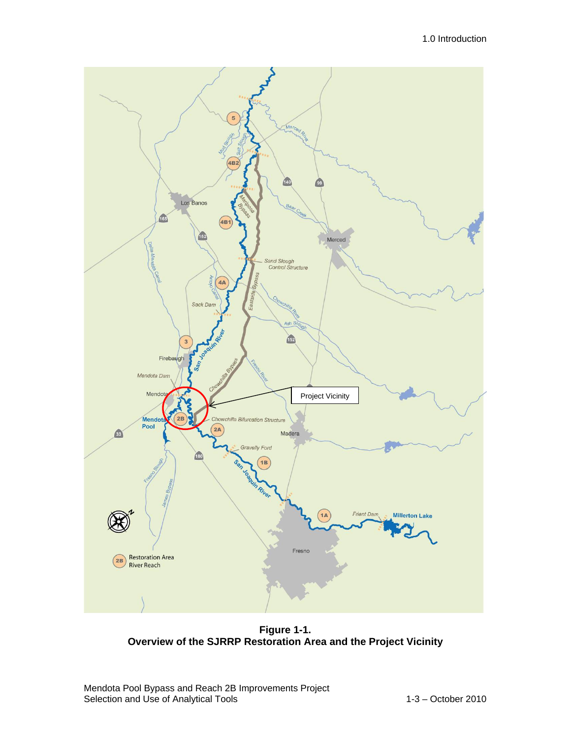**Figure 1-1.**
**Overview of the SJRRP Restoration Area and the Project Vicinity**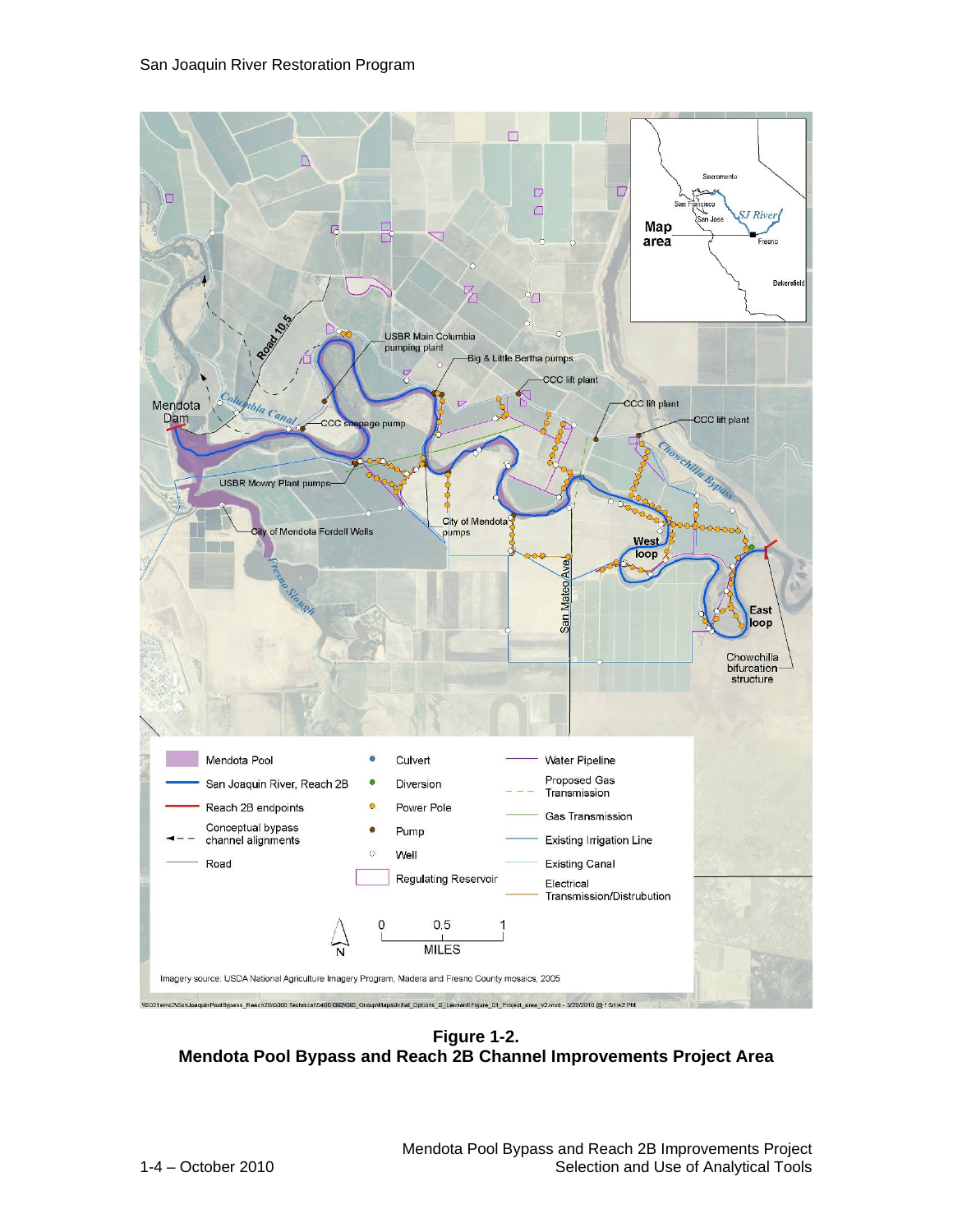**Figure 1-2.**
**Mendota Pool Bypass and Reach 2B Channel Improvements Project Area**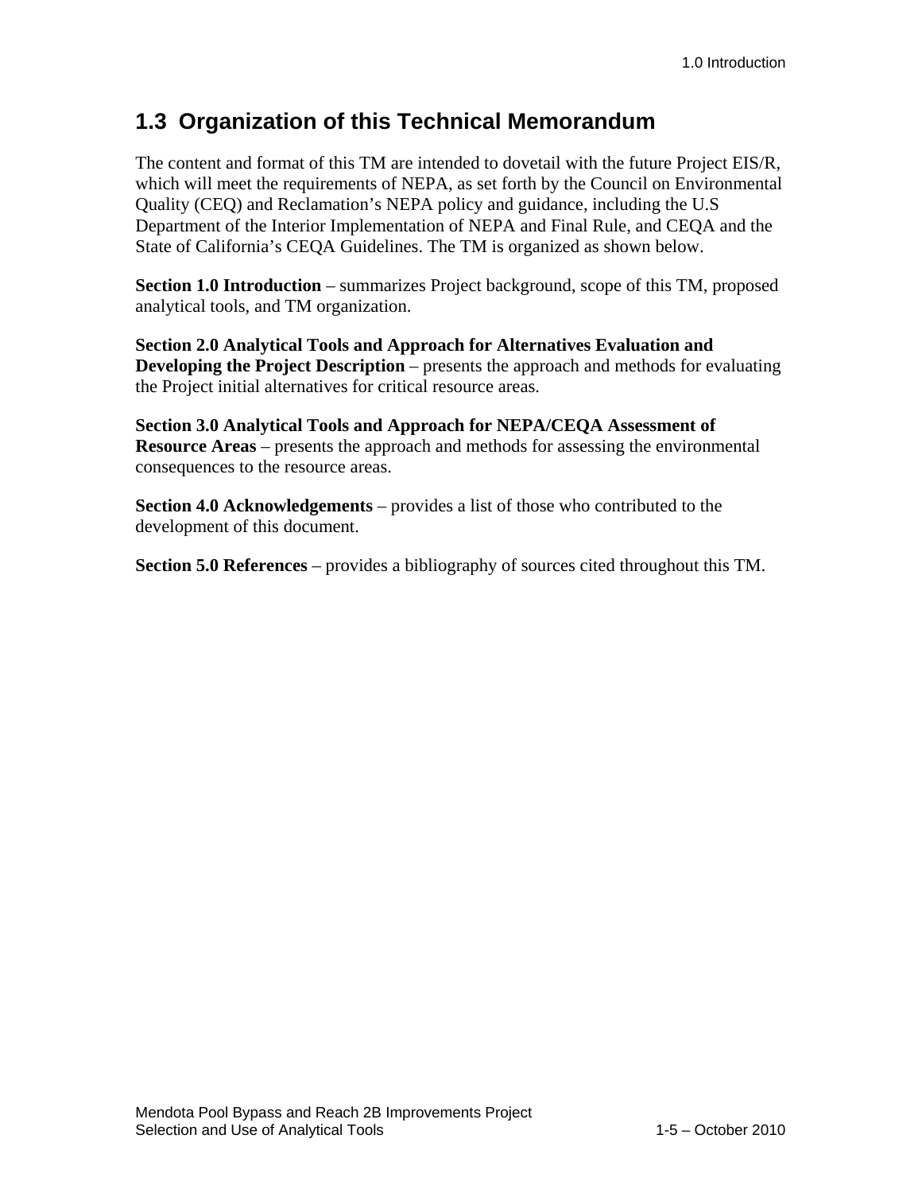## 1.3 Organization of this Technical Memorandum

The content and format of this TM are intended to dovetail with the future Project EIS/R, which will meet the requirements of NEPA, as set forth by the Council on Environmental Quality (CEQ) and Reclamation's NEPA policy and guidance, including the U.S Department of the Interior Implementation of NEPA and Final Rule, and CEQA and the State of California's CEQA Guidelines. The TM is organized as shown below.

**Section 1.0 Introduction** – summarizes Project background, scope of this TM, proposed analytical tools, and TM organization.

**Section 2.0 Analytical Tools and Approach for Alternatives Evaluation and Developing the Project Description** – presents the approach and methods for evaluating the Project initial alternatives for critical resource areas.

**Section 3.0 Analytical Tools and Approach for NEPA/CEQA Assessment of Resource Areas** – presents the approach and methods for assessing the environmental consequences to the resource areas.

**Section 4.0 Acknowledgements** – provides a list of those who contributed to the development of this document.

**Section 5.0 References** – provides a bibliography of sources cited throughout this TM.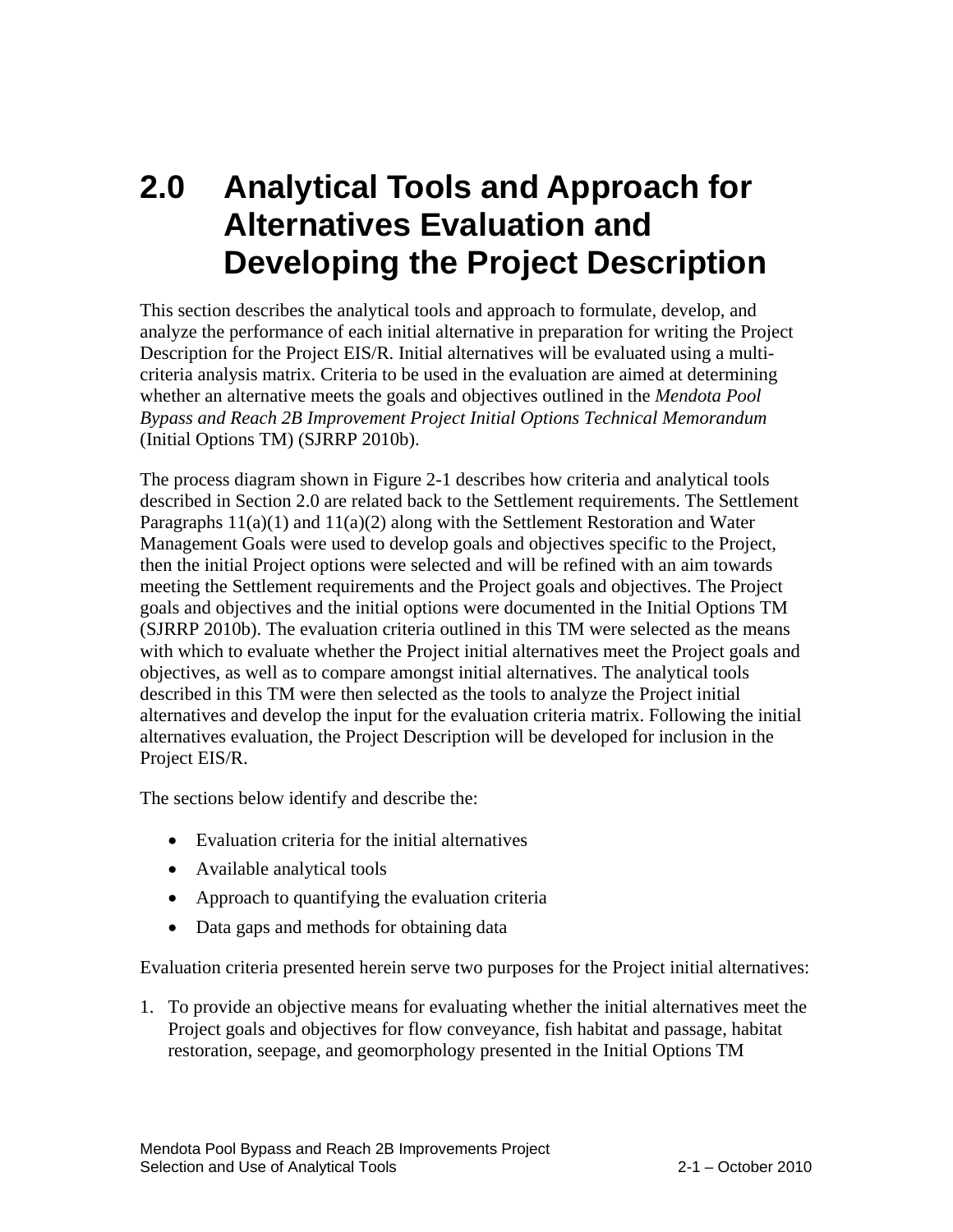# 2.0 Analytical Tools and Approach for Alternatives Evaluation and Developing the Project Description

This section describes the analytical tools and approach to formulate, develop, and analyze the performance of each initial alternative in preparation for writing the Project Description for the Project EIS/R. Initial alternatives will be evaluated using a multi-criteria analysis matrix. Criteria to be used in the evaluation are aimed at determining whether an alternative meets the goals and objectives outlined in the *Mendota Pool Bypass and Reach 2B Improvement Project Initial Options Technical Memorandum* (Initial Options TM) (SJRRP 2010b).

The process diagram shown in Figure 2-1 describes how criteria and analytical tools described in Section 2.0 are related back to the Settlement requirements. The Settlement Paragraphs 11(a)(1) and 11(a)(2) along with the Settlement Restoration and Water Management Goals were used to develop goals and objectives specific to the Project, then the initial Project options were selected and will be refined with an aim towards meeting the Settlement requirements and the Project goals and objectives. The Project goals and objectives and the initial options were documented in the Initial Options TM (SJRRP 2010b). The evaluation criteria outlined in this TM were selected as the means with which to evaluate whether the Project initial alternatives meet the Project goals and objectives, as well as to compare amongst initial alternatives. The analytical tools described in this TM were then selected as the tools to analyze the Project initial alternatives and develop the input for the evaluation criteria matrix. Following the initial alternatives evaluation, the Project Description will be developed for inclusion in the Project EIS/R.

The sections below identify and describe the:

- Evaluation criteria for the initial alternatives
- Available analytical tools
- Approach to quantifying the evaluation criteria
- Data gaps and methods for obtaining data

Evaluation criteria presented herein serve two purposes for the Project initial alternatives:

1. To provide an objective means for evaluating whether the initial alternatives meet the Project goals and objectives for flow conveyance, fish habitat and passage, habitat restoration, seepage, and geomorphology presented in the Initial Options TM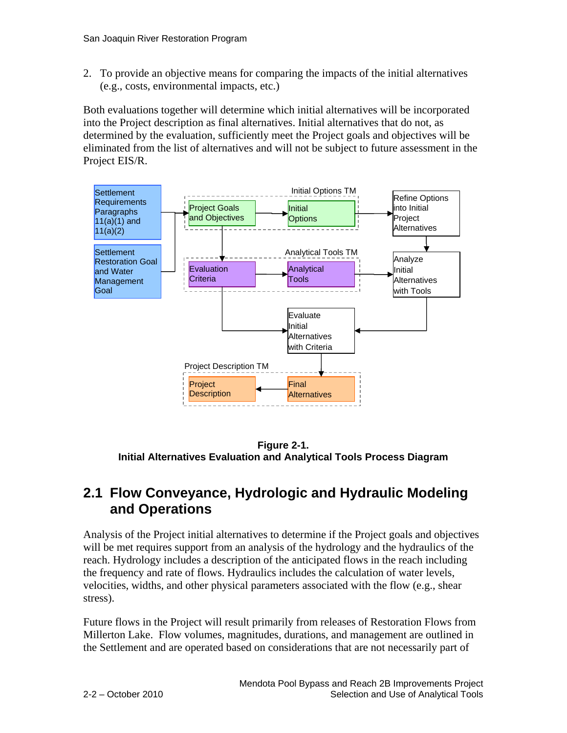2. To provide an objective means for comparing the impacts of the initial alternatives (e.g., costs, environmental impacts, etc.)

Both evaluations together will determine which initial alternatives will be incorporated into the Project description as final alternatives. Initial alternatives that do not, as determined by the evaluation, sufficiently meet the Project goals and objectives will be eliminated from the list of alternatives and will not be subject to future assessment in the Project EIS/R.

Settlement Requirements Paragraphs 11(a)(1) and 11(a)(2)

Settlement Restoration Goal and Water Management Goal

Initial Options TM

Project Goals and Objectives

Initial Options

Refine Options into Initial Project Alternatives

Analytical Tools TM

Evaluation Criteria

Analytical Tools

Analyze Initial Alternatives with Tools

Evaluate Initial Alternatives with Criteria

Project Description TM

Project Description

Final Alternatives

**Figure 2-1.**
**Initial Alternatives Evaluation and Analytical Tools Process Diagram**

## 2.1 Flow Conveyance, Hydrologic and Hydraulic Modeling and Operations

Analysis of the Project initial alternatives to determine if the Project goals and objectives will be met requires support from an analysis of the hydrology and the hydraulics of the reach. Hydrology includes a description of the anticipated flows in the reach including the frequency and rate of flows. Hydraulics includes the calculation of water levels, velocities, widths, and other physical parameters associated with the flow (e.g., shear stress).

Future flows in the Project will result primarily from releases of Restoration Flows from Millerton Lake. Flow volumes, magnitudes, durations, and management are outlined in the Settlement and are operated based on considerations that are not necessarily part of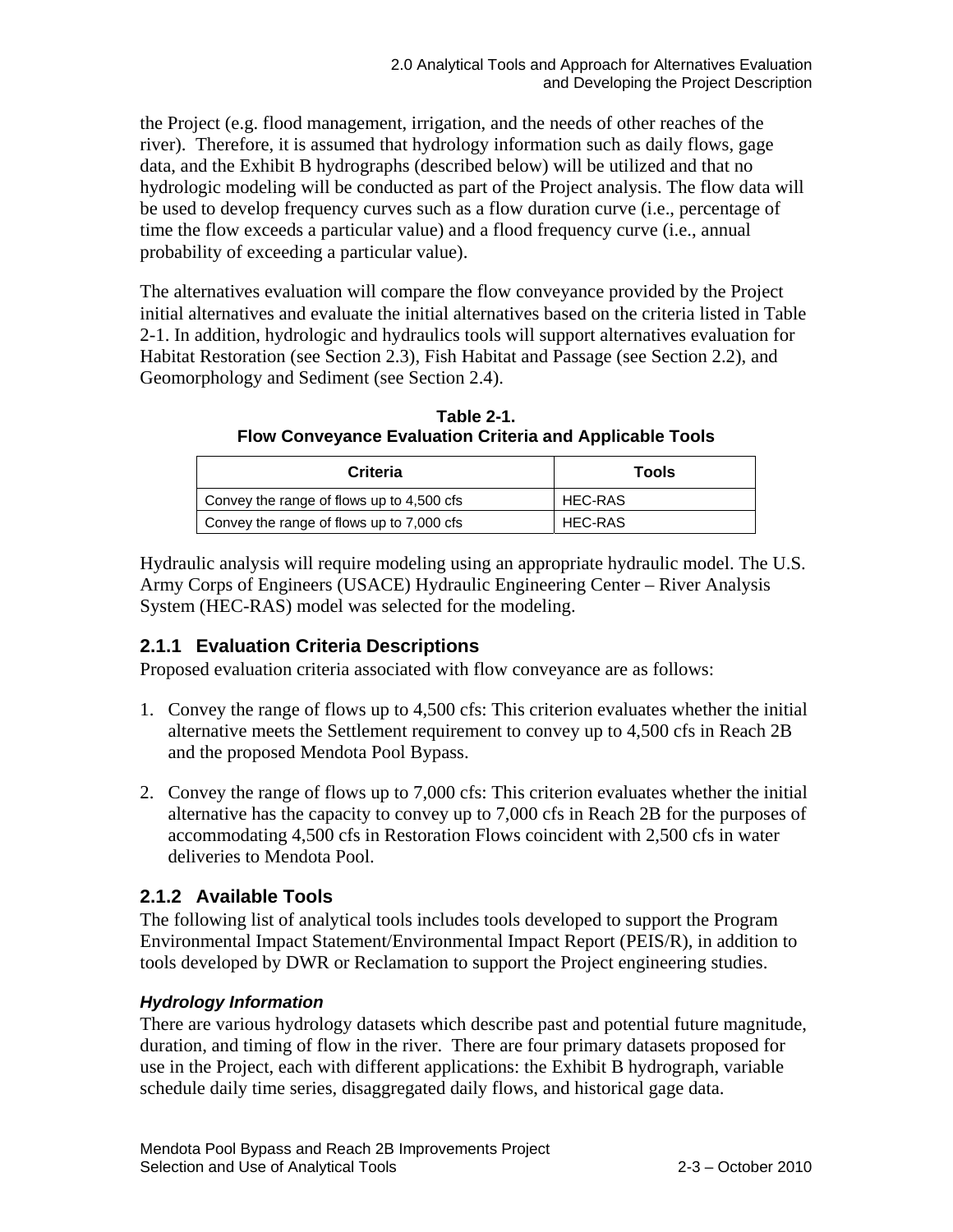the Project (e.g. flood management, irrigation, and the needs of other reaches of the river). Therefore, it is assumed that hydrology information such as daily flows, gage data, and the Exhibit B hydrographs (described below) will be utilized and that no hydrologic modeling will be conducted as part of the Project analysis. The flow data will be used to develop frequency curves such as a flow duration curve (i.e., percentage of time the flow exceeds a particular value) and a flood frequency curve (i.e., annual probability of exceeding a particular value).

The alternatives evaluation will compare the flow conveyance provided by the Project initial alternatives and evaluate the initial alternatives based on the criteria listed in Table 2-1. In addition, hydrologic and hydraulics tools will support alternatives evaluation for Habitat Restoration (see Section 2.3), Fish Habitat and Passage (see Section 2.2), and Geomorphology and Sediment (see Section 2.4).

**Table 2-1.**
**Flow Conveyance Evaluation Criteria and Applicable Tools**

| Criteria | Tools |
|---|---|
| Convey the range of flows up to 4,500 cfs | HEC-RAS |
| Convey the range of flows up to 7,000 cfs | HEC-RAS |

Hydraulic analysis will require modeling using an appropriate hydraulic model. The U.S. Army Corps of Engineers (USACE) Hydraulic Engineering Center – River Analysis System (HEC-RAS) model was selected for the modeling.

### 2.1.1 Evaluation Criteria Descriptions

Proposed evaluation criteria associated with flow conveyance are as follows:

1. Convey the range of flows up to 4,500 cfs: This criterion evaluates whether the initial alternative meets the Settlement requirement to convey up to 4,500 cfs in Reach 2B and the proposed Mendota Pool Bypass.

2. Convey the range of flows up to 7,000 cfs: This criterion evaluates whether the initial alternative has the capacity to convey up to 7,000 cfs in Reach 2B for the purposes of accommodating 4,500 cfs in Restoration Flows coincident with 2,500 cfs in water deliveries to Mendota Pool.

### 2.1.2 Available Tools

The following list of analytical tools includes tools developed to support the Program Environmental Impact Statement/Environmental Impact Report (PEIS/R), in addition to tools developed by DWR or Reclamation to support the Project engineering studies.

***Hydrology Information***

There are various hydrology datasets which describe past and potential future magnitude, duration, and timing of flow in the river. There are four primary datasets proposed for use in the Project, each with different applications: the Exhibit B hydrograph, variable schedule daily time series, disaggregated daily flows, and historical gage data.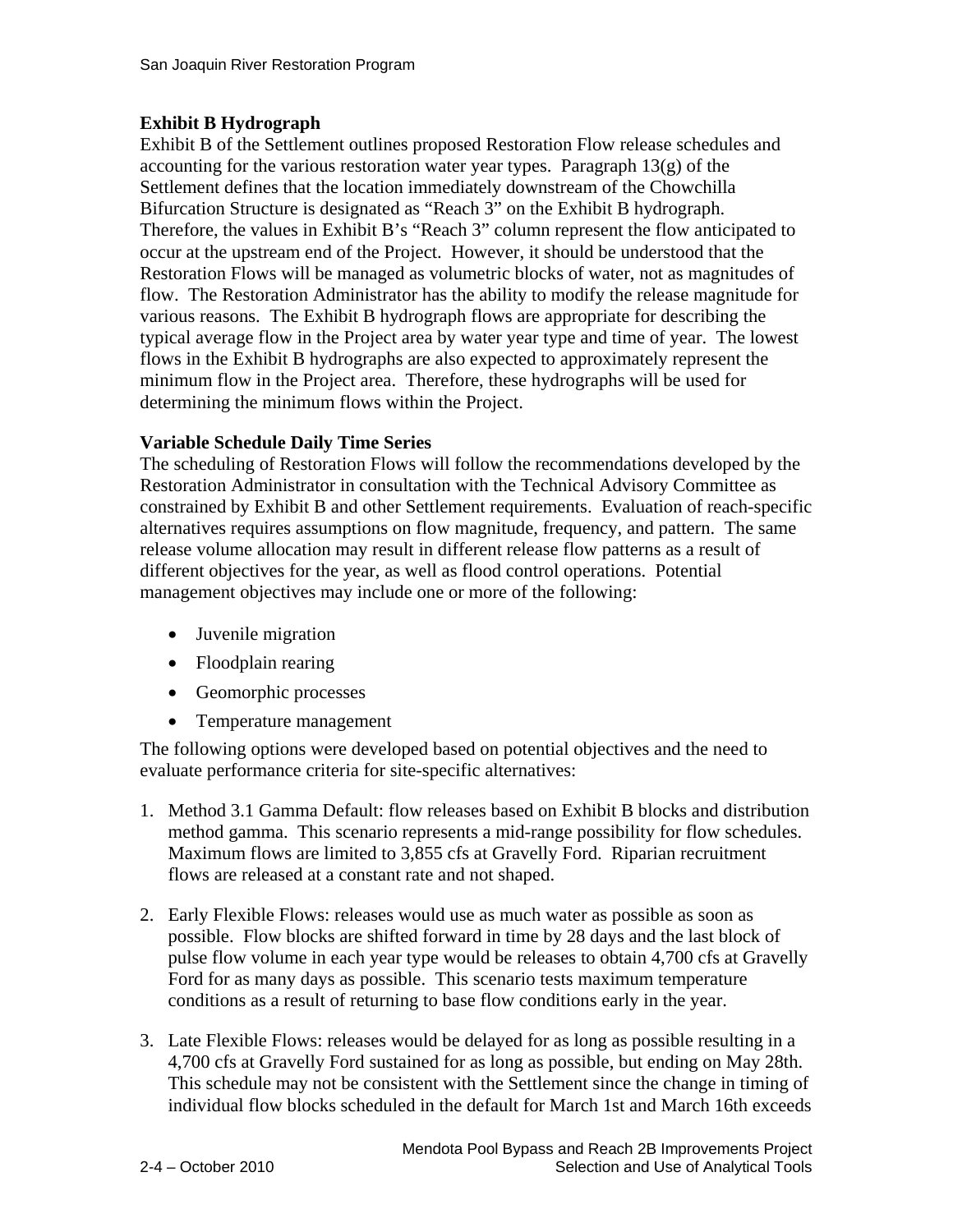**Exhibit B Hydrograph**

Exhibit B of the Settlement outlines proposed Restoration Flow release schedules and accounting for the various restoration water year types. Paragraph 13(g) of the Settlement defines that the location immediately downstream of the Chowchilla Bifurcation Structure is designated as "Reach 3" on the Exhibit B hydrograph. Therefore, the values in Exhibit B's "Reach 3" column represent the flow anticipated to occur at the upstream end of the Project. However, it should be understood that the Restoration Flows will be managed as volumetric blocks of water, not as magnitudes of flow. The Restoration Administrator has the ability to modify the release magnitude for various reasons. The Exhibit B hydrograph flows are appropriate for describing the typical average flow in the Project area by water year type and time of year. The lowest flows in the Exhibit B hydrographs are also expected to approximately represent the minimum flow in the Project area. Therefore, these hydrographs will be used for determining the minimum flows within the Project.

**Variable Schedule Daily Time Series**

The scheduling of Restoration Flows will follow the recommendations developed by the Restoration Administrator in consultation with the Technical Advisory Committee as constrained by Exhibit B and other Settlement requirements. Evaluation of reach-specific alternatives requires assumptions on flow magnitude, frequency, and pattern. The same release volume allocation may result in different release flow patterns as a result of different objectives for the year, as well as flood control operations. Potential management objectives may include one or more of the following:

- Juvenile migration
- Floodplain rearing
- Geomorphic processes
- Temperature management

The following options were developed based on potential objectives and the need to evaluate performance criteria for site-specific alternatives:

1. Method 3.1 Gamma Default: flow releases based on Exhibit B blocks and distribution method gamma. This scenario represents a mid-range possibility for flow schedules. Maximum flows are limited to 3,855 cfs at Gravelly Ford. Riparian recruitment flows are released at a constant rate and not shaped.

2. Early Flexible Flows: releases would use as much water as possible as soon as possible. Flow blocks are shifted forward in time by 28 days and the last block of pulse flow volume in each year type would be releases to obtain 4,700 cfs at Gravelly Ford for as many days as possible. This scenario tests maximum temperature conditions as a result of returning to base flow conditions early in the year.

3. Late Flexible Flows: releases would be delayed for as long as possible resulting in a 4,700 cfs at Gravelly Ford sustained for as long as possible, but ending on May 28th. This schedule may not be consistent with the Settlement since the change in timing of individual flow blocks scheduled in the default for March 1st and March 16th exceeds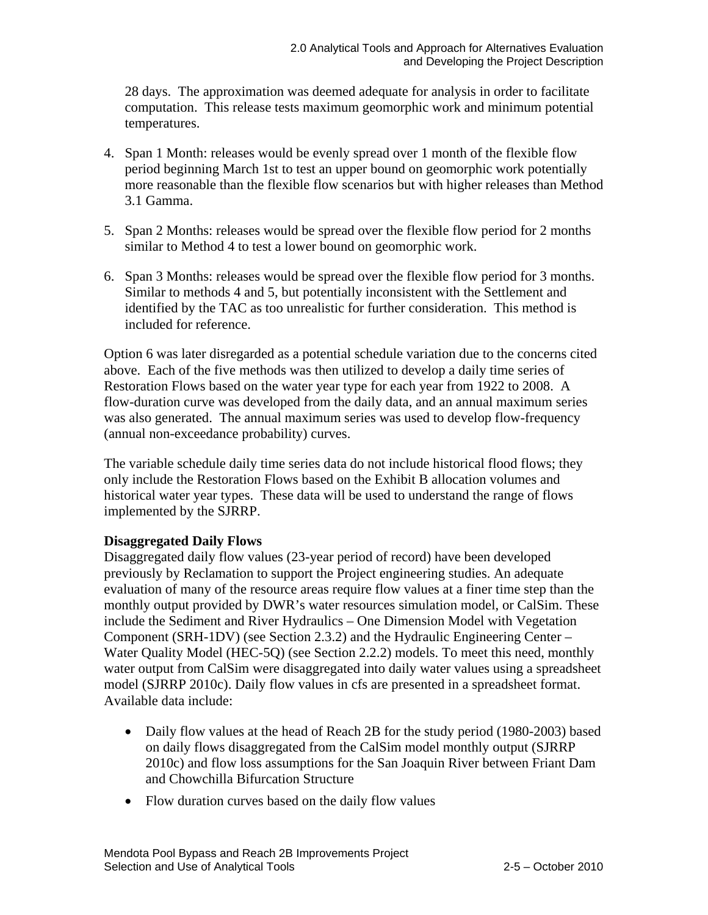28 days. The approximation was deemed adequate for analysis in order to facilitate computation. This release tests maximum geomorphic work and minimum potential temperatures.

4. Span 1 Month: releases would be evenly spread over 1 month of the flexible flow period beginning March 1st to test an upper bound on geomorphic work potentially more reasonable than the flexible flow scenarios but with higher releases than Method 3.1 Gamma.

5. Span 2 Months: releases would be spread over the flexible flow period for 2 months similar to Method 4 to test a lower bound on geomorphic work.

6. Span 3 Months: releases would be spread over the flexible flow period for 3 months. Similar to methods 4 and 5, but potentially inconsistent with the Settlement and identified by the TAC as too unrealistic for further consideration. This method is included for reference.

Option 6 was later disregarded as a potential schedule variation due to the concerns cited above. Each of the five methods was then utilized to develop a daily time series of Restoration Flows based on the water year type for each year from 1922 to 2008. A flow-duration curve was developed from the daily data, and an annual maximum series was also generated. The annual maximum series was used to develop flow-frequency (annual non-exceedance probability) curves.

The variable schedule daily time series data do not include historical flood flows; they only include the Restoration Flows based on the Exhibit B allocation volumes and historical water year types. These data will be used to understand the range of flows implemented by the SJRRP.

**Disaggregated Daily Flows**

Disaggregated daily flow values (23-year period of record) have been developed previously by Reclamation to support the Project engineering studies. An adequate evaluation of many of the resource areas require flow values at a finer time step than the monthly output provided by DWR's water resources simulation model, or CalSim. These include the Sediment and River Hydraulics – One Dimension Model with Vegetation Component (SRH-1DV) (see Section 2.3.2) and the Hydraulic Engineering Center – Water Quality Model (HEC-5Q) (see Section 2.2.2) models. To meet this need, monthly water output from CalSim were disaggregated into daily water values using a spreadsheet model (SJRRP 2010c). Daily flow values in cfs are presented in a spreadsheet format. Available data include:

- Daily flow values at the head of Reach 2B for the study period (1980-2003) based on daily flows disaggregated from the CalSim model monthly output (SJRRP 2010c) and flow loss assumptions for the San Joaquin River between Friant Dam and Chowchilla Bifurcation Structure
- Flow duration curves based on the daily flow values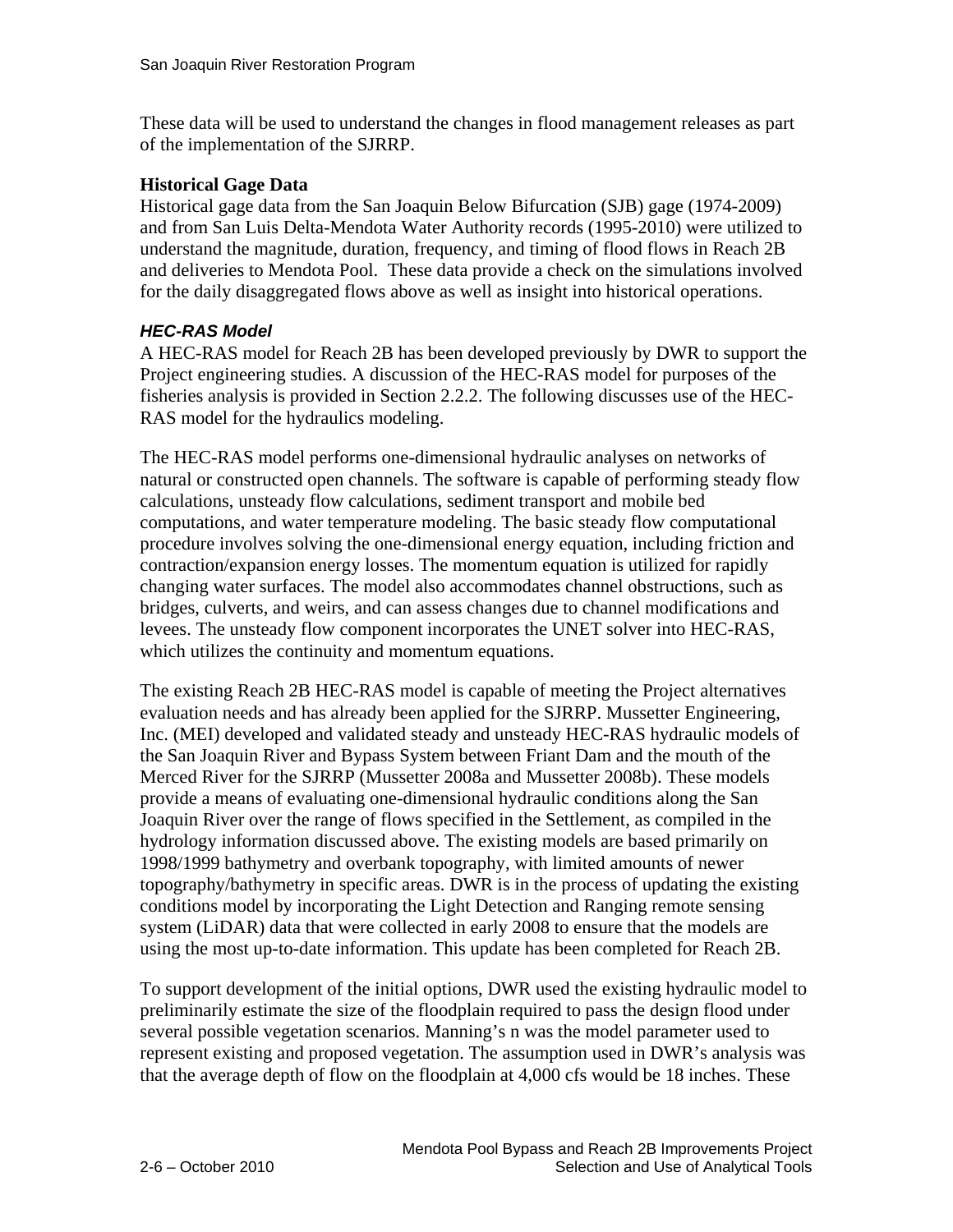These data will be used to understand the changes in flood management releases as part of the implementation of the SJRRP.

**Historical Gage Data**

Historical gage data from the San Joaquin Below Bifurcation (SJB) gage (1974-2009) and from San Luis Delta-Mendota Water Authority records (1995-2010) were utilized to understand the magnitude, duration, frequency, and timing of flood flows in Reach 2B and deliveries to Mendota Pool. These data provide a check on the simulations involved for the daily disaggregated flows above as well as insight into historical operations.

#### *HEC-RAS Model*

A HEC-RAS model for Reach 2B has been developed previously by DWR to support the Project engineering studies. A discussion of the HEC-RAS model for purposes of the fisheries analysis is provided in Section 2.2.2. The following discusses use of the HEC-RAS model for the hydraulics modeling.

The HEC-RAS model performs one-dimensional hydraulic analyses on networks of natural or constructed open channels. The software is capable of performing steady flow calculations, unsteady flow calculations, sediment transport and mobile bed computations, and water temperature modeling. The basic steady flow computational procedure involves solving the one-dimensional energy equation, including friction and contraction/expansion energy losses. The momentum equation is utilized for rapidly changing water surfaces. The model also accommodates channel obstructions, such as bridges, culverts, and weirs, and can assess changes due to channel modifications and levees. The unsteady flow component incorporates the UNET solver into HEC-RAS, which utilizes the continuity and momentum equations.

The existing Reach 2B HEC-RAS model is capable of meeting the Project alternatives evaluation needs and has already been applied for the SJRRP. Mussetter Engineering, Inc. (MEI) developed and validated steady and unsteady HEC-RAS hydraulic models of the San Joaquin River and Bypass System between Friant Dam and the mouth of the Merced River for the SJRRP (Mussetter 2008a and Mussetter 2008b). These models provide a means of evaluating one-dimensional hydraulic conditions along the San Joaquin River over the range of flows specified in the Settlement, as compiled in the hydrology information discussed above. The existing models are based primarily on 1998/1999 bathymetry and overbank topography, with limited amounts of newer topography/bathymetry in specific areas. DWR is in the process of updating the existing conditions model by incorporating the Light Detection and Ranging remote sensing system (LiDAR) data that were collected in early 2008 to ensure that the models are using the most up-to-date information. This update has been completed for Reach 2B.

To support development of the initial options, DWR used the existing hydraulic model to preliminarily estimate the size of the floodplain required to pass the design flood under several possible vegetation scenarios. Manning's n was the model parameter used to represent existing and proposed vegetation. The assumption used in DWR's analysis was that the average depth of flow on the floodplain at 4,000 cfs would be 18 inches. These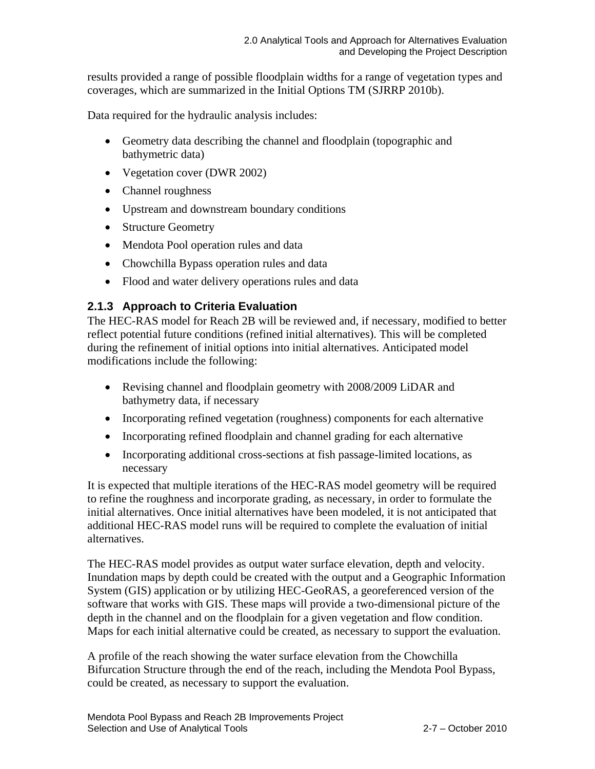results provided a range of possible floodplain widths for a range of vegetation types and coverages, which are summarized in the Initial Options TM (SJRRP 2010b).

Data required for the hydraulic analysis includes:

- Geometry data describing the channel and floodplain (topographic and bathymetric data)
- Vegetation cover (DWR 2002)
- Channel roughness
- Upstream and downstream boundary conditions
- Structure Geometry
- Mendota Pool operation rules and data
- Chowchilla Bypass operation rules and data
- Flood and water delivery operations rules and data

### 2.1.3 Approach to Criteria Evaluation

The HEC-RAS model for Reach 2B will be reviewed and, if necessary, modified to better reflect potential future conditions (refined initial alternatives). This will be completed during the refinement of initial options into initial alternatives. Anticipated model modifications include the following:

- Revising channel and floodplain geometry with 2008/2009 LiDAR and bathymetry data, if necessary
- Incorporating refined vegetation (roughness) components for each alternative
- Incorporating refined floodplain and channel grading for each alternative
- Incorporating additional cross-sections at fish passage-limited locations, as necessary

It is expected that multiple iterations of the HEC-RAS model geometry will be required to refine the roughness and incorporate grading, as necessary, in order to formulate the initial alternatives. Once initial alternatives have been modeled, it is not anticipated that additional HEC-RAS model runs will be required to complete the evaluation of initial alternatives.

The HEC-RAS model provides as output water surface elevation, depth and velocity. Inundation maps by depth could be created with the output and a Geographic Information System (GIS) application or by utilizing HEC-GeoRAS, a georeferenced version of the software that works with GIS. These maps will provide a two-dimensional picture of the depth in the channel and on the floodplain for a given vegetation and flow condition. Maps for each initial alternative could be created, as necessary to support the evaluation.

A profile of the reach showing the water surface elevation from the Chowchilla Bifurcation Structure through the end of the reach, including the Mendota Pool Bypass, could be created, as necessary to support the evaluation.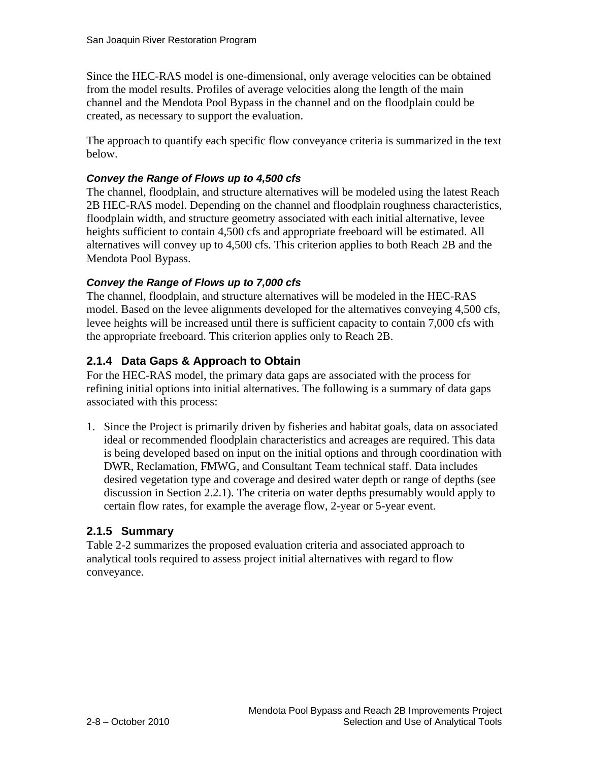Since the HEC-RAS model is one-dimensional, only average velocities can be obtained from the model results. Profiles of average velocities along the length of the main channel and the Mendota Pool Bypass in the channel and on the floodplain could be created, as necessary to support the evaluation.

The approach to quantify each specific flow conveyance criteria is summarized in the text below.

#### *Convey the Range of Flows up to 4,500 cfs*

The channel, floodplain, and structure alternatives will be modeled using the latest Reach 2B HEC-RAS model. Depending on the channel and floodplain roughness characteristics, floodplain width, and structure geometry associated with each initial alternative, levee heights sufficient to contain 4,500 cfs and appropriate freeboard will be estimated. All alternatives will convey up to 4,500 cfs. This criterion applies to both Reach 2B and the Mendota Pool Bypass.

#### *Convey the Range of Flows up to 7,000 cfs*

The channel, floodplain, and structure alternatives will be modeled in the HEC-RAS model. Based on the levee alignments developed for the alternatives conveying 4,500 cfs, levee heights will be increased until there is sufficient capacity to contain 7,000 cfs with the appropriate freeboard. This criterion applies only to Reach 2B.

### 2.1.4 Data Gaps & Approach to Obtain

For the HEC-RAS model, the primary data gaps are associated with the process for refining initial options into initial alternatives. The following is a summary of data gaps associated with this process:

1. Since the Project is primarily driven by fisheries and habitat goals, data on associated ideal or recommended floodplain characteristics and acreages are required. This data is being developed based on input on the initial options and through coordination with DWR, Reclamation, FMWG, and Consultant Team technical staff. Data includes desired vegetation type and coverage and desired water depth or range of depths (see discussion in Section 2.2.1). The criteria on water depths presumably would apply to certain flow rates, for example the average flow, 2-year or 5-year event.

### 2.1.5 Summary

Table 2-2 summarizes the proposed evaluation criteria and associated approach to analytical tools required to assess project initial alternatives with regard to flow conveyance.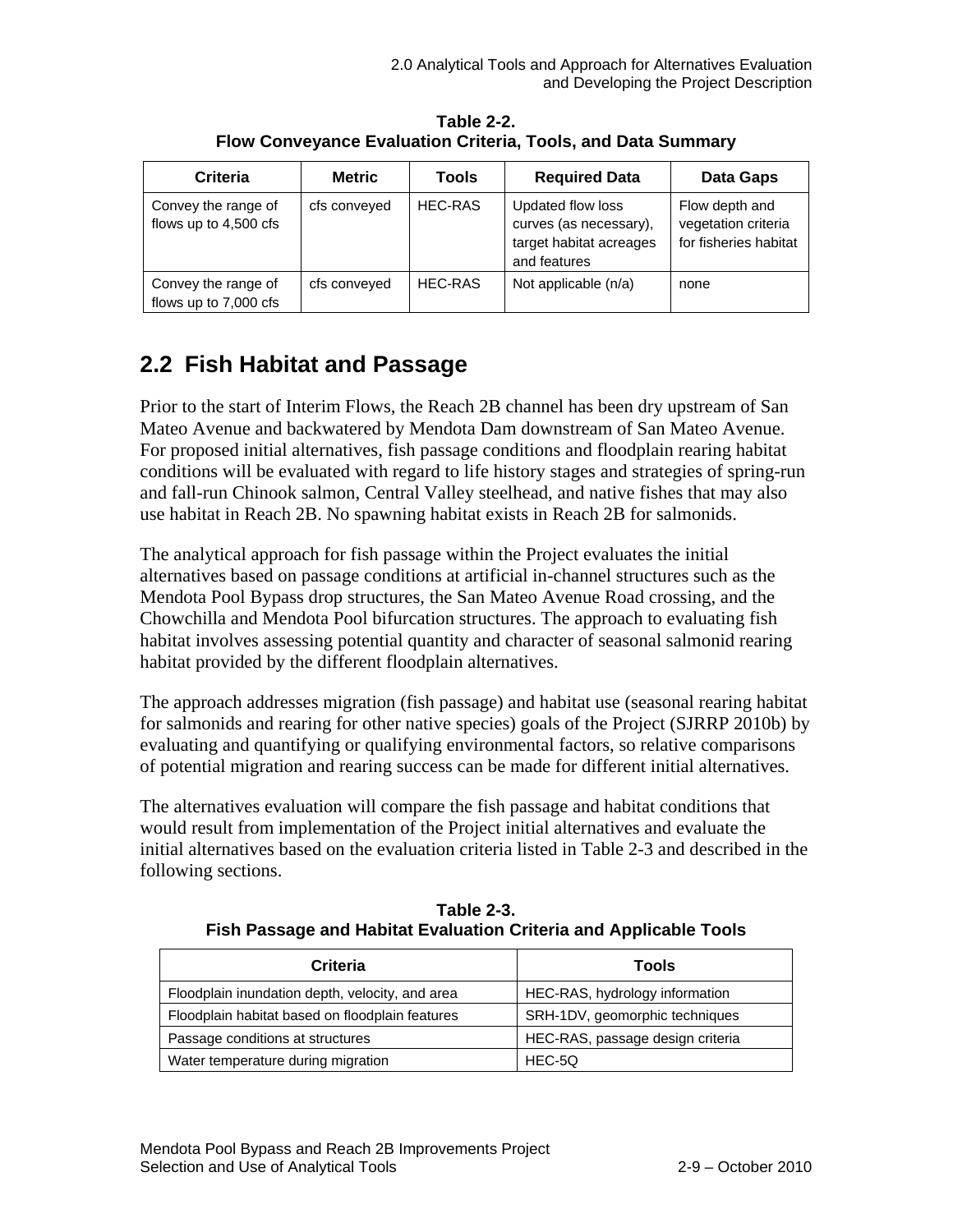**Table 2-2.**
**Flow Conveyance Evaluation Criteria, Tools, and Data Summary**

| Criteria | Metric | Tools | Required Data | Data Gaps |
|---|---|---|---|---|
| Convey the range of flows up to 4,500 cfs | cfs conveyed | HEC-RAS | Updated flow loss curves (as necessary), target habitat acreages and features | Flow depth and vegetation criteria for fisheries habitat |
| Convey the range of flows up to 7,000 cfs | cfs conveyed | HEC-RAS | Not applicable (n/a) | none |

## 2.2 Fish Habitat and Passage

Prior to the start of Interim Flows, the Reach 2B channel has been dry upstream of San Mateo Avenue and backwatered by Mendota Dam downstream of San Mateo Avenue. For proposed initial alternatives, fish passage conditions and floodplain rearing habitat conditions will be evaluated with regard to life history stages and strategies of spring-run and fall-run Chinook salmon, Central Valley steelhead, and native fishes that may also use habitat in Reach 2B. No spawning habitat exists in Reach 2B for salmonids.

The analytical approach for fish passage within the Project evaluates the initial alternatives based on passage conditions at artificial in-channel structures such as the Mendota Pool Bypass drop structures, the San Mateo Avenue Road crossing, and the Chowchilla and Mendota Pool bifurcation structures. The approach to evaluating fish habitat involves assessing potential quantity and character of seasonal salmonid rearing habitat provided by the different floodplain alternatives.

The approach addresses migration (fish passage) and habitat use (seasonal rearing habitat for salmonids and rearing for other native species) goals of the Project (SJRRP 2010b) by evaluating and quantifying or qualifying environmental factors, so relative comparisons of potential migration and rearing success can be made for different initial alternatives.

The alternatives evaluation will compare the fish passage and habitat conditions that would result from implementation of the Project initial alternatives and evaluate the initial alternatives based on the evaluation criteria listed in Table 2-3 and described in the following sections.

**Table 2-3.**
**Fish Passage and Habitat Evaluation Criteria and Applicable Tools**

| Criteria | Tools |
|---|---|
| Floodplain inundation depth, velocity, and area | HEC-RAS, hydrology information |
| Floodplain habitat based on floodplain features | SRH-1DV, geomorphic techniques |
| Passage conditions at structures | HEC-RAS, passage design criteria |
| Water temperature during migration | HEC-5Q |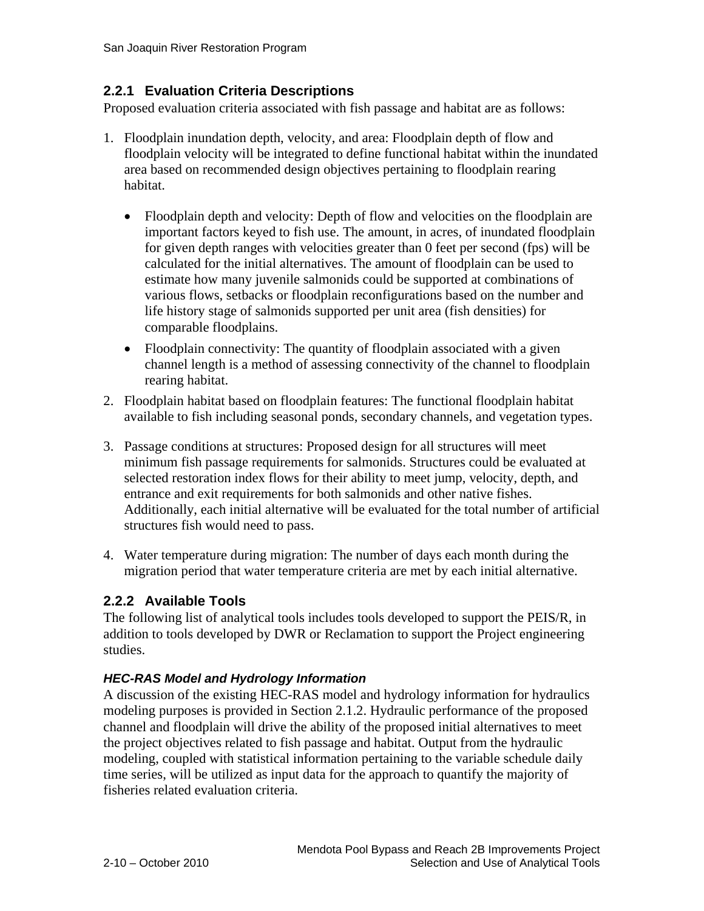### 2.2.1 Evaluation Criteria Descriptions

Proposed evaluation criteria associated with fish passage and habitat are as follows:

1. Floodplain inundation depth, velocity, and area: Floodplain depth of flow and floodplain velocity will be integrated to define functional habitat within the inundated area based on recommended design objectives pertaining to floodplain rearing habitat.

   - Floodplain depth and velocity: Depth of flow and velocities on the floodplain are important factors keyed to fish use. The amount, in acres, of inundated floodplain for given depth ranges with velocities greater than 0 feet per second (fps) will be calculated for the initial alternatives. The amount of floodplain can be used to estimate how many juvenile salmonids could be supported at combinations of various flows, setbacks or floodplain reconfigurations based on the number and life history stage of salmonids supported per unit area (fish densities) for comparable floodplains.
   - Floodplain connectivity: The quantity of floodplain associated with a given channel length is a method of assessing connectivity of the channel to floodplain rearing habitat.

2. Floodplain habitat based on floodplain features: The functional floodplain habitat available to fish including seasonal ponds, secondary channels, and vegetation types.

3. Passage conditions at structures: Proposed design for all structures will meet minimum fish passage requirements for salmonids. Structures could be evaluated at selected restoration index flows for their ability to meet jump, velocity, depth, and entrance and exit requirements for both salmonids and other native fishes. Additionally, each initial alternative will be evaluated for the total number of artificial structures fish would need to pass.

4. Water temperature during migration: The number of days each month during the migration period that water temperature criteria are met by each initial alternative.

### 2.2.2 Available Tools

The following list of analytical tools includes tools developed to support the PEIS/R, in addition to tools developed by DWR or Reclamation to support the Project engineering studies.

#### *HEC-RAS Model and Hydrology Information*

A discussion of the existing HEC-RAS model and hydrology information for hydraulics modeling purposes is provided in Section 2.1.2. Hydraulic performance of the proposed channel and floodplain will drive the ability of the proposed initial alternatives to meet the project objectives related to fish passage and habitat. Output from the hydraulic modeling, coupled with statistical information pertaining to the variable schedule daily time series, will be utilized as input data for the approach to quantify the majority of fisheries related evaluation criteria.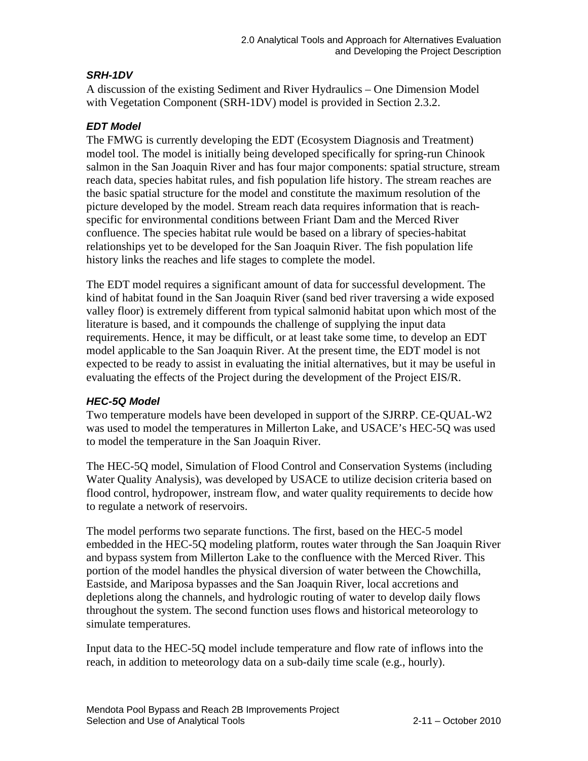#### *SRH-1DV*

A discussion of the existing Sediment and River Hydraulics – One Dimension Model with Vegetation Component (SRH-1DV) model is provided in Section 2.3.2.

#### *EDT Model*

The FMWG is currently developing the EDT (Ecosystem Diagnosis and Treatment) model tool. The model is initially being developed specifically for spring-run Chinook salmon in the San Joaquin River and has four major components: spatial structure, stream reach data, species habitat rules, and fish population life history. The stream reaches are the basic spatial structure for the model and constitute the maximum resolution of the picture developed by the model. Stream reach data requires information that is reach-specific for environmental conditions between Friant Dam and the Merced River confluence. The species habitat rule would be based on a library of species-habitat relationships yet to be developed for the San Joaquin River. The fish population life history links the reaches and life stages to complete the model.

The EDT model requires a significant amount of data for successful development. The kind of habitat found in the San Joaquin River (sand bed river traversing a wide exposed valley floor) is extremely different from typical salmonid habitat upon which most of the literature is based, and it compounds the challenge of supplying the input data requirements. Hence, it may be difficult, or at least take some time, to develop an EDT model applicable to the San Joaquin River. At the present time, the EDT model is not expected to be ready to assist in evaluating the initial alternatives, but it may be useful in evaluating the effects of the Project during the development of the Project EIS/R.

#### *HEC-5Q Model*

Two temperature models have been developed in support of the SJRRP. CE-QUAL-W2 was used to model the temperatures in Millerton Lake, and USACE's HEC-5Q was used to model the temperature in the San Joaquin River.

The HEC-5Q model, Simulation of Flood Control and Conservation Systems (including Water Quality Analysis), was developed by USACE to utilize decision criteria based on flood control, hydropower, instream flow, and water quality requirements to decide how to regulate a network of reservoirs.

The model performs two separate functions. The first, based on the HEC-5 model embedded in the HEC-5Q modeling platform, routes water through the San Joaquin River and bypass system from Millerton Lake to the confluence with the Merced River. This portion of the model handles the physical diversion of water between the Chowchilla, Eastside, and Mariposa bypasses and the San Joaquin River, local accretions and depletions along the channels, and hydrologic routing of water to develop daily flows throughout the system. The second function uses flows and historical meteorology to simulate temperatures.

Input data to the HEC-5Q model include temperature and flow rate of inflows into the reach, in addition to meteorology data on a sub-daily time scale (e.g., hourly).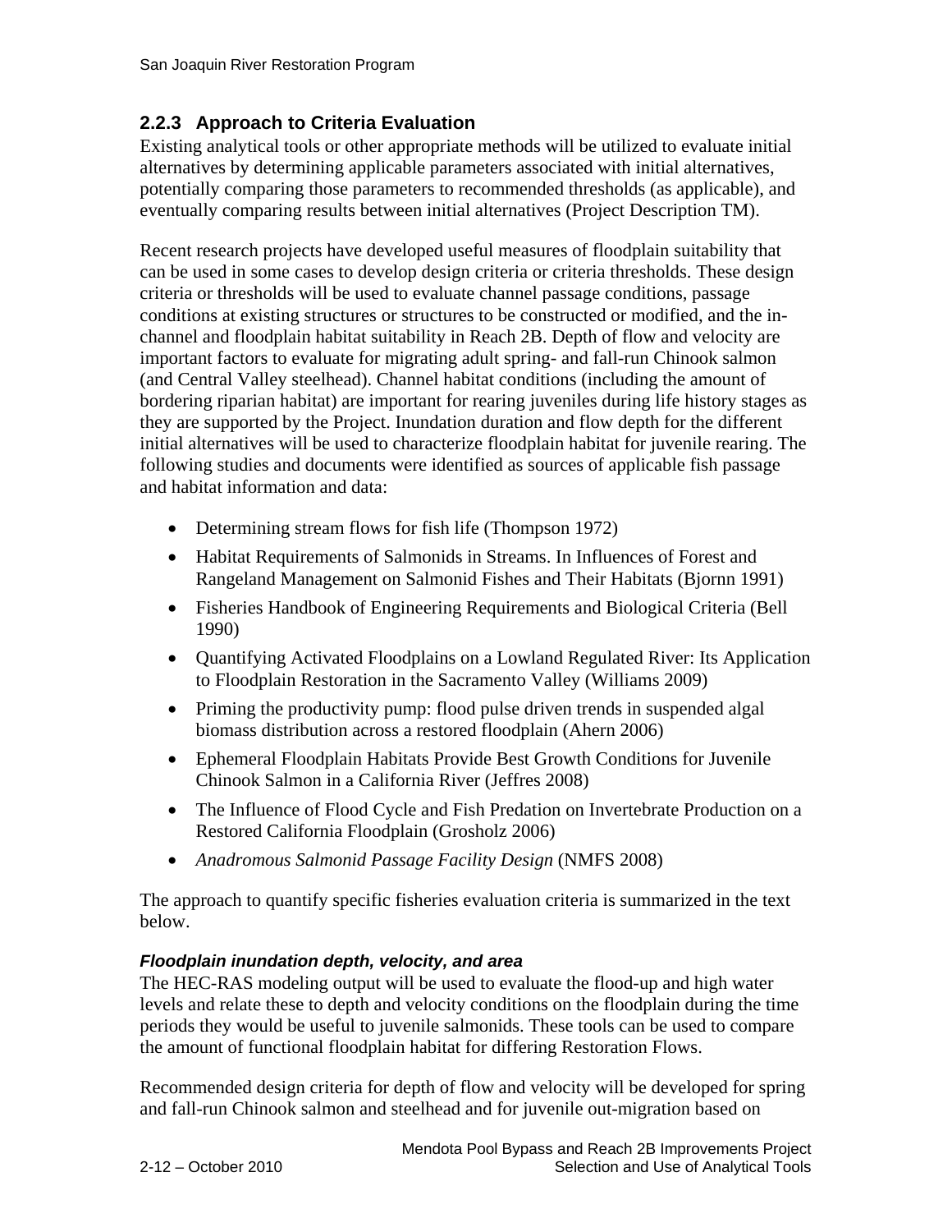### 2.2.3 Approach to Criteria Evaluation

Existing analytical tools or other appropriate methods will be utilized to evaluate initial alternatives by determining applicable parameters associated with initial alternatives, potentially comparing those parameters to recommended thresholds (as applicable), and eventually comparing results between initial alternatives (Project Description TM).

Recent research projects have developed useful measures of floodplain suitability that can be used in some cases to develop design criteria or criteria thresholds. These design criteria or thresholds will be used to evaluate channel passage conditions, passage conditions at existing structures or structures to be constructed or modified, and the in-channel and floodplain habitat suitability in Reach 2B. Depth of flow and velocity are important factors to evaluate for migrating adult spring- and fall-run Chinook salmon (and Central Valley steelhead). Channel habitat conditions (including the amount of bordering riparian habitat) are important for rearing juveniles during life history stages as they are supported by the Project. Inundation duration and flow depth for the different initial alternatives will be used to characterize floodplain habitat for juvenile rearing. The following studies and documents were identified as sources of applicable fish passage and habitat information and data:

- Determining stream flows for fish life (Thompson 1972)
- Habitat Requirements of Salmonids in Streams. In Influences of Forest and Rangeland Management on Salmonid Fishes and Their Habitats (Bjornn 1991)
- Fisheries Handbook of Engineering Requirements and Biological Criteria (Bell 1990)
- Quantifying Activated Floodplains on a Lowland Regulated River: Its Application to Floodplain Restoration in the Sacramento Valley (Williams 2009)
- Priming the productivity pump: flood pulse driven trends in suspended algal biomass distribution across a restored floodplain (Ahern 2006)
- Ephemeral Floodplain Habitats Provide Best Growth Conditions for Juvenile Chinook Salmon in a California River (Jeffres 2008)
- The Influence of Flood Cycle and Fish Predation on Invertebrate Production on a Restored California Floodplain (Grosholz 2006)
- *Anadromous Salmonid Passage Facility Design* (NMFS 2008)

The approach to quantify specific fisheries evaluation criteria is summarized in the text below.

#### *Floodplain inundation depth, velocity, and area*

The HEC-RAS modeling output will be used to evaluate the flood-up and high water levels and relate these to depth and velocity conditions on the floodplain during the time periods they would be useful to juvenile salmonids. These tools can be used to compare the amount of functional floodplain habitat for differing Restoration Flows.

Recommended design criteria for depth of flow and velocity will be developed for spring and fall-run Chinook salmon and steelhead and for juvenile out-migration based on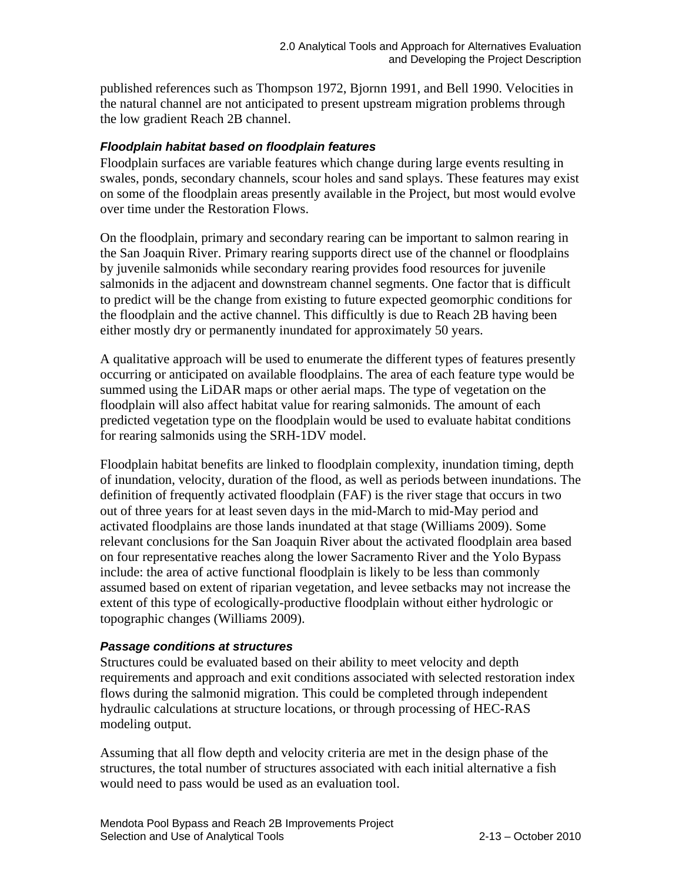published references such as Thompson 1972, Bjornn 1991, and Bell 1990. Velocities in the natural channel are not anticipated to present upstream migration problems through the low gradient Reach 2B channel.

***Floodplain habitat based on floodplain features***

Floodplain surfaces are variable features which change during large events resulting in swales, ponds, secondary channels, scour holes and sand splays. These features may exist on some of the floodplain areas presently available in the Project, but most would evolve over time under the Restoration Flows.

On the floodplain, primary and secondary rearing can be important to salmon rearing in the San Joaquin River. Primary rearing supports direct use of the channel or floodplains by juvenile salmonids while secondary rearing provides food resources for juvenile salmonids in the adjacent and downstream channel segments. One factor that is difficult to predict will be the change from existing to future expected geomorphic conditions for the floodplain and the active channel. This difficultly is due to Reach 2B having been either mostly dry or permanently inundated for approximately 50 years.

A qualitative approach will be used to enumerate the different types of features presently occurring or anticipated on available floodplains. The area of each feature type would be summed using the LiDAR maps or other aerial maps. The type of vegetation on the floodplain will also affect habitat value for rearing salmonids. The amount of each predicted vegetation type on the floodplain would be used to evaluate habitat conditions for rearing salmonids using the SRH-1DV model.

Floodplain habitat benefits are linked to floodplain complexity, inundation timing, depth of inundation, velocity, duration of the flood, as well as periods between inundations. The definition of frequently activated floodplain (FAF) is the river stage that occurs in two out of three years for at least seven days in the mid-March to mid-May period and activated floodplains are those lands inundated at that stage (Williams 2009). Some relevant conclusions for the San Joaquin River about the activated floodplain area based on four representative reaches along the lower Sacramento River and the Yolo Bypass include: the area of active functional floodplain is likely to be less than commonly assumed based on extent of riparian vegetation, and levee setbacks may not increase the extent of this type of ecologically-productive floodplain without either hydrologic or topographic changes (Williams 2009).

***Passage conditions at structures***

Structures could be evaluated based on their ability to meet velocity and depth requirements and approach and exit conditions associated with selected restoration index flows during the salmonid migration. This could be completed through independent hydraulic calculations at structure locations, or through processing of HEC-RAS modeling output.

Assuming that all flow depth and velocity criteria are met in the design phase of the structures, the total number of structures associated with each initial alternative a fish would need to pass would be used as an evaluation tool.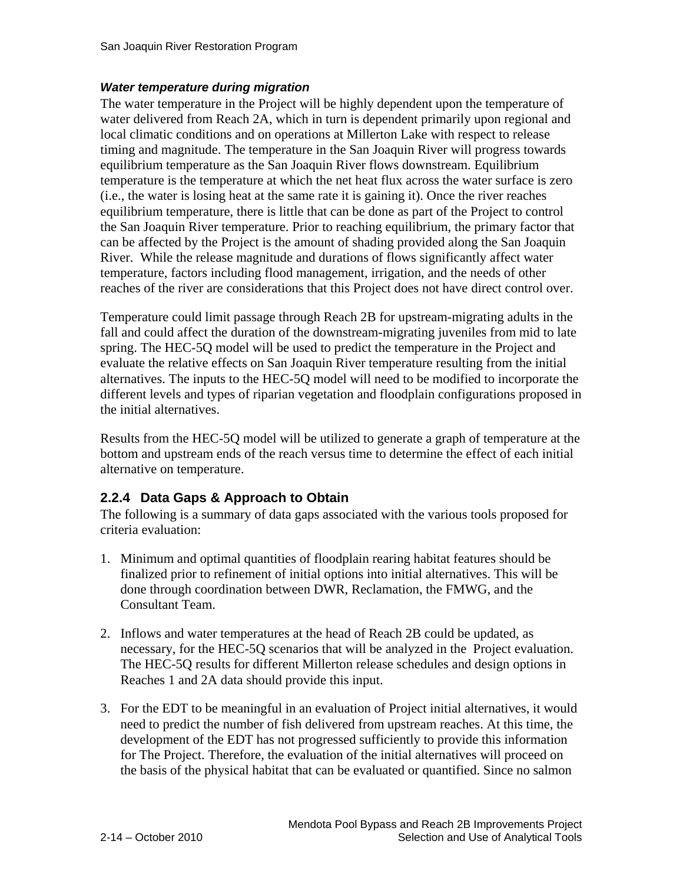***Water temperature during migration***

The water temperature in the Project will be highly dependent upon the temperature of water delivered from Reach 2A, which in turn is dependent primarily upon regional and local climatic conditions and on operations at Millerton Lake with respect to release timing and magnitude. The temperature in the San Joaquin River will progress towards equilibrium temperature as the San Joaquin River flows downstream. Equilibrium temperature is the temperature at which the net heat flux across the water surface is zero (i.e., the water is losing heat at the same rate it is gaining it). Once the river reaches equilibrium temperature, there is little that can be done as part of the Project to control the San Joaquin River temperature. Prior to reaching equilibrium, the primary factor that can be affected by the Project is the amount of shading provided along the San Joaquin River. While the release magnitude and durations of flows significantly affect water temperature, factors including flood management, irrigation, and the needs of other reaches of the river are considerations that this Project does not have direct control over.

Temperature could limit passage through Reach 2B for upstream-migrating adults in the fall and could affect the duration of the downstream-migrating juveniles from mid to late spring. The HEC-5Q model will be used to predict the temperature in the Project and evaluate the relative effects on San Joaquin River temperature resulting from the initial alternatives. The inputs to the HEC-5Q model will need to be modified to incorporate the different levels and types of riparian vegetation and floodplain configurations proposed in the initial alternatives.

Results from the HEC-5Q model will be utilized to generate a graph of temperature at the bottom and upstream ends of the reach versus time to determine the effect of each initial alternative on temperature.

### 2.2.4 Data Gaps & Approach to Obtain

The following is a summary of data gaps associated with the various tools proposed for criteria evaluation:

1. Minimum and optimal quantities of floodplain rearing habitat features should be finalized prior to refinement of initial options into initial alternatives. This will be done through coordination between DWR, Reclamation, the FMWG, and the Consultant Team.

2. Inflows and water temperatures at the head of Reach 2B could be updated, as necessary, for the HEC-5Q scenarios that will be analyzed in the Project evaluation. The HEC-5Q results for different Millerton release schedules and design options in Reaches 1 and 2A data should provide this input.

3. For the EDT to be meaningful in an evaluation of Project initial alternatives, it would need to predict the number of fish delivered from upstream reaches. At this time, the development of the EDT has not progressed sufficiently to provide this information for The Project. Therefore, the evaluation of the initial alternatives will proceed on the basis of the physical habitat that can be evaluated or quantified. Since no salmon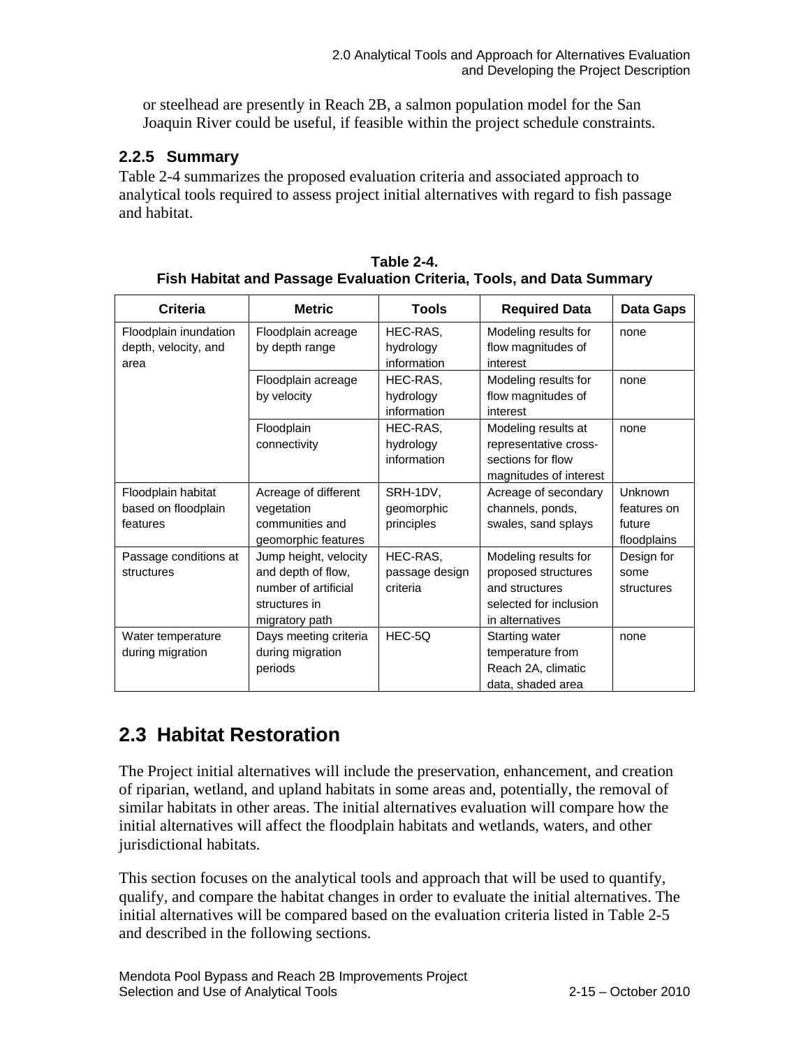or steelhead are presently in Reach 2B, a salmon population model for the San Joaquin River could be useful, if feasible within the project schedule constraints.

### 2.2.5 Summary

Table 2-4 summarizes the proposed evaluation criteria and associated approach to analytical tools required to assess project initial alternatives with regard to fish passage and habitat.

**Table 2-4.**
**Fish Habitat and Passage Evaluation Criteria, Tools, and Data Summary**

| Criteria | Metric | Tools | Required Data | Data Gaps |
|---|---|---|---|---|
| Floodplain inundation depth, velocity, and area | Floodplain acreage by depth range | HEC-RAS, hydrology information | Modeling results for flow magnitudes of interest | none |
| | Floodplain acreage by velocity | HEC-RAS, hydrology information | Modeling results for flow magnitudes of interest | none |
| | Floodplain connectivity | HEC-RAS, hydrology information | Modeling results at representative cross-sections for flow magnitudes of interest | none |
| Floodplain habitat based on floodplain features | Acreage of different vegetation communities and geomorphic features | SRH-1DV, geomorphic principles | Acreage of secondary channels, ponds, swales, sand splays | Unknown features on future floodplains |
| Passage conditions at structures | Jump height, velocity and depth of flow, number of artificial structures in migratory path | HEC-RAS, passage design criteria | Modeling results for proposed structures and structures selected for inclusion in alternatives | Design for some structures |
| Water temperature during migration | Days meeting criteria during migration periods | HEC-5Q | Starting water temperature from Reach 2A, climatic data, shaded area | none |

## 2.3 Habitat Restoration

The Project initial alternatives will include the preservation, enhancement, and creation of riparian, wetland, and upland habitats in some areas and, potentially, the removal of similar habitats in other areas. The initial alternatives evaluation will compare how the initial alternatives will affect the floodplain habitats and wetlands, waters, and other jurisdictional habitats.

This section focuses on the analytical tools and approach that will be used to quantify, qualify, and compare the habitat changes in order to evaluate the initial alternatives. The initial alternatives will be compared based on the evaluation criteria listed in Table 2-5 and described in the following sections.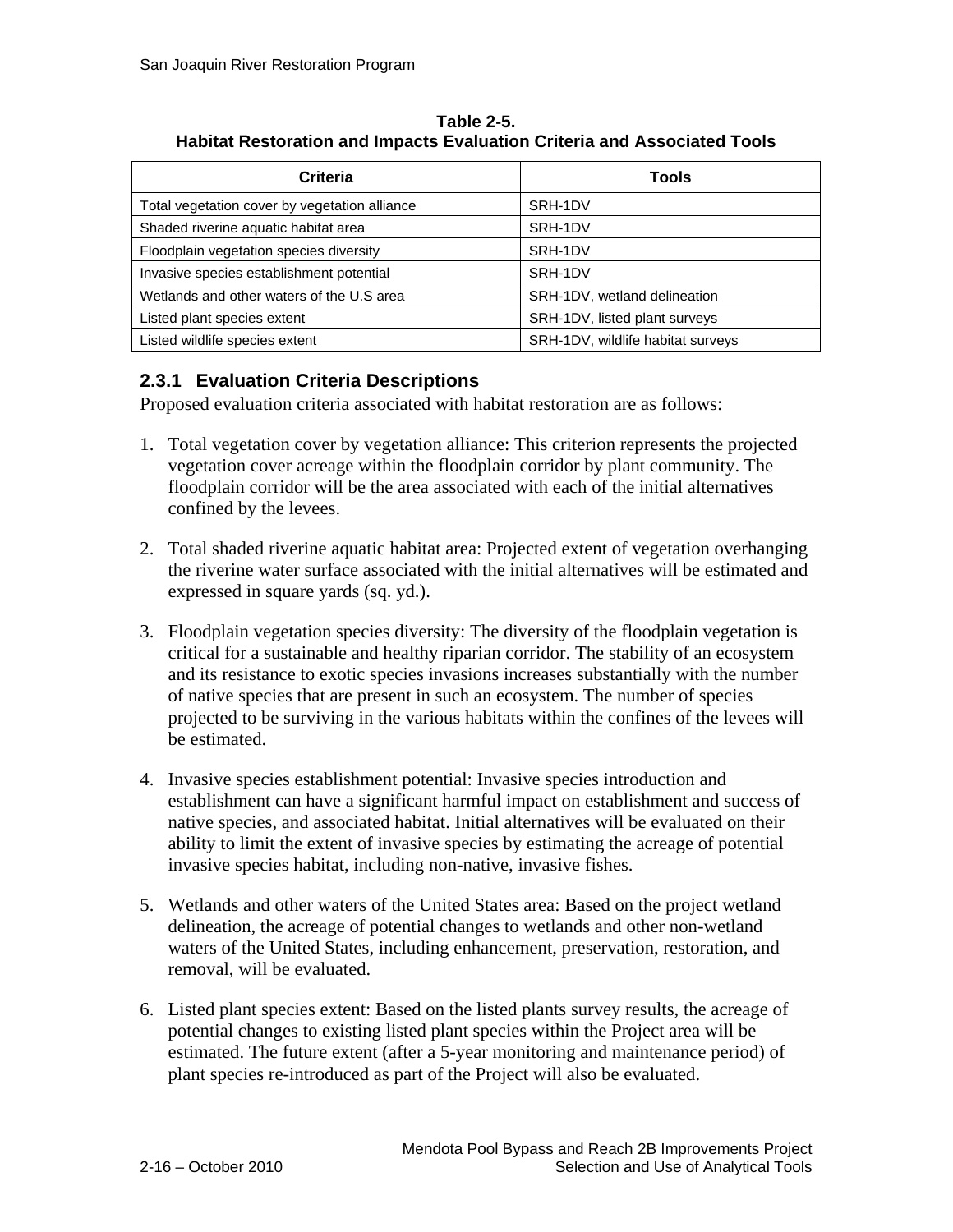**Table 2-5.**
**Habitat Restoration and Impacts Evaluation Criteria and Associated Tools**

| Criteria | Tools |
|---|---|
| Total vegetation cover by vegetation alliance | SRH-1DV |
| Shaded riverine aquatic habitat area | SRH-1DV |
| Floodplain vegetation species diversity | SRH-1DV |
| Invasive species establishment potential | SRH-1DV |
| Wetlands and other waters of the U.S area | SRH-1DV, wetland delineation |
| Listed plant species extent | SRH-1DV, listed plant surveys |
| Listed wildlife species extent | SRH-1DV, wildlife habitat surveys |

### 2.3.1 Evaluation Criteria Descriptions

Proposed evaluation criteria associated with habitat restoration are as follows:

1. Total vegetation cover by vegetation alliance: This criterion represents the projected vegetation cover acreage within the floodplain corridor by plant community. The floodplain corridor will be the area associated with each of the initial alternatives confined by the levees.

2. Total shaded riverine aquatic habitat area: Projected extent of vegetation overhanging the riverine water surface associated with the initial alternatives will be estimated and expressed in square yards (sq. yd.).

3. Floodplain vegetation species diversity: The diversity of the floodplain vegetation is critical for a sustainable and healthy riparian corridor. The stability of an ecosystem and its resistance to exotic species invasions increases substantially with the number of native species that are present in such an ecosystem. The number of species projected to be surviving in the various habitats within the confines of the levees will be estimated.

4. Invasive species establishment potential: Invasive species introduction and establishment can have a significant harmful impact on establishment and success of native species, and associated habitat. Initial alternatives will be evaluated on their ability to limit the extent of invasive species by estimating the acreage of potential invasive species habitat, including non-native, invasive fishes.

5. Wetlands and other waters of the United States area: Based on the project wetland delineation, the acreage of potential changes to wetlands and other non-wetland waters of the United States, including enhancement, preservation, restoration, and removal, will be evaluated.

6. Listed plant species extent: Based on the listed plants survey results, the acreage of potential changes to existing listed plant species within the Project area will be estimated. The future extent (after a 5-year monitoring and maintenance period) of plant species re-introduced as part of the Project will also be evaluated.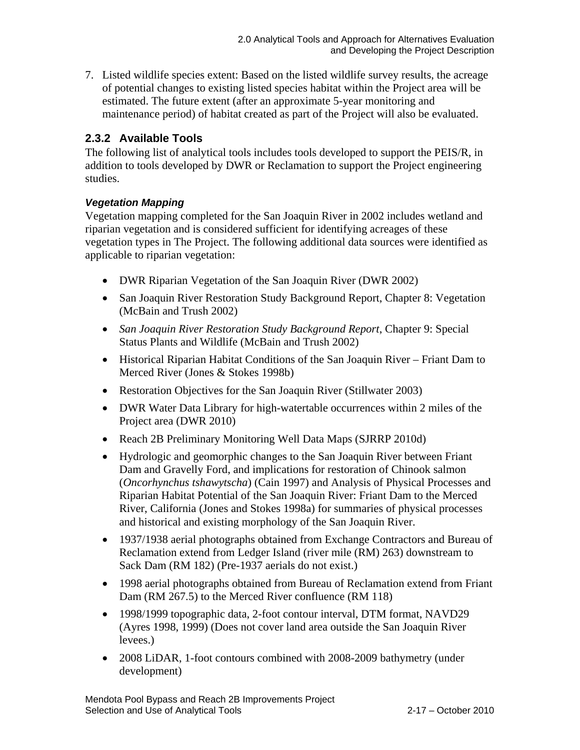7. Listed wildlife species extent: Based on the listed wildlife survey results, the acreage of potential changes to existing listed species habitat within the Project area will be estimated. The future extent (after an approximate 5-year monitoring and maintenance period) of habitat created as part of the Project will also be evaluated.

### 2.3.2 Available Tools

The following list of analytical tools includes tools developed to support the PEIS/R, in addition to tools developed by DWR or Reclamation to support the Project engineering studies.

#### *Vegetation Mapping*

Vegetation mapping completed for the San Joaquin River in 2002 includes wetland and riparian vegetation and is considered sufficient for identifying acreages of these vegetation types in The Project. The following additional data sources were identified as applicable to riparian vegetation:

- DWR Riparian Vegetation of the San Joaquin River (DWR 2002)
- San Joaquin River Restoration Study Background Report, Chapter 8: Vegetation (McBain and Trush 2002)
- *San Joaquin River Restoration Study Background Report*, Chapter 9: Special Status Plants and Wildlife (McBain and Trush 2002)
- Historical Riparian Habitat Conditions of the San Joaquin River – Friant Dam to Merced River (Jones & Stokes 1998b)
- Restoration Objectives for the San Joaquin River (Stillwater 2003)
- DWR Water Data Library for high-watertable occurrences within 2 miles of the Project area (DWR 2010)
- Reach 2B Preliminary Monitoring Well Data Maps (SJRRP 2010d)
- Hydrologic and geomorphic changes to the San Joaquin River between Friant Dam and Gravelly Ford, and implications for restoration of Chinook salmon (*Oncorhynchus tshawytscha*) (Cain 1997) and Analysis of Physical Processes and Riparian Habitat Potential of the San Joaquin River: Friant Dam to the Merced River, California (Jones and Stokes 1998a) for summaries of physical processes and historical and existing morphology of the San Joaquin River.
- 1937/1938 aerial photographs obtained from Exchange Contractors and Bureau of Reclamation extend from Ledger Island (river mile (RM) 263) downstream to Sack Dam (RM 182) (Pre-1937 aerials do not exist.)
- 1998 aerial photographs obtained from Bureau of Reclamation extend from Friant Dam (RM 267.5) to the Merced River confluence (RM 118)
- 1998/1999 topographic data, 2-foot contour interval, DTM format, NAVD29 (Ayres 1998, 1999) (Does not cover land area outside the San Joaquin River levees.)
- 2008 LiDAR, 1-foot contours combined with 2008-2009 bathymetry (under development)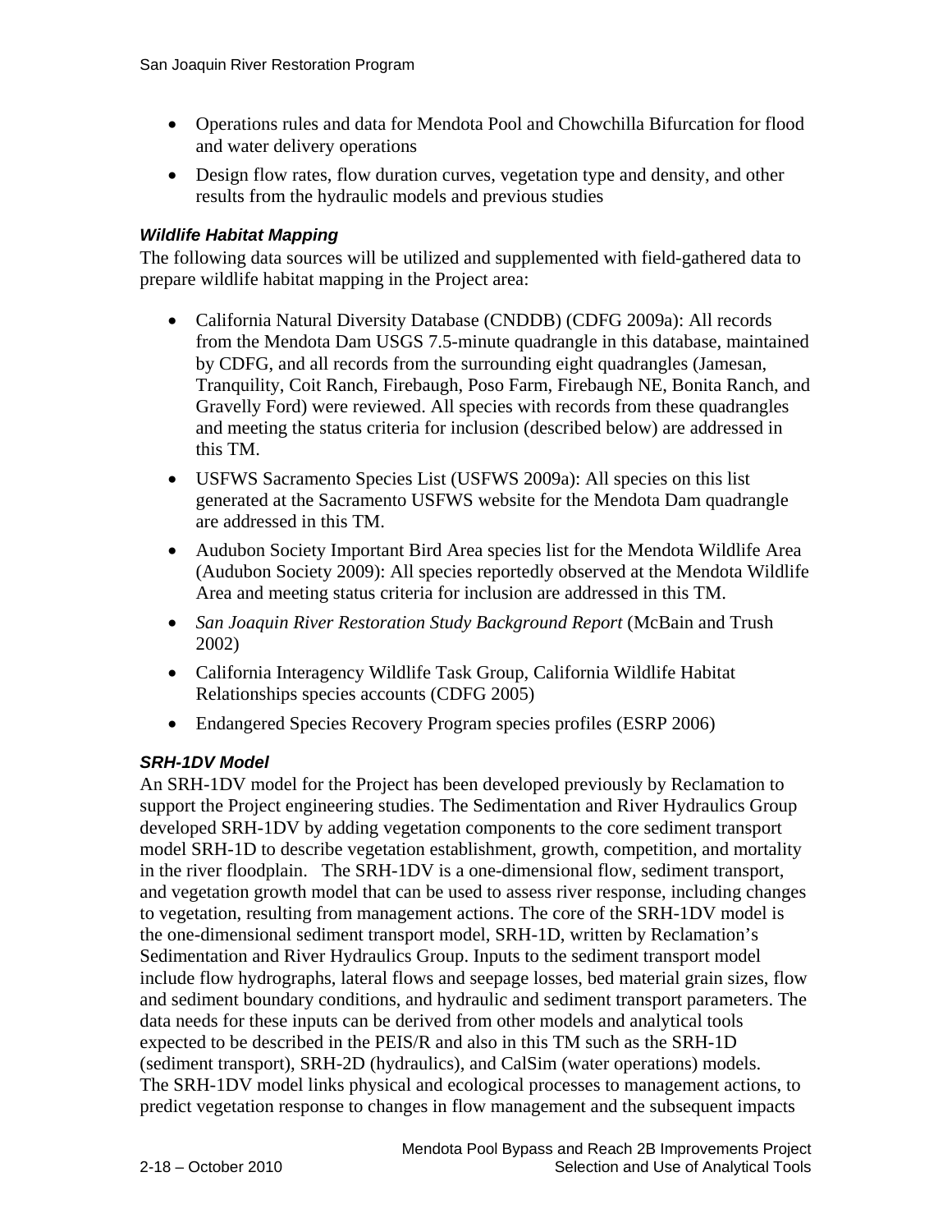- Operations rules and data for Mendota Pool and Chowchilla Bifurcation for flood and water delivery operations
- Design flow rates, flow duration curves, vegetation type and density, and other results from the hydraulic models and previous studies

***Wildlife Habitat Mapping***

The following data sources will be utilized and supplemented with field-gathered data to prepare wildlife habitat mapping in the Project area:

- California Natural Diversity Database (CNDDB) (CDFG 2009a): All records from the Mendota Dam USGS 7.5-minute quadrangle in this database, maintained by CDFG, and all records from the surrounding eight quadrangles (Jamesan, Tranquility, Coit Ranch, Firebaugh, Poso Farm, Firebaugh NE, Bonita Ranch, and Gravelly Ford) were reviewed. All species with records from these quadrangles and meeting the status criteria for inclusion (described below) are addressed in this TM.
- USFWS Sacramento Species List (USFWS 2009a): All species on this list generated at the Sacramento USFWS website for the Mendota Dam quadrangle are addressed in this TM.
- Audubon Society Important Bird Area species list for the Mendota Wildlife Area (Audubon Society 2009): All species reportedly observed at the Mendota Wildlife Area and meeting status criteria for inclusion are addressed in this TM.
- *San Joaquin River Restoration Study Background Report* (McBain and Trush 2002)
- California Interagency Wildlife Task Group, California Wildlife Habitat Relationships species accounts (CDFG 2005)
- Endangered Species Recovery Program species profiles (ESRP 2006)

***SRH-1DV Model***

An SRH-1DV model for the Project has been developed previously by Reclamation to support the Project engineering studies. The Sedimentation and River Hydraulics Group developed SRH-1DV by adding vegetation components to the core sediment transport model SRH-1D to describe vegetation establishment, growth, competition, and mortality in the river floodplain. The SRH-1DV is a one-dimensional flow, sediment transport, and vegetation growth model that can be used to assess river response, including changes to vegetation, resulting from management actions. The core of the SRH-1DV model is the one-dimensional sediment transport model, SRH-1D, written by Reclamation's Sedimentation and River Hydraulics Group. Inputs to the sediment transport model include flow hydrographs, lateral flows and seepage losses, bed material grain sizes, flow and sediment boundary conditions, and hydraulic and sediment transport parameters. The data needs for these inputs can be derived from other models and analytical tools expected to be described in the PEIS/R and also in this TM such as the SRH-1D (sediment transport), SRH-2D (hydraulics), and CalSim (water operations) models. The SRH-1DV model links physical and ecological processes to management actions, to predict vegetation response to changes in flow management and the subsequent impacts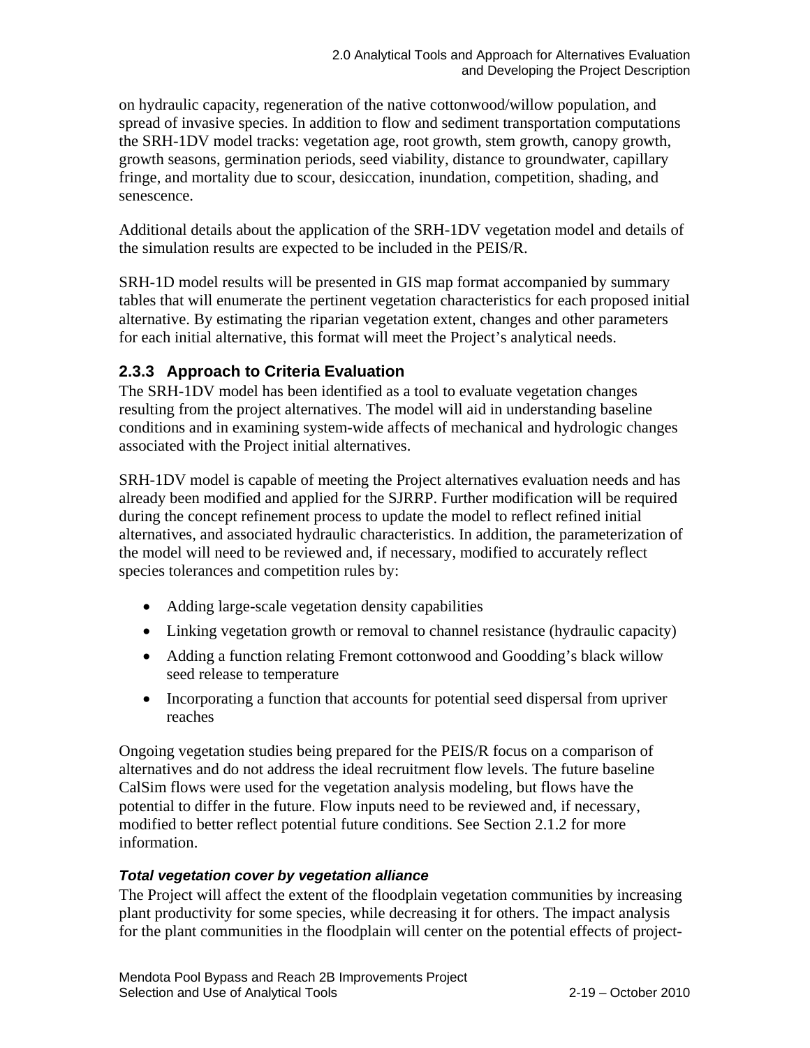on hydraulic capacity, regeneration of the native cottonwood/willow population, and spread of invasive species. In addition to flow and sediment transportation computations the SRH-1DV model tracks: vegetation age, root growth, stem growth, canopy growth, growth seasons, germination periods, seed viability, distance to groundwater, capillary fringe, and mortality due to scour, desiccation, inundation, competition, shading, and senescence.

Additional details about the application of the SRH-1DV vegetation model and details of the simulation results are expected to be included in the PEIS/R.

SRH-1D model results will be presented in GIS map format accompanied by summary tables that will enumerate the pertinent vegetation characteristics for each proposed initial alternative. By estimating the riparian vegetation extent, changes and other parameters for each initial alternative, this format will meet the Project's analytical needs.

### 2.3.3 Approach to Criteria Evaluation

The SRH-1DV model has been identified as a tool to evaluate vegetation changes resulting from the project alternatives. The model will aid in understanding baseline conditions and in examining system-wide affects of mechanical and hydrologic changes associated with the Project initial alternatives.

SRH-1DV model is capable of meeting the Project alternatives evaluation needs and has already been modified and applied for the SJRRP. Further modification will be required during the concept refinement process to update the model to reflect refined initial alternatives, and associated hydraulic characteristics. In addition, the parameterization of the model will need to be reviewed and, if necessary, modified to accurately reflect species tolerances and competition rules by:

- Adding large-scale vegetation density capabilities
- Linking vegetation growth or removal to channel resistance (hydraulic capacity)
- Adding a function relating Fremont cottonwood and Goodding's black willow seed release to temperature
- Incorporating a function that accounts for potential seed dispersal from upriver reaches

Ongoing vegetation studies being prepared for the PEIS/R focus on a comparison of alternatives and do not address the ideal recruitment flow levels. The future baseline CalSim flows were used for the vegetation analysis modeling, but flows have the potential to differ in the future. Flow inputs need to be reviewed and, if necessary, modified to better reflect potential future conditions. See Section 2.1.2 for more information.

***Total vegetation cover by vegetation alliance***

The Project will affect the extent of the floodplain vegetation communities by increasing plant productivity for some species, while decreasing it for others. The impact analysis for the plant communities in the floodplain will center on the potential effects of project-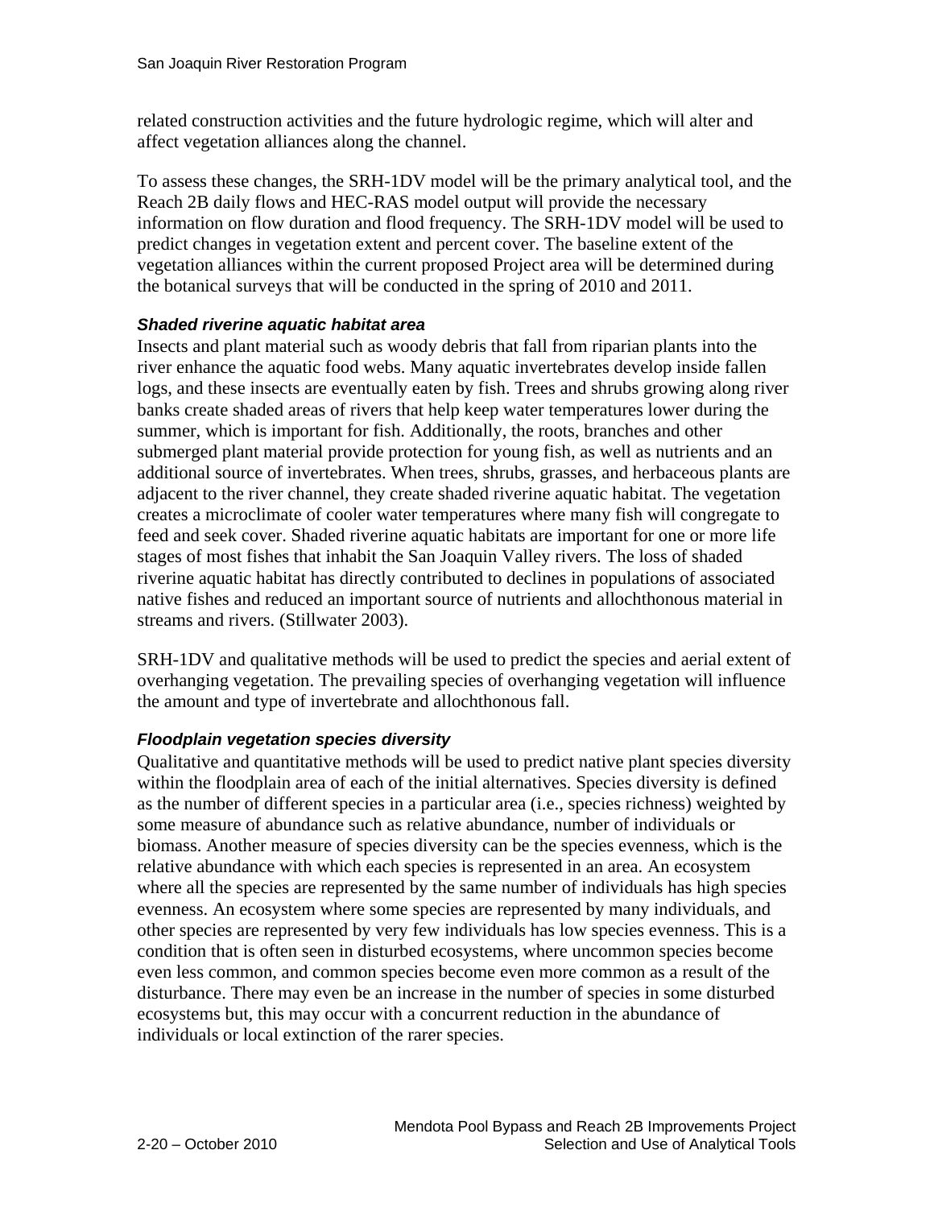related construction activities and the future hydrologic regime, which will alter and affect vegetation alliances along the channel.

To assess these changes, the SRH-1DV model will be the primary analytical tool, and the Reach 2B daily flows and HEC-RAS model output will provide the necessary information on flow duration and flood frequency. The SRH-1DV model will be used to predict changes in vegetation extent and percent cover. The baseline extent of the vegetation alliances within the current proposed Project area will be determined during the botanical surveys that will be conducted in the spring of 2010 and 2011.

#### *Shaded riverine aquatic habitat area*

Insects and plant material such as woody debris that fall from riparian plants into the river enhance the aquatic food webs. Many aquatic invertebrates develop inside fallen logs, and these insects are eventually eaten by fish. Trees and shrubs growing along river banks create shaded areas of rivers that help keep water temperatures lower during the summer, which is important for fish. Additionally, the roots, branches and other submerged plant material provide protection for young fish, as well as nutrients and an additional source of invertebrates. When trees, shrubs, grasses, and herbaceous plants are adjacent to the river channel, they create shaded riverine aquatic habitat. The vegetation creates a microclimate of cooler water temperatures where many fish will congregate to feed and seek cover. Shaded riverine aquatic habitats are important for one or more life stages of most fishes that inhabit the San Joaquin Valley rivers. The loss of shaded riverine aquatic habitat has directly contributed to declines in populations of associated native fishes and reduced an important source of nutrients and allochthonous material in streams and rivers. (Stillwater 2003).

SRH-1DV and qualitative methods will be used to predict the species and aerial extent of overhanging vegetation. The prevailing species of overhanging vegetation will influence the amount and type of invertebrate and allochthonous fall.

#### *Floodplain vegetation species diversity*

Qualitative and quantitative methods will be used to predict native plant species diversity within the floodplain area of each of the initial alternatives. Species diversity is defined as the number of different species in a particular area (i.e., species richness) weighted by some measure of abundance such as relative abundance, number of individuals or biomass. Another measure of species diversity can be the species evenness, which is the relative abundance with which each species is represented in an area. An ecosystem where all the species are represented by the same number of individuals has high species evenness. An ecosystem where some species are represented by many individuals, and other species are represented by very few individuals has low species evenness. This is a condition that is often seen in disturbed ecosystems, where uncommon species become even less common, and common species become even more common as a result of the disturbance. There may even be an increase in the number of species in some disturbed ecosystems but, this may occur with a concurrent reduction in the abundance of individuals or local extinction of the rarer species.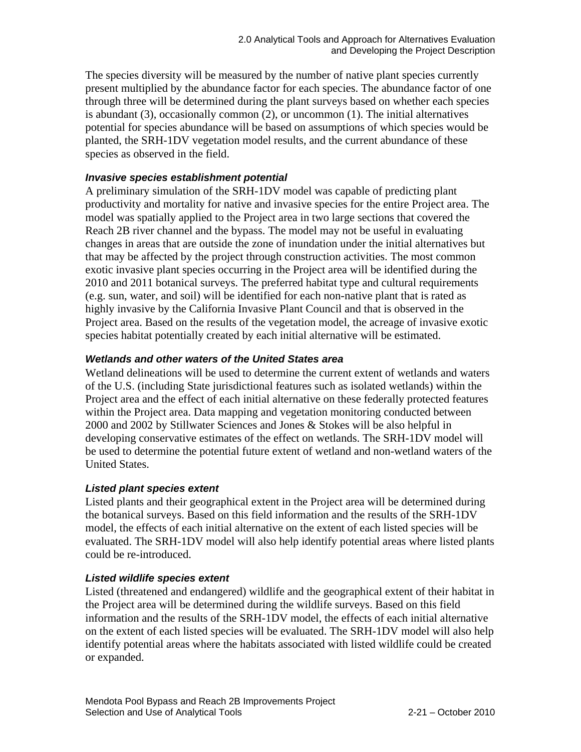The species diversity will be measured by the number of native plant species currently present multiplied by the abundance factor for each species. The abundance factor of one through three will be determined during the plant surveys based on whether each species is abundant (3), occasionally common (2), or uncommon (1). The initial alternatives potential for species abundance will be based on assumptions of which species would be planted, the SRH-1DV vegetation model results, and the current abundance of these species as observed in the field.

***Invasive species establishment potential***

A preliminary simulation of the SRH-1DV model was capable of predicting plant productivity and mortality for native and invasive species for the entire Project area. The model was spatially applied to the Project area in two large sections that covered the Reach 2B river channel and the bypass. The model may not be useful in evaluating changes in areas that are outside the zone of inundation under the initial alternatives but that may be affected by the project through construction activities. The most common exotic invasive plant species occurring in the Project area will be identified during the 2010 and 2011 botanical surveys. The preferred habitat type and cultural requirements (e.g. sun, water, and soil) will be identified for each non-native plant that is rated as highly invasive by the California Invasive Plant Council and that is observed in the Project area. Based on the results of the vegetation model, the acreage of invasive exotic species habitat potentially created by each initial alternative will be estimated.

***Wetlands and other waters of the United States area***

Wetland delineations will be used to determine the current extent of wetlands and waters of the U.S. (including State jurisdictional features such as isolated wetlands) within the Project area and the effect of each initial alternative on these federally protected features within the Project area. Data mapping and vegetation monitoring conducted between 2000 and 2002 by Stillwater Sciences and Jones & Stokes will be also helpful in developing conservative estimates of the effect on wetlands. The SRH-1DV model will be used to determine the potential future extent of wetland and non-wetland waters of the United States.

***Listed plant species extent***

Listed plants and their geographical extent in the Project area will be determined during the botanical surveys. Based on this field information and the results of the SRH-1DV model, the effects of each initial alternative on the extent of each listed species will be evaluated. The SRH-1DV model will also help identify potential areas where listed plants could be re-introduced.

***Listed wildlife species extent***

Listed (threatened and endangered) wildlife and the geographical extent of their habitat in the Project area will be determined during the wildlife surveys. Based on this field information and the results of the SRH-1DV model, the effects of each initial alternative on the extent of each listed species will be evaluated. The SRH-1DV model will also help identify potential areas where the habitats associated with listed wildlife could be created or expanded.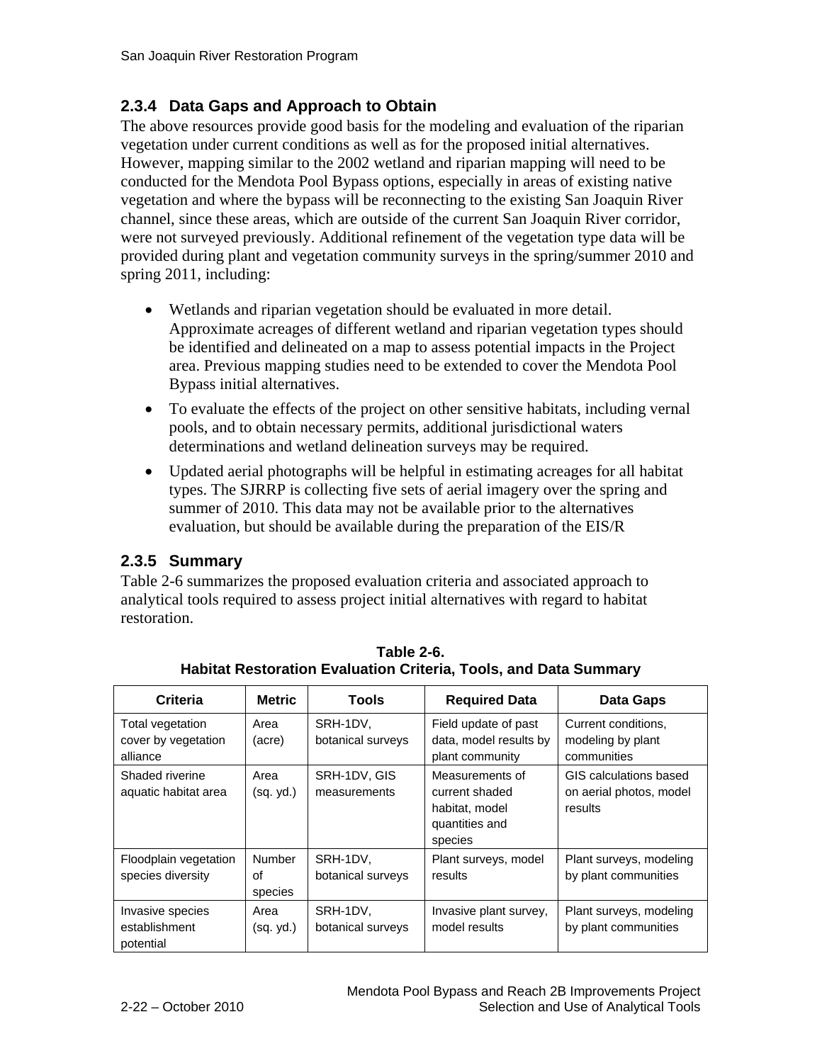### 2.3.4 Data Gaps and Approach to Obtain

The above resources provide good basis for the modeling and evaluation of the riparian vegetation under current conditions as well as for the proposed initial alternatives. However, mapping similar to the 2002 wetland and riparian mapping will need to be conducted for the Mendota Pool Bypass options, especially in areas of existing native vegetation and where the bypass will be reconnecting to the existing San Joaquin River channel, since these areas, which are outside of the current San Joaquin River corridor, were not surveyed previously. Additional refinement of the vegetation type data will be provided during plant and vegetation community surveys in the spring/summer 2010 and spring 2011, including:

- Wetlands and riparian vegetation should be evaluated in more detail. Approximate acreages of different wetland and riparian vegetation types should be identified and delineated on a map to assess potential impacts in the Project area. Previous mapping studies need to be extended to cover the Mendota Pool Bypass initial alternatives.
- To evaluate the effects of the project on other sensitive habitats, including vernal pools, and to obtain necessary permits, additional jurisdictional waters determinations and wetland delineation surveys may be required.
- Updated aerial photographs will be helpful in estimating acreages for all habitat types. The SJRRP is collecting five sets of aerial imagery over the spring and summer of 2010. This data may not be available prior to the alternatives evaluation, but should be available during the preparation of the EIS/R

### 2.3.5 Summary

Table 2-6 summarizes the proposed evaluation criteria and associated approach to analytical tools required to assess project initial alternatives with regard to habitat restoration.

**Table 2-6.**
**Habitat Restoration Evaluation Criteria, Tools, and Data Summary**

| Criteria | Metric | Tools | Required Data | Data Gaps |
|---|---|---|---|---|
| Total vegetation cover by vegetation alliance | Area (acre) | SRH-1DV, botanical surveys | Field update of past data, model results by plant community | Current conditions, modeling by plant communities |
| Shaded riverine aquatic habitat area | Area (sq. yd.) | SRH-1DV, GIS measurements | Measurements of current shaded habitat, model quantities and species | GIS calculations based on aerial photos, model results |
| Floodplain vegetation species diversity | Number of species | SRH-1DV, botanical surveys | Plant surveys, model results | Plant surveys, modeling by plant communities |
| Invasive species establishment potential | Area (sq. yd.) | SRH-1DV, botanical surveys | Invasive plant survey, model results | Plant surveys, modeling by plant communities |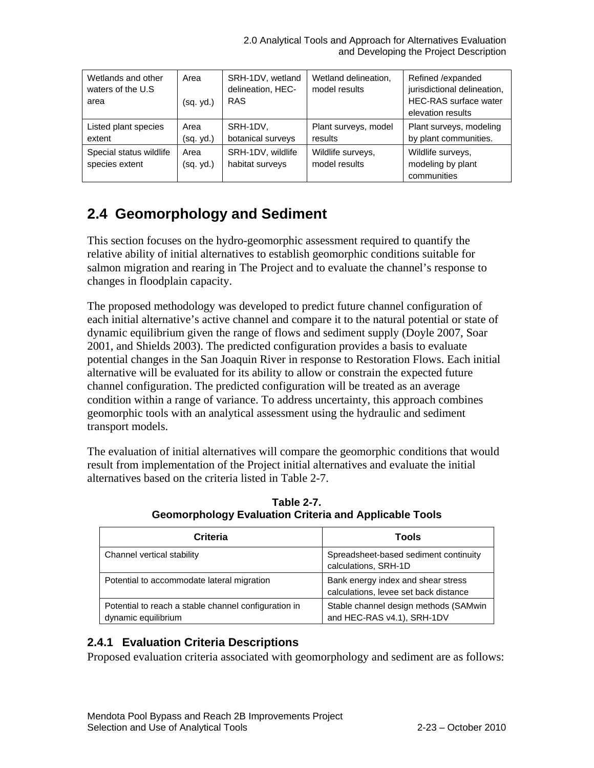| Wetlands and other waters of the U.S area | Area (sq. yd.) | SRH-1DV, wetland delineation, HEC-RAS | Wetland delineation, model results | Refined /expanded jurisdictional delineation, HEC-RAS surface water elevation results |
|---|---|---|---|---|
| Listed plant species extent | Area (sq. yd.) | SRH-1DV, botanical surveys | Plant surveys, model results | Plant surveys, modeling by plant communities. |
| Special status wildlife species extent | Area (sq. yd.) | SRH-1DV, wildlife habitat surveys | Wildlife surveys, model results | Wildlife surveys, modeling by plant communities |

## 2.4 Geomorphology and Sediment

This section focuses on the hydro-geomorphic assessment required to quantify the relative ability of initial alternatives to establish geomorphic conditions suitable for salmon migration and rearing in The Project and to evaluate the channel's response to changes in floodplain capacity.

The proposed methodology was developed to predict future channel configuration of each initial alternative's active channel and compare it to the natural potential or state of dynamic equilibrium given the range of flows and sediment supply (Doyle 2007, Soar 2001, and Shields 2003). The predicted configuration provides a basis to evaluate potential changes in the San Joaquin River in response to Restoration Flows. Each initial alternative will be evaluated for its ability to allow or constrain the expected future channel configuration. The predicted configuration will be treated as an average condition within a range of variance. To address uncertainty, this approach combines geomorphic tools with an analytical assessment using the hydraulic and sediment transport models.

The evaluation of initial alternatives will compare the geomorphic conditions that would result from implementation of the Project initial alternatives and evaluate the initial alternatives based on the criteria listed in Table 2-7.

**Table 2-7.**
**Geomorphology Evaluation Criteria and Applicable Tools**

| Criteria | Tools |
|---|---|
| Channel vertical stability | Spreadsheet-based sediment continuity calculations, SRH-1D |
| Potential to accommodate lateral migration | Bank energy index and shear stress calculations, levee set back distance |
| Potential to reach a stable channel configuration in dynamic equilibrium | Stable channel design methods (SAMwin and HEC-RAS v4.1), SRH-1DV |

### 2.4.1 Evaluation Criteria Descriptions

Proposed evaluation criteria associated with geomorphology and sediment are as follows: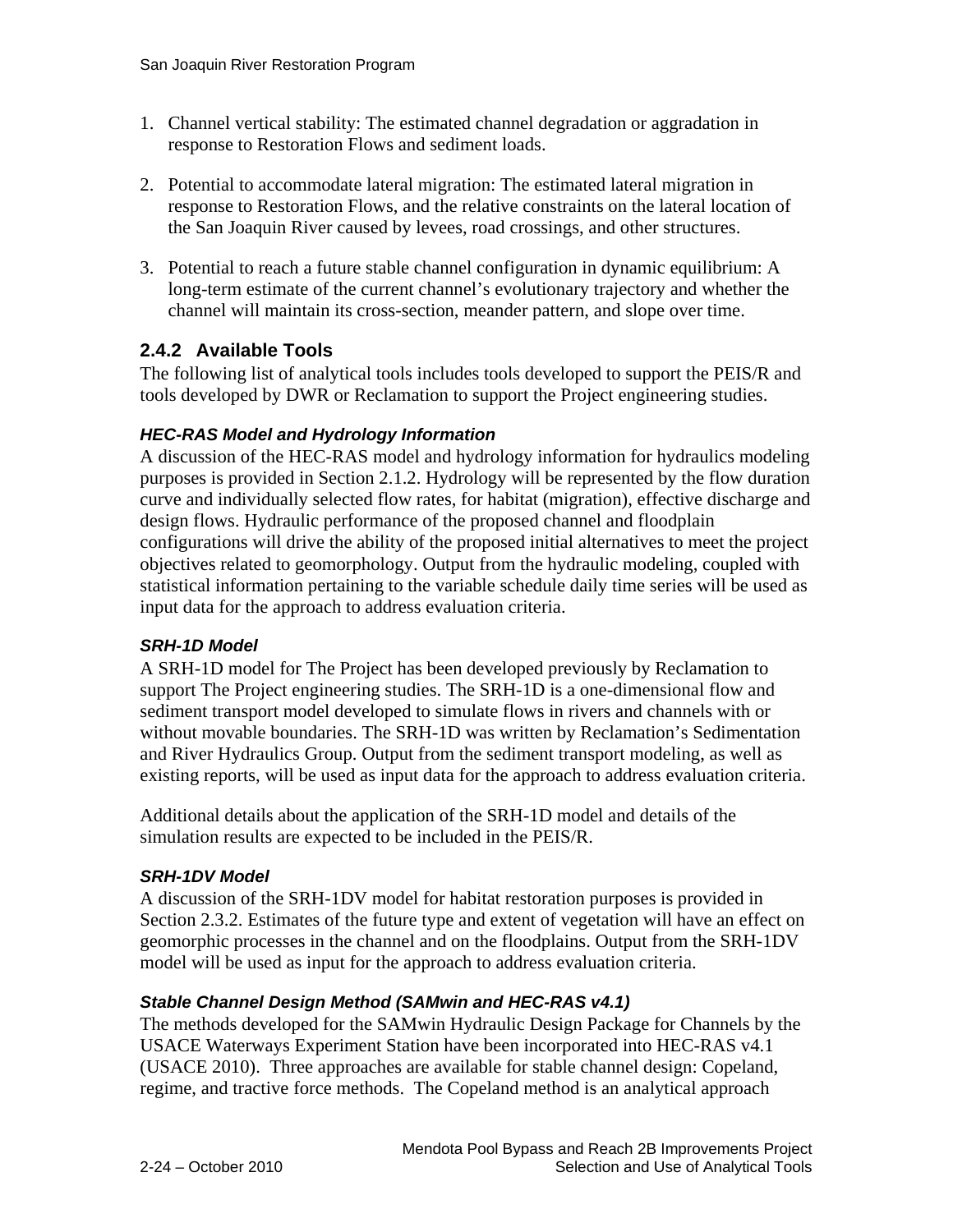1. Channel vertical stability: The estimated channel degradation or aggradation in response to Restoration Flows and sediment loads.

2. Potential to accommodate lateral migration: The estimated lateral migration in response to Restoration Flows, and the relative constraints on the lateral location of the San Joaquin River caused by levees, road crossings, and other structures.

3. Potential to reach a future stable channel configuration in dynamic equilibrium: A long-term estimate of the current channel's evolutionary trajectory and whether the channel will maintain its cross-section, meander pattern, and slope over time.

### 2.4.2 Available Tools

The following list of analytical tools includes tools developed to support the PEIS/R and tools developed by DWR or Reclamation to support the Project engineering studies.

#### *HEC-RAS Model and Hydrology Information*

A discussion of the HEC-RAS model and hydrology information for hydraulics modeling purposes is provided in Section 2.1.2. Hydrology will be represented by the flow duration curve and individually selected flow rates, for habitat (migration), effective discharge and design flows. Hydraulic performance of the proposed channel and floodplain configurations will drive the ability of the proposed initial alternatives to meet the project objectives related to geomorphology. Output from the hydraulic modeling, coupled with statistical information pertaining to the variable schedule daily time series will be used as input data for the approach to address evaluation criteria.

#### *SRH-1D Model*

A SRH-1D model for The Project has been developed previously by Reclamation to support The Project engineering studies. The SRH-1D is a one-dimensional flow and sediment transport model developed to simulate flows in rivers and channels with or without movable boundaries. The SRH-1D was written by Reclamation's Sedimentation and River Hydraulics Group. Output from the sediment transport modeling, as well as existing reports, will be used as input data for the approach to address evaluation criteria.

Additional details about the application of the SRH-1D model and details of the simulation results are expected to be included in the PEIS/R.

#### *SRH-1DV Model*

A discussion of the SRH-1DV model for habitat restoration purposes is provided in Section 2.3.2. Estimates of the future type and extent of vegetation will have an effect on geomorphic processes in the channel and on the floodplains. Output from the SRH-1DV model will be used as input for the approach to address evaluation criteria.

#### *Stable Channel Design Method (SAMwin and HEC-RAS v4.1)*

The methods developed for the SAMwin Hydraulic Design Package for Channels by the USACE Waterways Experiment Station have been incorporated into HEC-RAS v4.1 (USACE 2010). Three approaches are available for stable channel design: Copeland, regime, and tractive force methods. The Copeland method is an analytical approach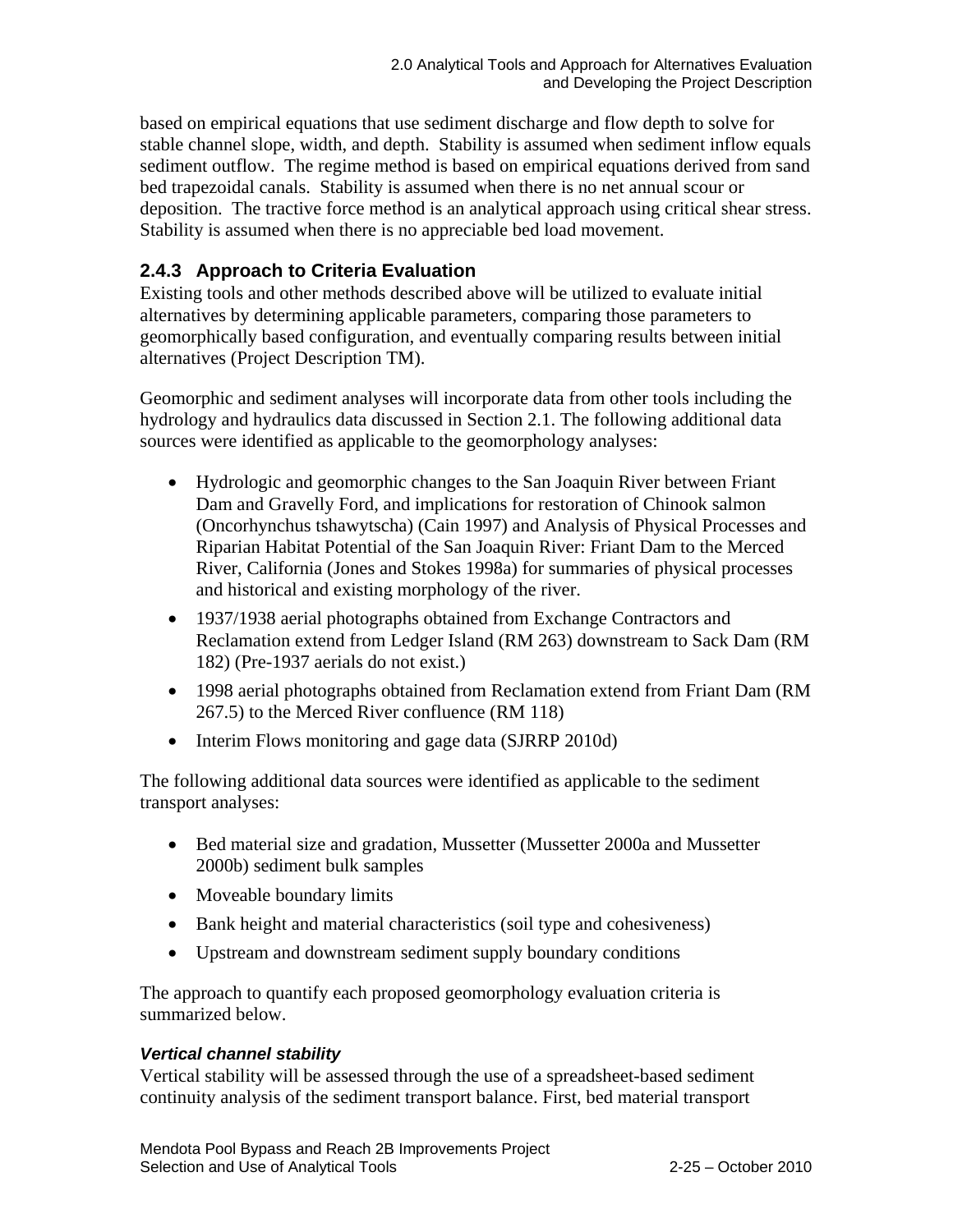based on empirical equations that use sediment discharge and flow depth to solve for stable channel slope, width, and depth. Stability is assumed when sediment inflow equals sediment outflow. The regime method is based on empirical equations derived from sand bed trapezoidal canals. Stability is assumed when there is no net annual scour or deposition. The tractive force method is an analytical approach using critical shear stress. Stability is assumed when there is no appreciable bed load movement.

### 2.4.3 Approach to Criteria Evaluation

Existing tools and other methods described above will be utilized to evaluate initial alternatives by determining applicable parameters, comparing those parameters to geomorphically based configuration, and eventually comparing results between initial alternatives (Project Description TM).

Geomorphic and sediment analyses will incorporate data from other tools including the hydrology and hydraulics data discussed in Section 2.1. The following additional data sources were identified as applicable to the geomorphology analyses:

- Hydrologic and geomorphic changes to the San Joaquin River between Friant Dam and Gravelly Ford, and implications for restoration of Chinook salmon (Oncorhynchus tshawytscha) (Cain 1997) and Analysis of Physical Processes and Riparian Habitat Potential of the San Joaquin River: Friant Dam to the Merced River, California (Jones and Stokes 1998a) for summaries of physical processes and historical and existing morphology of the river.
- 1937/1938 aerial photographs obtained from Exchange Contractors and Reclamation extend from Ledger Island (RM 263) downstream to Sack Dam (RM 182) (Pre-1937 aerials do not exist.)
- 1998 aerial photographs obtained from Reclamation extend from Friant Dam (RM 267.5) to the Merced River confluence (RM 118)
- Interim Flows monitoring and gage data (SJRRP 2010d)

The following additional data sources were identified as applicable to the sediment transport analyses:

- Bed material size and gradation, Mussetter (Mussetter 2000a and Mussetter 2000b) sediment bulk samples
- Moveable boundary limits
- Bank height and material characteristics (soil type and cohesiveness)
- Upstream and downstream sediment supply boundary conditions

The approach to quantify each proposed geomorphology evaluation criteria is summarized below.

#### *Vertical channel stability*

Vertical stability will be assessed through the use of a spreadsheet-based sediment continuity analysis of the sediment transport balance. First, bed material transport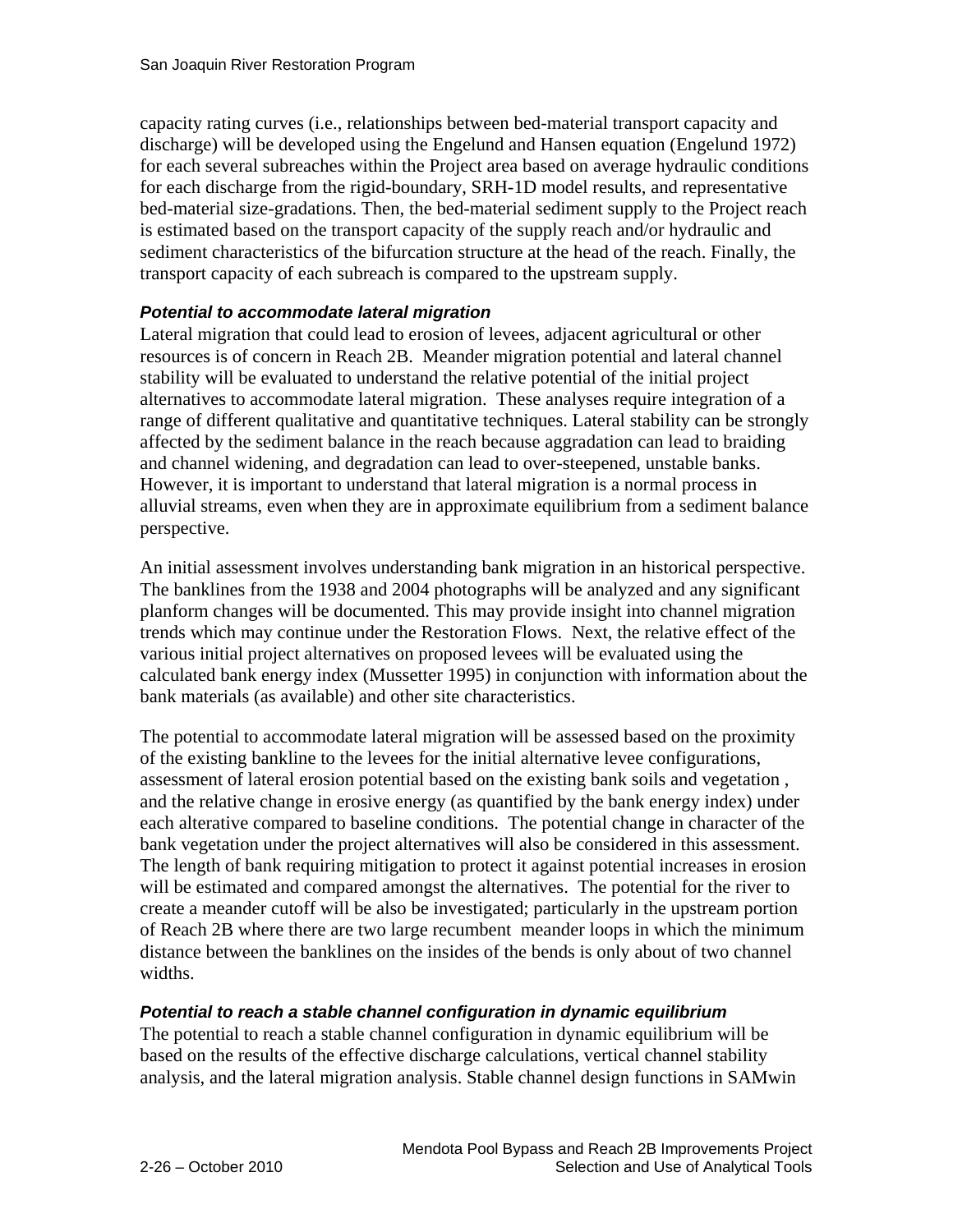capacity rating curves (i.e., relationships between bed-material transport capacity and discharge) will be developed using the Engelund and Hansen equation (Engelund 1972) for each several subreaches within the Project area based on average hydraulic conditions for each discharge from the rigid-boundary, SRH-1D model results, and representative bed-material size-gradations. Then, the bed-material sediment supply to the Project reach is estimated based on the transport capacity of the supply reach and/or hydraulic and sediment characteristics of the bifurcation structure at the head of the reach. Finally, the transport capacity of each subreach is compared to the upstream supply.

***Potential to accommodate lateral migration***

Lateral migration that could lead to erosion of levees, adjacent agricultural or other resources is of concern in Reach 2B. Meander migration potential and lateral channel stability will be evaluated to understand the relative potential of the initial project alternatives to accommodate lateral migration. These analyses require integration of a range of different qualitative and quantitative techniques. Lateral stability can be strongly affected by the sediment balance in the reach because aggradation can lead to braiding and channel widening, and degradation can lead to over-steepened, unstable banks. However, it is important to understand that lateral migration is a normal process in alluvial streams, even when they are in approximate equilibrium from a sediment balance perspective.

An initial assessment involves understanding bank migration in an historical perspective. The banklines from the 1938 and 2004 photographs will be analyzed and any significant planform changes will be documented. This may provide insight into channel migration trends which may continue under the Restoration Flows. Next, the relative effect of the various initial project alternatives on proposed levees will be evaluated using the calculated bank energy index (Mussetter 1995) in conjunction with information about the bank materials (as available) and other site characteristics.

The potential to accommodate lateral migration will be assessed based on the proximity of the existing bankline to the levees for the initial alternative levee configurations, assessment of lateral erosion potential based on the existing bank soils and vegetation , and the relative change in erosive energy (as quantified by the bank energy index) under each alterative compared to baseline conditions. The potential change in character of the bank vegetation under the project alternatives will also be considered in this assessment. The length of bank requiring mitigation to protect it against potential increases in erosion will be estimated and compared amongst the alternatives. The potential for the river to create a meander cutoff will be also be investigated; particularly in the upstream portion of Reach 2B where there are two large recumbent meander loops in which the minimum distance between the banklines on the insides of the bends is only about of two channel widths.

***Potential to reach a stable channel configuration in dynamic equilibrium***

The potential to reach a stable channel configuration in dynamic equilibrium will be based on the results of the effective discharge calculations, vertical channel stability analysis, and the lateral migration analysis. Stable channel design functions in SAMwin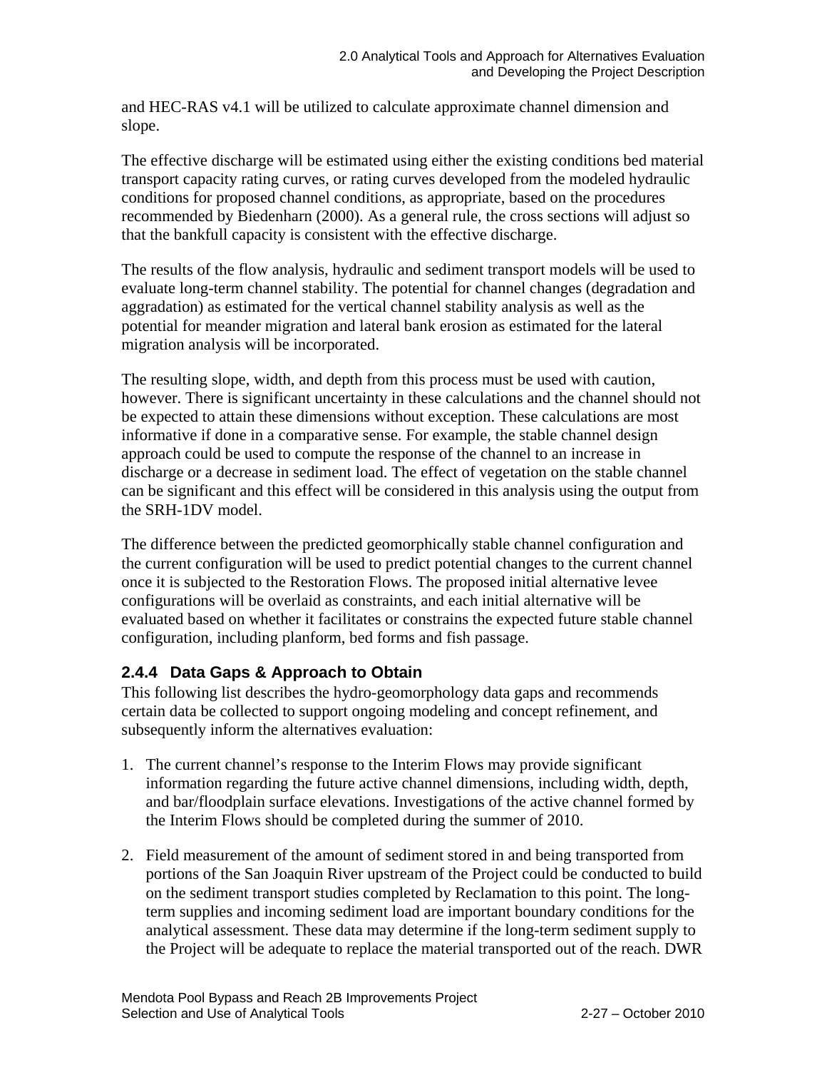and HEC-RAS v4.1 will be utilized to calculate approximate channel dimension and slope.

The effective discharge will be estimated using either the existing conditions bed material transport capacity rating curves, or rating curves developed from the modeled hydraulic conditions for proposed channel conditions, as appropriate, based on the procedures recommended by Biedenharn (2000). As a general rule, the cross sections will adjust so that the bankfull capacity is consistent with the effective discharge.

The results of the flow analysis, hydraulic and sediment transport models will be used to evaluate long-term channel stability. The potential for channel changes (degradation and aggradation) as estimated for the vertical channel stability analysis as well as the potential for meander migration and lateral bank erosion as estimated for the lateral migration analysis will be incorporated.

The resulting slope, width, and depth from this process must be used with caution, however. There is significant uncertainty in these calculations and the channel should not be expected to attain these dimensions without exception. These calculations are most informative if done in a comparative sense. For example, the stable channel design approach could be used to compute the response of the channel to an increase in discharge or a decrease in sediment load. The effect of vegetation on the stable channel can be significant and this effect will be considered in this analysis using the output from the SRH-1DV model.

The difference between the predicted geomorphically stable channel configuration and the current configuration will be used to predict potential changes to the current channel once it is subjected to the Restoration Flows. The proposed initial alternative levee configurations will be overlaid as constraints, and each initial alternative will be evaluated based on whether it facilitates or constrains the expected future stable channel configuration, including planform, bed forms and fish passage.

### 2.4.4 Data Gaps & Approach to Obtain

This following list describes the hydro-geomorphology data gaps and recommends certain data be collected to support ongoing modeling and concept refinement, and subsequently inform the alternatives evaluation:

1. The current channel's response to the Interim Flows may provide significant information regarding the future active channel dimensions, including width, depth, and bar/floodplain surface elevations. Investigations of the active channel formed by the Interim Flows should be completed during the summer of 2010.

2. Field measurement of the amount of sediment stored in and being transported from portions of the San Joaquin River upstream of the Project could be conducted to build on the sediment transport studies completed by Reclamation to this point. The long-term supplies and incoming sediment load are important boundary conditions for the analytical assessment. These data may determine if the long-term sediment supply to the Project will be adequate to replace the material transported out of the reach. DWR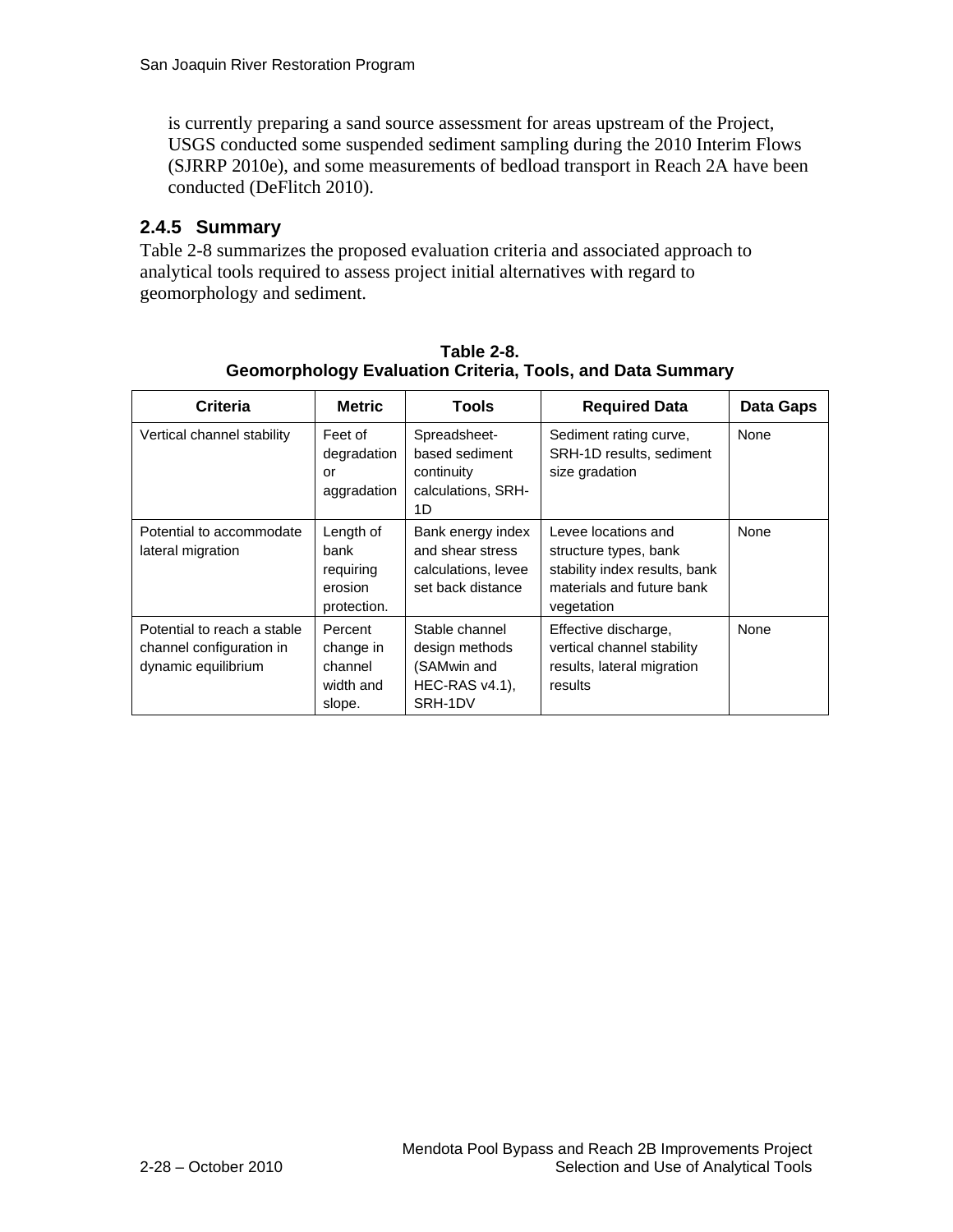is currently preparing a sand source assessment for areas upstream of the Project, USGS conducted some suspended sediment sampling during the 2010 Interim Flows (SJRRP 2010e), and some measurements of bedload transport in Reach 2A have been conducted (DeFlitch 2010).

### 2.4.5 Summary

Table 2-8 summarizes the proposed evaluation criteria and associated approach to analytical tools required to assess project initial alternatives with regard to geomorphology and sediment.

**Table 2-8.**
**Geomorphology Evaluation Criteria, Tools, and Data Summary**

| Criteria | Metric | Tools | Required Data | Data Gaps |
|---|---|---|---|---|
| Vertical channel stability | Feet of degradation or aggradation | Spreadsheet-based sediment continuity calculations, SRH-1D | Sediment rating curve, SRH-1D results, sediment size gradation | None |
| Potential to accommodate lateral migration | Length of bank requiring erosion protection. | Bank energy index and shear stress calculations, levee set back distance | Levee locations and structure types, bank stability index results, bank materials and future bank vegetation | None |
| Potential to reach a stable channel configuration in dynamic equilibrium | Percent change in channel width and slope. | Stable channel design methods (SAMwin and HEC-RAS v4.1), SRH-1DV | Effective discharge, vertical channel stability results, lateral migration results | None |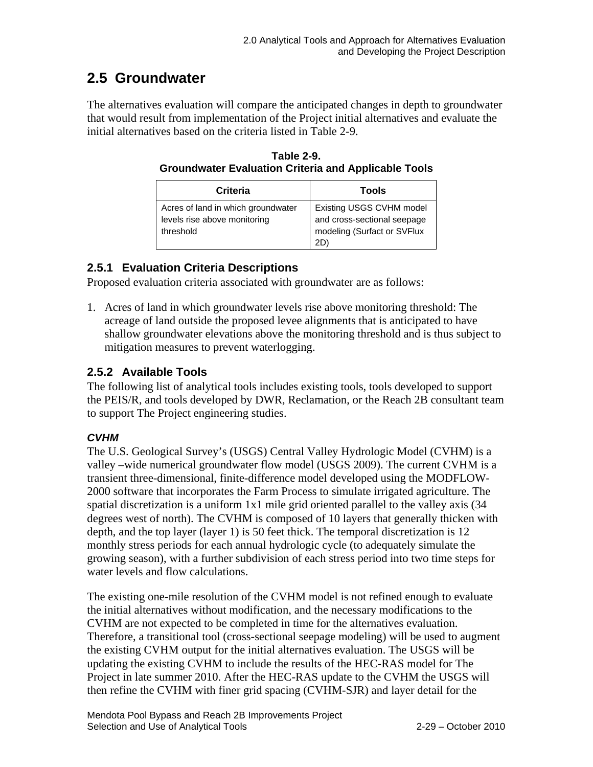## 2.5 Groundwater

The alternatives evaluation will compare the anticipated changes in depth to groundwater that would result from implementation of the Project initial alternatives and evaluate the initial alternatives based on the criteria listed in Table 2-9.

**Table 2-9.**
**Groundwater Evaluation Criteria and Applicable Tools**

| Criteria | Tools |
|---|---|
| Acres of land in which groundwater levels rise above monitoring threshold | Existing USGS CVHM model and cross-sectional seepage modeling (Surfact or SVFlux 2D) |

### 2.5.1 Evaluation Criteria Descriptions

Proposed evaluation criteria associated with groundwater are as follows:

1. Acres of land in which groundwater levels rise above monitoring threshold: The acreage of land outside the proposed levee alignments that is anticipated to have shallow groundwater elevations above the monitoring threshold and is thus subject to mitigation measures to prevent waterlogging.

### 2.5.2 Available Tools

The following list of analytical tools includes existing tools, tools developed to support the PEIS/R, and tools developed by DWR, Reclamation, or the Reach 2B consultant team to support The Project engineering studies.

***CVHM***

The U.S. Geological Survey's (USGS) Central Valley Hydrologic Model (CVHM) is a valley –wide numerical groundwater flow model (USGS 2009). The current CVHM is a transient three-dimensional, finite-difference model developed using the MODFLOW-2000 software that incorporates the Farm Process to simulate irrigated agriculture. The spatial discretization is a uniform 1x1 mile grid oriented parallel to the valley axis (34 degrees west of north). The CVHM is composed of 10 layers that generally thicken with depth, and the top layer (layer 1) is 50 feet thick. The temporal discretization is 12 monthly stress periods for each annual hydrologic cycle (to adequately simulate the growing season), with a further subdivision of each stress period into two time steps for water levels and flow calculations.

The existing one-mile resolution of the CVHM model is not refined enough to evaluate the initial alternatives without modification, and the necessary modifications to the CVHM are not expected to be completed in time for the alternatives evaluation. Therefore, a transitional tool (cross-sectional seepage modeling) will be used to augment the existing CVHM output for the initial alternatives evaluation. The USGS will be updating the existing CVHM to include the results of the HEC-RAS model for The Project in late summer 2010. After the HEC-RAS update to the CVHM the USGS will then refine the CVHM with finer grid spacing (CVHM-SJR) and layer detail for the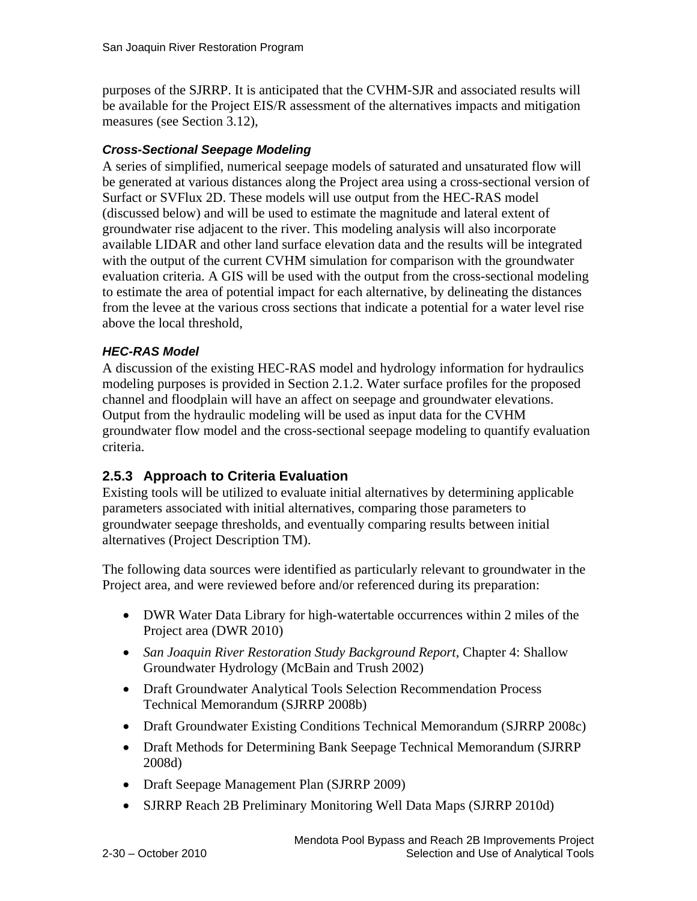purposes of the SJRRP. It is anticipated that the CVHM-SJR and associated results will be available for the Project EIS/R assessment of the alternatives impacts and mitigation measures (see Section 3.12),

#### *Cross-Sectional Seepage Modeling*

A series of simplified, numerical seepage models of saturated and unsaturated flow will be generated at various distances along the Project area using a cross-sectional version of Surfact or SVFlux 2D. These models will use output from the HEC-RAS model (discussed below) and will be used to estimate the magnitude and lateral extent of groundwater rise adjacent to the river. This modeling analysis will also incorporate available LIDAR and other land surface elevation data and the results will be integrated with the output of the current CVHM simulation for comparison with the groundwater evaluation criteria. A GIS will be used with the output from the cross-sectional modeling to estimate the area of potential impact for each alternative, by delineating the distances from the levee at the various cross sections that indicate a potential for a water level rise above the local threshold,

#### *HEC-RAS Model*

A discussion of the existing HEC-RAS model and hydrology information for hydraulics modeling purposes is provided in Section 2.1.2. Water surface profiles for the proposed channel and floodplain will have an affect on seepage and groundwater elevations. Output from the hydraulic modeling will be used as input data for the CVHM groundwater flow model and the cross-sectional seepage modeling to quantify evaluation criteria.

### 2.5.3 Approach to Criteria Evaluation

Existing tools will be utilized to evaluate initial alternatives by determining applicable parameters associated with initial alternatives, comparing those parameters to groundwater seepage thresholds, and eventually comparing results between initial alternatives (Project Description TM).

The following data sources were identified as particularly relevant to groundwater in the Project area, and were reviewed before and/or referenced during its preparation:

- DWR Water Data Library for high-watertable occurrences within 2 miles of the Project area (DWR 2010)
- *San Joaquin River Restoration Study Background Report*, Chapter 4: Shallow Groundwater Hydrology (McBain and Trush 2002)
- Draft Groundwater Analytical Tools Selection Recommendation Process Technical Memorandum (SJRRP 2008b)
- Draft Groundwater Existing Conditions Technical Memorandum (SJRRP 2008c)
- Draft Methods for Determining Bank Seepage Technical Memorandum (SJRRP 2008d)
- Draft Seepage Management Plan (SJRRP 2009)
- SJRRP Reach 2B Preliminary Monitoring Well Data Maps (SJRRP 2010d)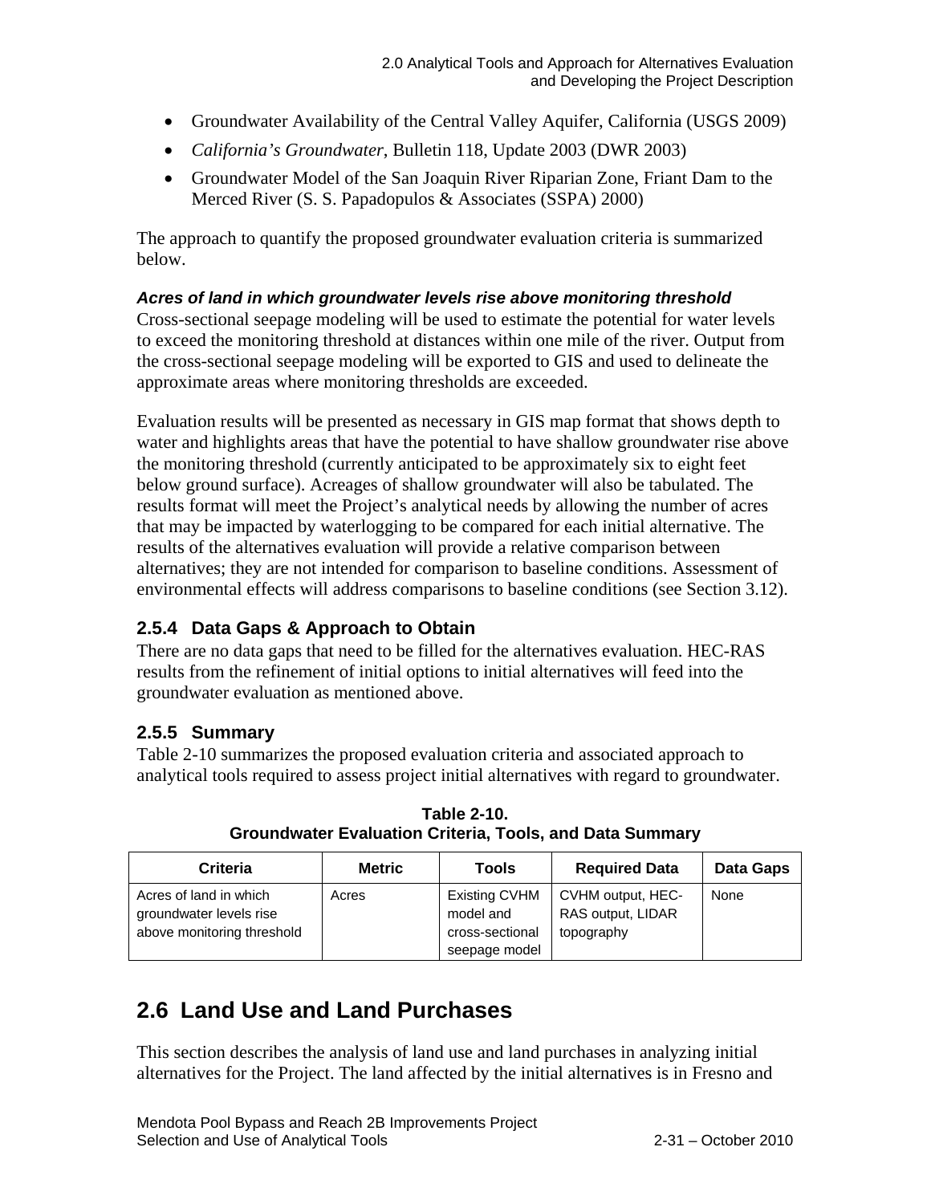- Groundwater Availability of the Central Valley Aquifer, California (USGS 2009)
- *California's Groundwater*, Bulletin 118, Update 2003 (DWR 2003)
- Groundwater Model of the San Joaquin River Riparian Zone, Friant Dam to the Merced River (S. S. Papadopulos & Associates (SSPA) 2000)

The approach to quantify the proposed groundwater evaluation criteria is summarized below.

***Acres of land in which groundwater levels rise above monitoring threshold***
Cross-sectional seepage modeling will be used to estimate the potential for water levels to exceed the monitoring threshold at distances within one mile of the river. Output from the cross-sectional seepage modeling will be exported to GIS and used to delineate the approximate areas where monitoring thresholds are exceeded.

Evaluation results will be presented as necessary in GIS map format that shows depth to water and highlights areas that have the potential to have shallow groundwater rise above the monitoring threshold (currently anticipated to be approximately six to eight feet below ground surface). Acreages of shallow groundwater will also be tabulated. The results format will meet the Project's analytical needs by allowing the number of acres that may be impacted by waterlogging to be compared for each initial alternative. The results of the alternatives evaluation will provide a relative comparison between alternatives; they are not intended for comparison to baseline conditions. Assessment of environmental effects will address comparisons to baseline conditions (see Section 3.12).

### 2.5.4 Data Gaps & Approach to Obtain

There are no data gaps that need to be filled for the alternatives evaluation. HEC-RAS results from the refinement of initial options to initial alternatives will feed into the groundwater evaluation as mentioned above.

### 2.5.5 Summary

Table 2-10 summarizes the proposed evaluation criteria and associated approach to analytical tools required to assess project initial alternatives with regard to groundwater.

**Table 2-10.**
**Groundwater Evaluation Criteria, Tools, and Data Summary**

| Criteria | Metric | Tools | Required Data | Data Gaps |
|---|---|---|---|---|
| Acres of land in which groundwater levels rise above monitoring threshold | Acres | Existing CVHM model and cross-sectional seepage model | CVHM output, HEC-RAS output, LIDAR topography | None |

## 2.6 Land Use and Land Purchases

This section describes the analysis of land use and land purchases in analyzing initial alternatives for the Project. The land affected by the initial alternatives is in Fresno and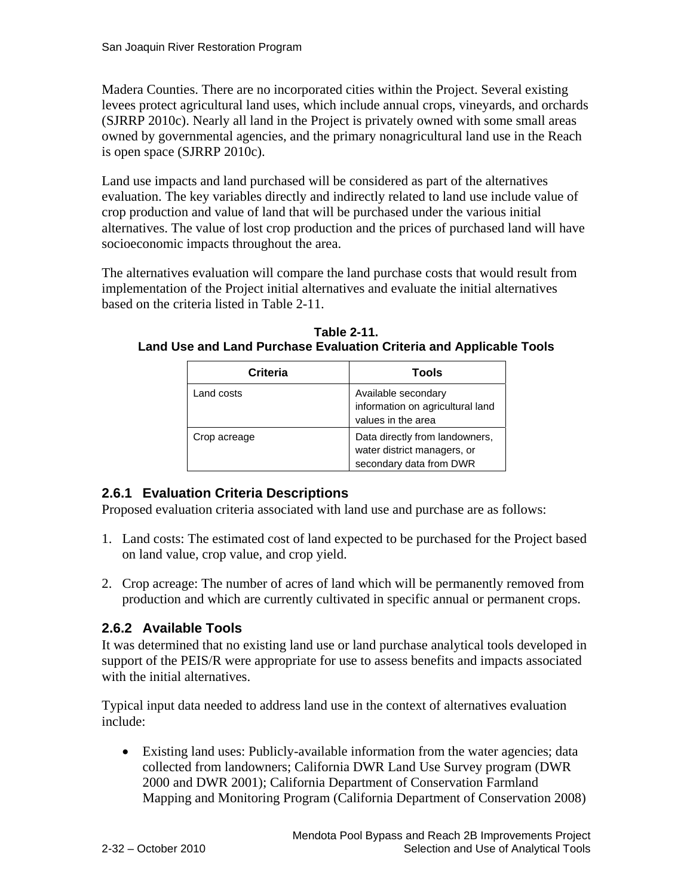Madera Counties. There are no incorporated cities within the Project. Several existing levees protect agricultural land uses, which include annual crops, vineyards, and orchards (SJRRP 2010c). Nearly all land in the Project is privately owned with some small areas owned by governmental agencies, and the primary nonagricultural land use in the Reach is open space (SJRRP 2010c).

Land use impacts and land purchased will be considered as part of the alternatives evaluation. The key variables directly and indirectly related to land use include value of crop production and value of land that will be purchased under the various initial alternatives. The value of lost crop production and the prices of purchased land will have socioeconomic impacts throughout the area.

The alternatives evaluation will compare the land purchase costs that would result from implementation of the Project initial alternatives and evaluate the initial alternatives based on the criteria listed in Table 2-11.

**Table 2-11.**
**Land Use and Land Purchase Evaluation Criteria and Applicable Tools**

| Criteria | Tools |
|---|---|
| Land costs | Available secondary information on agricultural land values in the area |
| Crop acreage | Data directly from landowners, water district managers, or secondary data from DWR |

### 2.6.1 Evaluation Criteria Descriptions

Proposed evaluation criteria associated with land use and purchase are as follows:

1. Land costs: The estimated cost of land expected to be purchased for the Project based on land value, crop value, and crop yield.
2. Crop acreage: The number of acres of land which will be permanently removed from production and which are currently cultivated in specific annual or permanent crops.

### 2.6.2 Available Tools

It was determined that no existing land use or land purchase analytical tools developed in support of the PEIS/R were appropriate for use to assess benefits and impacts associated with the initial alternatives.

Typical input data needed to address land use in the context of alternatives evaluation include:

- Existing land uses: Publicly-available information from the water agencies; data collected from landowners; California DWR Land Use Survey program (DWR 2000 and DWR 2001); California Department of Conservation Farmland Mapping and Monitoring Program (California Department of Conservation 2008)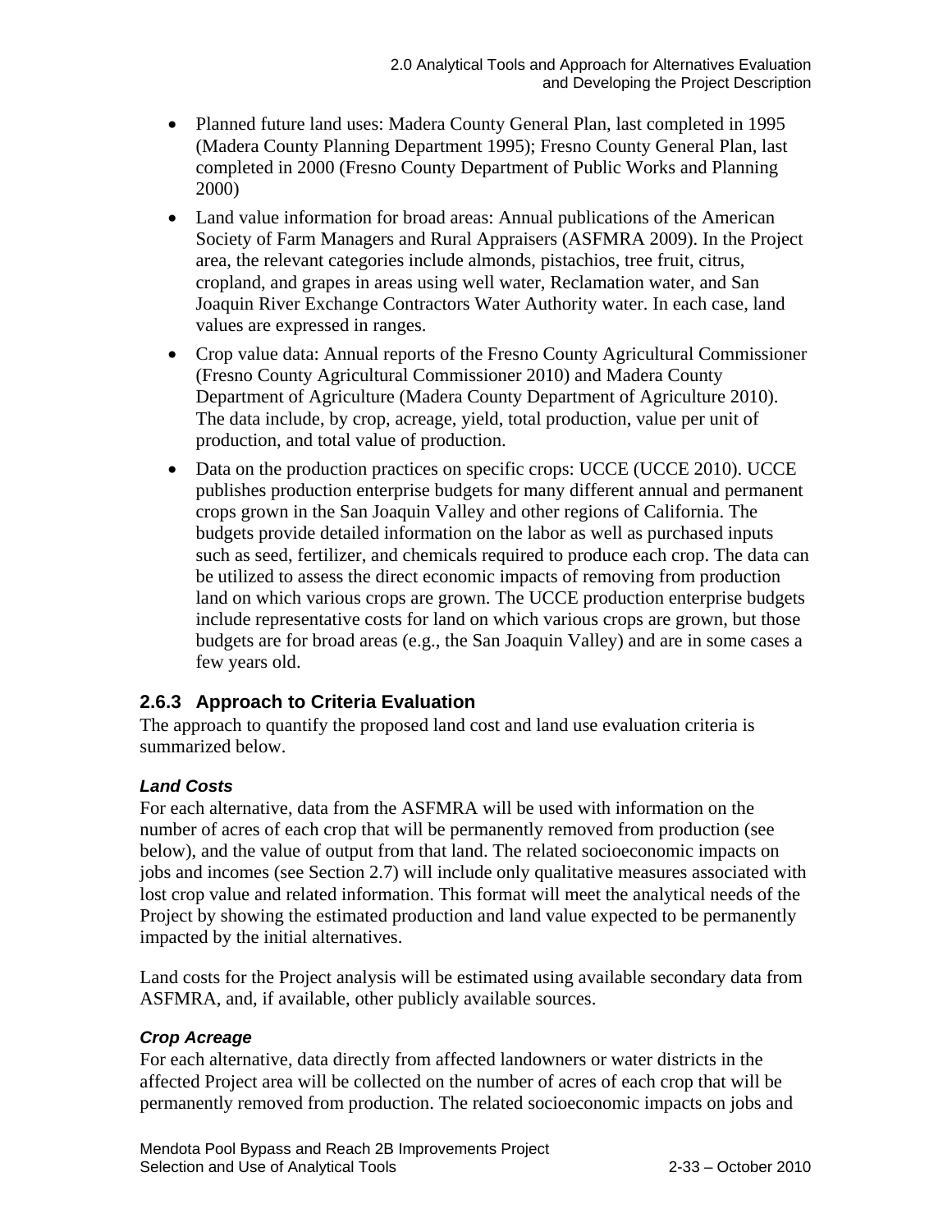- Planned future land uses: Madera County General Plan, last completed in 1995 (Madera County Planning Department 1995); Fresno County General Plan, last completed in 2000 (Fresno County Department of Public Works and Planning 2000)
- Land value information for broad areas: Annual publications of the American Society of Farm Managers and Rural Appraisers (ASFMRA 2009). In the Project area, the relevant categories include almonds, pistachios, tree fruit, citrus, cropland, and grapes in areas using well water, Reclamation water, and San Joaquin River Exchange Contractors Water Authority water. In each case, land values are expressed in ranges.
- Crop value data: Annual reports of the Fresno County Agricultural Commissioner (Fresno County Agricultural Commissioner 2010) and Madera County Department of Agriculture (Madera County Department of Agriculture 2010). The data include, by crop, acreage, yield, total production, value per unit of production, and total value of production.
- Data on the production practices on specific crops: UCCE (UCCE 2010). UCCE publishes production enterprise budgets for many different annual and permanent crops grown in the San Joaquin Valley and other regions of California. The budgets provide detailed information on the labor as well as purchased inputs such as seed, fertilizer, and chemicals required to produce each crop. The data can be utilized to assess the direct economic impacts of removing from production land on which various crops are grown. The UCCE production enterprise budgets include representative costs for land on which various crops are grown, but those budgets are for broad areas (e.g., the San Joaquin Valley) and are in some cases a few years old.

### 2.6.3 Approach to Criteria Evaluation

The approach to quantify the proposed land cost and land use evaluation criteria is summarized below.

#### *Land Costs*

For each alternative, data from the ASFMRA will be used with information on the number of acres of each crop that will be permanently removed from production (see below), and the value of output from that land. The related socioeconomic impacts on jobs and incomes (see Section 2.7) will include only qualitative measures associated with lost crop value and related information. This format will meet the analytical needs of the Project by showing the estimated production and land value expected to be permanently impacted by the initial alternatives.

Land costs for the Project analysis will be estimated using available secondary data from ASFMRA, and, if available, other publicly available sources.

#### *Crop Acreage*

For each alternative, data directly from affected landowners or water districts in the affected Project area will be collected on the number of acres of each crop that will be permanently removed from production. The related socioeconomic impacts on jobs and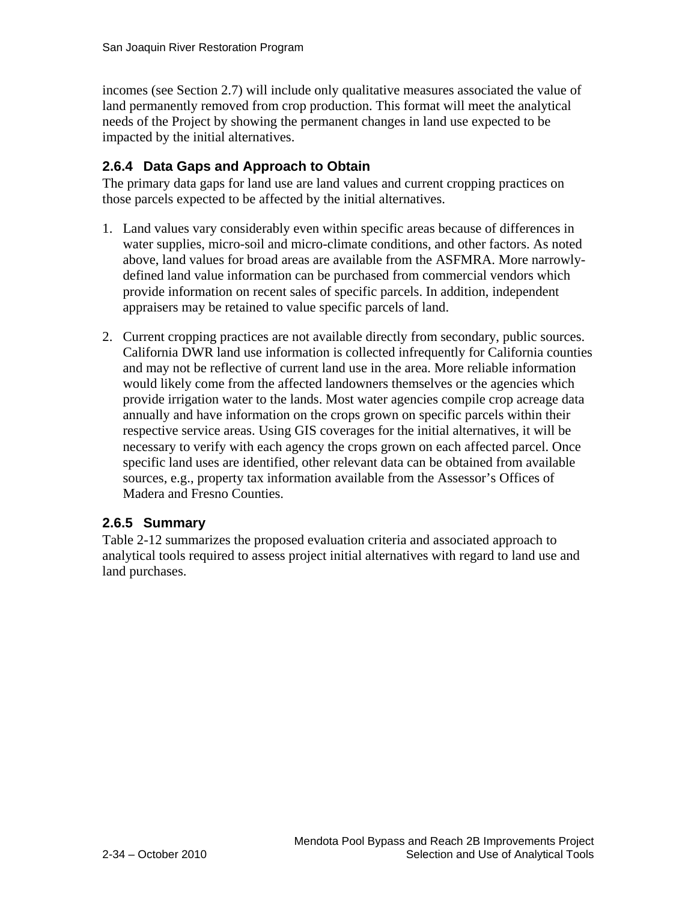incomes (see Section 2.7) will include only qualitative measures associated the value of land permanently removed from crop production. This format will meet the analytical needs of the Project by showing the permanent changes in land use expected to be impacted by the initial alternatives.

### 2.6.4 Data Gaps and Approach to Obtain

The primary data gaps for land use are land values and current cropping practices on those parcels expected to be affected by the initial alternatives.

1. Land values vary considerably even within specific areas because of differences in water supplies, micro-soil and micro-climate conditions, and other factors. As noted above, land values for broad areas are available from the ASFMRA. More narrowly-defined land value information can be purchased from commercial vendors which provide information on recent sales of specific parcels. In addition, independent appraisers may be retained to value specific parcels of land.

2. Current cropping practices are not available directly from secondary, public sources. California DWR land use information is collected infrequently for California counties and may not be reflective of current land use in the area. More reliable information would likely come from the affected landowners themselves or the agencies which provide irrigation water to the lands. Most water agencies compile crop acreage data annually and have information on the crops grown on specific parcels within their respective service areas. Using GIS coverages for the initial alternatives, it will be necessary to verify with each agency the crops grown on each affected parcel. Once specific land uses are identified, other relevant data can be obtained from available sources, e.g., property tax information available from the Assessor's Offices of Madera and Fresno Counties.

### 2.6.5 Summary

Table 2-12 summarizes the proposed evaluation criteria and associated approach to analytical tools required to assess project initial alternatives with regard to land use and land purchases.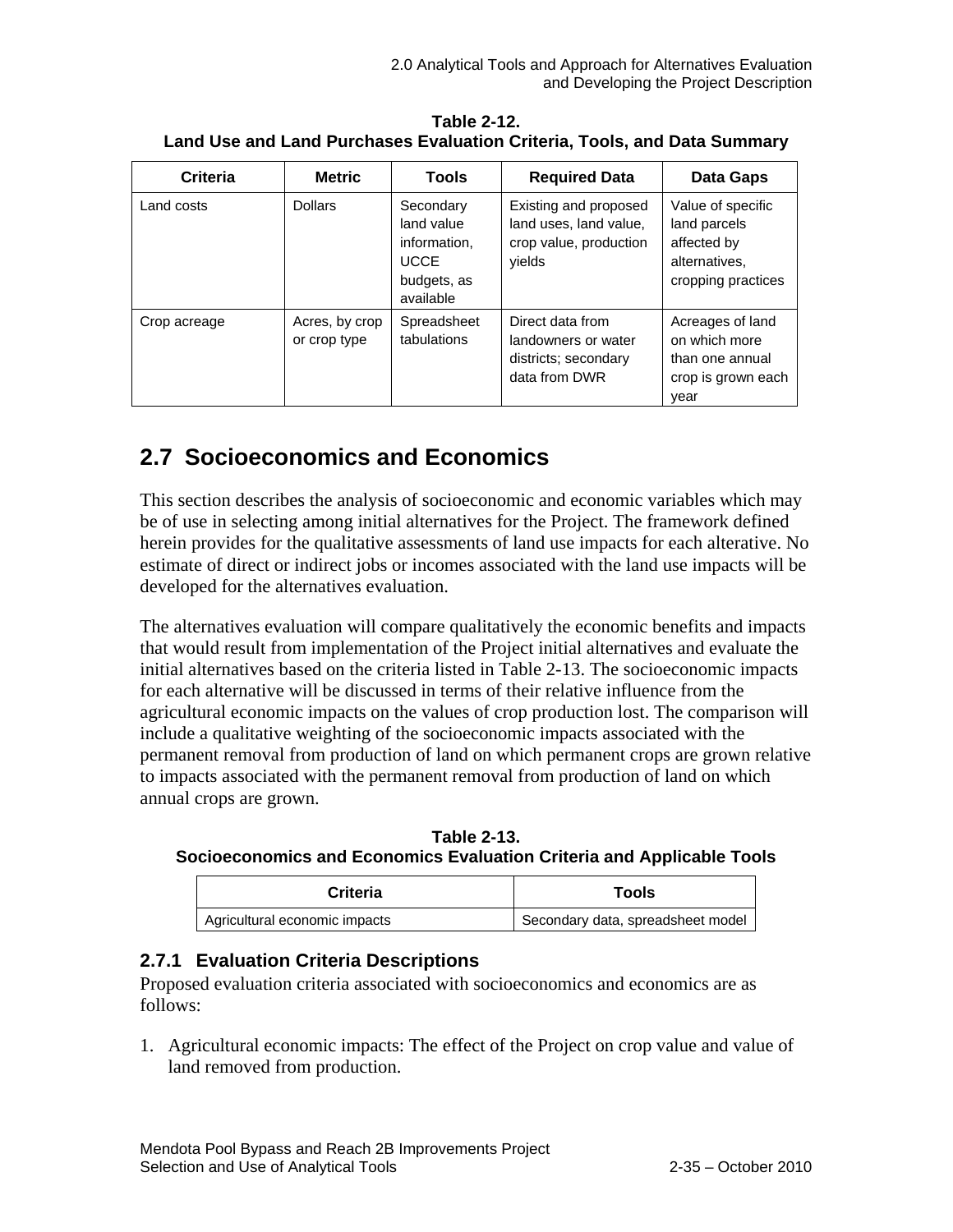**Table 2-12.**
**Land Use and Land Purchases Evaluation Criteria, Tools, and Data Summary**

| Criteria | Metric | Tools | Required Data | Data Gaps |
|---|---|---|---|---|
| Land costs | Dollars | Secondary land value information, UCCE budgets, as available | Existing and proposed land uses, land value, crop value, production yields | Value of specific land parcels affected by alternatives, cropping practices |
| Crop acreage | Acres, by crop or crop type | Spreadsheet tabulations | Direct data from landowners or water districts; secondary data from DWR | Acreages of land on which more than one annual crop is grown each year |

## 2.7 Socioeconomics and Economics

This section describes the analysis of socioeconomic and economic variables which may be of use in selecting among initial alternatives for the Project. The framework defined herein provides for the qualitative assessments of land use impacts for each alterative. No estimate of direct or indirect jobs or incomes associated with the land use impacts will be developed for the alternatives evaluation.

The alternatives evaluation will compare qualitatively the economic benefits and impacts that would result from implementation of the Project initial alternatives and evaluate the initial alternatives based on the criteria listed in Table 2-13. The socioeconomic impacts for each alternative will be discussed in terms of their relative influence from the agricultural economic impacts on the values of crop production lost. The comparison will include a qualitative weighting of the socioeconomic impacts associated with the permanent removal from production of land on which permanent crops are grown relative to impacts associated with the permanent removal from production of land on which annual crops are grown.

**Table 2-13.**
**Socioeconomics and Economics Evaluation Criteria and Applicable Tools**

| Criteria | Tools |
|---|---|
| Agricultural economic impacts | Secondary data, spreadsheet model |

### 2.7.1 Evaluation Criteria Descriptions

Proposed evaluation criteria associated with socioeconomics and economics are as follows:

1. Agricultural economic impacts: The effect of the Project on crop value and value of land removed from production.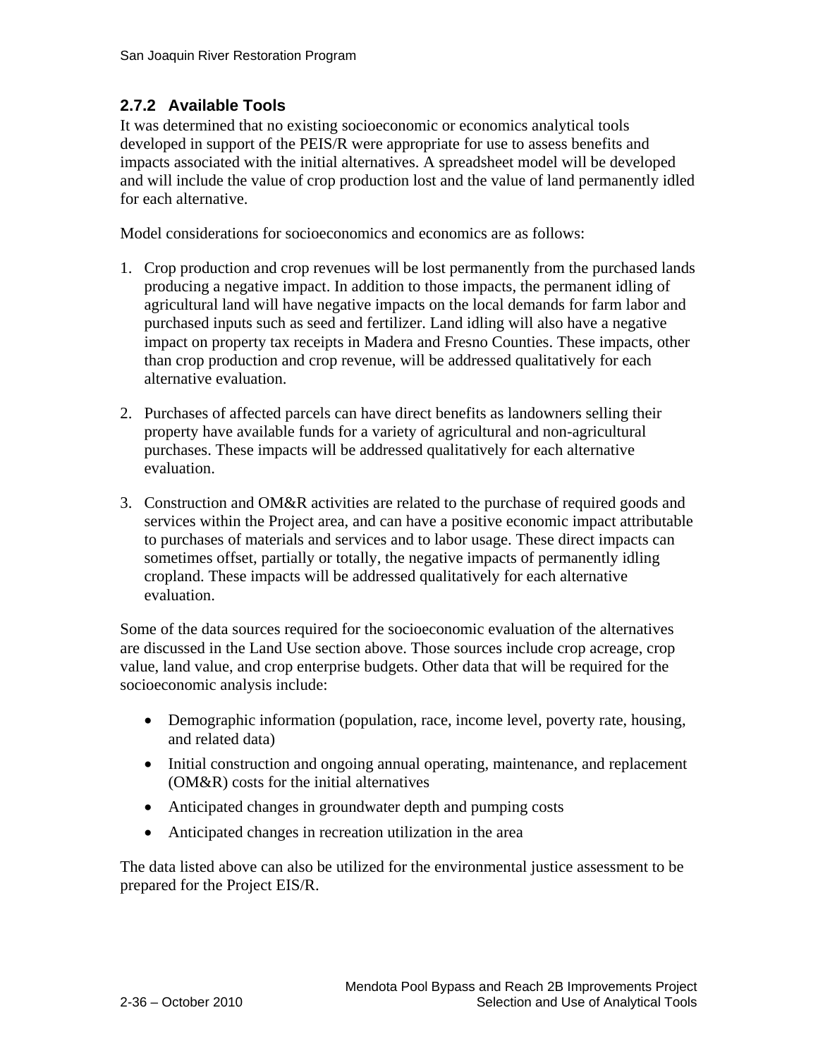### 2.7.2 Available Tools

It was determined that no existing socioeconomic or economics analytical tools developed in support of the PEIS/R were appropriate for use to assess benefits and impacts associated with the initial alternatives. A spreadsheet model will be developed and will include the value of crop production lost and the value of land permanently idled for each alternative.

Model considerations for socioeconomics and economics are as follows:

1. Crop production and crop revenues will be lost permanently from the purchased lands producing a negative impact. In addition to those impacts, the permanent idling of agricultural land will have negative impacts on the local demands for farm labor and purchased inputs such as seed and fertilizer. Land idling will also have a negative impact on property tax receipts in Madera and Fresno Counties. These impacts, other than crop production and crop revenue, will be addressed qualitatively for each alternative evaluation.

2. Purchases of affected parcels can have direct benefits as landowners selling their property have available funds for a variety of agricultural and non-agricultural purchases. These impacts will be addressed qualitatively for each alternative evaluation.

3. Construction and OM&R activities are related to the purchase of required goods and services within the Project area, and can have a positive economic impact attributable to purchases of materials and services and to labor usage. These direct impacts can sometimes offset, partially or totally, the negative impacts of permanently idling cropland. These impacts will be addressed qualitatively for each alternative evaluation.

Some of the data sources required for the socioeconomic evaluation of the alternatives are discussed in the Land Use section above. Those sources include crop acreage, crop value, land value, and crop enterprise budgets. Other data that will be required for the socioeconomic analysis include:

- Demographic information (population, race, income level, poverty rate, housing, and related data)
- Initial construction and ongoing annual operating, maintenance, and replacement (OM&R) costs for the initial alternatives
- Anticipated changes in groundwater depth and pumping costs
- Anticipated changes in recreation utilization in the area

The data listed above can also be utilized for the environmental justice assessment to be prepared for the Project EIS/R.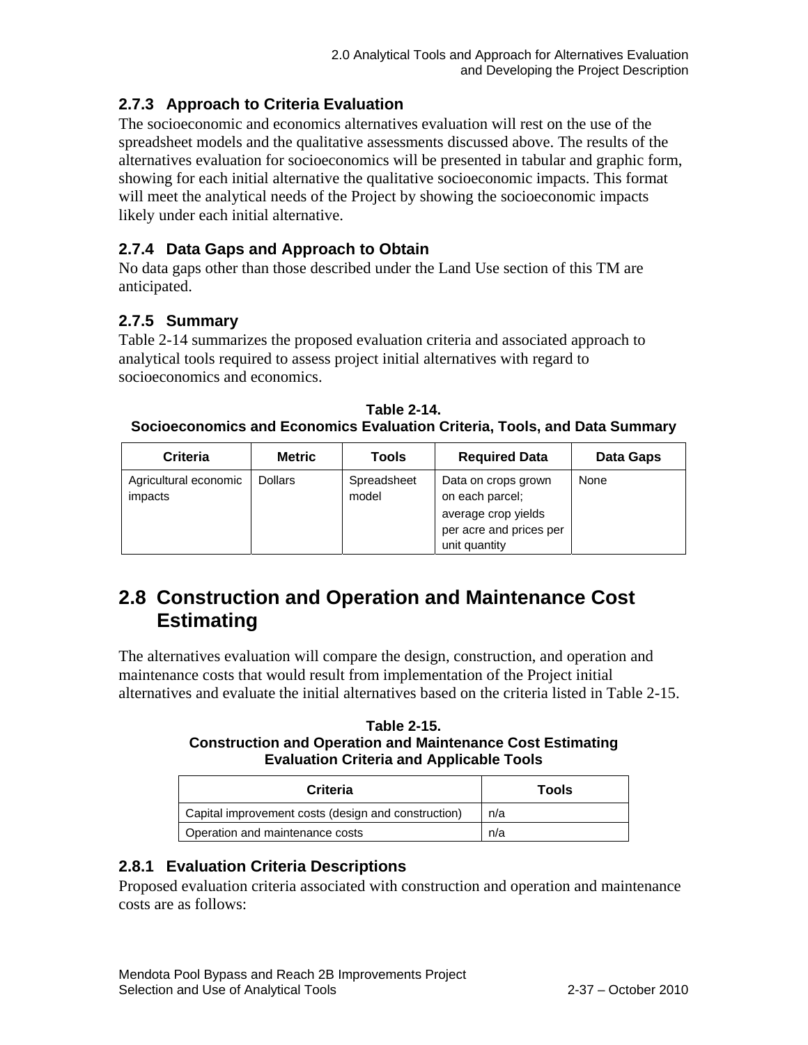### 2.7.3 Approach to Criteria Evaluation

The socioeconomic and economics alternatives evaluation will rest on the use of the spreadsheet models and the qualitative assessments discussed above. The results of the alternatives evaluation for socioeconomics will be presented in tabular and graphic form, showing for each initial alternative the qualitative socioeconomic impacts. This format will meet the analytical needs of the Project by showing the socioeconomic impacts likely under each initial alternative.

### 2.7.4 Data Gaps and Approach to Obtain

No data gaps other than those described under the Land Use section of this TM are anticipated.

### 2.7.5 Summary

Table 2-14 summarizes the proposed evaluation criteria and associated approach to analytical tools required to assess project initial alternatives with regard to socioeconomics and economics.

**Table 2-14.**
**Socioeconomics and Economics Evaluation Criteria, Tools, and Data Summary**

| Criteria | Metric | Tools | Required Data | Data Gaps |
|---|---|---|---|---|
| Agricultural economic impacts | Dollars | Spreadsheet model | Data on crops grown on each parcel; average crop yields per acre and prices per unit quantity | None |

## 2.8 Construction and Operation and Maintenance Cost Estimating

The alternatives evaluation will compare the design, construction, and operation and maintenance costs that would result from implementation of the Project initial alternatives and evaluate the initial alternatives based on the criteria listed in Table 2-15.

**Table 2-15.**
**Construction and Operation and Maintenance Cost Estimating Evaluation Criteria and Applicable Tools**

| Criteria | Tools |
|---|---|
| Capital improvement costs (design and construction) | n/a |
| Operation and maintenance costs | n/a |

### 2.8.1 Evaluation Criteria Descriptions

Proposed evaluation criteria associated with construction and operation and maintenance costs are as follows: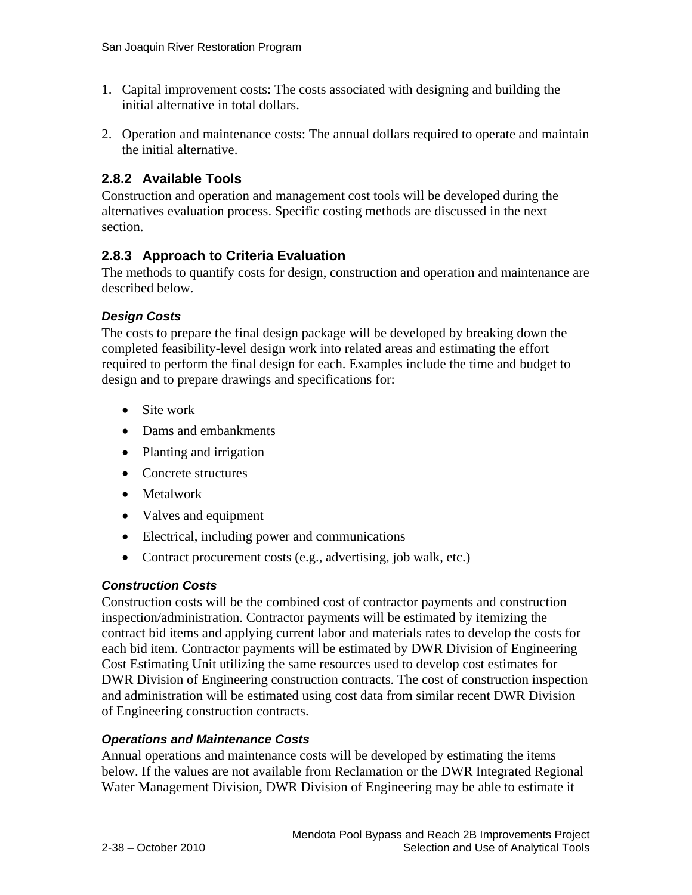1. Capital improvement costs: The costs associated with designing and building the initial alternative in total dollars.

2. Operation and maintenance costs: The annual dollars required to operate and maintain the initial alternative.

### 2.8.2 Available Tools

Construction and operation and management cost tools will be developed during the alternatives evaluation process. Specific costing methods are discussed in the next section.

### 2.8.3 Approach to Criteria Evaluation

The methods to quantify costs for design, construction and operation and maintenance are described below.

#### *Design Costs*

The costs to prepare the final design package will be developed by breaking down the completed feasibility-level design work into related areas and estimating the effort required to perform the final design for each. Examples include the time and budget to design and to prepare drawings and specifications for:

- Site work
- Dams and embankments
- Planting and irrigation
- Concrete structures
- Metalwork
- Valves and equipment
- Electrical, including power and communications
- Contract procurement costs (e.g., advertising, job walk, etc.)

#### *Construction Costs*

Construction costs will be the combined cost of contractor payments and construction inspection/administration. Contractor payments will be estimated by itemizing the contract bid items and applying current labor and materials rates to develop the costs for each bid item. Contractor payments will be estimated by DWR Division of Engineering Cost Estimating Unit utilizing the same resources used to develop cost estimates for DWR Division of Engineering construction contracts. The cost of construction inspection and administration will be estimated using cost data from similar recent DWR Division of Engineering construction contracts.

#### *Operations and Maintenance Costs*

Annual operations and maintenance costs will be developed by estimating the items below. If the values are not available from Reclamation or the DWR Integrated Regional Water Management Division, DWR Division of Engineering may be able to estimate it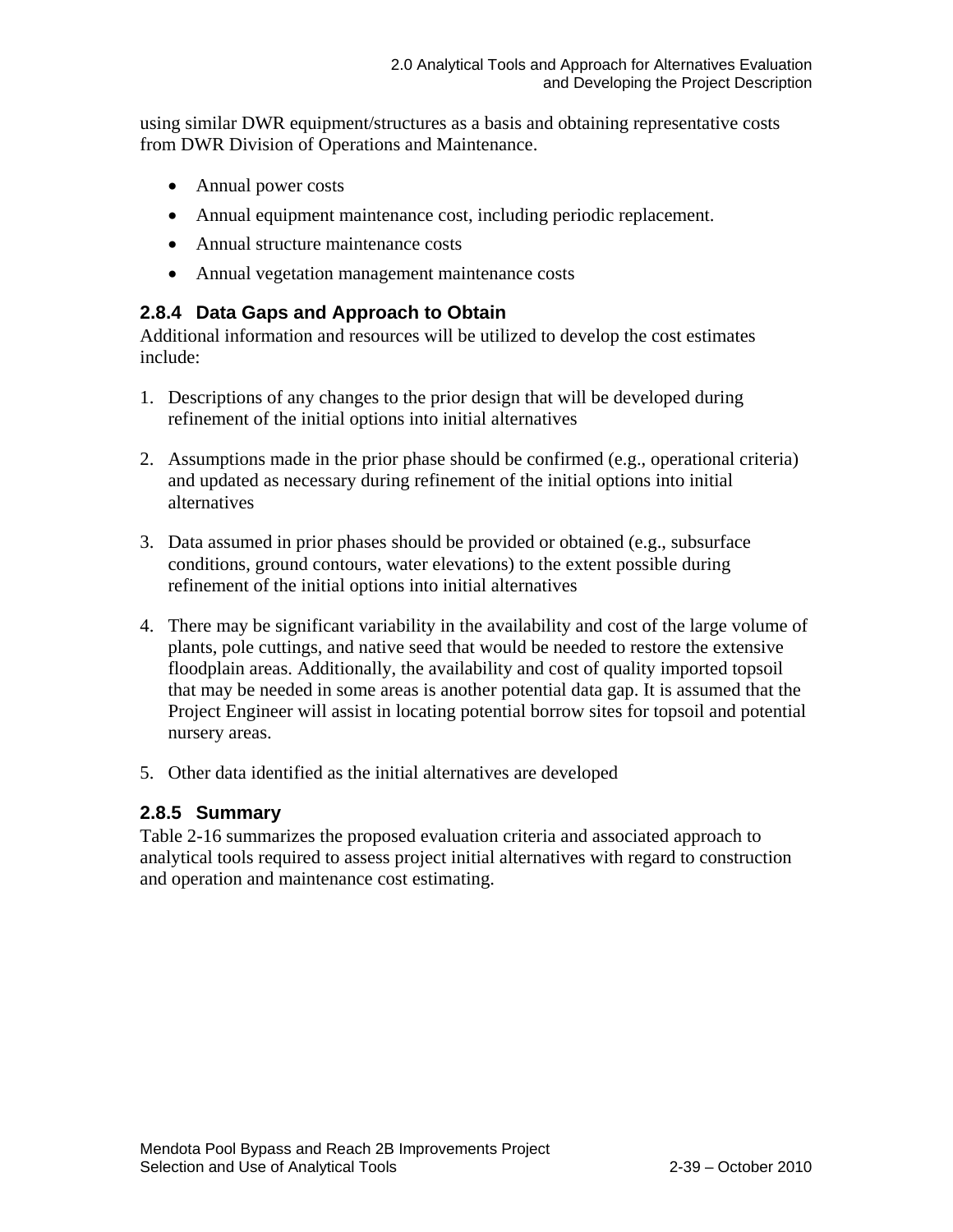using similar DWR equipment/structures as a basis and obtaining representative costs from DWR Division of Operations and Maintenance.

- Annual power costs
- Annual equipment maintenance cost, including periodic replacement.
- Annual structure maintenance costs
- Annual vegetation management maintenance costs

### 2.8.4 Data Gaps and Approach to Obtain

Additional information and resources will be utilized to develop the cost estimates include:

1. Descriptions of any changes to the prior design that will be developed during refinement of the initial options into initial alternatives
2. Assumptions made in the prior phase should be confirmed (e.g., operational criteria) and updated as necessary during refinement of the initial options into initial alternatives
3. Data assumed in prior phases should be provided or obtained (e.g., subsurface conditions, ground contours, water elevations) to the extent possible during refinement of the initial options into initial alternatives
4. There may be significant variability in the availability and cost of the large volume of plants, pole cuttings, and native seed that would be needed to restore the extensive floodplain areas. Additionally, the availability and cost of quality imported topsoil that may be needed in some areas is another potential data gap. It is assumed that the Project Engineer will assist in locating potential borrow sites for topsoil and potential nursery areas.
5. Other data identified as the initial alternatives are developed

### 2.8.5 Summary

Table 2-16 summarizes the proposed evaluation criteria and associated approach to analytical tools required to assess project initial alternatives with regard to construction and operation and maintenance cost estimating.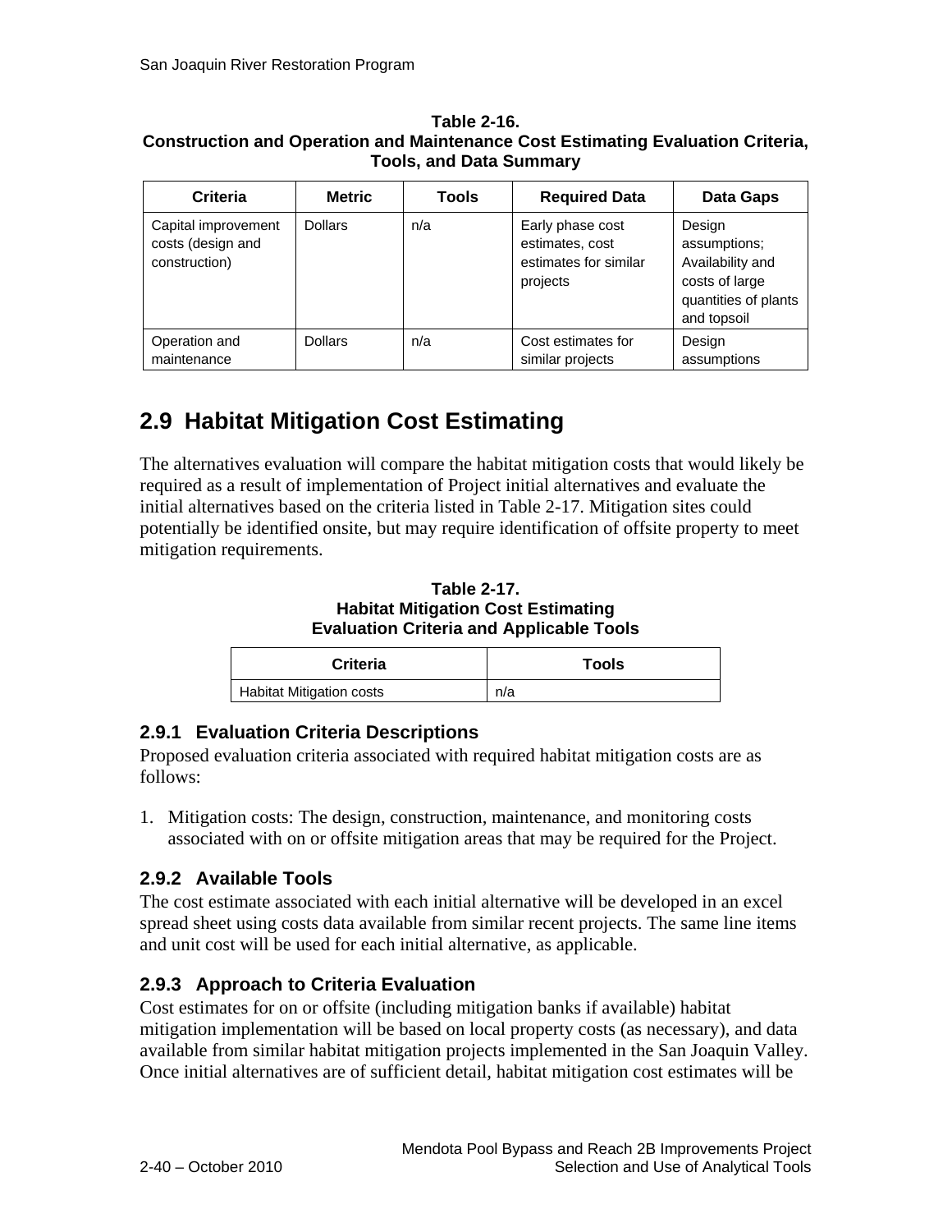**Table 2-16.**
**Construction and Operation and Maintenance Cost Estimating Evaluation Criteria, Tools, and Data Summary**

| Criteria | Metric | Tools | Required Data | Data Gaps |
|---|---|---|---|---|
| Capital improvement costs (design and construction) | Dollars | n/a | Early phase cost estimates, cost estimates for similar projects | Design assumptions; Availability and costs of large quantities of plants and topsoil |
| Operation and maintenance | Dollars | n/a | Cost estimates for similar projects | Design assumptions |

## 2.9 Habitat Mitigation Cost Estimating

The alternatives evaluation will compare the habitat mitigation costs that would likely be required as a result of implementation of Project initial alternatives and evaluate the initial alternatives based on the criteria listed in Table 2-17. Mitigation sites could potentially be identified onsite, but may require identification of offsite property to meet mitigation requirements.

**Table 2-17.**
**Habitat Mitigation Cost Estimating**
**Evaluation Criteria and Applicable Tools**

| Criteria | Tools |
|---|---|
| Habitat Mitigation costs | n/a |

### 2.9.1 Evaluation Criteria Descriptions

Proposed evaluation criteria associated with required habitat mitigation costs are as follows:

1. Mitigation costs: The design, construction, maintenance, and monitoring costs associated with on or offsite mitigation areas that may be required for the Project.

### 2.9.2 Available Tools

The cost estimate associated with each initial alternative will be developed in an excel spread sheet using costs data available from similar recent projects. The same line items and unit cost will be used for each initial alternative, as applicable.

### 2.9.3 Approach to Criteria Evaluation

Cost estimates for on or offsite (including mitigation banks if available) habitat mitigation implementation will be based on local property costs (as necessary), and data available from similar habitat mitigation projects implemented in the San Joaquin Valley. Once initial alternatives are of sufficient detail, habitat mitigation cost estimates will be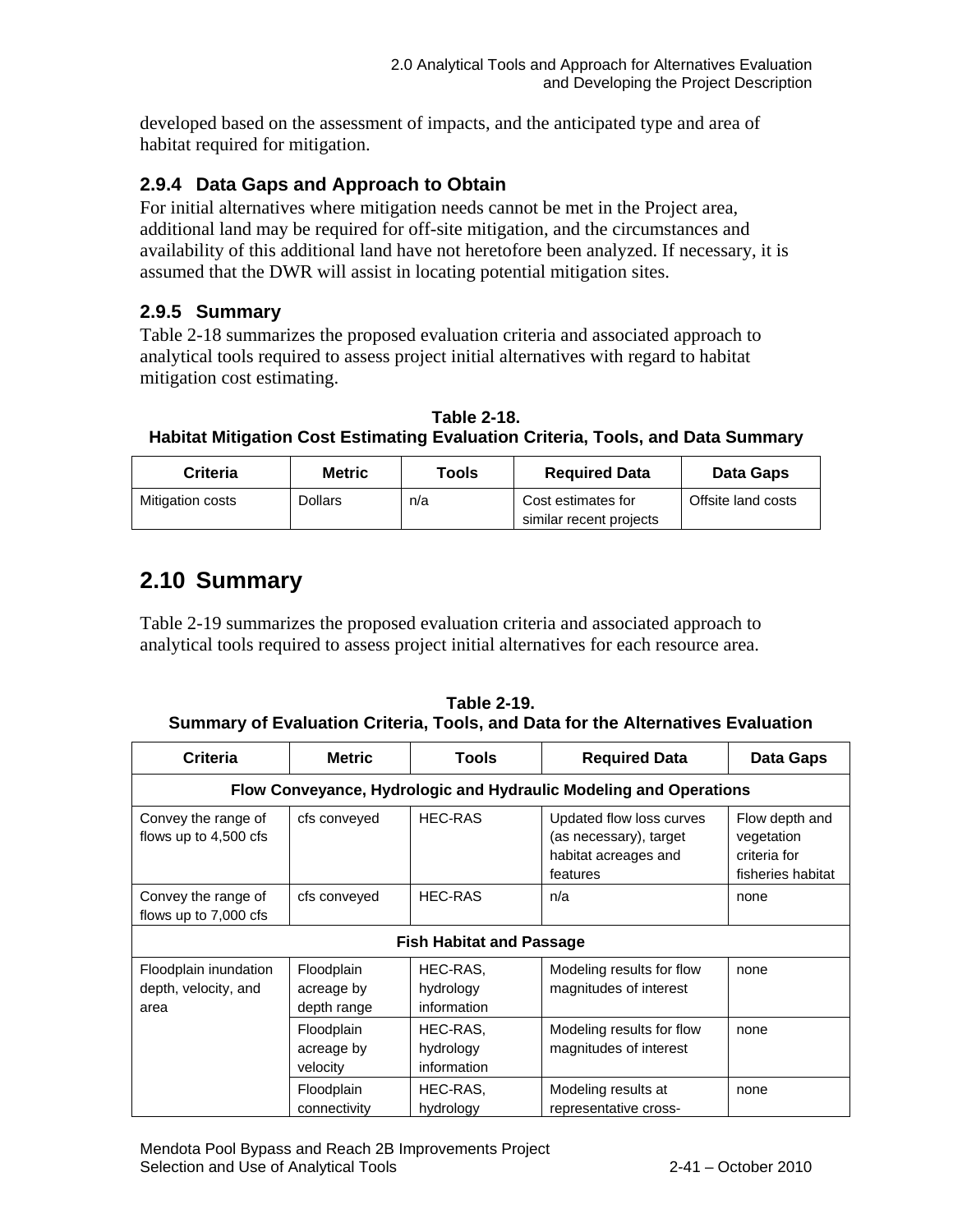developed based on the assessment of impacts, and the anticipated type and area of habitat required for mitigation.

### 2.9.4 Data Gaps and Approach to Obtain

For initial alternatives where mitigation needs cannot be met in the Project area, additional land may be required for off-site mitigation, and the circumstances and availability of this additional land have not heretofore been analyzed. If necessary, it is assumed that the DWR will assist in locating potential mitigation sites.

### 2.9.5 Summary

Table 2-18 summarizes the proposed evaluation criteria and associated approach to analytical tools required to assess project initial alternatives with regard to habitat mitigation cost estimating.

**Table 2-18.**
**Habitat Mitigation Cost Estimating Evaluation Criteria, Tools, and Data Summary**

| Criteria | Metric | Tools | Required Data | Data Gaps |
|---|---|---|---|---|
| Mitigation costs | Dollars | n/a | Cost estimates for similar recent projects | Offsite land costs |

## 2.10 Summary

Table 2-19 summarizes the proposed evaluation criteria and associated approach to analytical tools required to assess project initial alternatives for each resource area.

**Table 2-19.**
**Summary of Evaluation Criteria, Tools, and Data for the Alternatives Evaluation**

| Criteria | Metric | Tools | Required Data | Data Gaps |
|---|---|---|---|---|
| **Flow Conveyance, Hydrologic and Hydraulic Modeling and Operations** | | | | |
| Convey the range of flows up to 4,500 cfs | cfs conveyed | HEC-RAS | Updated flow loss curves (as necessary), target habitat acreages and features | Flow depth and vegetation criteria for fisheries habitat |
| Convey the range of flows up to 7,000 cfs | cfs conveyed | HEC-RAS | n/a | none |
| **Fish Habitat and Passage** | | | | |
| Floodplain inundation depth, velocity, and area | Floodplain acreage by depth range | HEC-RAS, hydrology information | Modeling results for flow magnitudes of interest | none |
| | Floodplain acreage by velocity | HEC-RAS, hydrology information | Modeling results for flow magnitudes of interest | none |
| | Floodplain connectivity | HEC-RAS, hydrology | Modeling results at representative cross- | none |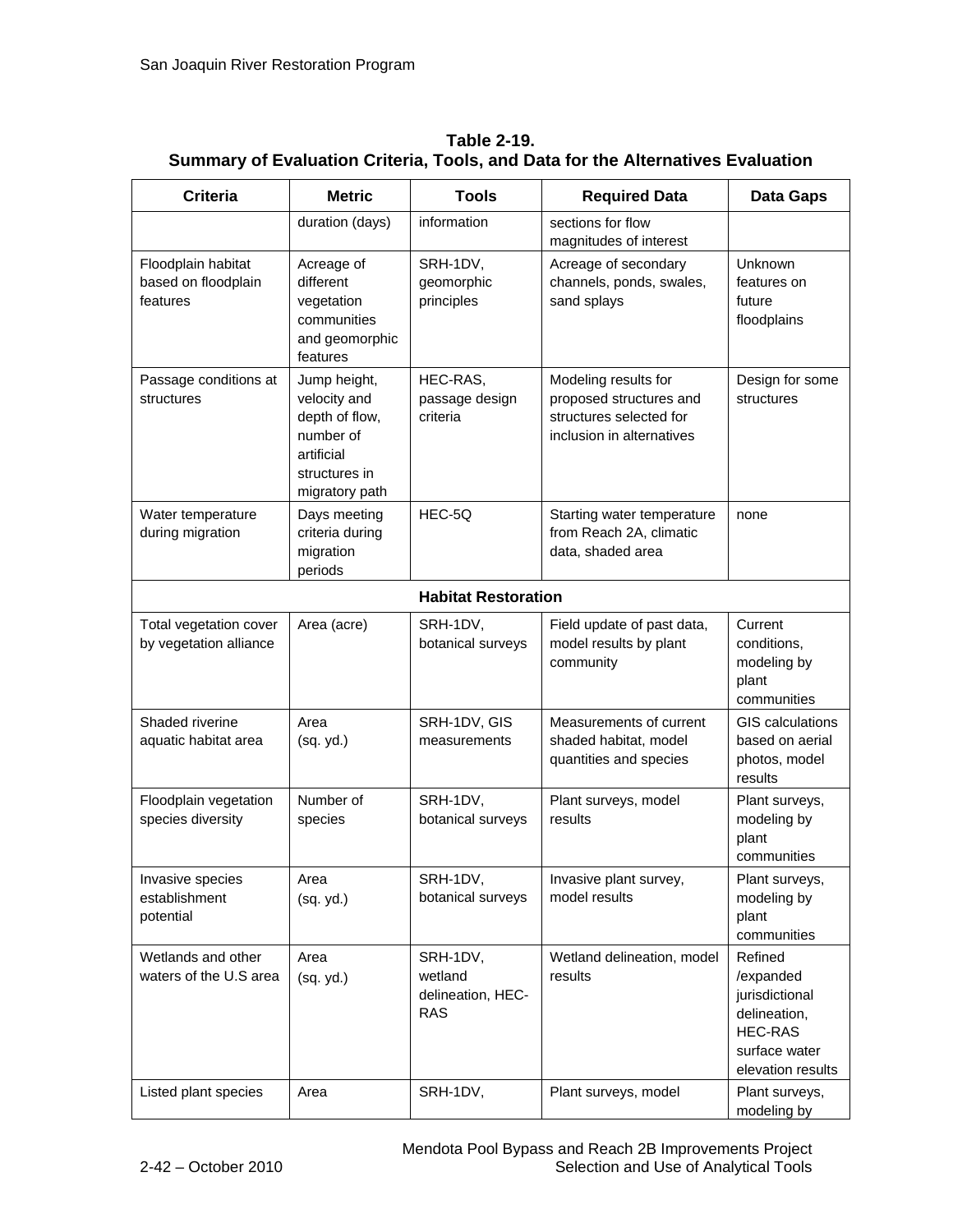**Table 2-19.**
**Summary of Evaluation Criteria, Tools, and Data for the Alternatives Evaluation**

| Criteria | Metric | Tools | Required Data | Data Gaps |
|---|---|---|---|---|
| | duration (days) | information | sections for flow magnitudes of interest | |
| Floodplain habitat based on floodplain features | Acreage of different vegetation communities and geomorphic features | SRH-1DV, geomorphic principles | Acreage of secondary channels, ponds, swales, sand splays | Unknown features on future floodplains |
| Passage conditions at structures | Jump height, velocity and depth of flow, number of artificial structures in migratory path | HEC-RAS, passage design criteria | Modeling results for proposed structures and structures selected for inclusion in alternatives | Design for some structures |
| Water temperature during migration | Days meeting criteria during migration periods | HEC-5Q | Starting water temperature from Reach 2A, climatic data, shaded area | none |
| **Habitat Restoration** | | | | |
| Total vegetation cover by vegetation alliance | Area (acre) | SRH-1DV, botanical surveys | Field update of past data, model results by plant community | Current conditions, modeling by plant communities |
| Shaded riverine aquatic habitat area | Area (sq. yd.) | SRH-1DV, GIS measurements | Measurements of current shaded habitat, model quantities and species | GIS calculations based on aerial photos, model results |
| Floodplain vegetation species diversity | Number of species | SRH-1DV, botanical surveys | Plant surveys, model results | Plant surveys, modeling by plant communities |
| Invasive species establishment potential | Area (sq. yd.) | SRH-1DV, botanical surveys | Invasive plant survey, model results | Plant surveys, modeling by plant communities |
| Wetlands and other waters of the U.S area | Area (sq. yd.) | SRH-1DV, wetland delineation, HEC-RAS | Wetland delineation, model results | Refined /expanded jurisdictional delineation, HEC-RAS surface water elevation results |
| Listed plant species | Area | SRH-1DV, | Plant surveys, model | Plant surveys, modeling by |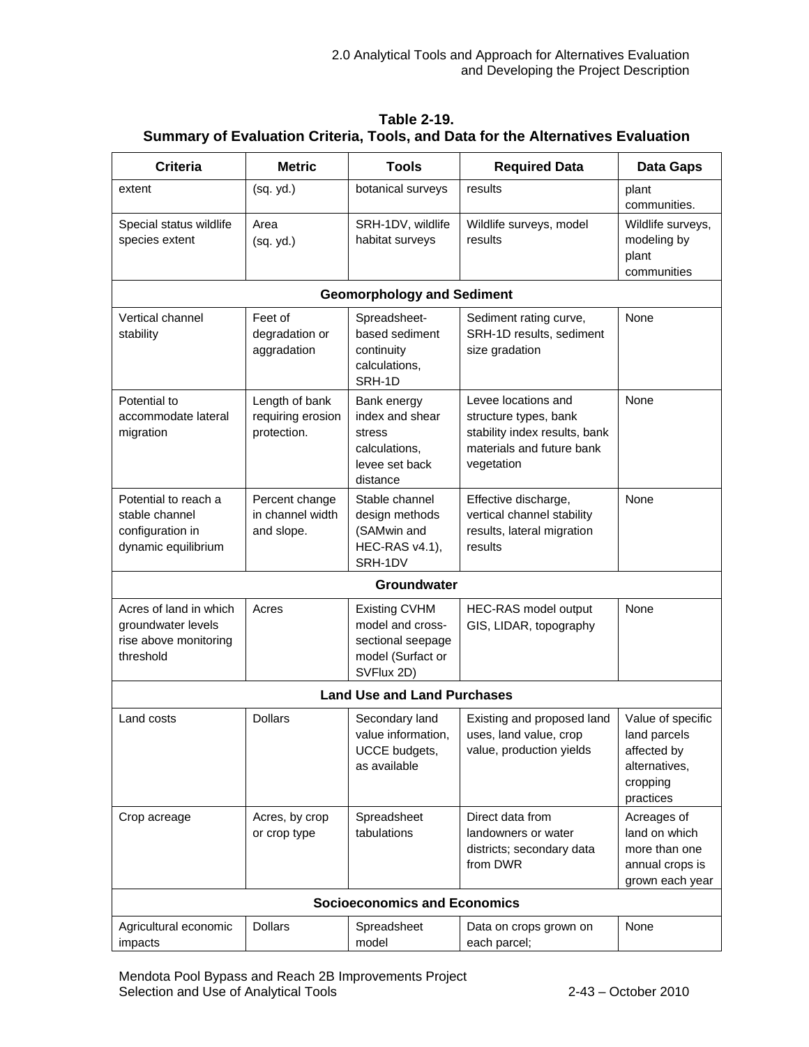**Table 2-19.
Summary of Evaluation Criteria, Tools, and Data for the Alternatives Evaluation**

| Criteria | Metric | Tools | Required Data | Data Gaps |
|---|---|---|---|---|
| extent | (sq. yd.) | botanical surveys | results | plant communities. |
| Special status wildlife species extent | Area (sq. yd.) | SRH-1DV, wildlife habitat surveys | Wildlife surveys, model results | Wildlife surveys, modeling by plant communities |
| **Geomorphology and Sediment** | | | | |
| Vertical channel stability | Feet of degradation or aggradation | Spreadsheet-based sediment continuity calculations, SRH-1D | Sediment rating curve, SRH-1D results, sediment size gradation | None |
| Potential to accommodate lateral migration | Length of bank requiring erosion protection. | Bank energy index and shear stress calculations, levee set back distance | Levee locations and structure types, bank stability index results, bank materials and future bank vegetation | None |
| Potential to reach a stable channel configuration in dynamic equilibrium | Percent change in channel width and slope. | Stable channel design methods (SAMwin and HEC-RAS v4.1), SRH-1DV | Effective discharge, vertical channel stability results, lateral migration results | None |
| **Groundwater** | | | | |
| Acres of land in which groundwater levels rise above monitoring threshold | Acres | Existing CVHM model and cross-sectional seepage model (Surfact or SVFlux 2D) | HEC-RAS model output GIS, LIDAR, topography | None |
| **Land Use and Land Purchases** | | | | |
| Land costs | Dollars | Secondary land value information, UCCE budgets, as available | Existing and proposed land uses, land value, crop value, production yields | Value of specific land parcels affected by alternatives, cropping practices |
| Crop acreage | Acres, by crop or crop type | Spreadsheet tabulations | Direct data from landowners or water districts; secondary data from DWR | Acreages of land on which more than one annual crops is grown each year |
| **Socioeconomics and Economics** | | | | |
| Agricultural economic impacts | Dollars | Spreadsheet model | Data on crops grown on each parcel; | None |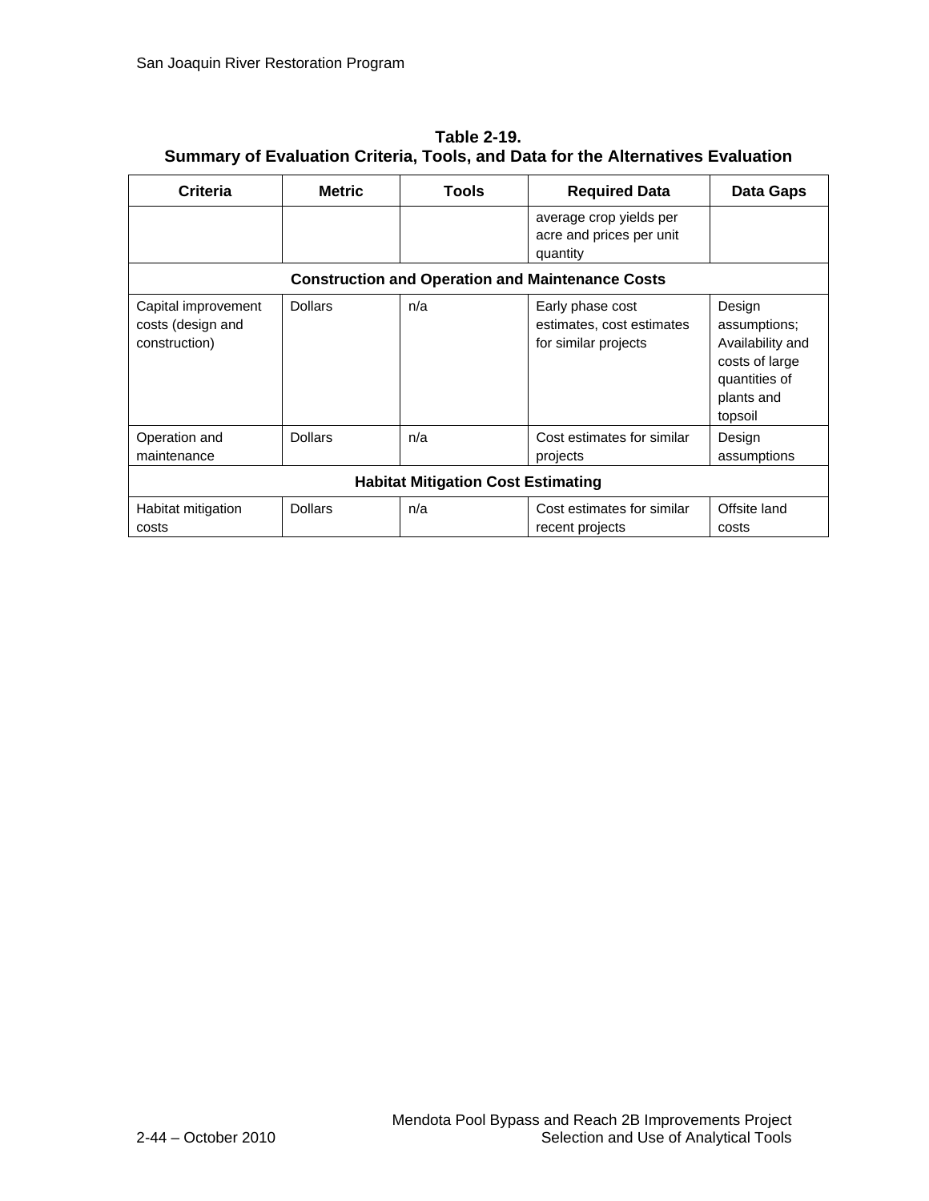**Table 2-19.**
**Summary of Evaluation Criteria, Tools, and Data for the Alternatives Evaluation**

| Criteria | Metric | Tools | Required Data | Data Gaps |
|---|---|---|---|---|
| | | | average crop yields per acre and prices per unit quantity | |
| **Construction and Operation and Maintenance Costs** | | | | |
| Capital improvement costs (design and construction) | Dollars | n/a | Early phase cost estimates, cost estimates for similar projects | Design assumptions; Availability and costs of large quantities of plants and topsoil |
| Operation and maintenance | Dollars | n/a | Cost estimates for similar projects | Design assumptions |
| **Habitat Mitigation Cost Estimating** | | | | |
| Habitat mitigation costs | Dollars | n/a | Cost estimates for similar recent projects | Offsite land costs |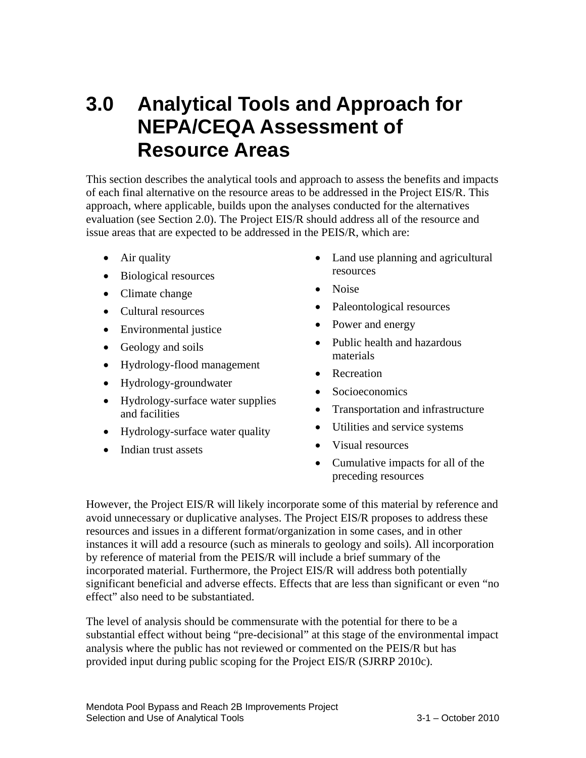# 3.0 Analytical Tools and Approach for NEPA/CEQA Assessment of Resource Areas

This section describes the analytical tools and approach to assess the benefits and impacts of each final alternative on the resource areas to be addressed in the Project EIS/R. This approach, where applicable, builds upon the analyses conducted for the alternatives evaluation (see Section 2.0). The Project EIS/R should address all of the resource and issue areas that are expected to be addressed in the PEIS/R, which are:

- Air quality
- Biological resources
- Climate change
- Cultural resources
- Environmental justice
- Geology and soils
- Hydrology-flood management
- Hydrology-groundwater
- Hydrology-surface water supplies and facilities
- Hydrology-surface water quality
- Indian trust assets
- Land use planning and agricultural resources
- Noise
- Paleontological resources
- Power and energy
- Public health and hazardous materials
- Recreation
- Socioeconomics
- Transportation and infrastructure
- Utilities and service systems
- Visual resources
- Cumulative impacts for all of the preceding resources

However, the Project EIS/R will likely incorporate some of this material by reference and avoid unnecessary or duplicative analyses. The Project EIS/R proposes to address these resources and issues in a different format/organization in some cases, and in other instances it will add a resource (such as minerals to geology and soils). All incorporation by reference of material from the PEIS/R will include a brief summary of the incorporated material. Furthermore, the Project EIS/R will address both potentially significant beneficial and adverse effects. Effects that are less than significant or even "no effect" also need to be substantiated.

The level of analysis should be commensurate with the potential for there to be a substantial effect without being "pre-decisional" at this stage of the environmental impact analysis where the public has not reviewed or commented on the PEIS/R but has provided input during public scoping for the Project EIS/R (SJRRP 2010c).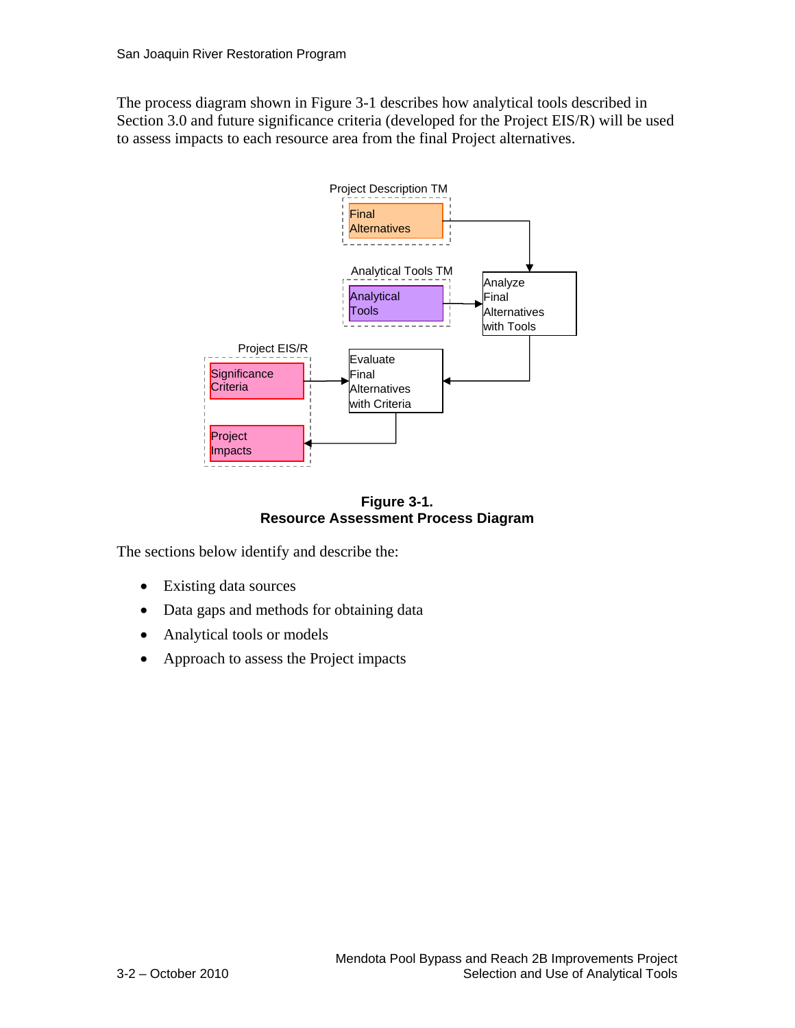The process diagram shown in Figure 3-1 describes how analytical tools described in Section 3.0 and future significance criteria (developed for the Project EIS/R) will be used to assess impacts to each resource area from the final Project alternatives.

Project Description TM

Final Alternatives

Analytical Tools TM

Analytical Tools

Analyze Final Alternatives with Tools

Project EIS/R

Significance Criteria

Evaluate Final Alternatives with Criteria

Project Impacts

**Figure 3-1.**
**Resource Assessment Process Diagram**

The sections below identify and describe the:

- Existing data sources
- Data gaps and methods for obtaining data
- Analytical tools or models
- Approach to assess the Project impacts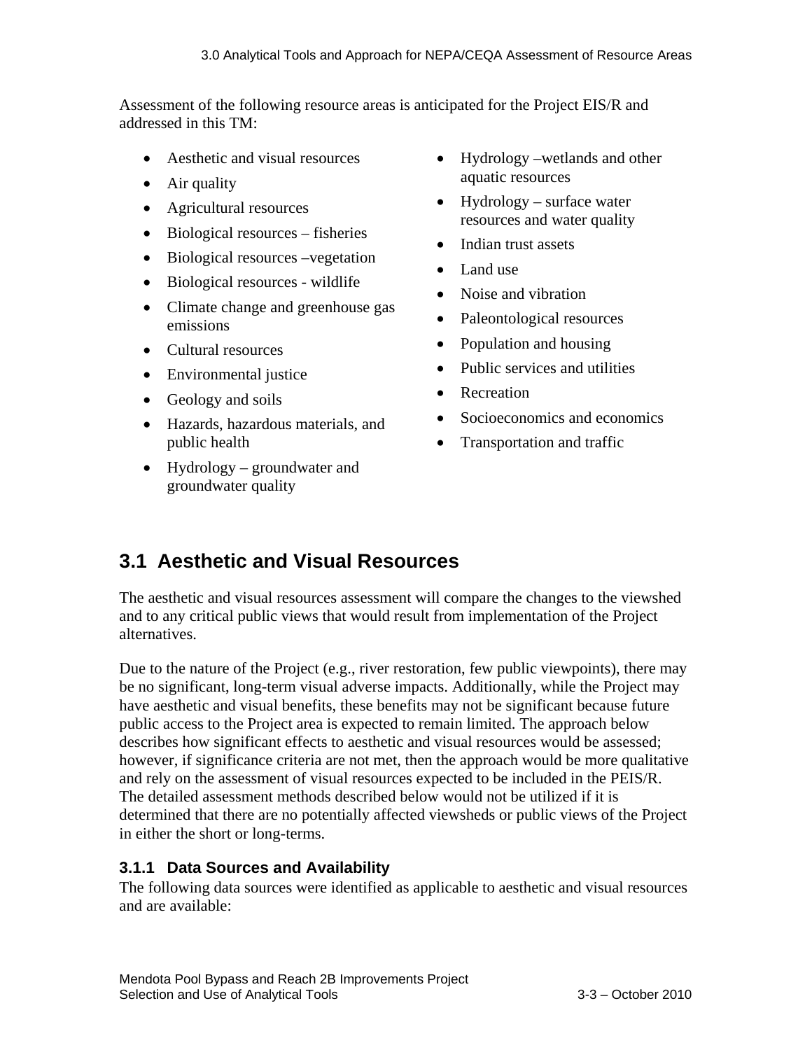Assessment of the following resource areas is anticipated for the Project EIS/R and addressed in this TM:

- Aesthetic and visual resources
- Air quality
- Agricultural resources
- Biological resources – fisheries
- Biological resources –vegetation
- Biological resources - wildlife
- Climate change and greenhouse gas emissions
- Cultural resources
- Environmental justice
- Geology and soils
- Hazards, hazardous materials, and public health
- Hydrology – groundwater and groundwater quality
- Hydrology –wetlands and other aquatic resources
- Hydrology – surface water resources and water quality
- Indian trust assets
- Land use
- Noise and vibration
- Paleontological resources
- Population and housing
- Public services and utilities
- Recreation
- Socioeconomics and economics
- Transportation and traffic

## 3.1 Aesthetic and Visual Resources

The aesthetic and visual resources assessment will compare the changes to the viewshed and to any critical public views that would result from implementation of the Project alternatives.

Due to the nature of the Project (e.g., river restoration, few public viewpoints), there may be no significant, long-term visual adverse impacts. Additionally, while the Project may have aesthetic and visual benefits, these benefits may not be significant because future public access to the Project area is expected to remain limited. The approach below describes how significant effects to aesthetic and visual resources would be assessed; however, if significance criteria are not met, then the approach would be more qualitative and rely on the assessment of visual resources expected to be included in the PEIS/R. The detailed assessment methods described below would not be utilized if it is determined that there are no potentially affected viewsheds or public views of the Project in either the short or long-terms.

### 3.1.1 Data Sources and Availability

The following data sources were identified as applicable to aesthetic and visual resources and are available: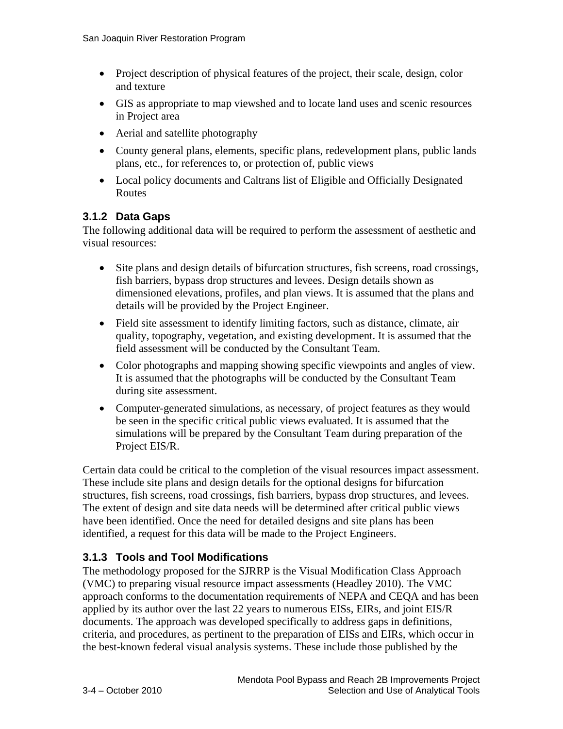- Project description of physical features of the project, their scale, design, color and texture
- GIS as appropriate to map viewshed and to locate land uses and scenic resources in Project area
- Aerial and satellite photography
- County general plans, elements, specific plans, redevelopment plans, public lands plans, etc., for references to, or protection of, public views
- Local policy documents and Caltrans list of Eligible and Officially Designated Routes

### 3.1.2 Data Gaps

The following additional data will be required to perform the assessment of aesthetic and visual resources:

- Site plans and design details of bifurcation structures, fish screens, road crossings, fish barriers, bypass drop structures and levees. Design details shown as dimensioned elevations, profiles, and plan views. It is assumed that the plans and details will be provided by the Project Engineer.
- Field site assessment to identify limiting factors, such as distance, climate, air quality, topography, vegetation, and existing development. It is assumed that the field assessment will be conducted by the Consultant Team.
- Color photographs and mapping showing specific viewpoints and angles of view. It is assumed that the photographs will be conducted by the Consultant Team during site assessment.
- Computer-generated simulations, as necessary, of project features as they would be seen in the specific critical public views evaluated. It is assumed that the simulations will be prepared by the Consultant Team during preparation of the Project EIS/R.

Certain data could be critical to the completion of the visual resources impact assessment. These include site plans and design details for the optional designs for bifurcation structures, fish screens, road crossings, fish barriers, bypass drop structures, and levees. The extent of design and site data needs will be determined after critical public views have been identified. Once the need for detailed designs and site plans has been identified, a request for this data will be made to the Project Engineers.

### 3.1.3 Tools and Tool Modifications

The methodology proposed for the SJRRP is the Visual Modification Class Approach (VMC) to preparing visual resource impact assessments (Headley 2010). The VMC approach conforms to the documentation requirements of NEPA and CEQA and has been applied by its author over the last 22 years to numerous EISs, EIRs, and joint EIS/R documents. The approach was developed specifically to address gaps in definitions, criteria, and procedures, as pertinent to the preparation of EISs and EIRs, which occur in the best-known federal visual analysis systems. These include those published by the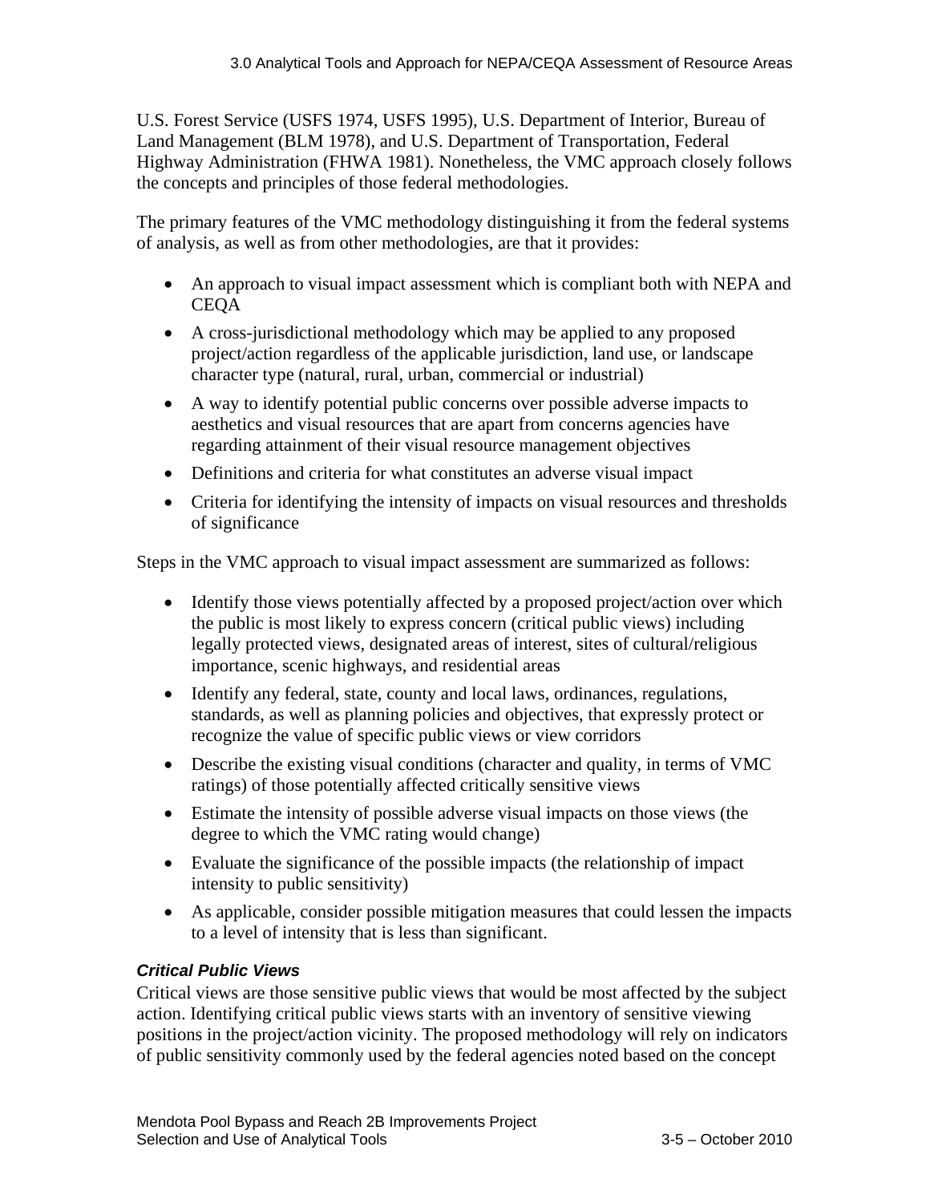U.S. Forest Service (USFS 1974, USFS 1995), U.S. Department of Interior, Bureau of Land Management (BLM 1978), and U.S. Department of Transportation, Federal Highway Administration (FHWA 1981). Nonetheless, the VMC approach closely follows the concepts and principles of those federal methodologies.

The primary features of the VMC methodology distinguishing it from the federal systems of analysis, as well as from other methodologies, are that it provides:

- An approach to visual impact assessment which is compliant both with NEPA and CEQA
- A cross-jurisdictional methodology which may be applied to any proposed project/action regardless of the applicable jurisdiction, land use, or landscape character type (natural, rural, urban, commercial or industrial)
- A way to identify potential public concerns over possible adverse impacts to aesthetics and visual resources that are apart from concerns agencies have regarding attainment of their visual resource management objectives
- Definitions and criteria for what constitutes an adverse visual impact
- Criteria for identifying the intensity of impacts on visual resources and thresholds of significance

Steps in the VMC approach to visual impact assessment are summarized as follows:

- Identify those views potentially affected by a proposed project/action over which the public is most likely to express concern (critical public views) including legally protected views, designated areas of interest, sites of cultural/religious importance, scenic highways, and residential areas
- Identify any federal, state, county and local laws, ordinances, regulations, standards, as well as planning policies and objectives, that expressly protect or recognize the value of specific public views or view corridors
- Describe the existing visual conditions (character and quality, in terms of VMC ratings) of those potentially affected critically sensitive views
- Estimate the intensity of possible adverse visual impacts on those views (the degree to which the VMC rating would change)
- Evaluate the significance of the possible impacts (the relationship of impact intensity to public sensitivity)
- As applicable, consider possible mitigation measures that could lessen the impacts to a level of intensity that is less than significant.

#### *Critical Public Views*

Critical views are those sensitive public views that would be most affected by the subject action. Identifying critical public views starts with an inventory of sensitive viewing positions in the project/action vicinity. The proposed methodology will rely on indicators of public sensitivity commonly used by the federal agencies noted based on the concept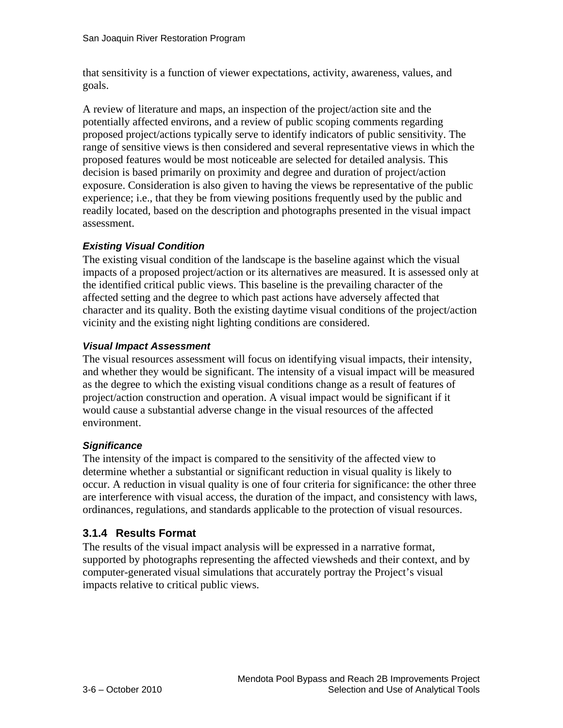that sensitivity is a function of viewer expectations, activity, awareness, values, and goals.

A review of literature and maps, an inspection of the project/action site and the potentially affected environs, and a review of public scoping comments regarding proposed project/actions typically serve to identify indicators of public sensitivity. The range of sensitive views is then considered and several representative views in which the proposed features would be most noticeable are selected for detailed analysis. This decision is based primarily on proximity and degree and duration of project/action exposure. Consideration is also given to having the views be representative of the public experience; i.e., that they be from viewing positions frequently used by the public and readily located, based on the description and photographs presented in the visual impact assessment.

#### *Existing Visual Condition*

The existing visual condition of the landscape is the baseline against which the visual impacts of a proposed project/action or its alternatives are measured. It is assessed only at the identified critical public views. This baseline is the prevailing character of the affected setting and the degree to which past actions have adversely affected that character and its quality. Both the existing daytime visual conditions of the project/action vicinity and the existing night lighting conditions are considered.

#### *Visual Impact Assessment*

The visual resources assessment will focus on identifying visual impacts, their intensity, and whether they would be significant. The intensity of a visual impact will be measured as the degree to which the existing visual conditions change as a result of features of project/action construction and operation. A visual impact would be significant if it would cause a substantial adverse change in the visual resources of the affected environment.

#### *Significance*

The intensity of the impact is compared to the sensitivity of the affected view to determine whether a substantial or significant reduction in visual quality is likely to occur. A reduction in visual quality is one of four criteria for significance: the other three are interference with visual access, the duration of the impact, and consistency with laws, ordinances, regulations, and standards applicable to the protection of visual resources.

### 3.1.4 Results Format

The results of the visual impact analysis will be expressed in a narrative format, supported by photographs representing the affected viewsheds and their context, and by computer-generated visual simulations that accurately portray the Project's visual impacts relative to critical public views.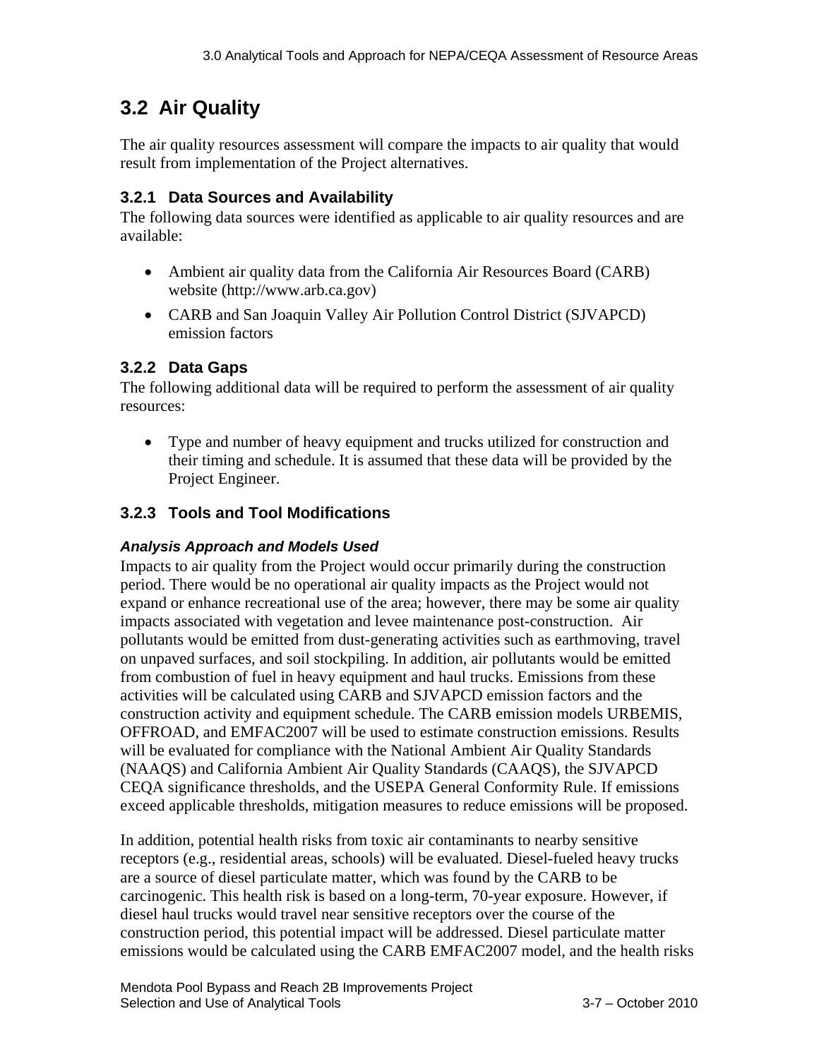## 3.2 Air Quality

The air quality resources assessment will compare the impacts to air quality that would result from implementation of the Project alternatives.

### 3.2.1 Data Sources and Availability

The following data sources were identified as applicable to air quality resources and are available:

- Ambient air quality data from the California Air Resources Board (CARB) website (http://www.arb.ca.gov)
- CARB and San Joaquin Valley Air Pollution Control District (SJVAPCD) emission factors

### 3.2.2 Data Gaps

The following additional data will be required to perform the assessment of air quality resources:

- Type and number of heavy equipment and trucks utilized for construction and their timing and schedule. It is assumed that these data will be provided by the Project Engineer.

### 3.2.3 Tools and Tool Modifications

#### *Analysis Approach and Models Used*

Impacts to air quality from the Project would occur primarily during the construction period. There would be no operational air quality impacts as the Project would not expand or enhance recreational use of the area; however, there may be some air quality impacts associated with vegetation and levee maintenance post-construction. Air pollutants would be emitted from dust-generating activities such as earthmoving, travel on unpaved surfaces, and soil stockpiling. In addition, air pollutants would be emitted from combustion of fuel in heavy equipment and haul trucks. Emissions from these activities will be calculated using CARB and SJVAPCD emission factors and the construction activity and equipment schedule. The CARB emission models URBEMIS, OFFROAD, and EMFAC2007 will be used to estimate construction emissions. Results will be evaluated for compliance with the National Ambient Air Quality Standards (NAAQS) and California Ambient Air Quality Standards (CAAQS), the SJVAPCD CEQA significance thresholds, and the USEPA General Conformity Rule. If emissions exceed applicable thresholds, mitigation measures to reduce emissions will be proposed.

In addition, potential health risks from toxic air contaminants to nearby sensitive receptors (e.g., residential areas, schools) will be evaluated. Diesel-fueled heavy trucks are a source of diesel particulate matter, which was found by the CARB to be carcinogenic. This health risk is based on a long-term, 70-year exposure. However, if diesel haul trucks would travel near sensitive receptors over the course of the construction period, this potential impact will be addressed. Diesel particulate matter emissions would be calculated using the CARB EMFAC2007 model, and the health risks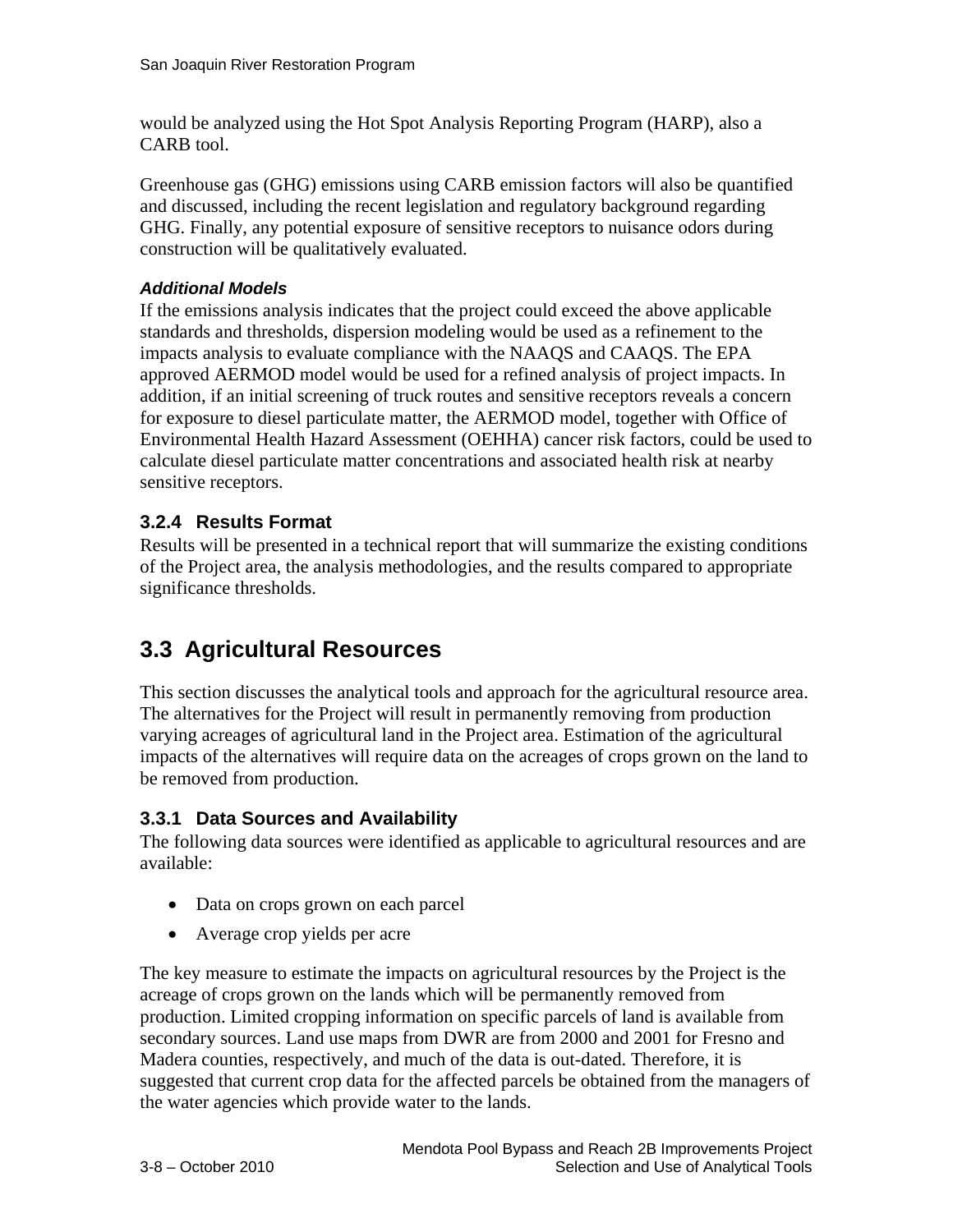would be analyzed using the Hot Spot Analysis Reporting Program (HARP), also a CARB tool.

Greenhouse gas (GHG) emissions using CARB emission factors will also be quantified and discussed, including the recent legislation and regulatory background regarding GHG. Finally, any potential exposure of sensitive receptors to nuisance odors during construction will be qualitatively evaluated.

***Additional Models***

If the emissions analysis indicates that the project could exceed the above applicable standards and thresholds, dispersion modeling would be used as a refinement to the impacts analysis to evaluate compliance with the NAAQS and CAAQS. The EPA approved AERMOD model would be used for a refined analysis of project impacts. In addition, if an initial screening of truck routes and sensitive receptors reveals a concern for exposure to diesel particulate matter, the AERMOD model, together with Office of Environmental Health Hazard Assessment (OEHHA) cancer risk factors, could be used to calculate diesel particulate matter concentrations and associated health risk at nearby sensitive receptors.

### 3.2.4 Results Format

Results will be presented in a technical report that will summarize the existing conditions of the Project area, the analysis methodologies, and the results compared to appropriate significance thresholds.

## 3.3 Agricultural Resources

This section discusses the analytical tools and approach for the agricultural resource area. The alternatives for the Project will result in permanently removing from production varying acreages of agricultural land in the Project area. Estimation of the agricultural impacts of the alternatives will require data on the acreages of crops grown on the land to be removed from production.

### 3.3.1 Data Sources and Availability

The following data sources were identified as applicable to agricultural resources and are available:

- Data on crops grown on each parcel
- Average crop yields per acre

The key measure to estimate the impacts on agricultural resources by the Project is the acreage of crops grown on the lands which will be permanently removed from production. Limited cropping information on specific parcels of land is available from secondary sources. Land use maps from DWR are from 2000 and 2001 for Fresno and Madera counties, respectively, and much of the data is out-dated. Therefore, it is suggested that current crop data for the affected parcels be obtained from the managers of the water agencies which provide water to the lands.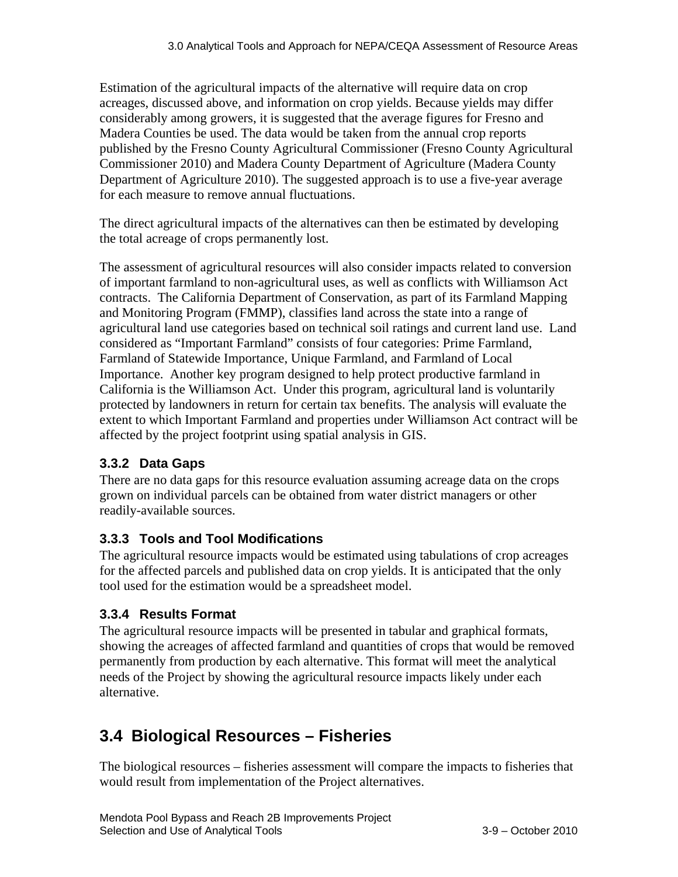Estimation of the agricultural impacts of the alternative will require data on crop acreages, discussed above, and information on crop yields. Because yields may differ considerably among growers, it is suggested that the average figures for Fresno and Madera Counties be used. The data would be taken from the annual crop reports published by the Fresno County Agricultural Commissioner (Fresno County Agricultural Commissioner 2010) and Madera County Department of Agriculture (Madera County Department of Agriculture 2010). The suggested approach is to use a five-year average for each measure to remove annual fluctuations.

The direct agricultural impacts of the alternatives can then be estimated by developing the total acreage of crops permanently lost.

The assessment of agricultural resources will also consider impacts related to conversion of important farmland to non-agricultural uses, as well as conflicts with Williamson Act contracts. The California Department of Conservation, as part of its Farmland Mapping and Monitoring Program (FMMP), classifies land across the state into a range of agricultural land use categories based on technical soil ratings and current land use. Land considered as "Important Farmland" consists of four categories: Prime Farmland, Farmland of Statewide Importance, Unique Farmland, and Farmland of Local Importance. Another key program designed to help protect productive farmland in California is the Williamson Act. Under this program, agricultural land is voluntarily protected by landowners in return for certain tax benefits. The analysis will evaluate the extent to which Important Farmland and properties under Williamson Act contract will be affected by the project footprint using spatial analysis in GIS.

### 3.3.2 Data Gaps

There are no data gaps for this resource evaluation assuming acreage data on the crops grown on individual parcels can be obtained from water district managers or other readily-available sources.

### 3.3.3 Tools and Tool Modifications

The agricultural resource impacts would be estimated using tabulations of crop acreages for the affected parcels and published data on crop yields. It is anticipated that the only tool used for the estimation would be a spreadsheet model.

### 3.3.4 Results Format

The agricultural resource impacts will be presented in tabular and graphical formats, showing the acreages of affected farmland and quantities of crops that would be removed permanently from production by each alternative. This format will meet the analytical needs of the Project by showing the agricultural resource impacts likely under each alternative.

## 3.4 Biological Resources – Fisheries

The biological resources – fisheries assessment will compare the impacts to fisheries that would result from implementation of the Project alternatives.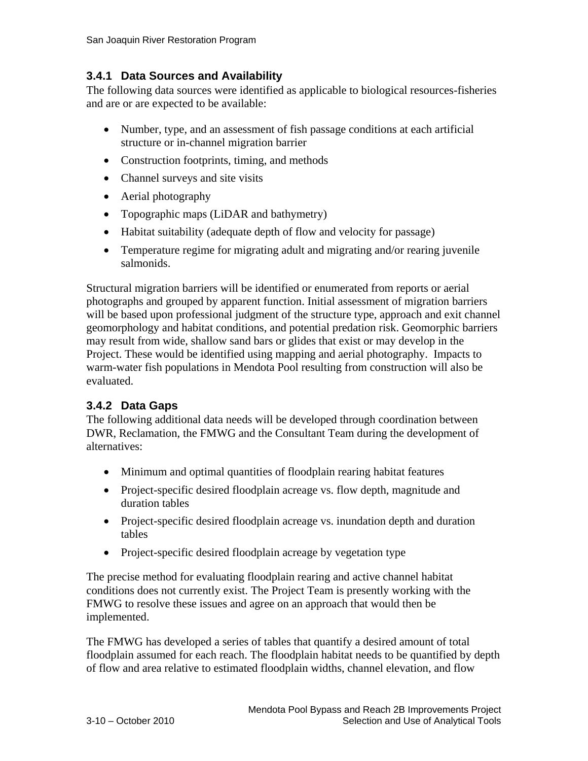### 3.4.1 Data Sources and Availability

The following data sources were identified as applicable to biological resources-fisheries and are or are expected to be available:

- Number, type, and an assessment of fish passage conditions at each artificial structure or in-channel migration barrier
- Construction footprints, timing, and methods
- Channel surveys and site visits
- Aerial photography
- Topographic maps (LiDAR and bathymetry)
- Habitat suitability (adequate depth of flow and velocity for passage)
- Temperature regime for migrating adult and migrating and/or rearing juvenile salmonids.

Structural migration barriers will be identified or enumerated from reports or aerial photographs and grouped by apparent function. Initial assessment of migration barriers will be based upon professional judgment of the structure type, approach and exit channel geomorphology and habitat conditions, and potential predation risk. Geomorphic barriers may result from wide, shallow sand bars or glides that exist or may develop in the Project. These would be identified using mapping and aerial photography. Impacts to warm-water fish populations in Mendota Pool resulting from construction will also be evaluated.

### 3.4.2 Data Gaps

The following additional data needs will be developed through coordination between DWR, Reclamation, the FMWG and the Consultant Team during the development of alternatives:

- Minimum and optimal quantities of floodplain rearing habitat features
- Project-specific desired floodplain acreage vs. flow depth, magnitude and duration tables
- Project-specific desired floodplain acreage vs. inundation depth and duration tables
- Project-specific desired floodplain acreage by vegetation type

The precise method for evaluating floodplain rearing and active channel habitat conditions does not currently exist. The Project Team is presently working with the FMWG to resolve these issues and agree on an approach that would then be implemented.

The FMWG has developed a series of tables that quantify a desired amount of total floodplain assumed for each reach. The floodplain habitat needs to be quantified by depth of flow and area relative to estimated floodplain widths, channel elevation, and flow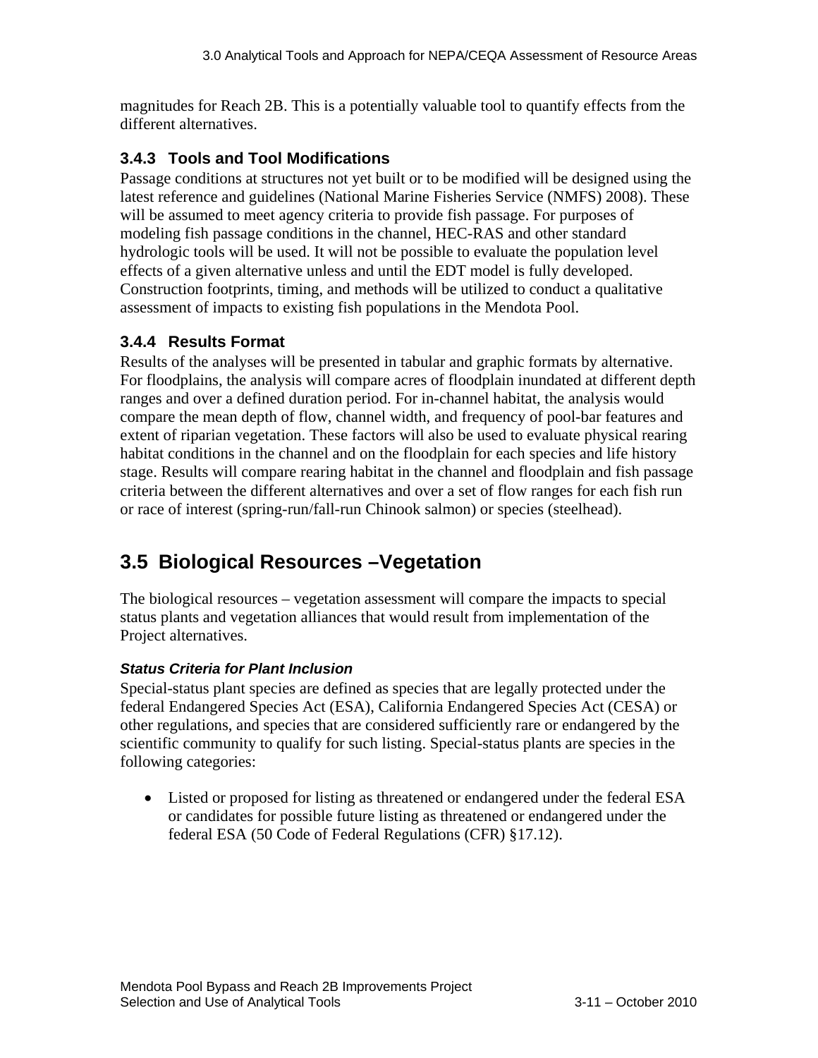magnitudes for Reach 2B. This is a potentially valuable tool to quantify effects from the different alternatives.

### 3.4.3 Tools and Tool Modifications

Passage conditions at structures not yet built or to be modified will be designed using the latest reference and guidelines (National Marine Fisheries Service (NMFS) 2008). These will be assumed to meet agency criteria to provide fish passage. For purposes of modeling fish passage conditions in the channel, HEC-RAS and other standard hydrologic tools will be used. It will not be possible to evaluate the population level effects of a given alternative unless and until the EDT model is fully developed. Construction footprints, timing, and methods will be utilized to conduct a qualitative assessment of impacts to existing fish populations in the Mendota Pool.

### 3.4.4 Results Format

Results of the analyses will be presented in tabular and graphic formats by alternative. For floodplains, the analysis will compare acres of floodplain inundated at different depth ranges and over a defined duration period. For in-channel habitat, the analysis would compare the mean depth of flow, channel width, and frequency of pool-bar features and extent of riparian vegetation. These factors will also be used to evaluate physical rearing habitat conditions in the channel and on the floodplain for each species and life history stage. Results will compare rearing habitat in the channel and floodplain and fish passage criteria between the different alternatives and over a set of flow ranges for each fish run or race of interest (spring-run/fall-run Chinook salmon) or species (steelhead).

## 3.5 Biological Resources –Vegetation

The biological resources – vegetation assessment will compare the impacts to special status plants and vegetation alliances that would result from implementation of the Project alternatives.

***Status Criteria for Plant Inclusion***

Special-status plant species are defined as species that are legally protected under the federal Endangered Species Act (ESA), California Endangered Species Act (CESA) or other regulations, and species that are considered sufficiently rare or endangered by the scientific community to qualify for such listing. Special-status plants are species in the following categories:

- Listed or proposed for listing as threatened or endangered under the federal ESA or candidates for possible future listing as threatened or endangered under the federal ESA (50 Code of Federal Regulations (CFR) §17.12).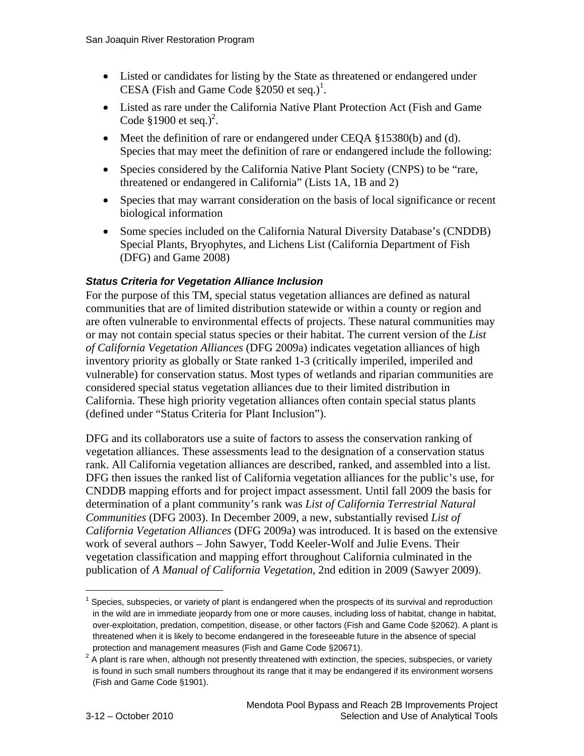- Listed or candidates for listing by the State as threatened or endangered under CESA (Fish and Game Code §2050 et seq.)[1].
- Listed as rare under the California Native Plant Protection Act (Fish and Game Code §1900 et seq.)[2].
- Meet the definition of rare or endangered under CEQA §15380(b) and (d). Species that may meet the definition of rare or endangered include the following:
- Species considered by the California Native Plant Society (CNPS) to be "rare, threatened or endangered in California" (Lists 1A, 1B and 2)
- Species that may warrant consideration on the basis of local significance or recent biological information
- Some species included on the California Natural Diversity Database's (CNDDB) Special Plants, Bryophytes, and Lichens List (California Department of Fish (DFG) and Game 2008)

#### *Status Criteria for Vegetation Alliance Inclusion*

For the purpose of this TM, special status vegetation alliances are defined as natural communities that are of limited distribution statewide or within a county or region and are often vulnerable to environmental effects of projects. These natural communities may or may not contain special status species or their habitat. The current version of the *List of California Vegetation Alliances* (DFG 2009a) indicates vegetation alliances of high inventory priority as globally or State ranked 1-3 (critically imperiled, imperiled and vulnerable) for conservation status. Most types of wetlands and riparian communities are considered special status vegetation alliances due to their limited distribution in California. These high priority vegetation alliances often contain special status plants (defined under "Status Criteria for Plant Inclusion").

DFG and its collaborators use a suite of factors to assess the conservation ranking of vegetation alliances. These assessments lead to the designation of a conservation status rank. All California vegetation alliances are described, ranked, and assembled into a list. DFG then issues the ranked list of California vegetation alliances for the public's use, for CNDDB mapping efforts and for project impact assessment. Until fall 2009 the basis for determination of a plant community's rank was *List of California Terrestrial Natural Communities* (DFG 2003). In December 2009, a new, substantially revised *List of California Vegetation Alliances* (DFG 2009a) was introduced. It is based on the extensive work of several authors – John Sawyer, Todd Keeler-Wolf and Julie Evens. Their vegetation classification and mapping effort throughout California culminated in the publication of *A Manual of California Vegetation*, 2nd edition in 2009 (Sawyer 2009).

---

[1] Species, subspecies, or variety of plant is endangered when the prospects of its survival and reproduction in the wild are in immediate jeopardy from one or more causes, including loss of habitat, change in habitat, over-exploitation, predation, competition, disease, or other factors (Fish and Game Code §2062). A plant is threatened when it is likely to become endangered in the foreseeable future in the absence of special protection and management measures (Fish and Game Code §20671).

[2] A plant is rare when, although not presently threatened with extinction, the species, subspecies, or variety is found in such small numbers throughout its range that it may be endangered if its environment worsens (Fish and Game Code §1901).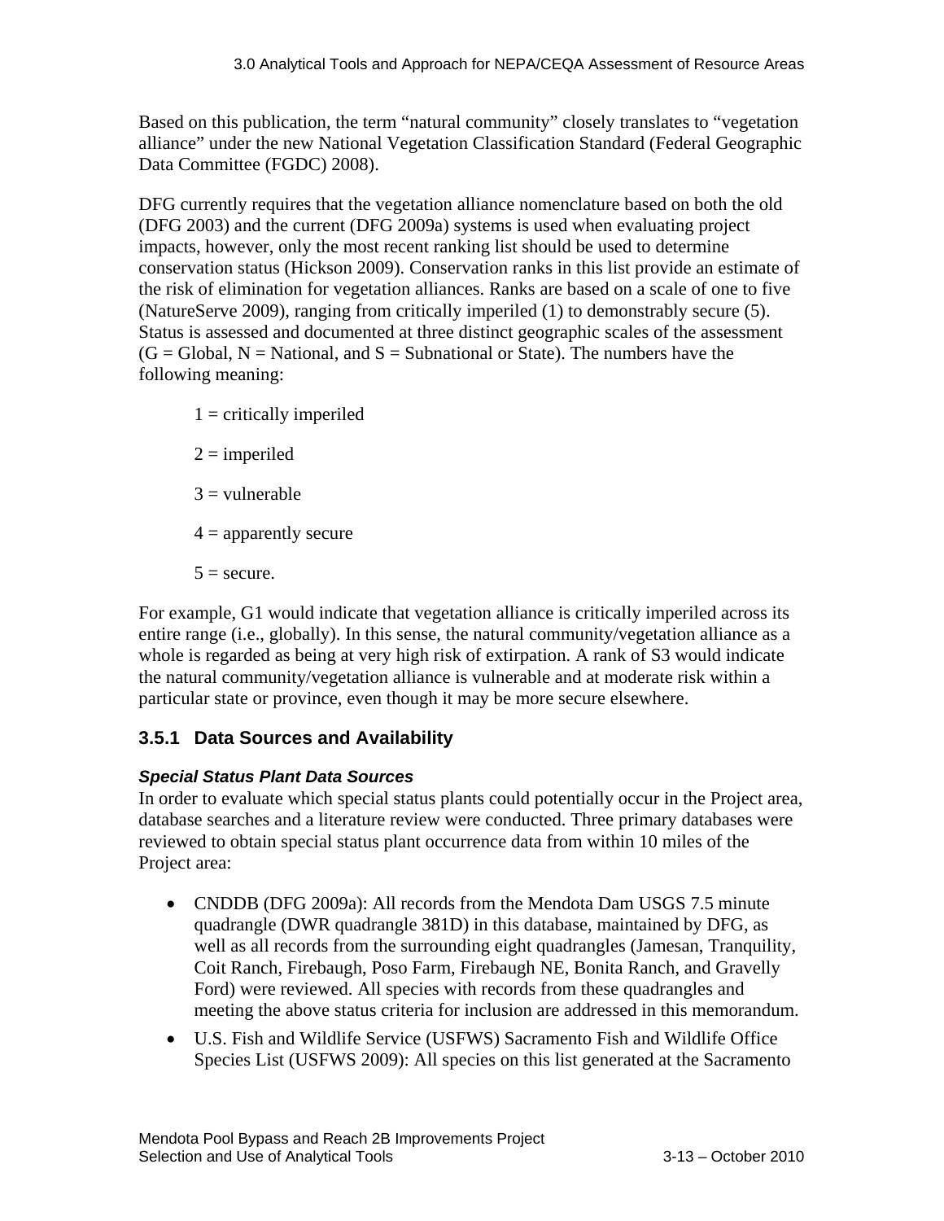Based on this publication, the term "natural community" closely translates to "vegetation alliance" under the new National Vegetation Classification Standard (Federal Geographic Data Committee (FGDC) 2008).

DFG currently requires that the vegetation alliance nomenclature based on both the old (DFG 2003) and the current (DFG 2009a) systems is used when evaluating project impacts, however, only the most recent ranking list should be used to determine conservation status (Hickson 2009). Conservation ranks in this list provide an estimate of the risk of elimination for vegetation alliances. Ranks are based on a scale of one to five (NatureServe 2009), ranging from critically imperiled (1) to demonstrably secure (5). Status is assessed and documented at three distinct geographic scales of the assessment (G = Global, N = National, and S = Subnational or State). The numbers have the following meaning:

1 = critically imperiled

2 = imperiled

3 = vulnerable

4 = apparently secure

5 = secure.

For example, G1 would indicate that vegetation alliance is critically imperiled across its entire range (i.e., globally). In this sense, the natural community/vegetation alliance as a whole is regarded as being at very high risk of extirpation. A rank of S3 would indicate the natural community/vegetation alliance is vulnerable and at moderate risk within a particular state or province, even though it may be more secure elsewhere.

### 3.5.1 Data Sources and Availability

***Special Status Plant Data Sources***

In order to evaluate which special status plants could potentially occur in the Project area, database searches and a literature review were conducted. Three primary databases were reviewed to obtain special status plant occurrence data from within 10 miles of the Project area:

- CNDDB (DFG 2009a): All records from the Mendota Dam USGS 7.5 minute quadrangle (DWR quadrangle 381D) in this database, maintained by DFG, as well as all records from the surrounding eight quadrangles (Jamesan, Tranquility, Coit Ranch, Firebaugh, Poso Farm, Firebaugh NE, Bonita Ranch, and Gravelly Ford) were reviewed. All species with records from these quadrangles and meeting the above status criteria for inclusion are addressed in this memorandum.
- U.S. Fish and Wildlife Service (USFWS) Sacramento Fish and Wildlife Office Species List (USFWS 2009): All species on this list generated at the Sacramento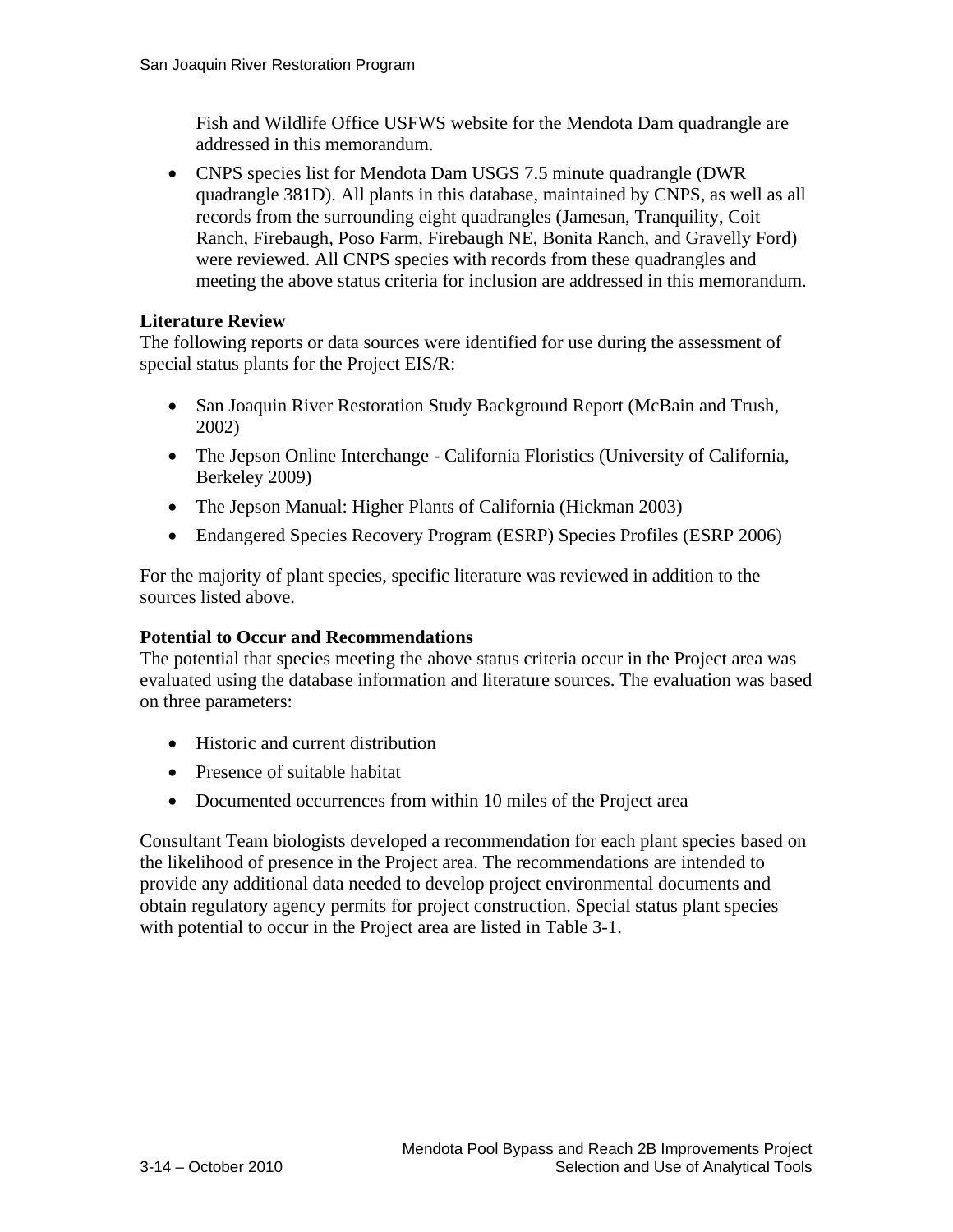Fish and Wildlife Office USFWS website for the Mendota Dam quadrangle are addressed in this memorandum.

- CNPS species list for Mendota Dam USGS 7.5 minute quadrangle (DWR quadrangle 381D). All plants in this database, maintained by CNPS, as well as all records from the surrounding eight quadrangles (Jamesan, Tranquility, Coit Ranch, Firebaugh, Poso Farm, Firebaugh NE, Bonita Ranch, and Gravelly Ford) were reviewed. All CNPS species with records from these quadrangles and meeting the above status criteria for inclusion are addressed in this memorandum.

**Literature Review**

The following reports or data sources were identified for use during the assessment of special status plants for the Project EIS/R:

- San Joaquin River Restoration Study Background Report (McBain and Trush, 2002)
- The Jepson Online Interchange - California Floristics (University of California, Berkeley 2009)
- The Jepson Manual: Higher Plants of California (Hickman 2003)
- Endangered Species Recovery Program (ESRP) Species Profiles (ESRP 2006)

For the majority of plant species, specific literature was reviewed in addition to the sources listed above.

**Potential to Occur and Recommendations**

The potential that species meeting the above status criteria occur in the Project area was evaluated using the database information and literature sources. The evaluation was based on three parameters:

- Historic and current distribution
- Presence of suitable habitat
- Documented occurrences from within 10 miles of the Project area

Consultant Team biologists developed a recommendation for each plant species based on the likelihood of presence in the Project area. The recommendations are intended to provide any additional data needed to develop project environmental documents and obtain regulatory agency permits for project construction. Special status plant species with potential to occur in the Project area are listed in Table 3-1.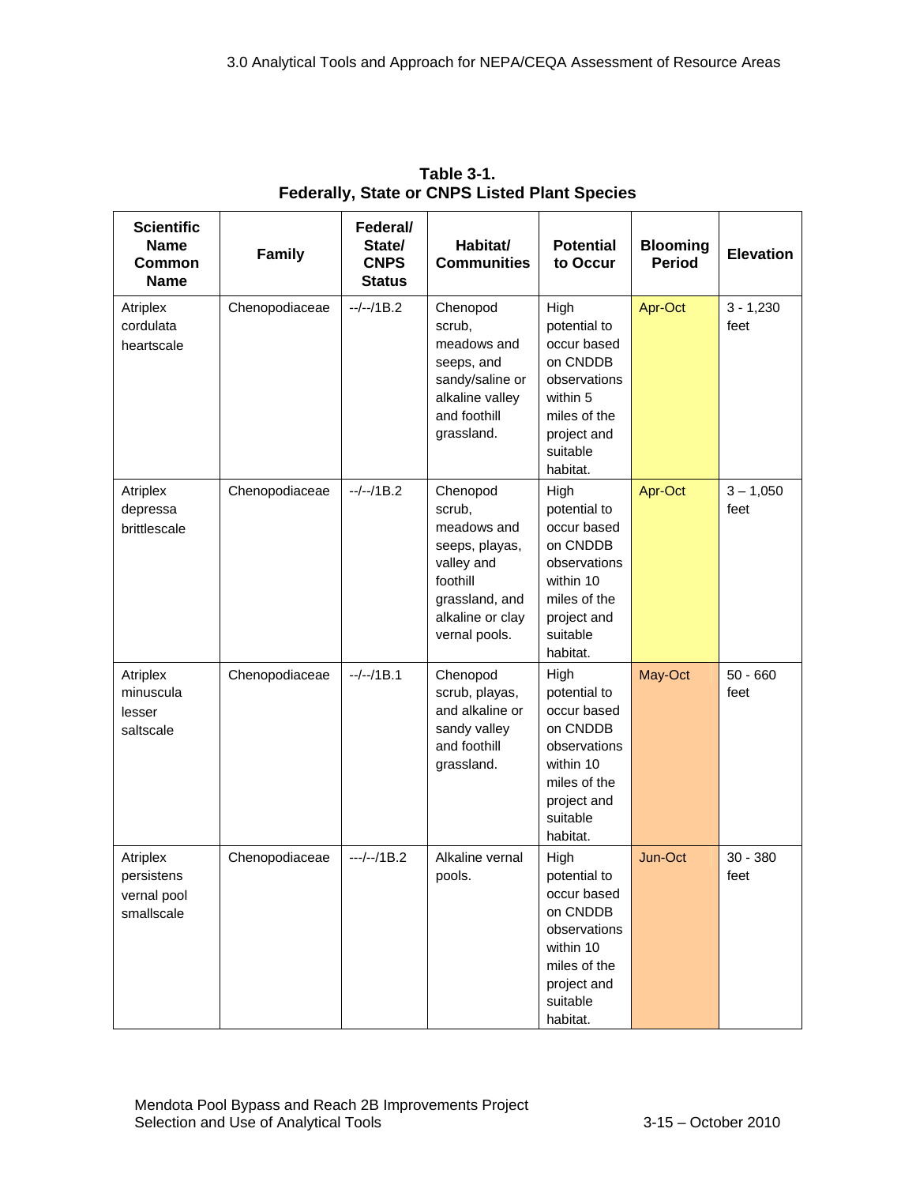**Table 3-1.**
**Federally, State or CNPS Listed Plant Species**

| Scientific Name Common Name | Family | Federal/ State/ CNPS Status | Habitat/ Communities | Potential to Occur | Blooming Period | Elevation |
|---|---|---|---|---|---|---|
| Atriplex cordulata heartscale | Chenopodiaceae | --/--/1B.2 | Chenopod scrub, meadows and seeps, and sandy/saline or alkaline valley and foothill grassland. | High potential to occur based on CNDDB observations within 5 miles of the project and suitable habitat. | Apr-Oct | 3 - 1,230 feet |
| Atriplex depressa brittlescale | Chenopodiaceae | --/--/1B.2 | Chenopod scrub, meadows and seeps, playas, valley and foothill grassland, and alkaline or clay vernal pools. | High potential to occur based on CNDDB observations within 10 miles of the project and suitable habitat. | Apr-Oct | 3 – 1,050 feet |
| Atriplex minuscula lesser saltscale | Chenopodiaceae | --/--/1B.1 | Chenopod scrub, playas, and alkaline or sandy valley and foothill grassland. | High potential to occur based on CNDDB observations within 10 miles of the project and suitable habitat. | May-Oct | 50 - 660 feet |
| Atriplex persistens vernal pool smallscale | Chenopodiaceae | ---/--/1B.2 | Alkaline vernal pools. | High potential to occur based on CNDDB observations within 10 miles of the project and suitable habitat. | Jun-Oct | 30 - 380 feet |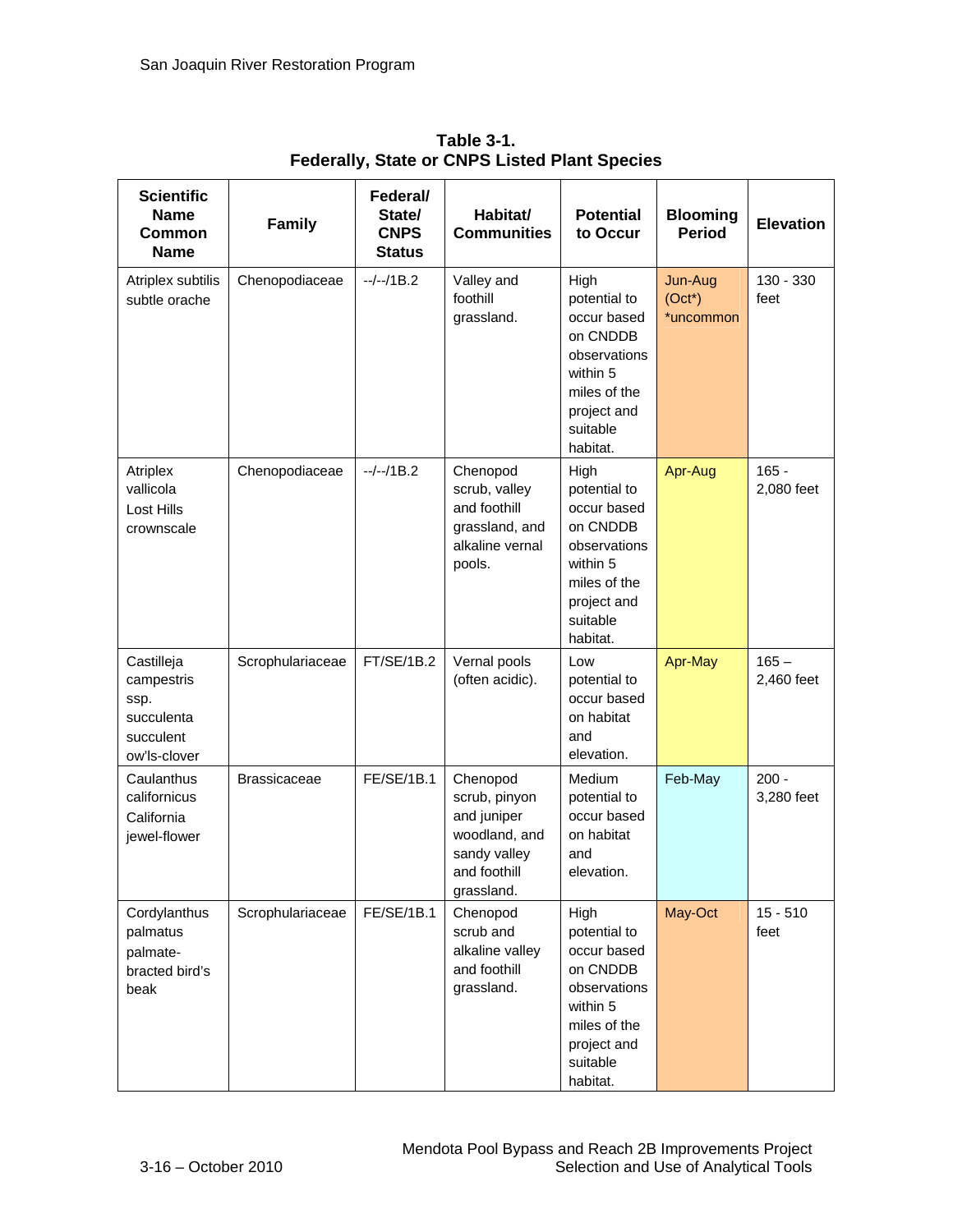**Table 3-1.**
**Federally, State or CNPS Listed Plant Species**

| Scientific Name Common Name | Family | Federal/ State/ CNPS Status | Habitat/ Communities | Potential to Occur | Blooming Period | Elevation |
|---|---|---|---|---|---|---|
| Atriplex subtilis subtle orache | Chenopodiaceae | --/--/1B.2 | Valley and foothill grassland. | High potential to occur based on CNDDB observations within 5 miles of the project and suitable habitat. | Jun-Aug (Oct*) *uncommon | 130 - 330 feet |
| Atriplex vallicola Lost Hills crownscale | Chenopodiaceae | --/--/1B.2 | Chenopod scrub, valley and foothill grassland, and alkaline vernal pools. | High potential to occur based on CNDDB observations within 5 miles of the project and suitable habitat. | Apr-Aug | 165 - 2,080 feet |
| Castilleja campestris ssp. succulenta succulent ow'ls-clover | Scrophulariaceae | FT/SE/1B.2 | Vernal pools (often acidic). | Low potential to occur based on habitat and elevation. | Apr-May | 165 – 2,460 feet |
| Caulanthus californicus California jewel-flower | Brassicaceae | FE/SE/1B.1 | Chenopod scrub, pinyon and juniper woodland, and sandy valley and foothill grassland. | Medium potential to occur based on habitat and elevation. | Feb-May | 200 - 3,280 feet |
| Cordylanthus palmatus palmate-bracted bird's beak | Scrophulariaceae | FE/SE/1B.1 | Chenopod scrub and alkaline valley and foothill grassland. | High potential to occur based on CNDDB observations within 5 miles of the project and suitable habitat. | May-Oct | 15 - 510 feet |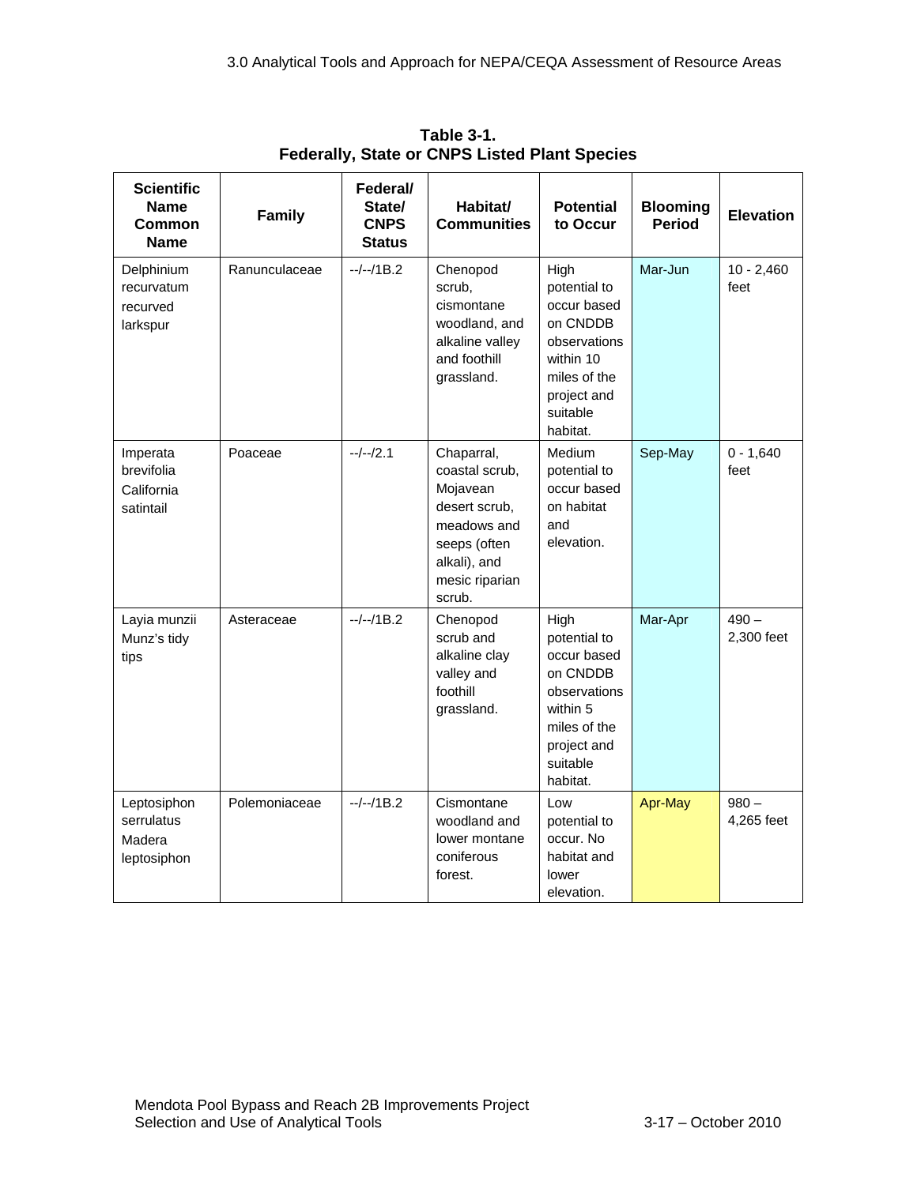**Table 3-1.**
**Federally, State or CNPS Listed Plant Species**

| Scientific Name Common Name | Family | Federal/ State/ CNPS Status | Habitat/ Communities | Potential to Occur | Blooming Period | Elevation |
|---|---|---|---|---|---|---|
| Delphinium recurvatum recurved larkspur | Ranunculaceae | --/--/1B.2 | Chenopod scrub, cismontane woodland, and alkaline valley and foothill grassland. | High potential to occur based on CNDDB observations within 10 miles of the project and suitable habitat. | Mar-Jun | 10 - 2,460 feet |
| Imperata brevifolia California satintail | Poaceae | --/--/2.1 | Chaparral, coastal scrub, Mojavean desert scrub, meadows and seeps (often alkali), and mesic riparian scrub. | Medium potential to occur based on habitat and elevation. | Sep-May | 0 - 1,640 feet |
| Layia munzii Munz's tidy tips | Asteraceae | --/--/1B.2 | Chenopod scrub and alkaline clay valley and foothill grassland. | High potential to occur based on CNDDB observations within 5 miles of the project and suitable habitat. | Mar-Apr | 490 – 2,300 feet |
| Leptosiphon serrulatus Madera leptosiphon | Polemoniaceae | --/--/1B.2 | Cismontane woodland and lower montane coniferous forest. | Low potential to occur. No habitat and lower elevation. | Apr-May | 980 – 4,265 feet |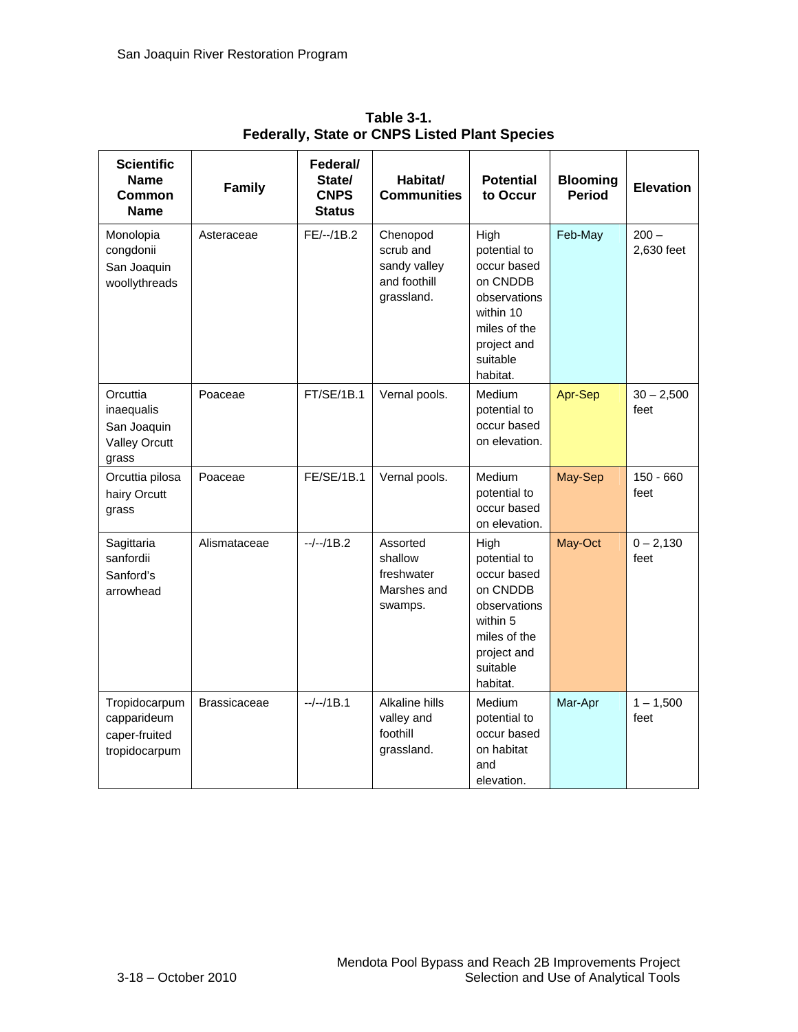**Table 3-1.**
**Federally, State or CNPS Listed Plant Species**

| Scientific Name Common Name | Family | Federal/ State/ CNPS Status | Habitat/ Communities | Potential to Occur | Blooming Period | Elevation |
|---|---|---|---|---|---|---|
| Monolopia congdonii San Joaquin woollythreads | Asteraceae | FE/--/1B.2 | Chenopod scrub and sandy valley and foothill grassland. | High potential to occur based on CNDDB observations within 10 miles of the project and suitable habitat. | Feb-May | 200 – 2,630 feet |
| Orcuttia inaequalis San Joaquin Valley Orcutt grass | Poaceae | FT/SE/1B.1 | Vernal pools. | Medium potential to occur based on elevation. | Apr-Sep | 30 – 2,500 feet |
| Orcuttia pilosa hairy Orcutt grass | Poaceae | FE/SE/1B.1 | Vernal pools. | Medium potential to occur based on elevation. | May-Sep | 150 - 660 feet |
| Sagittaria sanfordii Sanford's arrowhead | Alismataceae | --/--/1B.2 | Assorted shallow freshwater Marshes and swamps. | High potential to occur based on CNDDB observations within 5 miles of the project and suitable habitat. | May-Oct | 0 – 2,130 feet |
| Tropidocarpum capparideum caper-fruited tropidocarpum | Brassicaceae | --/--/1B.1 | Alkaline hills valley and foothill grassland. | Medium potential to occur based on habitat and elevation. | Mar-Apr | 1 – 1,500 feet |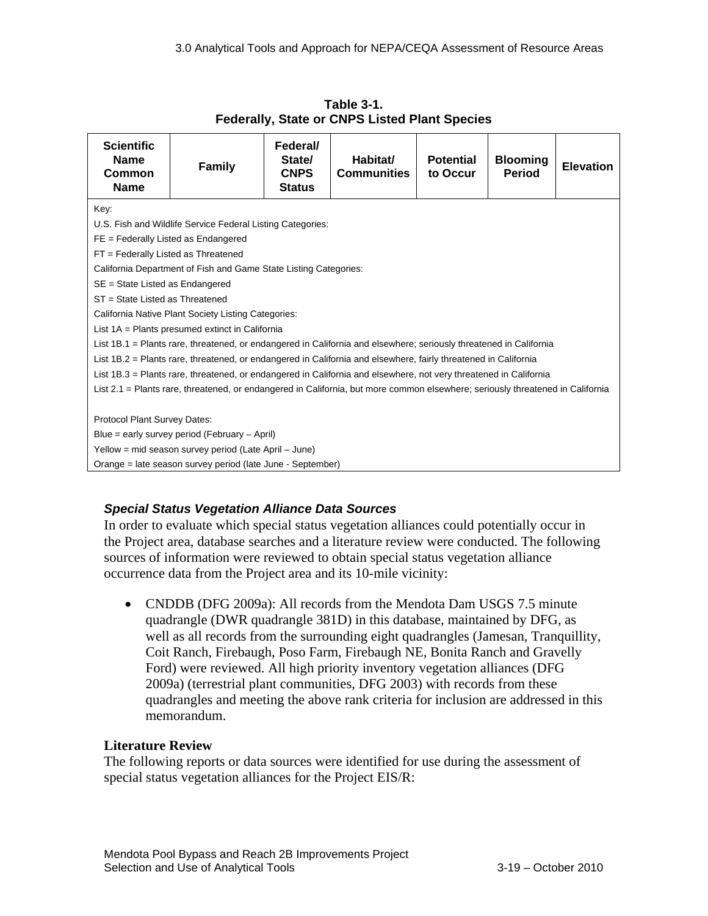**Table 3-1.
Federally, State or CNPS Listed Plant Species**

| Scientific Name Common Name | Family | Federal/ State/ CNPS Status | Habitat/ Communities | Potential to Occur | Blooming Period | Elevation |
|---|---|---|---|---|---|---|
| Key:<br>U.S. Fish and Wildlife Service Federal Listing Categories:<br>FE = Federally Listed as Endangered<br>FT = Federally Listed as Threatened<br>California Department of Fish and Game State Listing Categories:<br>SE = State Listed as Endangered<br>ST = State Listed as Threatened<br>California Native Plant Society Listing Categories:<br>List 1A = Plants presumed extinct in California<br>List 1B.1 = Plants rare, threatened, or endangered in California and elsewhere; seriously threatened in California<br>List 1B.2 = Plants rare, threatened, or endangered in California and elsewhere, fairly threatened in California<br>List 1B.3 = Plants rare, threatened, or endangered in California and elsewhere, not very threatened in California<br>List 2.1 = Plants rare, threatened, or endangered in California, but more common elsewhere; seriously threatened in California<br><br>Protocol Plant Survey Dates:<br>Blue = early survey period (February – April)<br>Yellow = mid season survey period (Late April – June)<br>Orange = late season survey period (late June - September) | | | | | | |

### *Special Status Vegetation Alliance Data Sources*

In order to evaluate which special status vegetation alliances could potentially occur in the Project area, database searches and a literature review were conducted. The following sources of information were reviewed to obtain special status vegetation alliance occurrence data from the Project area and its 10-mile vicinity:

- CNDDB (DFG 2009a): All records from the Mendota Dam USGS 7.5 minute quadrangle (DWR quadrangle 381D) in this database, maintained by DFG, as well as all records from the surrounding eight quadrangles (Jamesan, Tranquillity, Coit Ranch, Firebaugh, Poso Farm, Firebaugh NE, Bonita Ranch and Gravelly Ford) were reviewed. All high priority inventory vegetation alliances (DFG 2009a) (terrestrial plant communities, DFG 2003) with records from these quadrangles and meeting the above rank criteria for inclusion are addressed in this memorandum.

### Literature Review

The following reports or data sources were identified for use during the assessment of special status vegetation alliances for the Project EIS/R: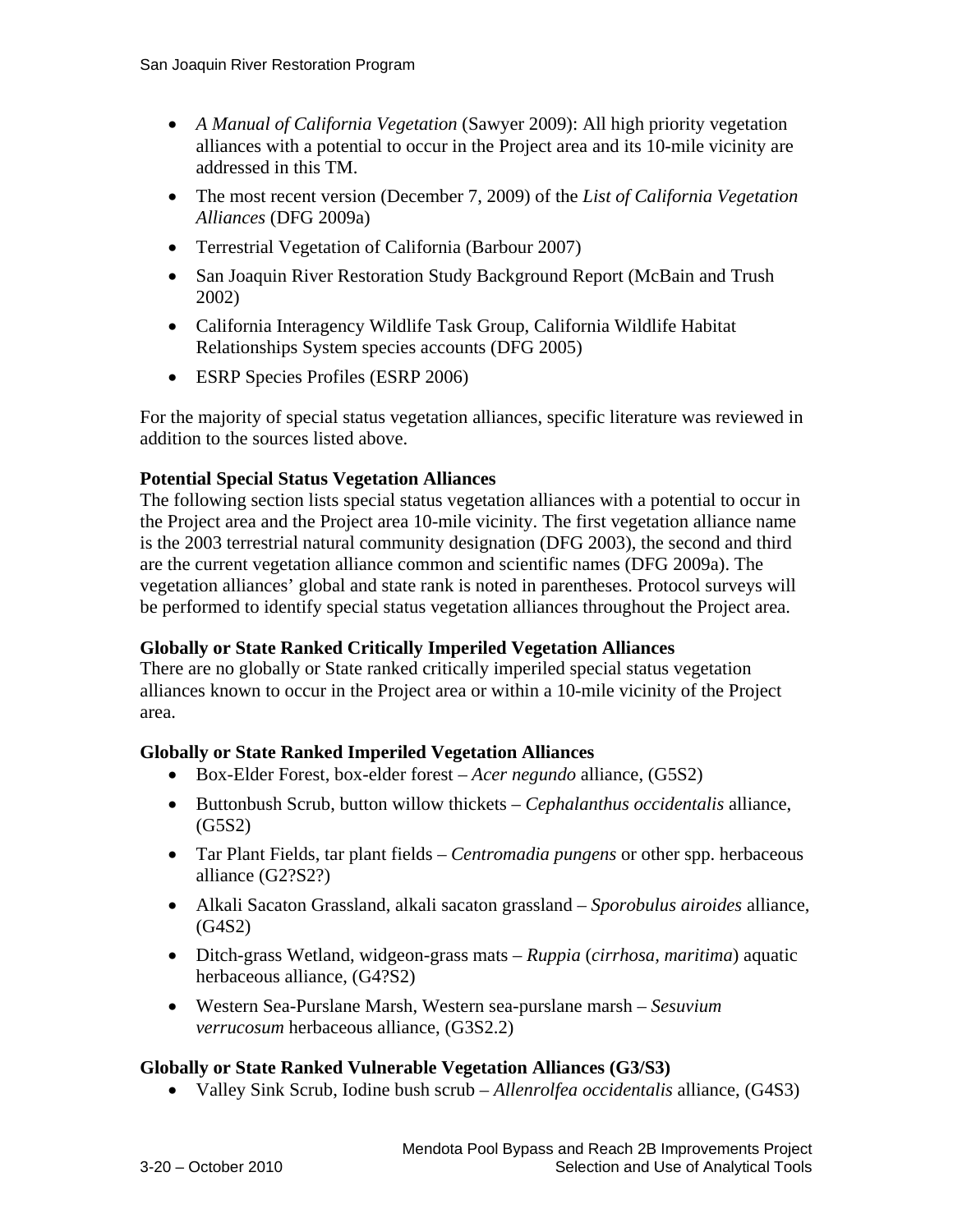- *A Manual of California Vegetation* (Sawyer 2009): All high priority vegetation alliances with a potential to occur in the Project area and its 10-mile vicinity are addressed in this TM.
- The most recent version (December 7, 2009) of the *List of California Vegetation Alliances* (DFG 2009a)
- Terrestrial Vegetation of California (Barbour 2007)
- San Joaquin River Restoration Study Background Report (McBain and Trush 2002)
- California Interagency Wildlife Task Group, California Wildlife Habitat Relationships System species accounts (DFG 2005)
- ESRP Species Profiles (ESRP 2006)

For the majority of special status vegetation alliances, specific literature was reviewed in addition to the sources listed above.

**Potential Special Status Vegetation Alliances**

The following section lists special status vegetation alliances with a potential to occur in the Project area and the Project area 10-mile vicinity. The first vegetation alliance name is the 2003 terrestrial natural community designation (DFG 2003), the second and third are the current vegetation alliance common and scientific names (DFG 2009a). The vegetation alliances' global and state rank is noted in parentheses. Protocol surveys will be performed to identify special status vegetation alliances throughout the Project area.

**Globally or State Ranked Critically Imperiled Vegetation Alliances**

There are no globally or State ranked critically imperiled special status vegetation alliances known to occur in the Project area or within a 10-mile vicinity of the Project area.

**Globally or State Ranked Imperiled Vegetation Alliances**

- Box-Elder Forest, box-elder forest – *Acer negundo* alliance, (G5S2)
- Buttonbush Scrub, button willow thickets – *Cephalanthus occidentalis* alliance, (G5S2)
- Tar Plant Fields, tar plant fields – *Centromadia pungens* or other spp. herbaceous alliance (G2?S2?)
- Alkali Sacaton Grassland, alkali sacaton grassland – *Sporobulus airoides* alliance, (G4S2)
- Ditch-grass Wetland, widgeon-grass mats – *Ruppia* (*cirrhosa, maritima*) aquatic herbaceous alliance, (G4?S2)
- Western Sea-Purslane Marsh, Western sea-purslane marsh – *Sesuvium verrucosum* herbaceous alliance, (G3S2.2)

**Globally or State Ranked Vulnerable Vegetation Alliances (G3/S3)**

- Valley Sink Scrub, Iodine bush scrub – *Allenrolfea occidentalis* alliance, (G4S3)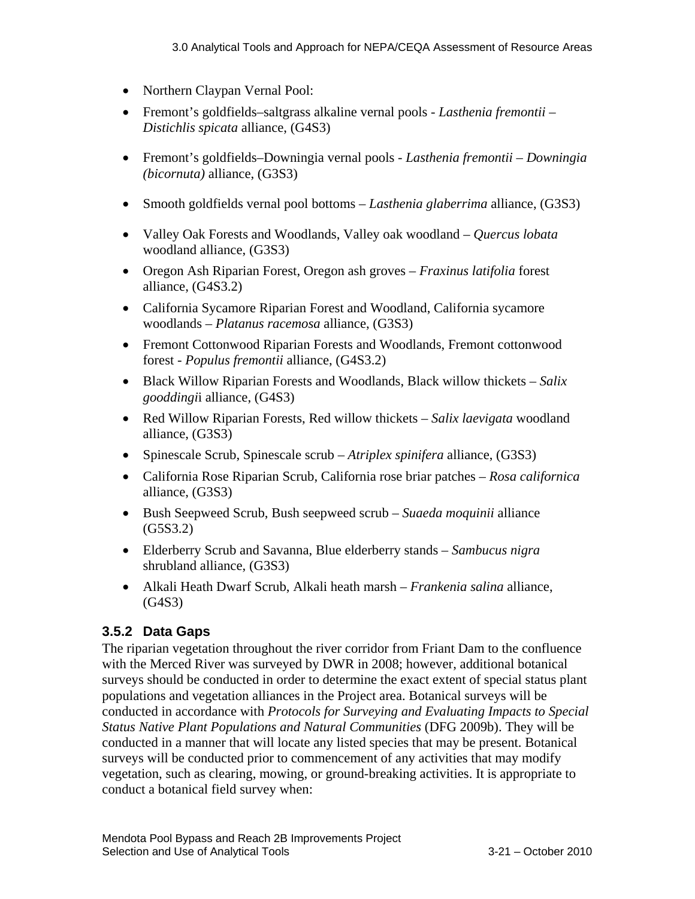- Northern Claypan Vernal Pool:
- Fremont's goldfields–saltgrass alkaline vernal pools - *Lasthenia fremontii – Distichlis spicata* alliance, (G4S3)
- Fremont's goldfields–Downingia vernal pools - *Lasthenia fremontii – Downingia (bicornuta)* alliance, (G3S3)
- Smooth goldfields vernal pool bottoms – *Lasthenia glaberrima* alliance, (G3S3)
- Valley Oak Forests and Woodlands, Valley oak woodland – *Quercus lobata* woodland alliance, (G3S3)
- Oregon Ash Riparian Forest, Oregon ash groves – *Fraxinus latifolia* forest alliance, (G4S3.2)
- California Sycamore Riparian Forest and Woodland, California sycamore woodlands – *Platanus racemosa* alliance, (G3S3)
- Fremont Cottonwood Riparian Forests and Woodlands, Fremont cottonwood forest - *Populus fremontii* alliance, (G4S3.2)
- Black Willow Riparian Forests and Woodlands, Black willow thickets – *Salix gooddingi*i alliance, (G4S3)
- Red Willow Riparian Forests, Red willow thickets – *Salix laevigata* woodland alliance, (G3S3)
- Spinescale Scrub, Spinescale scrub – *Atriplex spinifera* alliance, (G3S3)
- California Rose Riparian Scrub, California rose briar patches – *Rosa californica* alliance, (G3S3)
- Bush Seepweed Scrub, Bush seepweed scrub – *Suaeda moquinii* alliance (G5S3.2)
- Elderberry Scrub and Savanna, Blue elderberry stands – *Sambucus nigra* shrubland alliance, (G3S3)
- Alkali Heath Dwarf Scrub, Alkali heath marsh – *Frankenia salina* alliance, (G4S3)

### 3.5.2 Data Gaps

The riparian vegetation throughout the river corridor from Friant Dam to the confluence with the Merced River was surveyed by DWR in 2008; however, additional botanical surveys should be conducted in order to determine the exact extent of special status plant populations and vegetation alliances in the Project area. Botanical surveys will be conducted in accordance with *Protocols for Surveying and Evaluating Impacts to Special Status Native Plant Populations and Natural Communities* (DFG 2009b). They will be conducted in a manner that will locate any listed species that may be present. Botanical surveys will be conducted prior to commencement of any activities that may modify vegetation, such as clearing, mowing, or ground-breaking activities. It is appropriate to conduct a botanical field survey when: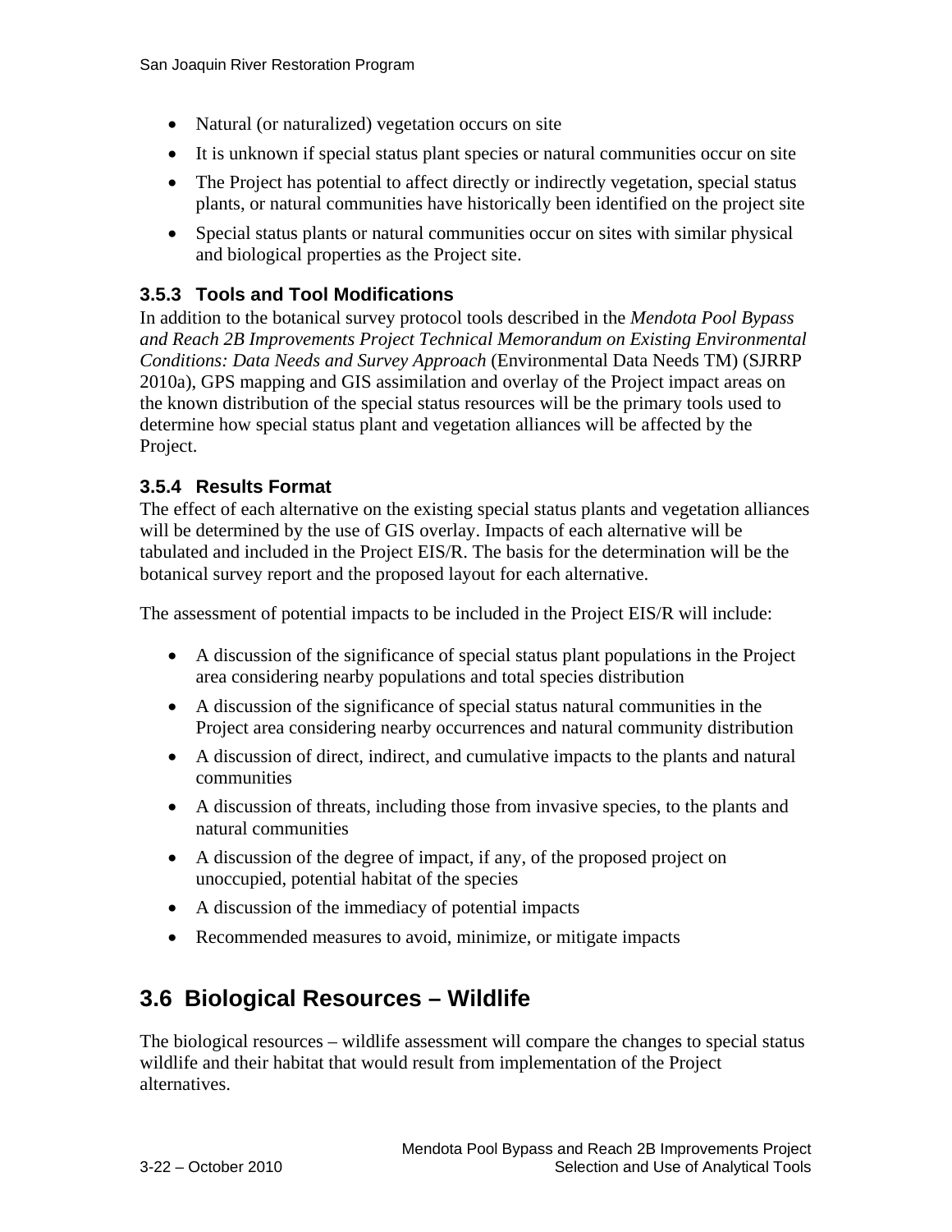- Natural (or naturalized) vegetation occurs on site
- It is unknown if special status plant species or natural communities occur on site
- The Project has potential to affect directly or indirectly vegetation, special status plants, or natural communities have historically been identified on the project site
- Special status plants or natural communities occur on sites with similar physical and biological properties as the Project site.

### 3.5.3 Tools and Tool Modifications

In addition to the botanical survey protocol tools described in the *Mendota Pool Bypass and Reach 2B Improvements Project Technical Memorandum on Existing Environmental Conditions: Data Needs and Survey Approach* (Environmental Data Needs TM) (SJRRP 2010a), GPS mapping and GIS assimilation and overlay of the Project impact areas on the known distribution of the special status resources will be the primary tools used to determine how special status plant and vegetation alliances will be affected by the Project.

### 3.5.4 Results Format

The effect of each alternative on the existing special status plants and vegetation alliances will be determined by the use of GIS overlay. Impacts of each alternative will be tabulated and included in the Project EIS/R. The basis for the determination will be the botanical survey report and the proposed layout for each alternative.

The assessment of potential impacts to be included in the Project EIS/R will include:

- A discussion of the significance of special status plant populations in the Project area considering nearby populations and total species distribution
- A discussion of the significance of special status natural communities in the Project area considering nearby occurrences and natural community distribution
- A discussion of direct, indirect, and cumulative impacts to the plants and natural communities
- A discussion of threats, including those from invasive species, to the plants and natural communities
- A discussion of the degree of impact, if any, of the proposed project on unoccupied, potential habitat of the species
- A discussion of the immediacy of potential impacts
- Recommended measures to avoid, minimize, or mitigate impacts

## 3.6 Biological Resources – Wildlife

The biological resources – wildlife assessment will compare the changes to special status wildlife and their habitat that would result from implementation of the Project alternatives.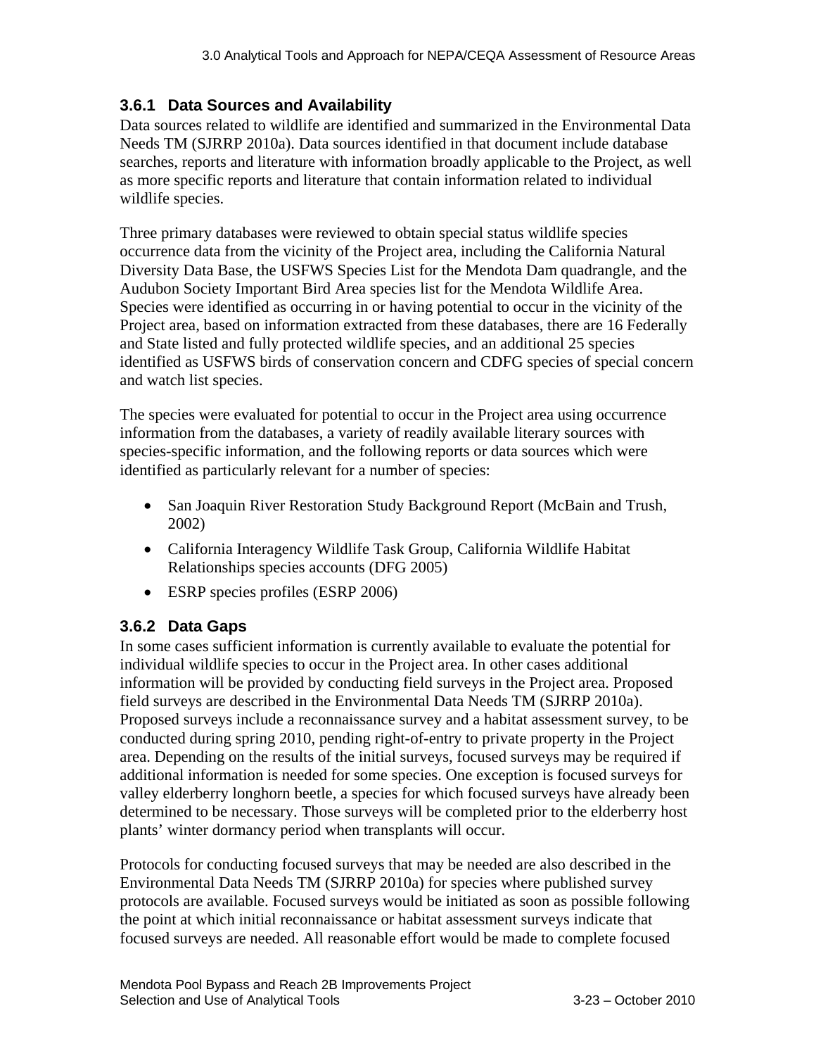### 3.6.1 Data Sources and Availability

Data sources related to wildlife are identified and summarized in the Environmental Data Needs TM (SJRRP 2010a). Data sources identified in that document include database searches, reports and literature with information broadly applicable to the Project, as well as more specific reports and literature that contain information related to individual wildlife species.

Three primary databases were reviewed to obtain special status wildlife species occurrence data from the vicinity of the Project area, including the California Natural Diversity Data Base, the USFWS Species List for the Mendota Dam quadrangle, and the Audubon Society Important Bird Area species list for the Mendota Wildlife Area. Species were identified as occurring in or having potential to occur in the vicinity of the Project area, based on information extracted from these databases, there are 16 Federally and State listed and fully protected wildlife species, and an additional 25 species identified as USFWS birds of conservation concern and CDFG species of special concern and watch list species.

The species were evaluated for potential to occur in the Project area using occurrence information from the databases, a variety of readily available literary sources with species-specific information, and the following reports or data sources which were identified as particularly relevant for a number of species:

- San Joaquin River Restoration Study Background Report (McBain and Trush, 2002)
- California Interagency Wildlife Task Group, California Wildlife Habitat Relationships species accounts (DFG 2005)
- ESRP species profiles (ESRP 2006)

### 3.6.2 Data Gaps

In some cases sufficient information is currently available to evaluate the potential for individual wildlife species to occur in the Project area. In other cases additional information will be provided by conducting field surveys in the Project area. Proposed field surveys are described in the Environmental Data Needs TM (SJRRP 2010a). Proposed surveys include a reconnaissance survey and a habitat assessment survey, to be conducted during spring 2010, pending right-of-entry to private property in the Project area. Depending on the results of the initial surveys, focused surveys may be required if additional information is needed for some species. One exception is focused surveys for valley elderberry longhorn beetle, a species for which focused surveys have already been determined to be necessary. Those surveys will be completed prior to the elderberry host plants' winter dormancy period when transplants will occur.

Protocols for conducting focused surveys that may be needed are also described in the Environmental Data Needs TM (SJRRP 2010a) for species where published survey protocols are available. Focused surveys would be initiated as soon as possible following the point at which initial reconnaissance or habitat assessment surveys indicate that focused surveys are needed. All reasonable effort would be made to complete focused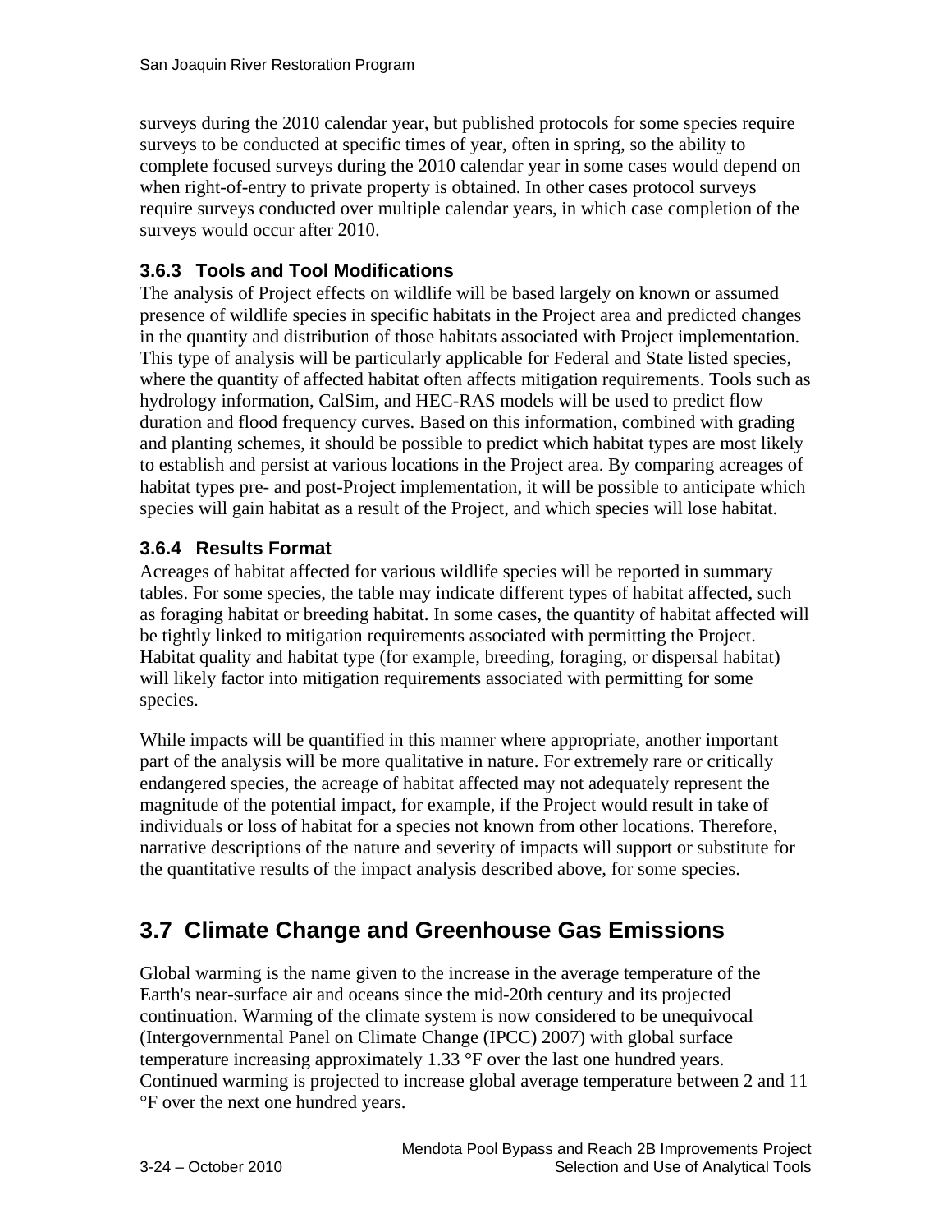surveys during the 2010 calendar year, but published protocols for some species require surveys to be conducted at specific times of year, often in spring, so the ability to complete focused surveys during the 2010 calendar year in some cases would depend on when right-of-entry to private property is obtained. In other cases protocol surveys require surveys conducted over multiple calendar years, in which case completion of the surveys would occur after 2010.

### 3.6.3 Tools and Tool Modifications

The analysis of Project effects on wildlife will be based largely on known or assumed presence of wildlife species in specific habitats in the Project area and predicted changes in the quantity and distribution of those habitats associated with Project implementation. This type of analysis will be particularly applicable for Federal and State listed species, where the quantity of affected habitat often affects mitigation requirements. Tools such as hydrology information, CalSim, and HEC-RAS models will be used to predict flow duration and flood frequency curves. Based on this information, combined with grading and planting schemes, it should be possible to predict which habitat types are most likely to establish and persist at various locations in the Project area. By comparing acreages of habitat types pre- and post-Project implementation, it will be possible to anticipate which species will gain habitat as a result of the Project, and which species will lose habitat.

### 3.6.4 Results Format

Acreages of habitat affected for various wildlife species will be reported in summary tables. For some species, the table may indicate different types of habitat affected, such as foraging habitat or breeding habitat. In some cases, the quantity of habitat affected will be tightly linked to mitigation requirements associated with permitting the Project. Habitat quality and habitat type (for example, breeding, foraging, or dispersal habitat) will likely factor into mitigation requirements associated with permitting for some species.

While impacts will be quantified in this manner where appropriate, another important part of the analysis will be more qualitative in nature. For extremely rare or critically endangered species, the acreage of habitat affected may not adequately represent the magnitude of the potential impact, for example, if the Project would result in take of individuals or loss of habitat for a species not known from other locations. Therefore, narrative descriptions of the nature and severity of impacts will support or substitute for the quantitative results of the impact analysis described above, for some species.

## 3.7 Climate Change and Greenhouse Gas Emissions

Global warming is the name given to the increase in the average temperature of the Earth's near-surface air and oceans since the mid-20th century and its projected continuation. Warming of the climate system is now considered to be unequivocal (Intergovernmental Panel on Climate Change (IPCC) 2007) with global surface temperature increasing approximately 1.33 °F over the last one hundred years. Continued warming is projected to increase global average temperature between 2 and 11 °F over the next one hundred years.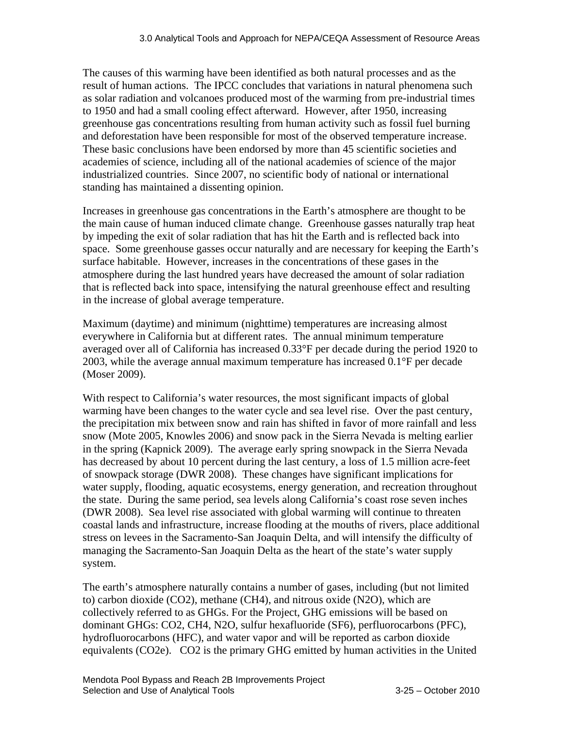The causes of this warming have been identified as both natural processes and as the result of human actions. The IPCC concludes that variations in natural phenomena such as solar radiation and volcanoes produced most of the warming from pre-industrial times to 1950 and had a small cooling effect afterward. However, after 1950, increasing greenhouse gas concentrations resulting from human activity such as fossil fuel burning and deforestation have been responsible for most of the observed temperature increase. These basic conclusions have been endorsed by more than 45 scientific societies and academies of science, including all of the national academies of science of the major industrialized countries. Since 2007, no scientific body of national or international standing has maintained a dissenting opinion.

Increases in greenhouse gas concentrations in the Earth's atmosphere are thought to be the main cause of human induced climate change. Greenhouse gasses naturally trap heat by impeding the exit of solar radiation that has hit the Earth and is reflected back into space. Some greenhouse gasses occur naturally and are necessary for keeping the Earth's surface habitable. However, increases in the concentrations of these gases in the atmosphere during the last hundred years have decreased the amount of solar radiation that is reflected back into space, intensifying the natural greenhouse effect and resulting in the increase of global average temperature.

Maximum (daytime) and minimum (nighttime) temperatures are increasing almost everywhere in California but at different rates. The annual minimum temperature averaged over all of California has increased 0.33°F per decade during the period 1920 to 2003, while the average annual maximum temperature has increased 0.1°F per decade (Moser 2009).

With respect to California's water resources, the most significant impacts of global warming have been changes to the water cycle and sea level rise. Over the past century, the precipitation mix between snow and rain has shifted in favor of more rainfall and less snow (Mote 2005, Knowles 2006) and snow pack in the Sierra Nevada is melting earlier in the spring (Kapnick 2009). The average early spring snowpack in the Sierra Nevada has decreased by about 10 percent during the last century, a loss of 1.5 million acre-feet of snowpack storage (DWR 2008). These changes have significant implications for water supply, flooding, aquatic ecosystems, energy generation, and recreation throughout the state. During the same period, sea levels along California's coast rose seven inches (DWR 2008). Sea level rise associated with global warming will continue to threaten coastal lands and infrastructure, increase flooding at the mouths of rivers, place additional stress on levees in the Sacramento-San Joaquin Delta, and will intensify the difficulty of managing the Sacramento-San Joaquin Delta as the heart of the state's water supply system.

The earth's atmosphere naturally contains a number of gases, including (but not limited to) carbon dioxide ($CO_2$), methane ($CH_4$), and nitrous oxide ($N_2O$), which are collectively referred to as GHGs. For the Project, GHG emissions will be based on dominant GHGs: $CO_2$, $CH_4$, $N_2O$, sulfur hexafluoride ($SF_6$), perfluorocarbons (PFC), hydrofluorocarbons (HFC), and water vapor and will be reported as carbon dioxide equivalents ($CO_2e$). $CO_2$ is the primary GHG emitted by human activities in the United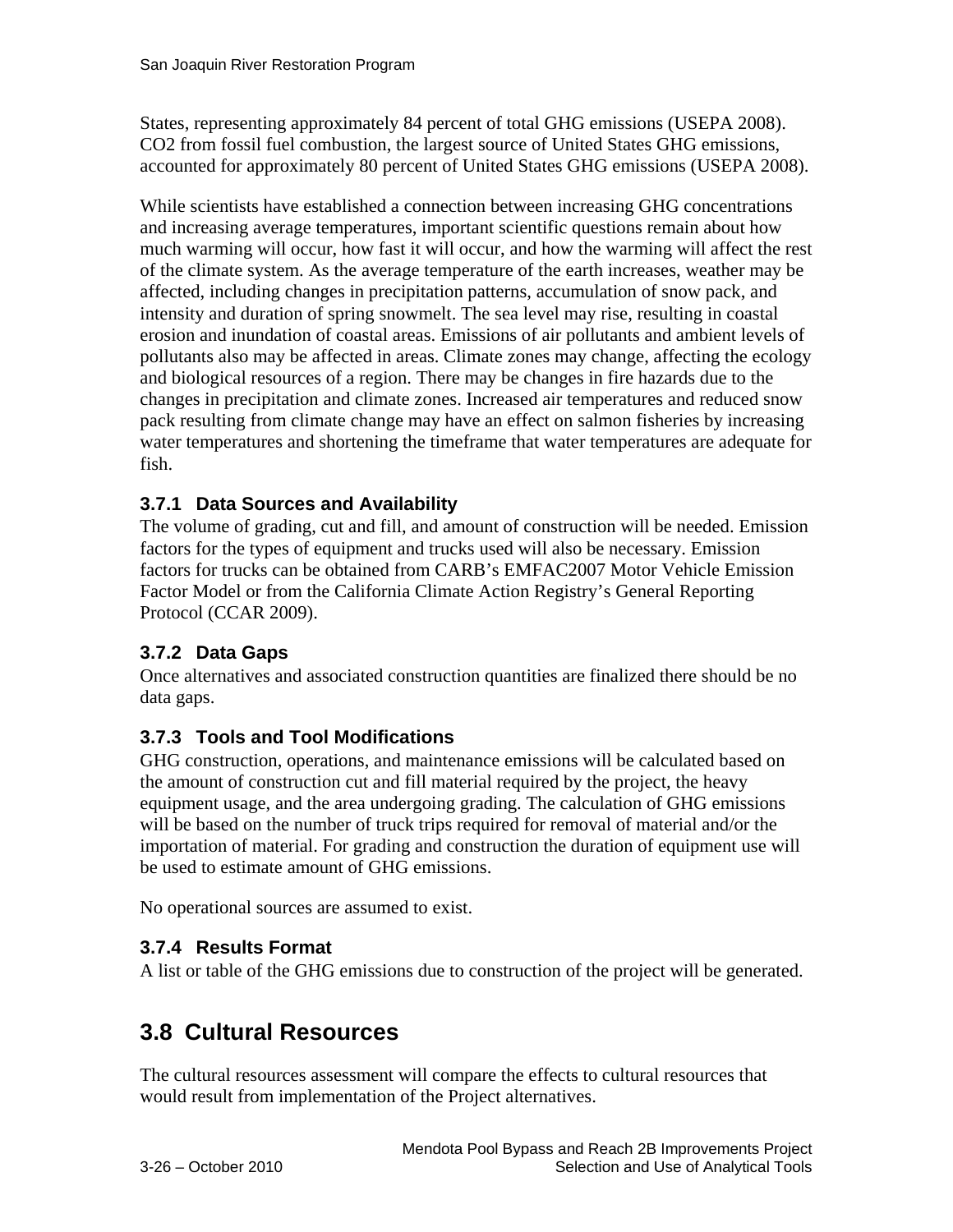States, representing approximately 84 percent of total GHG emissions (USEPA 2008). $CO_2$ from fossil fuel combustion, the largest source of United States GHG emissions, accounted for approximately 80 percent of United States GHG emissions (USEPA 2008).

While scientists have established a connection between increasing GHG concentrations and increasing average temperatures, important scientific questions remain about how much warming will occur, how fast it will occur, and how the warming will affect the rest of the climate system. As the average temperature of the earth increases, weather may be affected, including changes in precipitation patterns, accumulation of snow pack, and intensity and duration of spring snowmelt. The sea level may rise, resulting in coastal erosion and inundation of coastal areas. Emissions of air pollutants and ambient levels of pollutants also may be affected in areas. Climate zones may change, affecting the ecology and biological resources of a region. There may be changes in fire hazards due to the changes in precipitation and climate zones. Increased air temperatures and reduced snow pack resulting from climate change may have an effect on salmon fisheries by increasing water temperatures and shortening the timeframe that water temperatures are adequate for fish.

### 3.7.1 Data Sources and Availability

The volume of grading, cut and fill, and amount of construction will be needed. Emission factors for the types of equipment and trucks used will also be necessary. Emission factors for trucks can be obtained from CARB's EMFAC2007 Motor Vehicle Emission Factor Model or from the California Climate Action Registry's General Reporting Protocol (CCAR 2009).

### 3.7.2 Data Gaps

Once alternatives and associated construction quantities are finalized there should be no data gaps.

### 3.7.3 Tools and Tool Modifications

GHG construction, operations, and maintenance emissions will be calculated based on the amount of construction cut and fill material required by the project, the heavy equipment usage, and the area undergoing grading. The calculation of GHG emissions will be based on the number of truck trips required for removal of material and/or the importation of material. For grading and construction the duration of equipment use will be used to estimate amount of GHG emissions.

No operational sources are assumed to exist.

### 3.7.4 Results Format

A list or table of the GHG emissions due to construction of the project will be generated.

## 3.8 Cultural Resources

The cultural resources assessment will compare the effects to cultural resources that would result from implementation of the Project alternatives.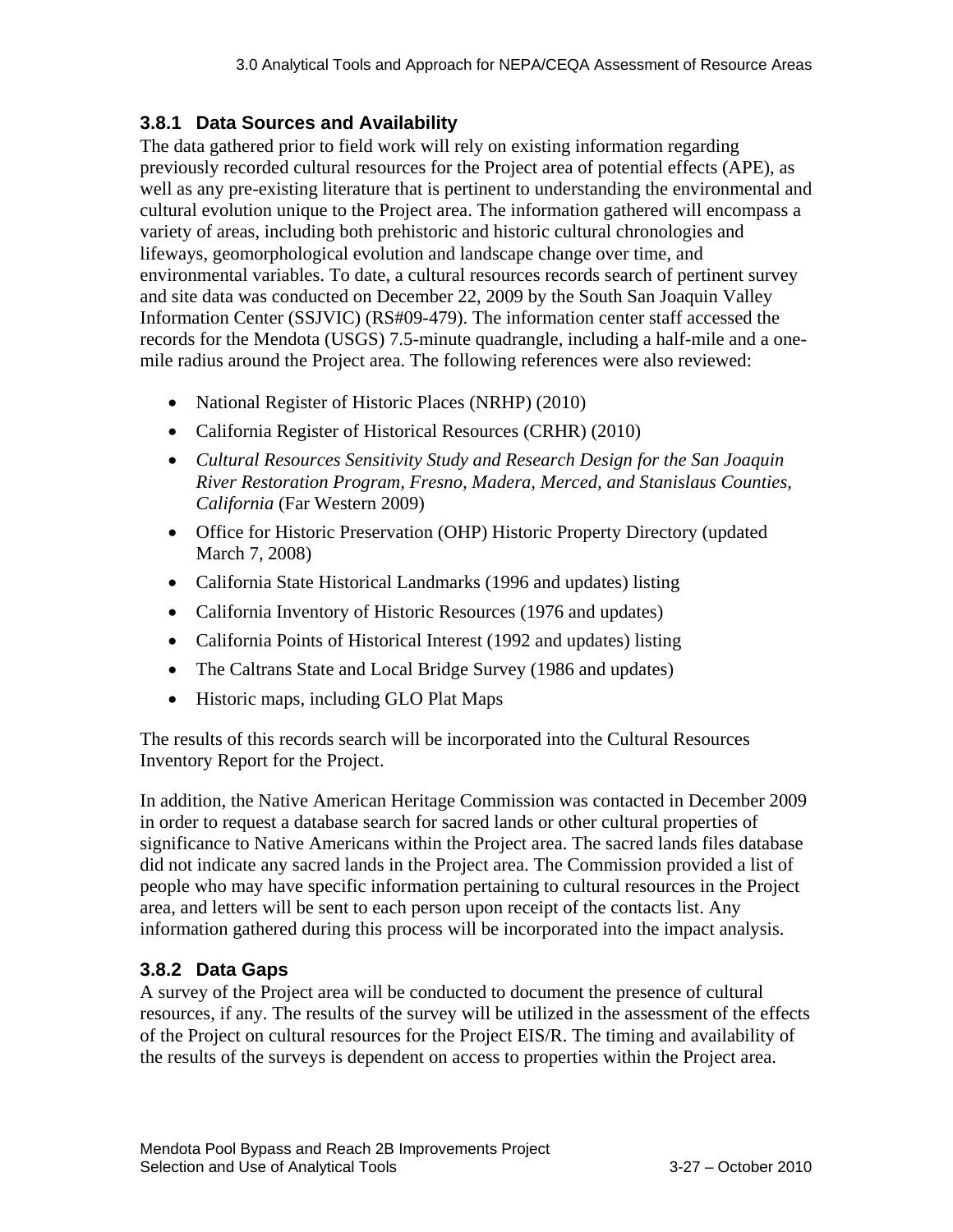### 3.8.1 Data Sources and Availability

The data gathered prior to field work will rely on existing information regarding previously recorded cultural resources for the Project area of potential effects (APE), as well as any pre-existing literature that is pertinent to understanding the environmental and cultural evolution unique to the Project area. The information gathered will encompass a variety of areas, including both prehistoric and historic cultural chronologies and lifeways, geomorphological evolution and landscape change over time, and environmental variables. To date, a cultural resources records search of pertinent survey and site data was conducted on December 22, 2009 by the South San Joaquin Valley Information Center (SSJVIC) (RS#09-479). The information center staff accessed the records for the Mendota (USGS) 7.5-minute quadrangle, including a half-mile and a one-mile radius around the Project area. The following references were also reviewed:

- National Register of Historic Places (NRHP) (2010)
- California Register of Historical Resources (CRHR) (2010)
- *Cultural Resources Sensitivity Study and Research Design for the San Joaquin River Restoration Program, Fresno, Madera, Merced, and Stanislaus Counties, California* (Far Western 2009)
- Office for Historic Preservation (OHP) Historic Property Directory (updated March 7, 2008)
- California State Historical Landmarks (1996 and updates) listing
- California Inventory of Historic Resources (1976 and updates)
- California Points of Historical Interest (1992 and updates) listing
- The Caltrans State and Local Bridge Survey (1986 and updates)
- Historic maps, including GLO Plat Maps

The results of this records search will be incorporated into the Cultural Resources Inventory Report for the Project.

In addition, the Native American Heritage Commission was contacted in December 2009 in order to request a database search for sacred lands or other cultural properties of significance to Native Americans within the Project area. The sacred lands files database did not indicate any sacred lands in the Project area. The Commission provided a list of people who may have specific information pertaining to cultural resources in the Project area, and letters will be sent to each person upon receipt of the contacts list. Any information gathered during this process will be incorporated into the impact analysis.

### 3.8.2 Data Gaps

A survey of the Project area will be conducted to document the presence of cultural resources, if any. The results of the survey will be utilized in the assessment of the effects of the Project on cultural resources for the Project EIS/R. The timing and availability of the results of the surveys is dependent on access to properties within the Project area.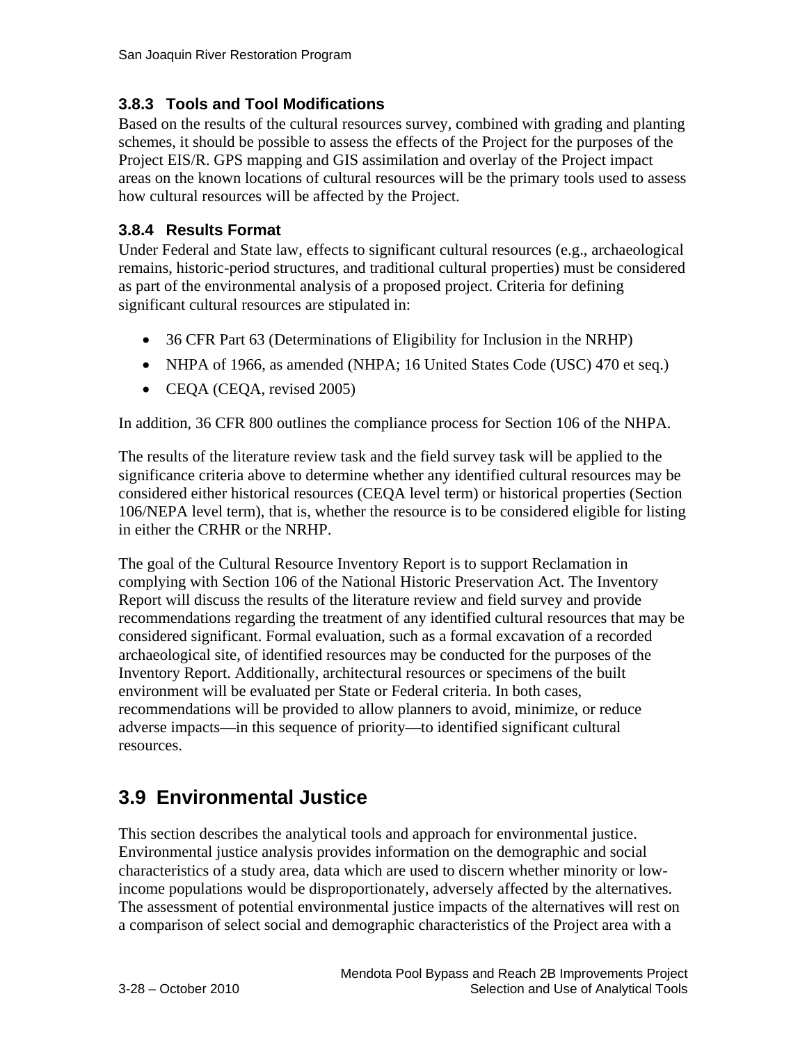### 3.8.3 Tools and Tool Modifications

Based on the results of the cultural resources survey, combined with grading and planting schemes, it should be possible to assess the effects of the Project for the purposes of the Project EIS/R. GPS mapping and GIS assimilation and overlay of the Project impact areas on the known locations of cultural resources will be the primary tools used to assess how cultural resources will be affected by the Project.

### 3.8.4 Results Format

Under Federal and State law, effects to significant cultural resources (e.g., archaeological remains, historic-period structures, and traditional cultural properties) must be considered as part of the environmental analysis of a proposed project. Criteria for defining significant cultural resources are stipulated in:

- 36 CFR Part 63 (Determinations of Eligibility for Inclusion in the NRHP)
- NHPA of 1966, as amended (NHPA; 16 United States Code (USC) 470 et seq.)
- CEQA (CEQA, revised 2005)

In addition, 36 CFR 800 outlines the compliance process for Section 106 of the NHPA.

The results of the literature review task and the field survey task will be applied to the significance criteria above to determine whether any identified cultural resources may be considered either historical resources (CEQA level term) or historical properties (Section 106/NEPA level term), that is, whether the resource is to be considered eligible for listing in either the CRHR or the NRHP.

The goal of the Cultural Resource Inventory Report is to support Reclamation in complying with Section 106 of the National Historic Preservation Act. The Inventory Report will discuss the results of the literature review and field survey and provide recommendations regarding the treatment of any identified cultural resources that may be considered significant. Formal evaluation, such as a formal excavation of a recorded archaeological site, of identified resources may be conducted for the purposes of the Inventory Report. Additionally, architectural resources or specimens of the built environment will be evaluated per State or Federal criteria. In both cases, recommendations will be provided to allow planners to avoid, minimize, or reduce adverse impacts—in this sequence of priority—to identified significant cultural resources.

## 3.9 Environmental Justice

This section describes the analytical tools and approach for environmental justice. Environmental justice analysis provides information on the demographic and social characteristics of a study area, data which are used to discern whether minority or low-income populations would be disproportionately, adversely affected by the alternatives. The assessment of potential environmental justice impacts of the alternatives will rest on a comparison of select social and demographic characteristics of the Project area with a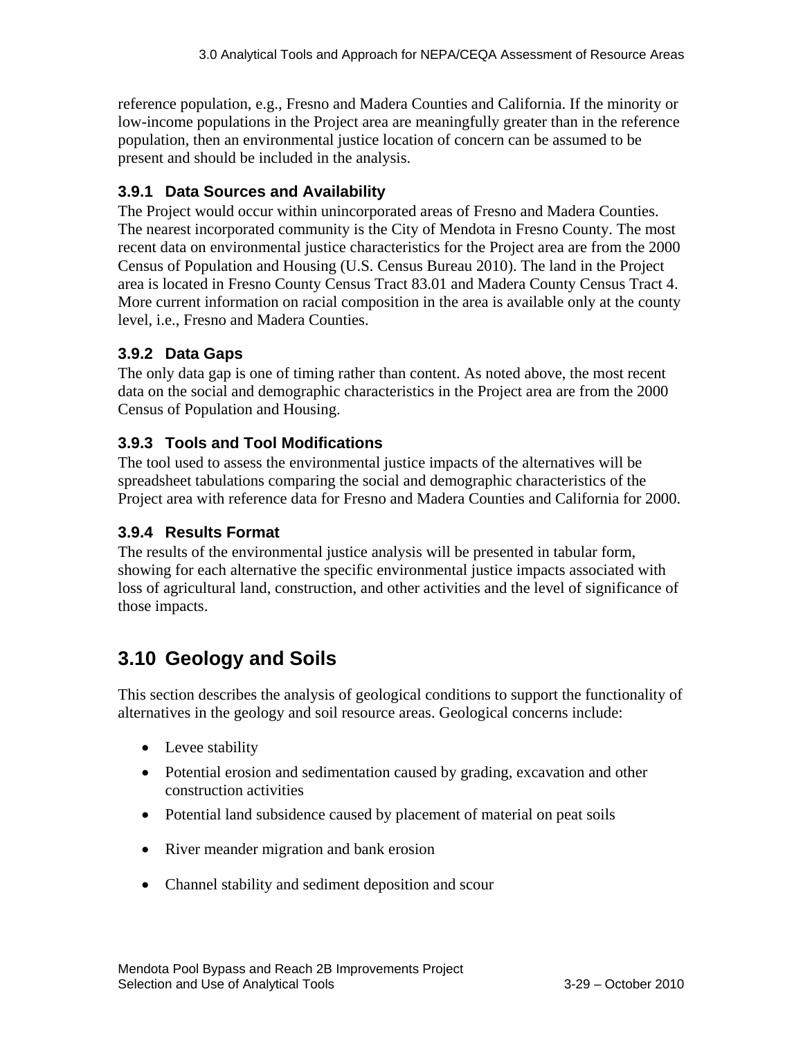reference population, e.g., Fresno and Madera Counties and California. If the minority or low-income populations in the Project area are meaningfully greater than in the reference population, then an environmental justice location of concern can be assumed to be present and should be included in the analysis.

### 3.9.1 Data Sources and Availability

The Project would occur within unincorporated areas of Fresno and Madera Counties. The nearest incorporated community is the City of Mendota in Fresno County. The most recent data on environmental justice characteristics for the Project area are from the 2000 Census of Population and Housing (U.S. Census Bureau 2010). The land in the Project area is located in Fresno County Census Tract 83.01 and Madera County Census Tract 4. More current information on racial composition in the area is available only at the county level, i.e., Fresno and Madera Counties.

### 3.9.2 Data Gaps

The only data gap is one of timing rather than content. As noted above, the most recent data on the social and demographic characteristics in the Project area are from the 2000 Census of Population and Housing.

### 3.9.3 Tools and Tool Modifications

The tool used to assess the environmental justice impacts of the alternatives will be spreadsheet tabulations comparing the social and demographic characteristics of the Project area with reference data for Fresno and Madera Counties and California for 2000.

### 3.9.4 Results Format

The results of the environmental justice analysis will be presented in tabular form, showing for each alternative the specific environmental justice impacts associated with loss of agricultural land, construction, and other activities and the level of significance of those impacts.

## 3.10 Geology and Soils

This section describes the analysis of geological conditions to support the functionality of alternatives in the geology and soil resource areas. Geological concerns include:

- Levee stability
- Potential erosion and sedimentation caused by grading, excavation and other construction activities
- Potential land subsidence caused by placement of material on peat soils
- River meander migration and bank erosion
- Channel stability and sediment deposition and scour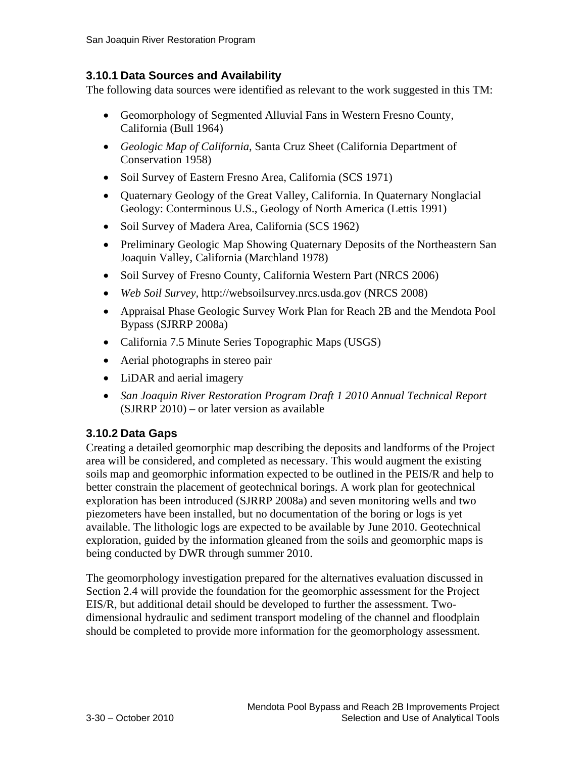### 3.10.1 Data Sources and Availability

The following data sources were identified as relevant to the work suggested in this TM:

- Geomorphology of Segmented Alluvial Fans in Western Fresno County, California (Bull 1964)
- *Geologic Map of California*, Santa Cruz Sheet (California Department of Conservation 1958)
- Soil Survey of Eastern Fresno Area, California (SCS 1971)
- Quaternary Geology of the Great Valley, California. In Quaternary Nonglacial Geology: Conterminous U.S., Geology of North America (Lettis 1991)
- Soil Survey of Madera Area, California (SCS 1962)
- Preliminary Geologic Map Showing Quaternary Deposits of the Northeastern San Joaquin Valley, California (Marchland 1978)
- Soil Survey of Fresno County, California Western Part (NRCS 2006)
- *Web Soil Survey*, http://websoilsurvey.nrcs.usda.gov (NRCS 2008)
- Appraisal Phase Geologic Survey Work Plan for Reach 2B and the Mendota Pool Bypass (SJRRP 2008a)
- California 7.5 Minute Series Topographic Maps (USGS)
- Aerial photographs in stereo pair
- LiDAR and aerial imagery
- *San Joaquin River Restoration Program Draft 1 2010 Annual Technical Report* (SJRRP 2010) – or later version as available

### 3.10.2 Data Gaps

Creating a detailed geomorphic map describing the deposits and landforms of the Project area will be considered, and completed as necessary. This would augment the existing soils map and geomorphic information expected to be outlined in the PEIS/R and help to better constrain the placement of geotechnical borings. A work plan for geotechnical exploration has been introduced (SJRRP 2008a) and seven monitoring wells and two piezometers have been installed, but no documentation of the boring or logs is yet available. The lithologic logs are expected to be available by June 2010. Geotechnical exploration, guided by the information gleaned from the soils and geomorphic maps is being conducted by DWR through summer 2010.

The geomorphology investigation prepared for the alternatives evaluation discussed in Section 2.4 will provide the foundation for the geomorphic assessment for the Project EIS/R, but additional detail should be developed to further the assessment. Two-dimensional hydraulic and sediment transport modeling of the channel and floodplain should be completed to provide more information for the geomorphology assessment.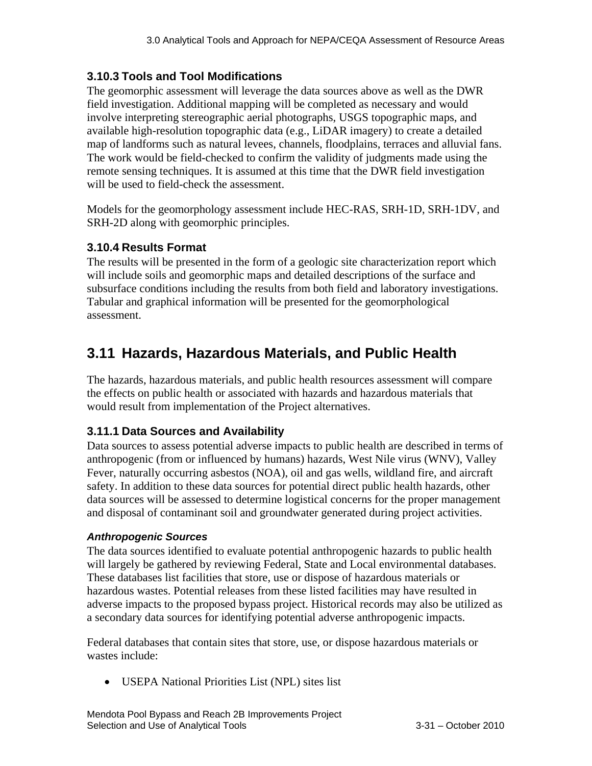### 3.10.3 Tools and Tool Modifications

The geomorphic assessment will leverage the data sources above as well as the DWR field investigation. Additional mapping will be completed as necessary and would involve interpreting stereographic aerial photographs, USGS topographic maps, and available high-resolution topographic data (e.g., LiDAR imagery) to create a detailed map of landforms such as natural levees, channels, floodplains, terraces and alluvial fans. The work would be field-checked to confirm the validity of judgments made using the remote sensing techniques. It is assumed at this time that the DWR field investigation will be used to field-check the assessment.

Models for the geomorphology assessment include HEC-RAS, SRH-1D, SRH-1DV, and SRH-2D along with geomorphic principles.

### 3.10.4 Results Format

The results will be presented in the form of a geologic site characterization report which will include soils and geomorphic maps and detailed descriptions of the surface and subsurface conditions including the results from both field and laboratory investigations. Tabular and graphical information will be presented for the geomorphological assessment.

## 3.11 Hazards, Hazardous Materials, and Public Health

The hazards, hazardous materials, and public health resources assessment will compare the effects on public health or associated with hazards and hazardous materials that would result from implementation of the Project alternatives.

### 3.11.1 Data Sources and Availability

Data sources to assess potential adverse impacts to public health are described in terms of anthropogenic (from or influenced by humans) hazards, West Nile virus (WNV), Valley Fever, naturally occurring asbestos (NOA), oil and gas wells, wildland fire, and aircraft safety. In addition to these data sources for potential direct public health hazards, other data sources will be assessed to determine logistical concerns for the proper management and disposal of contaminant soil and groundwater generated during project activities.

#### *Anthropogenic Sources*

The data sources identified to evaluate potential anthropogenic hazards to public health will largely be gathered by reviewing Federal, State and Local environmental databases. These databases list facilities that store, use or dispose of hazardous materials or hazardous wastes. Potential releases from these listed facilities may have resulted in adverse impacts to the proposed bypass project. Historical records may also be utilized as a secondary data sources for identifying potential adverse anthropogenic impacts.

Federal databases that contain sites that store, use, or dispose hazardous materials or wastes include:

- USEPA National Priorities List (NPL) sites list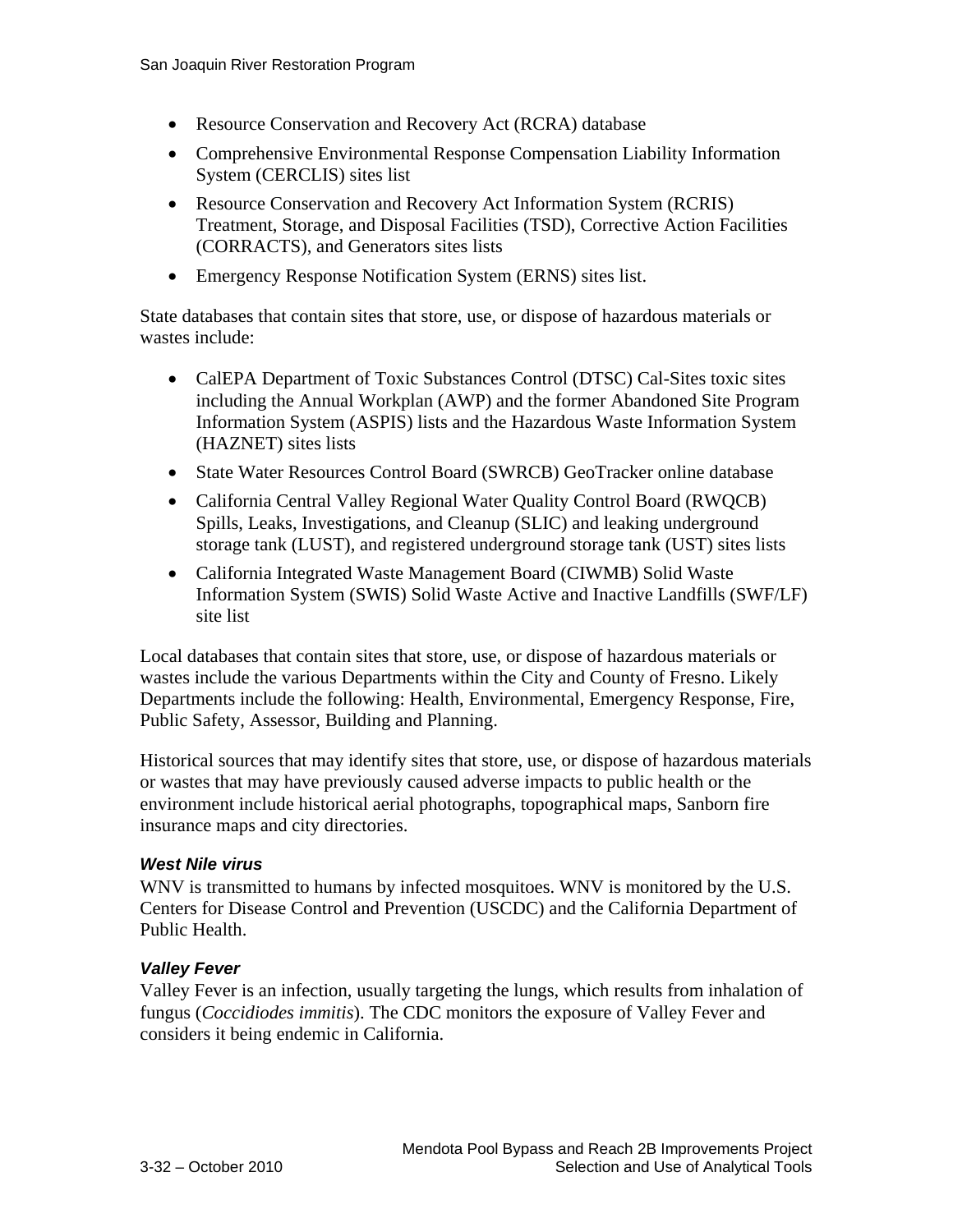- Resource Conservation and Recovery Act (RCRA) database
- Comprehensive Environmental Response Compensation Liability Information System (CERCLIS) sites list
- Resource Conservation and Recovery Act Information System (RCRIS) Treatment, Storage, and Disposal Facilities (TSD), Corrective Action Facilities (CORRACTS), and Generators sites lists
- Emergency Response Notification System (ERNS) sites list.

State databases that contain sites that store, use, or dispose of hazardous materials or wastes include:

- CalEPA Department of Toxic Substances Control (DTSC) Cal-Sites toxic sites including the Annual Workplan (AWP) and the former Abandoned Site Program Information System (ASPIS) lists and the Hazardous Waste Information System (HAZNET) sites lists
- State Water Resources Control Board (SWRCB) GeoTracker online database
- California Central Valley Regional Water Quality Control Board (RWQCB) Spills, Leaks, Investigations, and Cleanup (SLIC) and leaking underground storage tank (LUST), and registered underground storage tank (UST) sites lists
- California Integrated Waste Management Board (CIWMB) Solid Waste Information System (SWIS) Solid Waste Active and Inactive Landfills (SWF/LF) site list

Local databases that contain sites that store, use, or dispose of hazardous materials or wastes include the various Departments within the City and County of Fresno. Likely Departments include the following: Health, Environmental, Emergency Response, Fire, Public Safety, Assessor, Building and Planning.

Historical sources that may identify sites that store, use, or dispose of hazardous materials or wastes that may have previously caused adverse impacts to public health or the environment include historical aerial photographs, topographical maps, Sanborn fire insurance maps and city directories.

#### *West Nile virus*

WNV is transmitted to humans by infected mosquitoes. WNV is monitored by the U.S. Centers for Disease Control and Prevention (USCDC) and the California Department of Public Health.

#### *Valley Fever*

Valley Fever is an infection, usually targeting the lungs, which results from inhalation of fungus (*Coccidiodes immitis*). The CDC monitors the exposure of Valley Fever and considers it being endemic in California.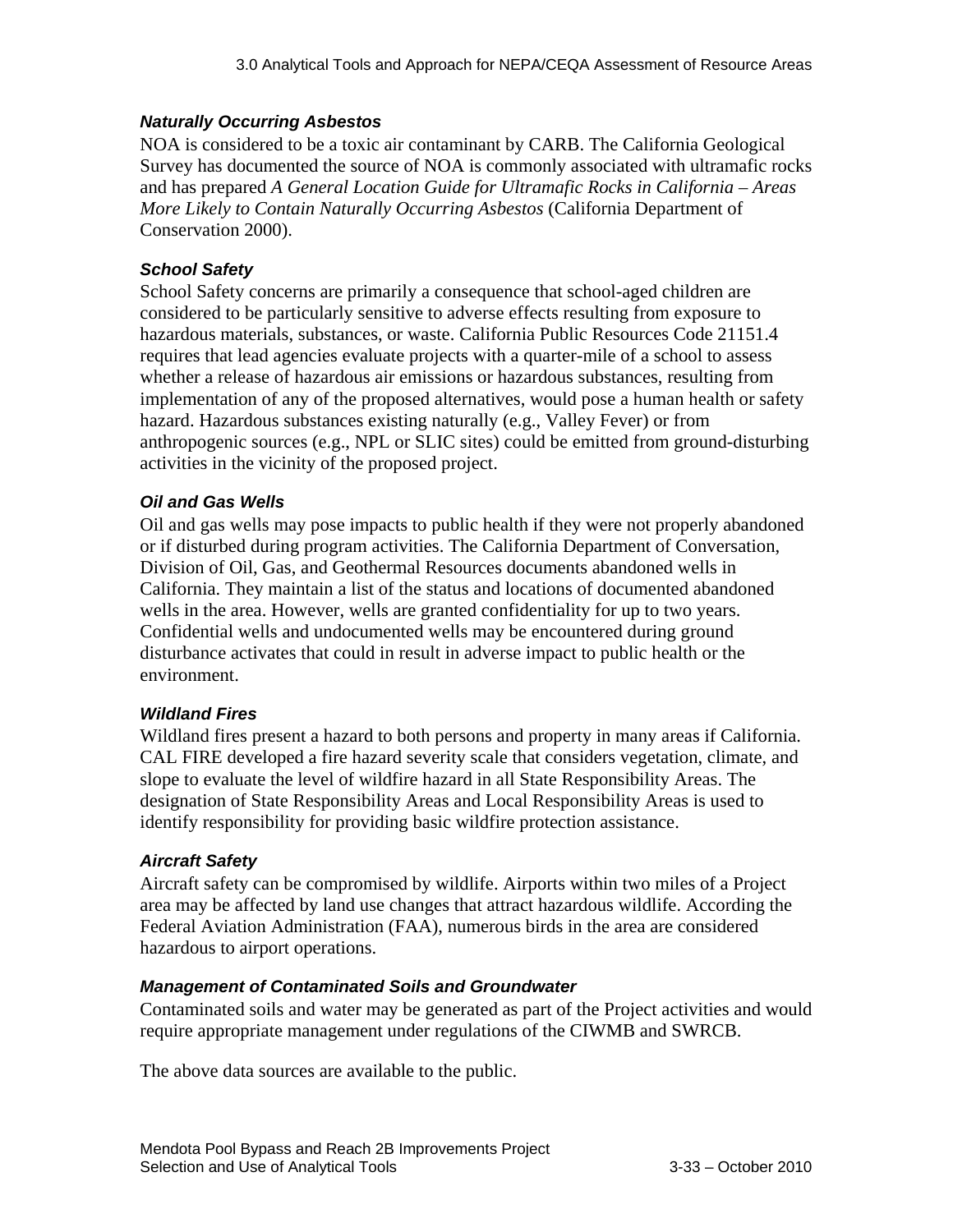#### *Naturally Occurring Asbestos*

NOA is considered to be a toxic air contaminant by CARB. The California Geological Survey has documented the source of NOA is commonly associated with ultramafic rocks and has prepared *A General Location Guide for Ultramafic Rocks in California – Areas More Likely to Contain Naturally Occurring Asbestos* (California Department of Conservation 2000).

#### *School Safety*

School Safety concerns are primarily a consequence that school-aged children are considered to be particularly sensitive to adverse effects resulting from exposure to hazardous materials, substances, or waste. California Public Resources Code 21151.4 requires that lead agencies evaluate projects with a quarter-mile of a school to assess whether a release of hazardous air emissions or hazardous substances, resulting from implementation of any of the proposed alternatives, would pose a human health or safety hazard. Hazardous substances existing naturally (e.g., Valley Fever) or from anthropogenic sources (e.g., NPL or SLIC sites) could be emitted from ground-disturbing activities in the vicinity of the proposed project.

#### *Oil and Gas Wells*

Oil and gas wells may pose impacts to public health if they were not properly abandoned or if disturbed during program activities. The California Department of Conversation, Division of Oil, Gas, and Geothermal Resources documents abandoned wells in California. They maintain a list of the status and locations of documented abandoned wells in the area. However, wells are granted confidentiality for up to two years. Confidential wells and undocumented wells may be encountered during ground disturbance activates that could in result in adverse impact to public health or the environment.

#### *Wildland Fires*

Wildland fires present a hazard to both persons and property in many areas if California. CAL FIRE developed a fire hazard severity scale that considers vegetation, climate, and slope to evaluate the level of wildfire hazard in all State Responsibility Areas. The designation of State Responsibility Areas and Local Responsibility Areas is used to identify responsibility for providing basic wildfire protection assistance.

#### *Aircraft Safety*

Aircraft safety can be compromised by wildlife. Airports within two miles of a Project area may be affected by land use changes that attract hazardous wildlife. According the Federal Aviation Administration (FAA), numerous birds in the area are considered hazardous to airport operations.

#### *Management of Contaminated Soils and Groundwater*

Contaminated soils and water may be generated as part of the Project activities and would require appropriate management under regulations of the CIWMB and SWRCB.

The above data sources are available to the public.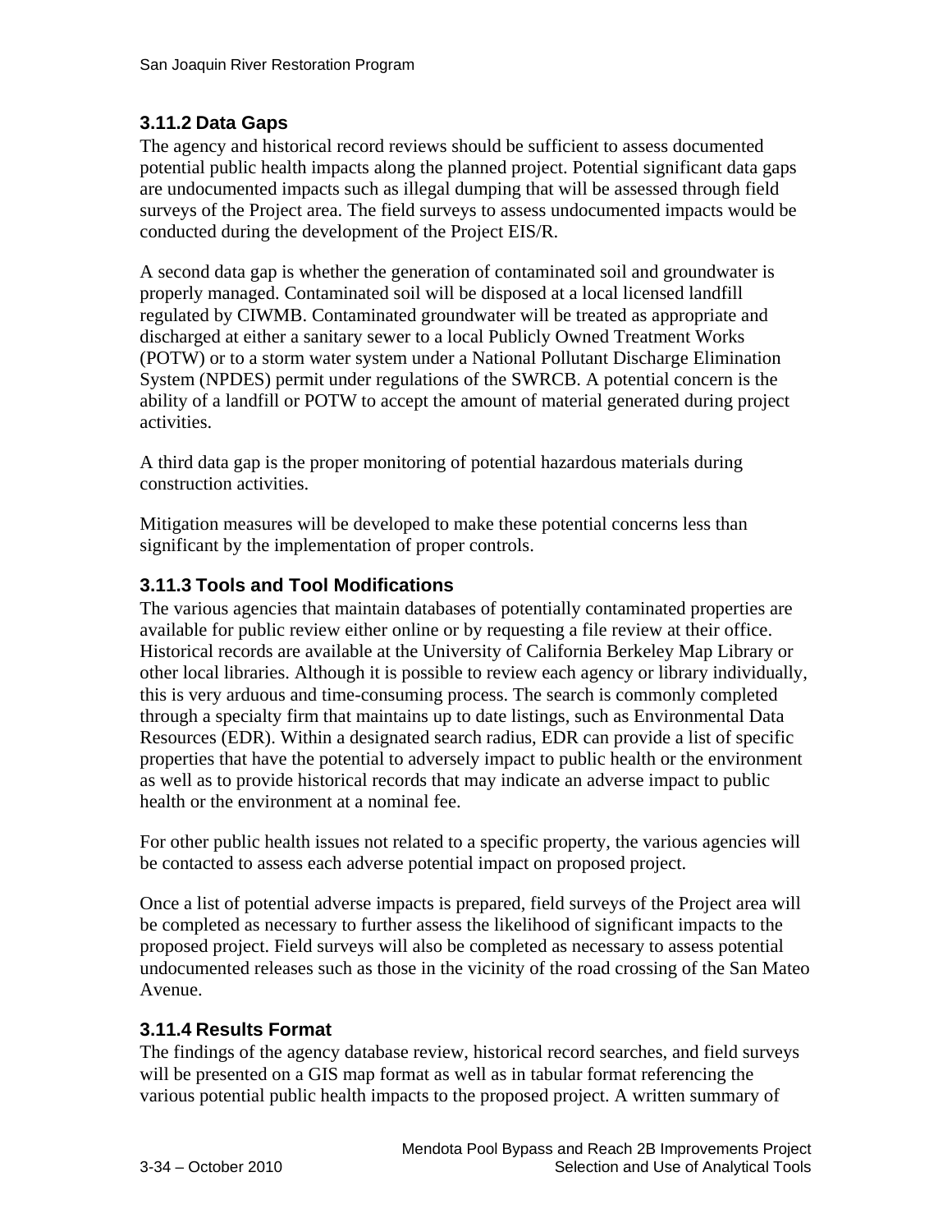### 3.11.2 Data Gaps

The agency and historical record reviews should be sufficient to assess documented potential public health impacts along the planned project. Potential significant data gaps are undocumented impacts such as illegal dumping that will be assessed through field surveys of the Project area. The field surveys to assess undocumented impacts would be conducted during the development of the Project EIS/R.

A second data gap is whether the generation of contaminated soil and groundwater is properly managed. Contaminated soil will be disposed at a local licensed landfill regulated by CIWMB. Contaminated groundwater will be treated as appropriate and discharged at either a sanitary sewer to a local Publicly Owned Treatment Works (POTW) or to a storm water system under a National Pollutant Discharge Elimination System (NPDES) permit under regulations of the SWRCB. A potential concern is the ability of a landfill or POTW to accept the amount of material generated during project activities.

A third data gap is the proper monitoring of potential hazardous materials during construction activities.

Mitigation measures will be developed to make these potential concerns less than significant by the implementation of proper controls.

### 3.11.3 Tools and Tool Modifications

The various agencies that maintain databases of potentially contaminated properties are available for public review either online or by requesting a file review at their office. Historical records are available at the University of California Berkeley Map Library or other local libraries. Although it is possible to review each agency or library individually, this is very arduous and time-consuming process. The search is commonly completed through a specialty firm that maintains up to date listings, such as Environmental Data Resources (EDR). Within a designated search radius, EDR can provide a list of specific properties that have the potential to adversely impact to public health or the environment as well as to provide historical records that may indicate an adverse impact to public health or the environment at a nominal fee.

For other public health issues not related to a specific property, the various agencies will be contacted to assess each adverse potential impact on proposed project.

Once a list of potential adverse impacts is prepared, field surveys of the Project area will be completed as necessary to further assess the likelihood of significant impacts to the proposed project. Field surveys will also be completed as necessary to assess potential undocumented releases such as those in the vicinity of the road crossing of the San Mateo Avenue.

### 3.11.4 Results Format

The findings of the agency database review, historical record searches, and field surveys will be presented on a GIS map format as well as in tabular format referencing the various potential public health impacts to the proposed project. A written summary of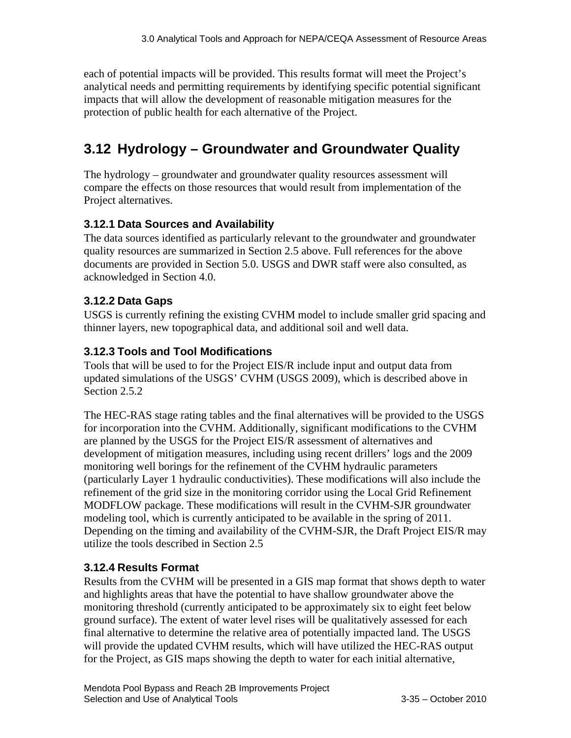each of potential impacts will be provided. This results format will meet the Project's analytical needs and permitting requirements by identifying specific potential significant impacts that will allow the development of reasonable mitigation measures for the protection of public health for each alternative of the Project.

## 3.12 Hydrology – Groundwater and Groundwater Quality

The hydrology – groundwater and groundwater quality resources assessment will compare the effects on those resources that would result from implementation of the Project alternatives.

### 3.12.1 Data Sources and Availability

The data sources identified as particularly relevant to the groundwater and groundwater quality resources are summarized in Section 2.5 above. Full references for the above documents are provided in Section 5.0. USGS and DWR staff were also consulted, as acknowledged in Section 4.0.

### 3.12.2 Data Gaps

USGS is currently refining the existing CVHM model to include smaller grid spacing and thinner layers, new topographical data, and additional soil and well data.

### 3.12.3 Tools and Tool Modifications

Tools that will be used to for the Project EIS/R include input and output data from updated simulations of the USGS' CVHM (USGS 2009), which is described above in Section 2.5.2

The HEC-RAS stage rating tables and the final alternatives will be provided to the USGS for incorporation into the CVHM. Additionally, significant modifications to the CVHM are planned by the USGS for the Project EIS/R assessment of alternatives and development of mitigation measures, including using recent drillers' logs and the 2009 monitoring well borings for the refinement of the CVHM hydraulic parameters (particularly Layer 1 hydraulic conductivities). These modifications will also include the refinement of the grid size in the monitoring corridor using the Local Grid Refinement MODFLOW package. These modifications will result in the CVHM-SJR groundwater modeling tool, which is currently anticipated to be available in the spring of 2011. Depending on the timing and availability of the CVHM-SJR, the Draft Project EIS/R may utilize the tools described in Section 2.5

### 3.12.4 Results Format

Results from the CVHM will be presented in a GIS map format that shows depth to water and highlights areas that have the potential to have shallow groundwater above the monitoring threshold (currently anticipated to be approximately six to eight feet below ground surface). The extent of water level rises will be qualitatively assessed for each final alternative to determine the relative area of potentially impacted land. The USGS will provide the updated CVHM results, which will have utilized the HEC-RAS output for the Project, as GIS maps showing the depth to water for each initial alternative,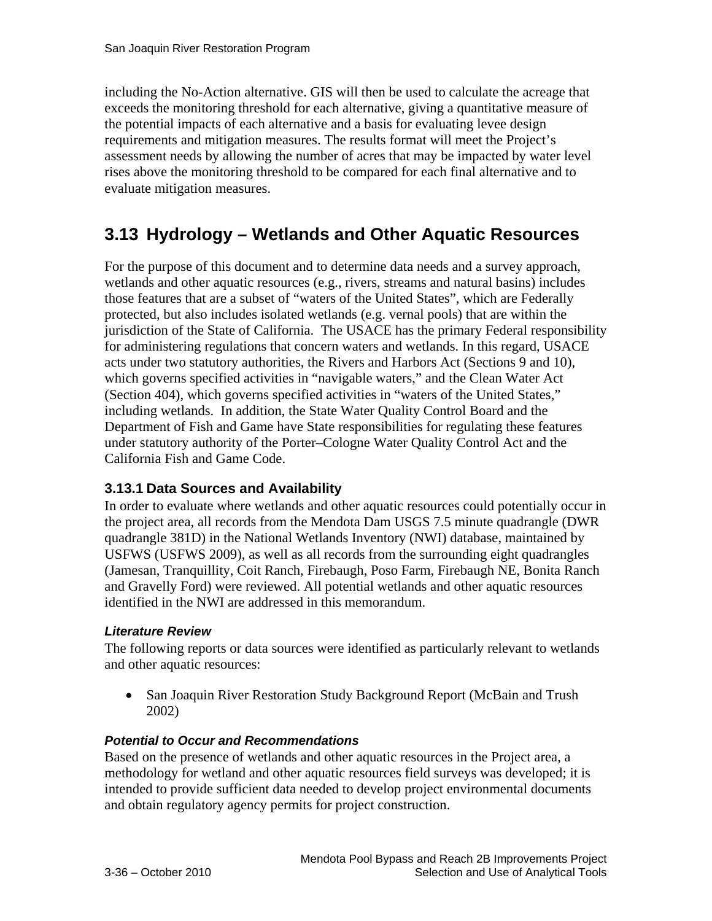including the No-Action alternative. GIS will then be used to calculate the acreage that exceeds the monitoring threshold for each alternative, giving a quantitative measure of the potential impacts of each alternative and a basis for evaluating levee design requirements and mitigation measures. The results format will meet the Project's assessment needs by allowing the number of acres that may be impacted by water level rises above the monitoring threshold to be compared for each final alternative and to evaluate mitigation measures.

## 3.13 Hydrology – Wetlands and Other Aquatic Resources

For the purpose of this document and to determine data needs and a survey approach, wetlands and other aquatic resources (e.g., rivers, streams and natural basins) includes those features that are a subset of "waters of the United States", which are Federally protected, but also includes isolated wetlands (e.g. vernal pools) that are within the jurisdiction of the State of California. The USACE has the primary Federal responsibility for administering regulations that concern waters and wetlands. In this regard, USACE acts under two statutory authorities, the Rivers and Harbors Act (Sections 9 and 10), which governs specified activities in "navigable waters," and the Clean Water Act (Section 404), which governs specified activities in "waters of the United States," including wetlands. In addition, the State Water Quality Control Board and the Department of Fish and Game have State responsibilities for regulating these features under statutory authority of the Porter–Cologne Water Quality Control Act and the California Fish and Game Code.

### 3.13.1 Data Sources and Availability

In order to evaluate where wetlands and other aquatic resources could potentially occur in the project area, all records from the Mendota Dam USGS 7.5 minute quadrangle (DWR quadrangle 381D) in the National Wetlands Inventory (NWI) database, maintained by USFWS (USFWS 2009), as well as all records from the surrounding eight quadrangles (Jamesan, Tranquillity, Coit Ranch, Firebaugh, Poso Farm, Firebaugh NE, Bonita Ranch and Gravelly Ford) were reviewed. All potential wetlands and other aquatic resources identified in the NWI are addressed in this memorandum.

#### *Literature Review*

The following reports or data sources were identified as particularly relevant to wetlands and other aquatic resources:

- San Joaquin River Restoration Study Background Report (McBain and Trush 2002)

#### *Potential to Occur and Recommendations*

Based on the presence of wetlands and other aquatic resources in the Project area, a methodology for wetland and other aquatic resources field surveys was developed; it is intended to provide sufficient data needed to develop project environmental documents and obtain regulatory agency permits for project construction.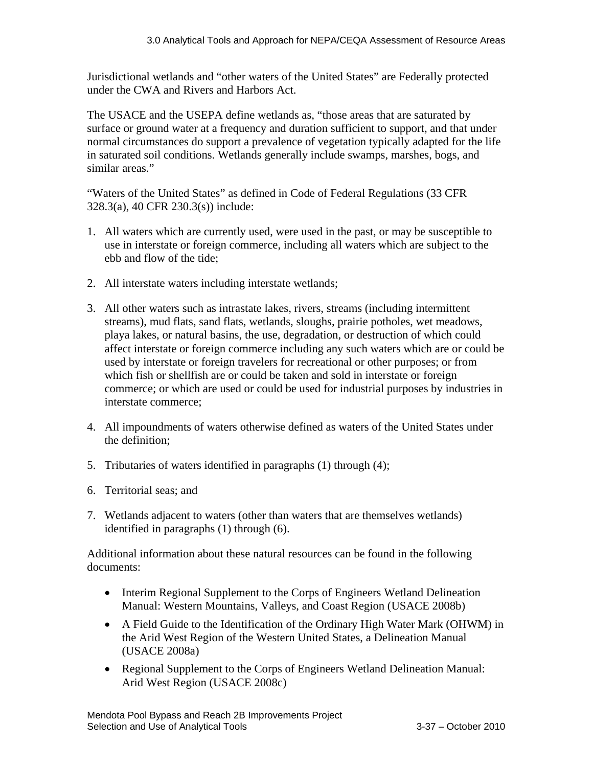Jurisdictional wetlands and “other waters of the United States” are Federally protected under the CWA and Rivers and Harbors Act.

The USACE and the USEPA define wetlands as, “those areas that are saturated by surface or ground water at a frequency and duration sufficient to support, and that under normal circumstances do support a prevalence of vegetation typically adapted for the life in saturated soil conditions. Wetlands generally include swamps, marshes, bogs, and similar areas.”

“Waters of the United States” as defined in Code of Federal Regulations (33 CFR 328.3(a), 40 CFR 230.3(s)) include:

1. All waters which are currently used, were used in the past, or may be susceptible to use in interstate or foreign commerce, including all waters which are subject to the ebb and flow of the tide;
2. All interstate waters including interstate wetlands;
3. All other waters such as intrastate lakes, rivers, streams (including intermittent streams), mud flats, sand flats, wetlands, sloughs, prairie potholes, wet meadows, playa lakes, or natural basins, the use, degradation, or destruction of which could affect interstate or foreign commerce including any such waters which are or could be used by interstate or foreign travelers for recreational or other purposes; or from which fish or shellfish are or could be taken and sold in interstate or foreign commerce; or which are used or could be used for industrial purposes by industries in interstate commerce;
4. All impoundments of waters otherwise defined as waters of the United States under the definition;
5. Tributaries of waters identified in paragraphs (1) through (4);
6. Territorial seas; and
7. Wetlands adjacent to waters (other than waters that are themselves wetlands) identified in paragraphs (1) through (6).

Additional information about these natural resources can be found in the following documents:

- Interim Regional Supplement to the Corps of Engineers Wetland Delineation Manual: Western Mountains, Valleys, and Coast Region (USACE 2008b)
- A Field Guide to the Identification of the Ordinary High Water Mark (OHWM) in the Arid West Region of the Western United States, a Delineation Manual (USACE 2008a)
- Regional Supplement to the Corps of Engineers Wetland Delineation Manual: Arid West Region (USACE 2008c)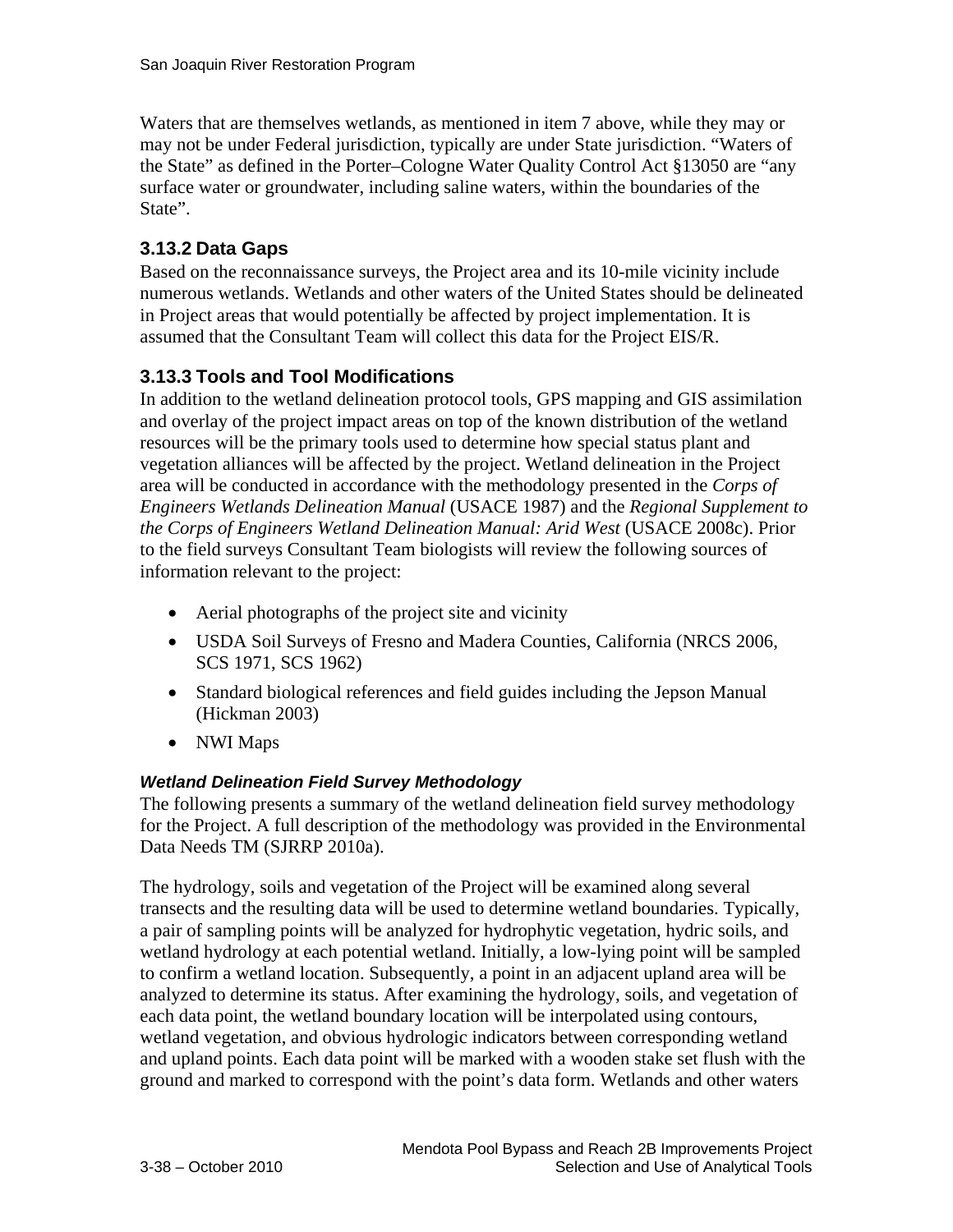Waters that are themselves wetlands, as mentioned in item 7 above, while they may or may not be under Federal jurisdiction, typically are under State jurisdiction. “Waters of the State” as defined in the Porter–Cologne Water Quality Control Act §13050 are “any surface water or groundwater, including saline waters, within the boundaries of the State”.

### 3.13.2 Data Gaps

Based on the reconnaissance surveys, the Project area and its 10-mile vicinity include numerous wetlands. Wetlands and other waters of the United States should be delineated in Project areas that would potentially be affected by project implementation. It is assumed that the Consultant Team will collect this data for the Project EIS/R.

### 3.13.3 Tools and Tool Modifications

In addition to the wetland delineation protocol tools, GPS mapping and GIS assimilation and overlay of the project impact areas on top of the known distribution of the wetland resources will be the primary tools used to determine how special status plant and vegetation alliances will be affected by the project. Wetland delineation in the Project area will be conducted in accordance with the methodology presented in the *Corps of Engineers Wetlands Delineation Manual* (USACE 1987) and the *Regional Supplement to the Corps of Engineers Wetland Delineation Manual: Arid West* (USACE 2008c). Prior to the field surveys Consultant Team biologists will review the following sources of information relevant to the project:

- Aerial photographs of the project site and vicinity
- USDA Soil Surveys of Fresno and Madera Counties, California (NRCS 2006, SCS 1971, SCS 1962)
- Standard biological references and field guides including the Jepson Manual (Hickman 2003)
- NWI Maps

#### *Wetland Delineation Field Survey Methodology*

The following presents a summary of the wetland delineation field survey methodology for the Project. A full description of the methodology was provided in the Environmental Data Needs TM (SJRRP 2010a).

The hydrology, soils and vegetation of the Project will be examined along several transects and the resulting data will be used to determine wetland boundaries. Typically, a pair of sampling points will be analyzed for hydrophytic vegetation, hydric soils, and wetland hydrology at each potential wetland. Initially, a low-lying point will be sampled to confirm a wetland location. Subsequently, a point in an adjacent upland area will be analyzed to determine its status. After examining the hydrology, soils, and vegetation of each data point, the wetland boundary location will be interpolated using contours, wetland vegetation, and obvious hydrologic indicators between corresponding wetland and upland points. Each data point will be marked with a wooden stake set flush with the ground and marked to correspond with the point’s data form. Wetlands and other waters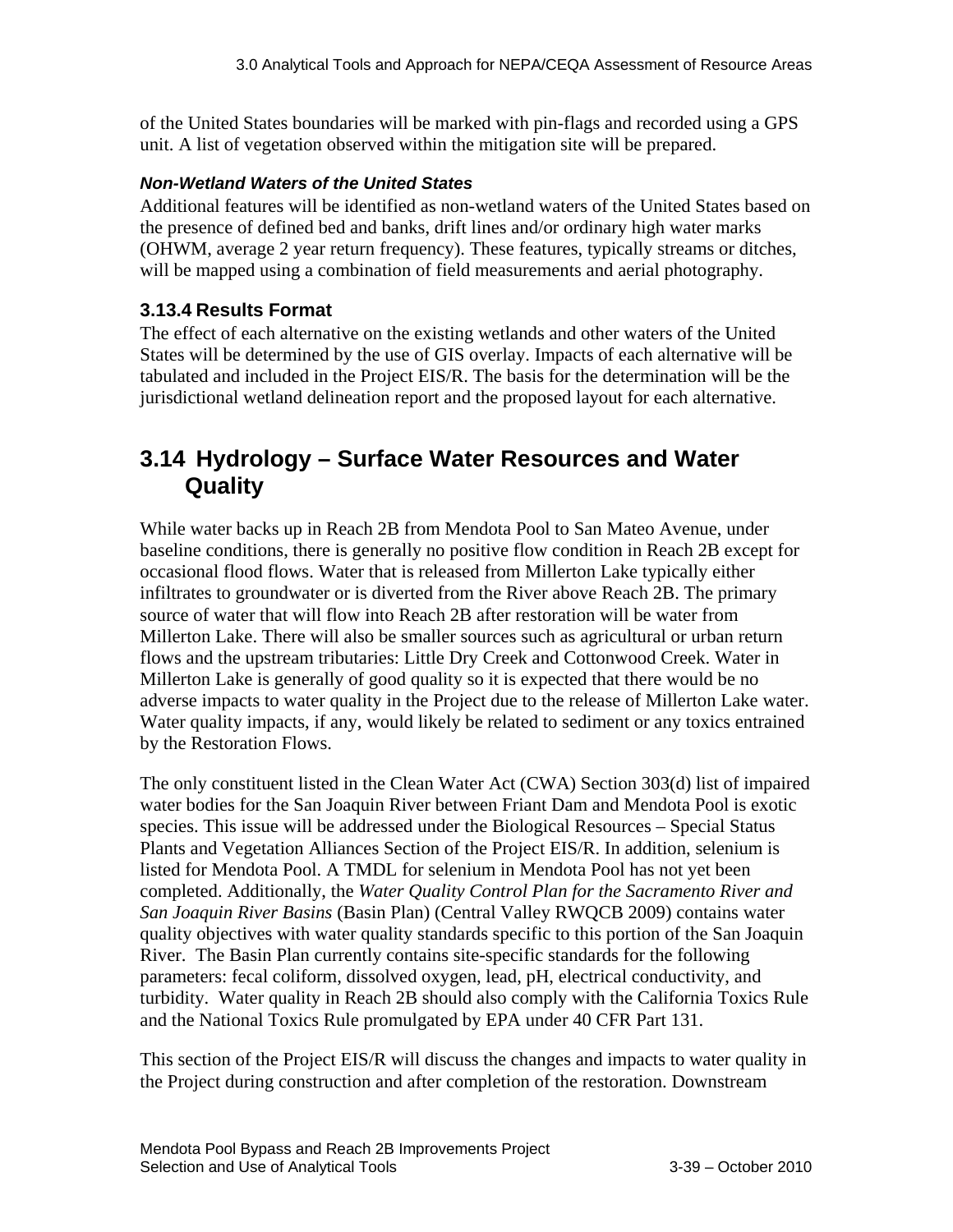of the United States boundaries will be marked with pin-flags and recorded using a GPS unit. A list of vegetation observed within the mitigation site will be prepared.

#### *Non-Wetland Waters of the United States*

Additional features will be identified as non-wetland waters of the United States based on the presence of defined bed and banks, drift lines and/or ordinary high water marks (OHWM, average 2 year return frequency). These features, typically streams or ditches, will be mapped using a combination of field measurements and aerial photography.

### 3.13.4 Results Format

The effect of each alternative on the existing wetlands and other waters of the United States will be determined by the use of GIS overlay. Impacts of each alternative will be tabulated and included in the Project EIS/R. The basis for the determination will be the jurisdictional wetland delineation report and the proposed layout for each alternative.

## 3.14 Hydrology – Surface Water Resources and Water Quality

While water backs up in Reach 2B from Mendota Pool to San Mateo Avenue, under baseline conditions, there is generally no positive flow condition in Reach 2B except for occasional flood flows. Water that is released from Millerton Lake typically either infiltrates to groundwater or is diverted from the River above Reach 2B. The primary source of water that will flow into Reach 2B after restoration will be water from Millerton Lake. There will also be smaller sources such as agricultural or urban return flows and the upstream tributaries: Little Dry Creek and Cottonwood Creek. Water in Millerton Lake is generally of good quality so it is expected that there would be no adverse impacts to water quality in the Project due to the release of Millerton Lake water. Water quality impacts, if any, would likely be related to sediment or any toxics entrained by the Restoration Flows.

The only constituent listed in the Clean Water Act (CWA) Section 303(d) list of impaired water bodies for the San Joaquin River between Friant Dam and Mendota Pool is exotic species. This issue will be addressed under the Biological Resources – Special Status Plants and Vegetation Alliances Section of the Project EIS/R. In addition, selenium is listed for Mendota Pool. A TMDL for selenium in Mendota Pool has not yet been completed. Additionally, the *Water Quality Control Plan for the Sacramento River and San Joaquin River Basins* (Basin Plan) (Central Valley RWQCB 2009) contains water quality objectives with water quality standards specific to this portion of the San Joaquin River. The Basin Plan currently contains site-specific standards for the following parameters: fecal coliform, dissolved oxygen, lead, pH, electrical conductivity, and turbidity. Water quality in Reach 2B should also comply with the California Toxics Rule and the National Toxics Rule promulgated by EPA under 40 CFR Part 131.

This section of the Project EIS/R will discuss the changes and impacts to water quality in the Project during construction and after completion of the restoration. Downstream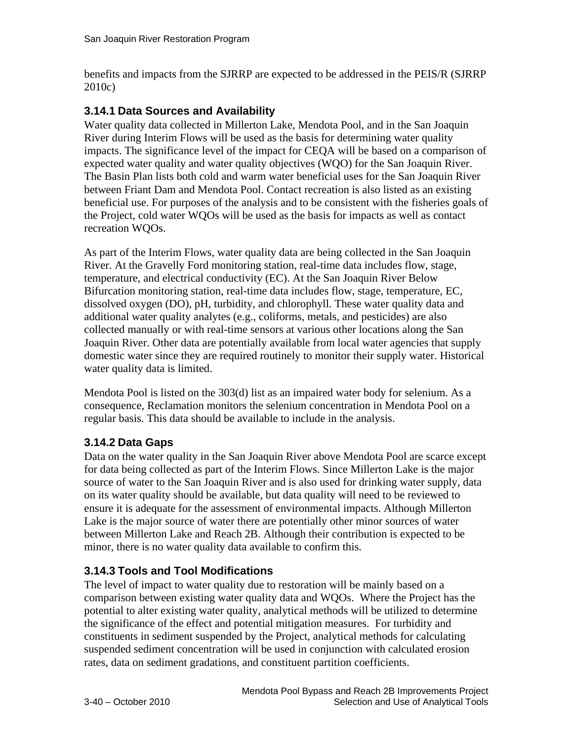benefits and impacts from the SJRRP are expected to be addressed in the PEIS/R (SJRRP 2010c)

### 3.14.1 Data Sources and Availability

Water quality data collected in Millerton Lake, Mendota Pool, and in the San Joaquin River during Interim Flows will be used as the basis for determining water quality impacts. The significance level of the impact for CEQA will be based on a comparison of expected water quality and water quality objectives (WQO) for the San Joaquin River. The Basin Plan lists both cold and warm water beneficial uses for the San Joaquin River between Friant Dam and Mendota Pool. Contact recreation is also listed as an existing beneficial use. For purposes of the analysis and to be consistent with the fisheries goals of the Project, cold water WQOs will be used as the basis for impacts as well as contact recreation WQOs.

As part of the Interim Flows, water quality data are being collected in the San Joaquin River. At the Gravelly Ford monitoring station, real-time data includes flow, stage, temperature, and electrical conductivity (EC). At the San Joaquin River Below Bifurcation monitoring station, real-time data includes flow, stage, temperature, EC, dissolved oxygen (DO), pH, turbidity, and chlorophyll. These water quality data and additional water quality analytes (e.g., coliforms, metals, and pesticides) are also collected manually or with real-time sensors at various other locations along the San Joaquin River. Other data are potentially available from local water agencies that supply domestic water since they are required routinely to monitor their supply water. Historical water quality data is limited.

Mendota Pool is listed on the 303(d) list as an impaired water body for selenium. As a consequence, Reclamation monitors the selenium concentration in Mendota Pool on a regular basis. This data should be available to include in the analysis.

### 3.14.2 Data Gaps

Data on the water quality in the San Joaquin River above Mendota Pool are scarce except for data being collected as part of the Interim Flows. Since Millerton Lake is the major source of water to the San Joaquin River and is also used for drinking water supply, data on its water quality should be available, but data quality will need to be reviewed to ensure it is adequate for the assessment of environmental impacts. Although Millerton Lake is the major source of water there are potentially other minor sources of water between Millerton Lake and Reach 2B. Although their contribution is expected to be minor, there is no water quality data available to confirm this.

### 3.14.3 Tools and Tool Modifications

The level of impact to water quality due to restoration will be mainly based on a comparison between existing water quality data and WQOs. Where the Project has the potential to alter existing water quality, analytical methods will be utilized to determine the significance of the effect and potential mitigation measures. For turbidity and constituents in sediment suspended by the Project, analytical methods for calculating suspended sediment concentration will be used in conjunction with calculated erosion rates, data on sediment gradations, and constituent partition coefficients.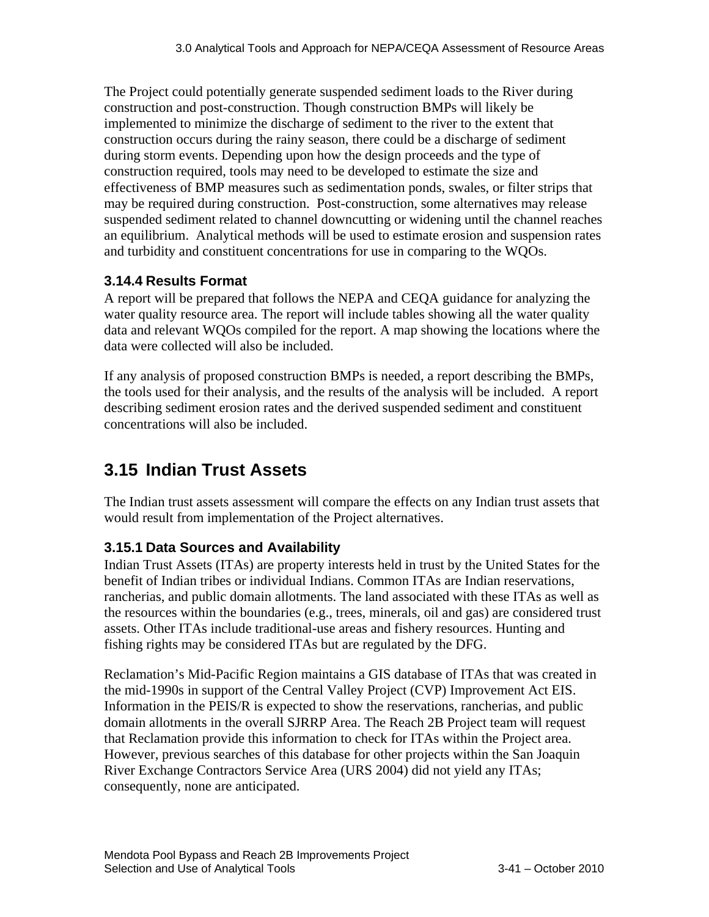The Project could potentially generate suspended sediment loads to the River during construction and post-construction. Though construction BMPs will likely be implemented to minimize the discharge of sediment to the river to the extent that construction occurs during the rainy season, there could be a discharge of sediment during storm events. Depending upon how the design proceeds and the type of construction required, tools may need to be developed to estimate the size and effectiveness of BMP measures such as sedimentation ponds, swales, or filter strips that may be required during construction. Post-construction, some alternatives may release suspended sediment related to channel downcutting or widening until the channel reaches an equilibrium. Analytical methods will be used to estimate erosion and suspension rates and turbidity and constituent concentrations for use in comparing to the WQOs.

### 3.14.4 Results Format

A report will be prepared that follows the NEPA and CEQA guidance for analyzing the water quality resource area. The report will include tables showing all the water quality data and relevant WQOs compiled for the report. A map showing the locations where the data were collected will also be included.

If any analysis of proposed construction BMPs is needed, a report describing the BMPs, the tools used for their analysis, and the results of the analysis will be included. A report describing sediment erosion rates and the derived suspended sediment and constituent concentrations will also be included.

## 3.15 Indian Trust Assets

The Indian trust assets assessment will compare the effects on any Indian trust assets that would result from implementation of the Project alternatives.

### 3.15.1 Data Sources and Availability

Indian Trust Assets (ITAs) are property interests held in trust by the United States for the benefit of Indian tribes or individual Indians. Common ITAs are Indian reservations, rancherias, and public domain allotments. The land associated with these ITAs as well as the resources within the boundaries (e.g., trees, minerals, oil and gas) are considered trust assets. Other ITAs include traditional-use areas and fishery resources. Hunting and fishing rights may be considered ITAs but are regulated by the DFG.

Reclamation's Mid-Pacific Region maintains a GIS database of ITAs that was created in the mid-1990s in support of the Central Valley Project (CVP) Improvement Act EIS. Information in the PEIS/R is expected to show the reservations, rancherias, and public domain allotments in the overall SJRRP Area. The Reach 2B Project team will request that Reclamation provide this information to check for ITAs within the Project area. However, previous searches of this database for other projects within the San Joaquin River Exchange Contractors Service Area (URS 2004) did not yield any ITAs; consequently, none are anticipated.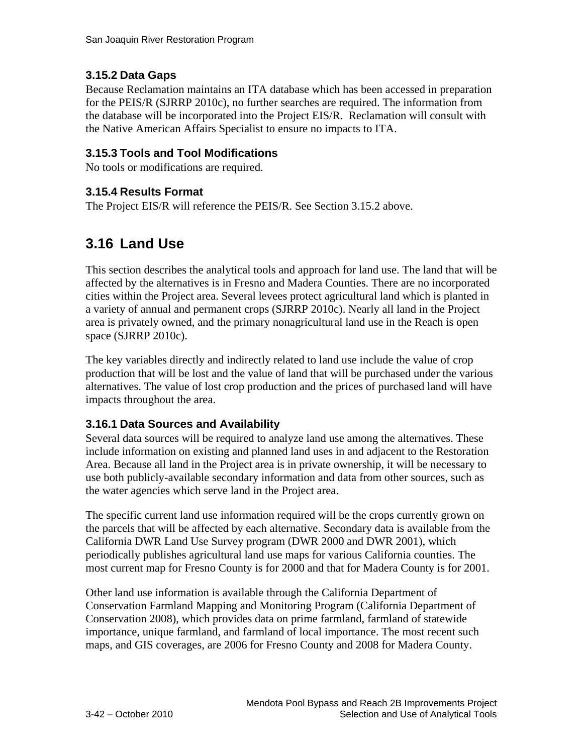### 3.15.2 Data Gaps

Because Reclamation maintains an ITA database which has been accessed in preparation for the PEIS/R (SJRRP 2010c), no further searches are required. The information from the database will be incorporated into the Project EIS/R. Reclamation will consult with the Native American Affairs Specialist to ensure no impacts to ITA.

### 3.15.3 Tools and Tool Modifications

No tools or modifications are required.

### 3.15.4 Results Format

The Project EIS/R will reference the PEIS/R. See Section 3.15.2 above.

## 3.16 Land Use

This section describes the analytical tools and approach for land use. The land that will be affected by the alternatives is in Fresno and Madera Counties. There are no incorporated cities within the Project area. Several levees protect agricultural land which is planted in a variety of annual and permanent crops (SJRRP 2010c). Nearly all land in the Project area is privately owned, and the primary nonagricultural land use in the Reach is open space (SJRRP 2010c).

The key variables directly and indirectly related to land use include the value of crop production that will be lost and the value of land that will be purchased under the various alternatives. The value of lost crop production and the prices of purchased land will have impacts throughout the area.

### 3.16.1 Data Sources and Availability

Several data sources will be required to analyze land use among the alternatives. These include information on existing and planned land uses in and adjacent to the Restoration Area. Because all land in the Project area is in private ownership, it will be necessary to use both publicly-available secondary information and data from other sources, such as the water agencies which serve land in the Project area.

The specific current land use information required will be the crops currently grown on the parcels that will be affected by each alternative. Secondary data is available from the California DWR Land Use Survey program (DWR 2000 and DWR 2001), which periodically publishes agricultural land use maps for various California counties. The most current map for Fresno County is for 2000 and that for Madera County is for 2001.

Other land use information is available through the California Department of Conservation Farmland Mapping and Monitoring Program (California Department of Conservation 2008), which provides data on prime farmland, farmland of statewide importance, unique farmland, and farmland of local importance. The most recent such maps, and GIS coverages, are 2006 for Fresno County and 2008 for Madera County.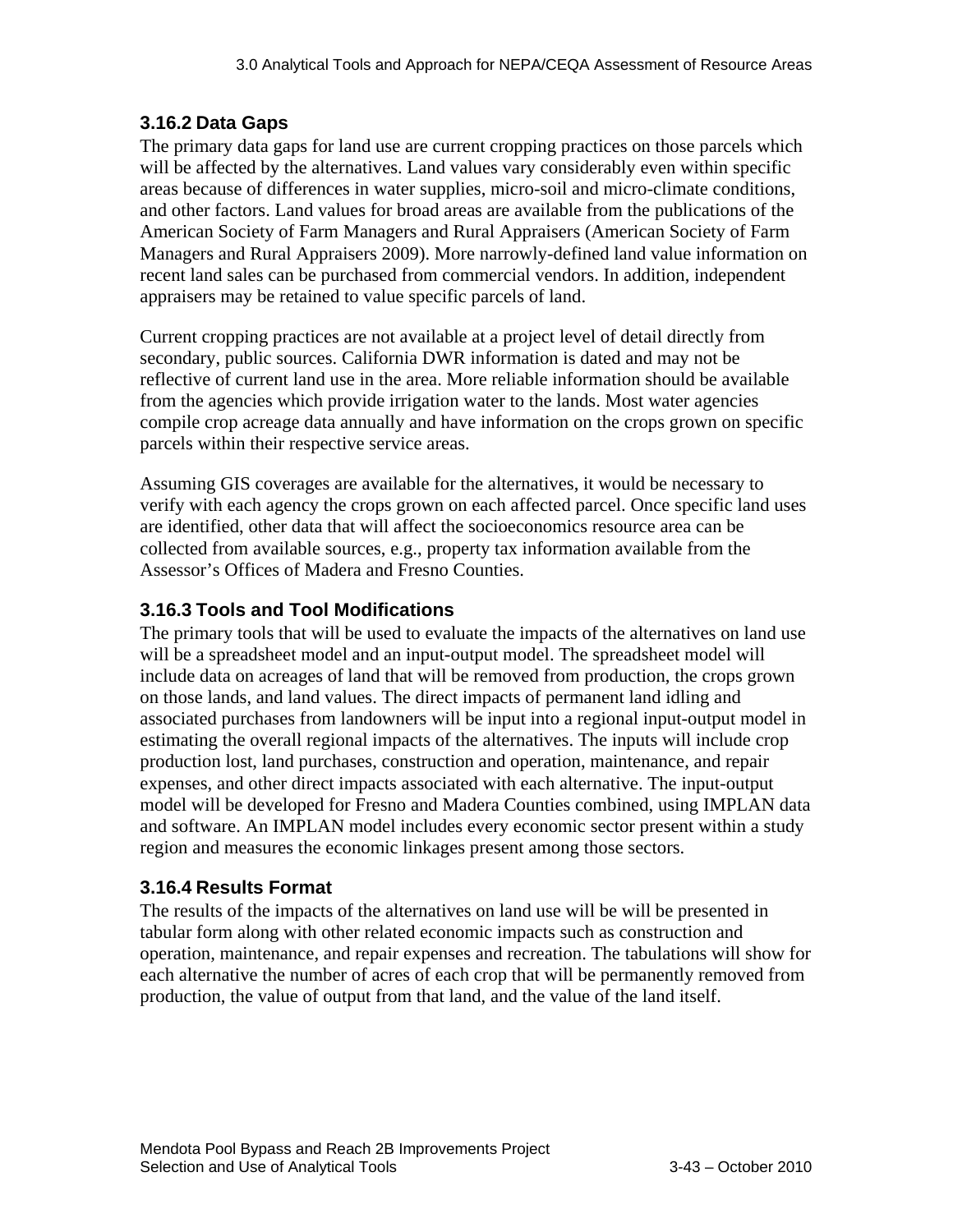### 3.16.2 Data Gaps

The primary data gaps for land use are current cropping practices on those parcels which will be affected by the alternatives. Land values vary considerably even within specific areas because of differences in water supplies, micro-soil and micro-climate conditions, and other factors. Land values for broad areas are available from the publications of the American Society of Farm Managers and Rural Appraisers (American Society of Farm Managers and Rural Appraisers 2009). More narrowly-defined land value information on recent land sales can be purchased from commercial vendors. In addition, independent appraisers may be retained to value specific parcels of land.

Current cropping practices are not available at a project level of detail directly from secondary, public sources. California DWR information is dated and may not be reflective of current land use in the area. More reliable information should be available from the agencies which provide irrigation water to the lands. Most water agencies compile crop acreage data annually and have information on the crops grown on specific parcels within their respective service areas.

Assuming GIS coverages are available for the alternatives, it would be necessary to verify with each agency the crops grown on each affected parcel. Once specific land uses are identified, other data that will affect the socioeconomics resource area can be collected from available sources, e.g., property tax information available from the Assessor's Offices of Madera and Fresno Counties.

### 3.16.3 Tools and Tool Modifications

The primary tools that will be used to evaluate the impacts of the alternatives on land use will be a spreadsheet model and an input-output model. The spreadsheet model will include data on acreages of land that will be removed from production, the crops grown on those lands, and land values. The direct impacts of permanent land idling and associated purchases from landowners will be input into a regional input-output model in estimating the overall regional impacts of the alternatives. The inputs will include crop production lost, land purchases, construction and operation, maintenance, and repair expenses, and other direct impacts associated with each alternative. The input-output model will be developed for Fresno and Madera Counties combined, using IMPLAN data and software. An IMPLAN model includes every economic sector present within a study region and measures the economic linkages present among those sectors.

### 3.16.4 Results Format

The results of the impacts of the alternatives on land use will be will be presented in tabular form along with other related economic impacts such as construction and operation, maintenance, and repair expenses and recreation. The tabulations will show for each alternative the number of acres of each crop that will be permanently removed from production, the value of output from that land, and the value of the land itself.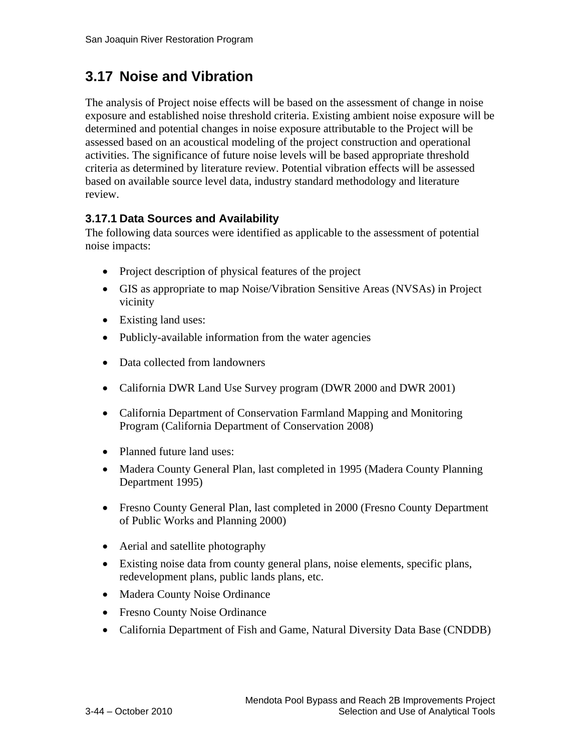## 3.17 Noise and Vibration

The analysis of Project noise effects will be based on the assessment of change in noise exposure and established noise threshold criteria. Existing ambient noise exposure will be determined and potential changes in noise exposure attributable to the Project will be assessed based on an acoustical modeling of the project construction and operational activities. The significance of future noise levels will be based appropriate threshold criteria as determined by literature review. Potential vibration effects will be assessed based on available source level data, industry standard methodology and literature review.

### 3.17.1 Data Sources and Availability

The following data sources were identified as applicable to the assessment of potential noise impacts:

- Project description of physical features of the project
- GIS as appropriate to map Noise/Vibration Sensitive Areas (NVSAs) in Project vicinity
- Existing land uses:
- Publicly-available information from the water agencies
- Data collected from landowners
- California DWR Land Use Survey program (DWR 2000 and DWR 2001)
- California Department of Conservation Farmland Mapping and Monitoring Program (California Department of Conservation 2008)
- Planned future land uses:
- Madera County General Plan, last completed in 1995 (Madera County Planning Department 1995)
- Fresno County General Plan, last completed in 2000 (Fresno County Department of Public Works and Planning 2000)
- Aerial and satellite photography
- Existing noise data from county general plans, noise elements, specific plans, redevelopment plans, public lands plans, etc.
- Madera County Noise Ordinance
- Fresno County Noise Ordinance
- California Department of Fish and Game, Natural Diversity Data Base (CNDDB)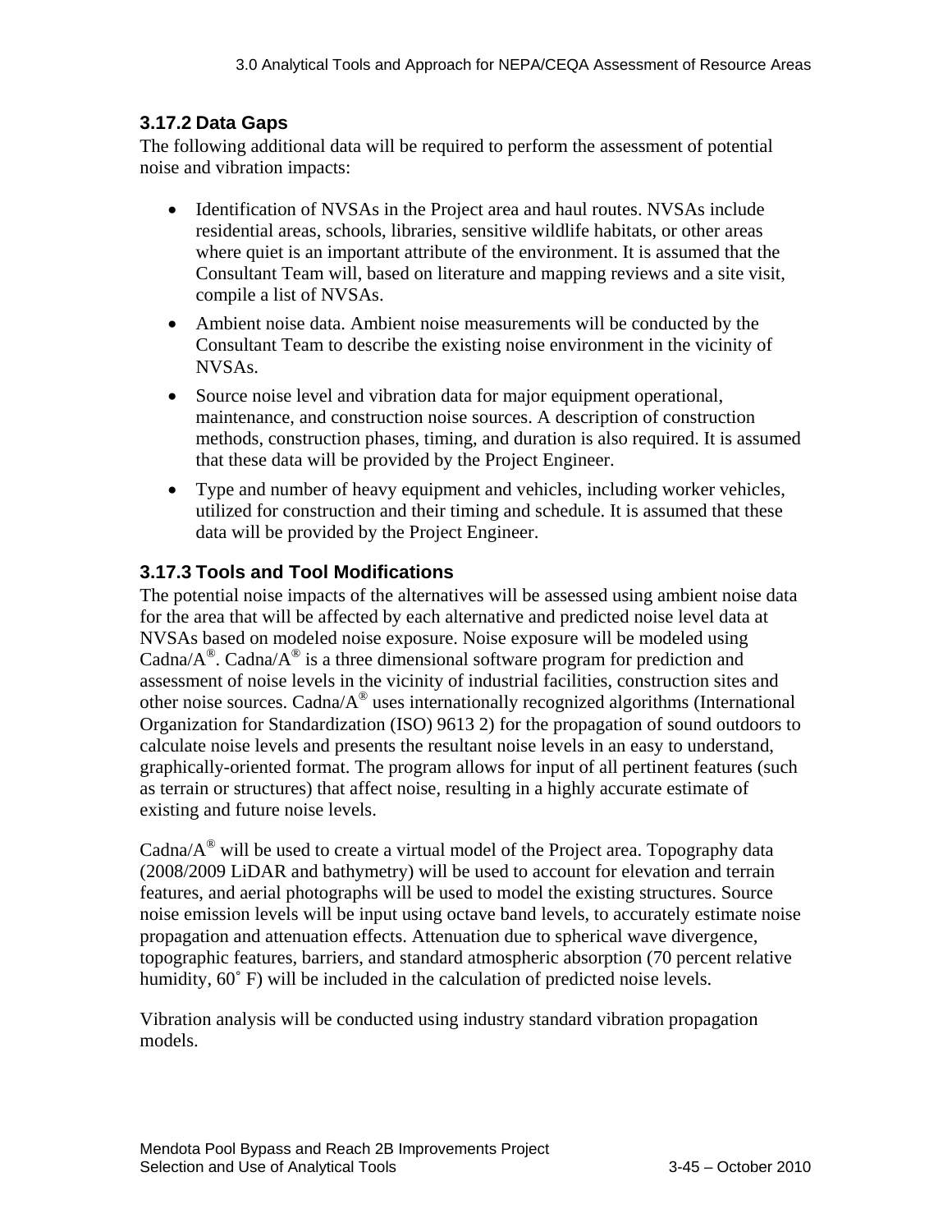### 3.17.2 Data Gaps

The following additional data will be required to perform the assessment of potential noise and vibration impacts:

- Identification of NVSAs in the Project area and haul routes. NVSAs include residential areas, schools, libraries, sensitive wildlife habitats, or other areas where quiet is an important attribute of the environment. It is assumed that the Consultant Team will, based on literature and mapping reviews and a site visit, compile a list of NVSAs.
- Ambient noise data. Ambient noise measurements will be conducted by the Consultant Team to describe the existing noise environment in the vicinity of NVSAs.
- Source noise level and vibration data for major equipment operational, maintenance, and construction noise sources. A description of construction methods, construction phases, timing, and duration is also required. It is assumed that these data will be provided by the Project Engineer.
- Type and number of heavy equipment and vehicles, including worker vehicles, utilized for construction and their timing and schedule. It is assumed that these data will be provided by the Project Engineer.

### 3.17.3 Tools and Tool Modifications

The potential noise impacts of the alternatives will be assessed using ambient noise data for the area that will be affected by each alternative and predicted noise level data at NVSAs based on modeled noise exposure. Noise exposure will be modeled using Cadna/A®. Cadna/A® is a three dimensional software program for prediction and assessment of noise levels in the vicinity of industrial facilities, construction sites and other noise sources. Cadna/A® uses internationally recognized algorithms (International Organization for Standardization (ISO) 9613 2) for the propagation of sound outdoors to calculate noise levels and presents the resultant noise levels in an easy to understand, graphically-oriented format. The program allows for input of all pertinent features (such as terrain or structures) that affect noise, resulting in a highly accurate estimate of existing and future noise levels.

Cadna/A® will be used to create a virtual model of the Project area. Topography data (2008/2009 LiDAR and bathymetry) will be used to account for elevation and terrain features, and aerial photographs will be used to model the existing structures. Source noise emission levels will be input using octave band levels, to accurately estimate noise propagation and attenuation effects. Attenuation due to spherical wave divergence, topographic features, barriers, and standard atmospheric absorption (70 percent relative humidity, 60˚ F) will be included in the calculation of predicted noise levels.

Vibration analysis will be conducted using industry standard vibration propagation models.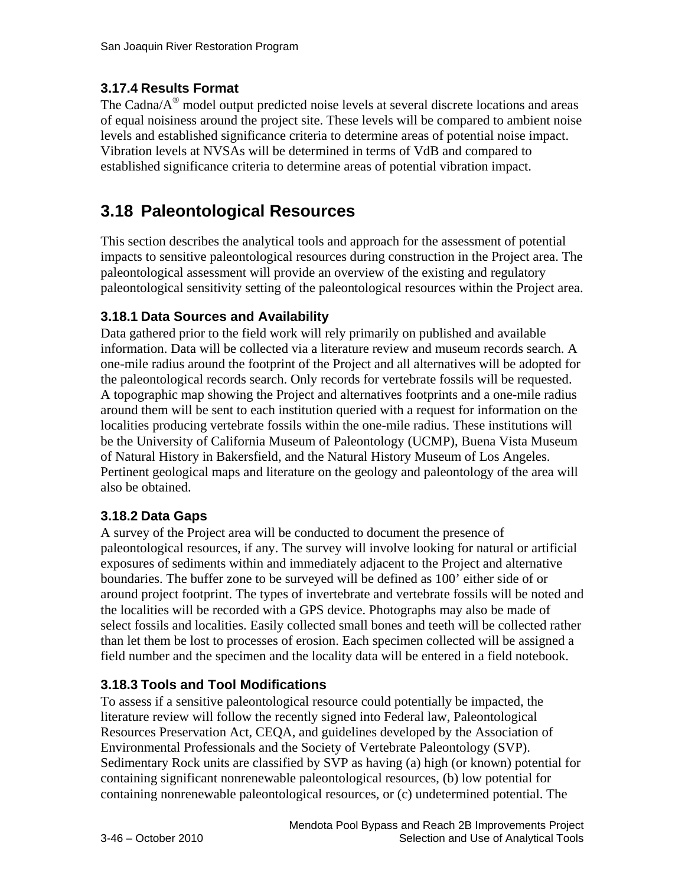### 3.17.4 Results Format

The Cadna/A® model output predicted noise levels at several discrete locations and areas of equal noisiness around the project site. These levels will be compared to ambient noise levels and established significance criteria to determine areas of potential noise impact. Vibration levels at NVSAs will be determined in terms of VdB and compared to established significance criteria to determine areas of potential vibration impact.

## 3.18 Paleontological Resources

This section describes the analytical tools and approach for the assessment of potential impacts to sensitive paleontological resources during construction in the Project area. The paleontological assessment will provide an overview of the existing and regulatory paleontological sensitivity setting of the paleontological resources within the Project area.

### 3.18.1 Data Sources and Availability

Data gathered prior to the field work will rely primarily on published and available information. Data will be collected via a literature review and museum records search. A one-mile radius around the footprint of the Project and all alternatives will be adopted for the paleontological records search. Only records for vertebrate fossils will be requested. A topographic map showing the Project and alternatives footprints and a one-mile radius around them will be sent to each institution queried with a request for information on the localities producing vertebrate fossils within the one-mile radius. These institutions will be the University of California Museum of Paleontology (UCMP), Buena Vista Museum of Natural History in Bakersfield, and the Natural History Museum of Los Angeles. Pertinent geological maps and literature on the geology and paleontology of the area will also be obtained.

### 3.18.2 Data Gaps

A survey of the Project area will be conducted to document the presence of paleontological resources, if any. The survey will involve looking for natural or artificial exposures of sediments within and immediately adjacent to the Project and alternative boundaries. The buffer zone to be surveyed will be defined as 100' either side of or around project footprint. The types of invertebrate and vertebrate fossils will be noted and the localities will be recorded with a GPS device. Photographs may also be made of select fossils and localities. Easily collected small bones and teeth will be collected rather than let them be lost to processes of erosion. Each specimen collected will be assigned a field number and the specimen and the locality data will be entered in a field notebook.

### 3.18.3 Tools and Tool Modifications

To assess if a sensitive paleontological resource could potentially be impacted, the literature review will follow the recently signed into Federal law, Paleontological Resources Preservation Act, CEQA, and guidelines developed by the Association of Environmental Professionals and the Society of Vertebrate Paleontology (SVP). Sedimentary Rock units are classified by SVP as having (a) high (or known) potential for containing significant nonrenewable paleontological resources, (b) low potential for containing nonrenewable paleontological resources, or (c) undetermined potential. The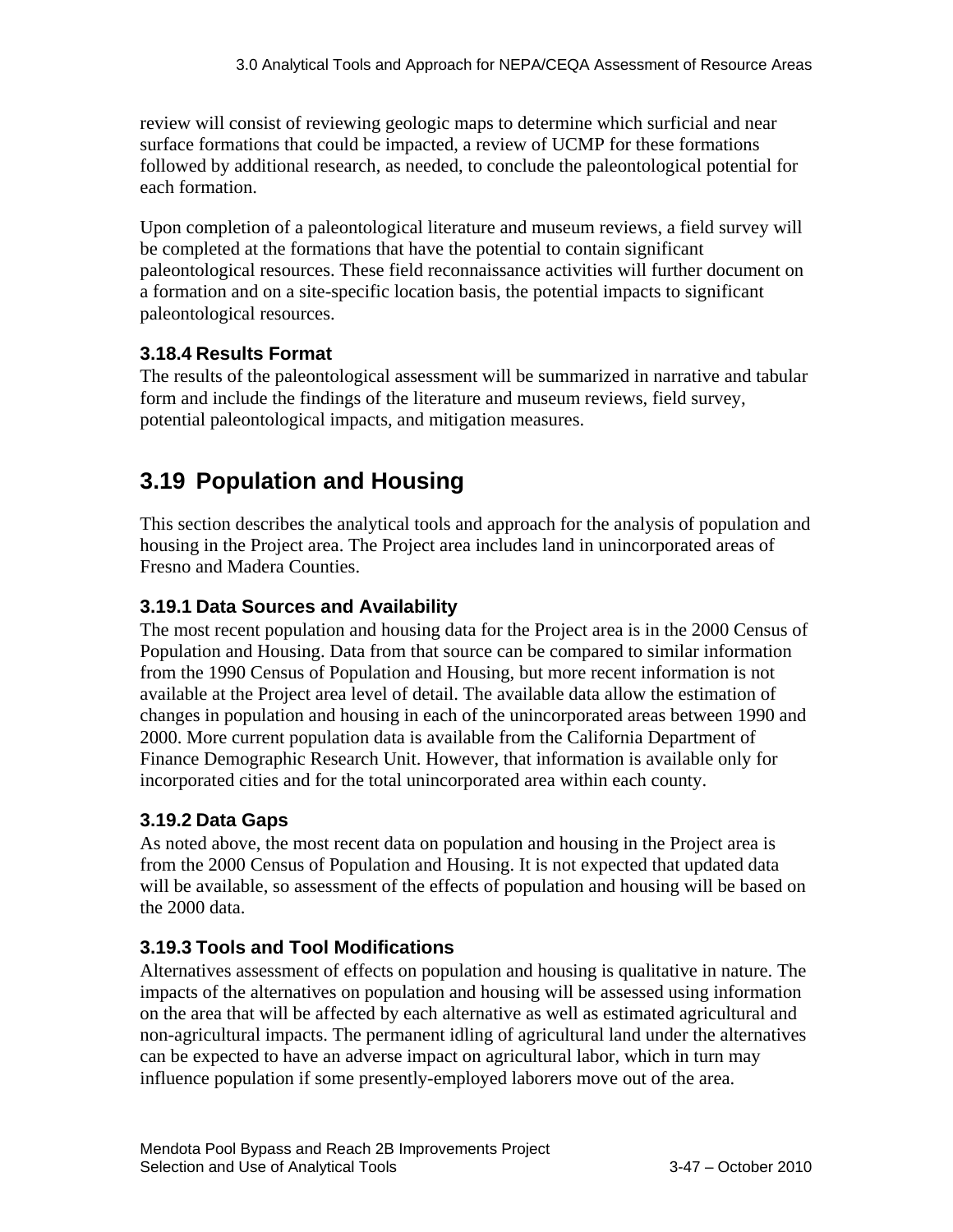review will consist of reviewing geologic maps to determine which surficial and near surface formations that could be impacted, a review of UCMP for these formations followed by additional research, as needed, to conclude the paleontological potential for each formation.

Upon completion of a paleontological literature and museum reviews, a field survey will be completed at the formations that have the potential to contain significant paleontological resources. These field reconnaissance activities will further document on a formation and on a site-specific location basis, the potential impacts to significant paleontological resources.

### 3.18.4 Results Format

The results of the paleontological assessment will be summarized in narrative and tabular form and include the findings of the literature and museum reviews, field survey, potential paleontological impacts, and mitigation measures.

## 3.19 Population and Housing

This section describes the analytical tools and approach for the analysis of population and housing in the Project area. The Project area includes land in unincorporated areas of Fresno and Madera Counties.

### 3.19.1 Data Sources and Availability

The most recent population and housing data for the Project area is in the 2000 Census of Population and Housing. Data from that source can be compared to similar information from the 1990 Census of Population and Housing, but more recent information is not available at the Project area level of detail. The available data allow the estimation of changes in population and housing in each of the unincorporated areas between 1990 and 2000. More current population data is available from the California Department of Finance Demographic Research Unit. However, that information is available only for incorporated cities and for the total unincorporated area within each county.

### 3.19.2 Data Gaps

As noted above, the most recent data on population and housing in the Project area is from the 2000 Census of Population and Housing. It is not expected that updated data will be available, so assessment of the effects of population and housing will be based on the 2000 data.

### 3.19.3 Tools and Tool Modifications

Alternatives assessment of effects on population and housing is qualitative in nature. The impacts of the alternatives on population and housing will be assessed using information on the area that will be affected by each alternative as well as estimated agricultural and non-agricultural impacts. The permanent idling of agricultural land under the alternatives can be expected to have an adverse impact on agricultural labor, which in turn may influence population if some presently-employed laborers move out of the area.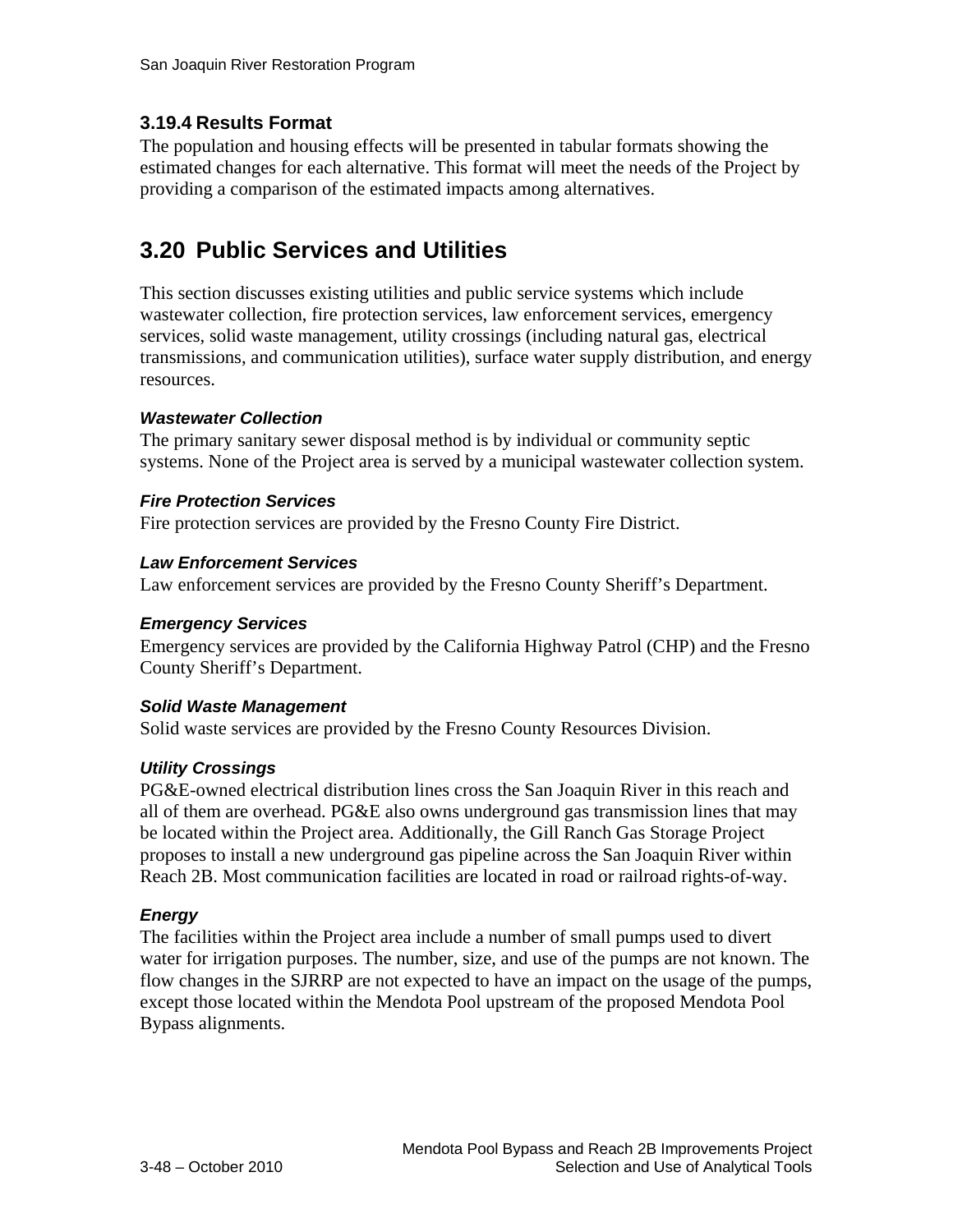### 3.19.4 Results Format

The population and housing effects will be presented in tabular formats showing the estimated changes for each alternative. This format will meet the needs of the Project by providing a comparison of the estimated impacts among alternatives.

## 3.20 Public Services and Utilities

This section discusses existing utilities and public service systems which include wastewater collection, fire protection services, law enforcement services, emergency services, solid waste management, utility crossings (including natural gas, electrical transmissions, and communication utilities), surface water supply distribution, and energy resources.

#### *Wastewater Collection*

The primary sanitary sewer disposal method is by individual or community septic systems. None of the Project area is served by a municipal wastewater collection system.

#### *Fire Protection Services*

Fire protection services are provided by the Fresno County Fire District.

#### *Law Enforcement Services*

Law enforcement services are provided by the Fresno County Sheriff's Department.

#### *Emergency Services*

Emergency services are provided by the California Highway Patrol (CHP) and the Fresno County Sheriff's Department.

#### *Solid Waste Management*

Solid waste services are provided by the Fresno County Resources Division.

#### *Utility Crossings*

PG&E-owned electrical distribution lines cross the San Joaquin River in this reach and all of them are overhead. PG&E also owns underground gas transmission lines that may be located within the Project area. Additionally, the Gill Ranch Gas Storage Project proposes to install a new underground gas pipeline across the San Joaquin River within Reach 2B. Most communication facilities are located in road or railroad rights-of-way.

#### *Energy*

The facilities within the Project area include a number of small pumps used to divert water for irrigation purposes. The number, size, and use of the pumps are not known. The flow changes in the SJRRP are not expected to have an impact on the usage of the pumps, except those located within the Mendota Pool upstream of the proposed Mendota Pool Bypass alignments.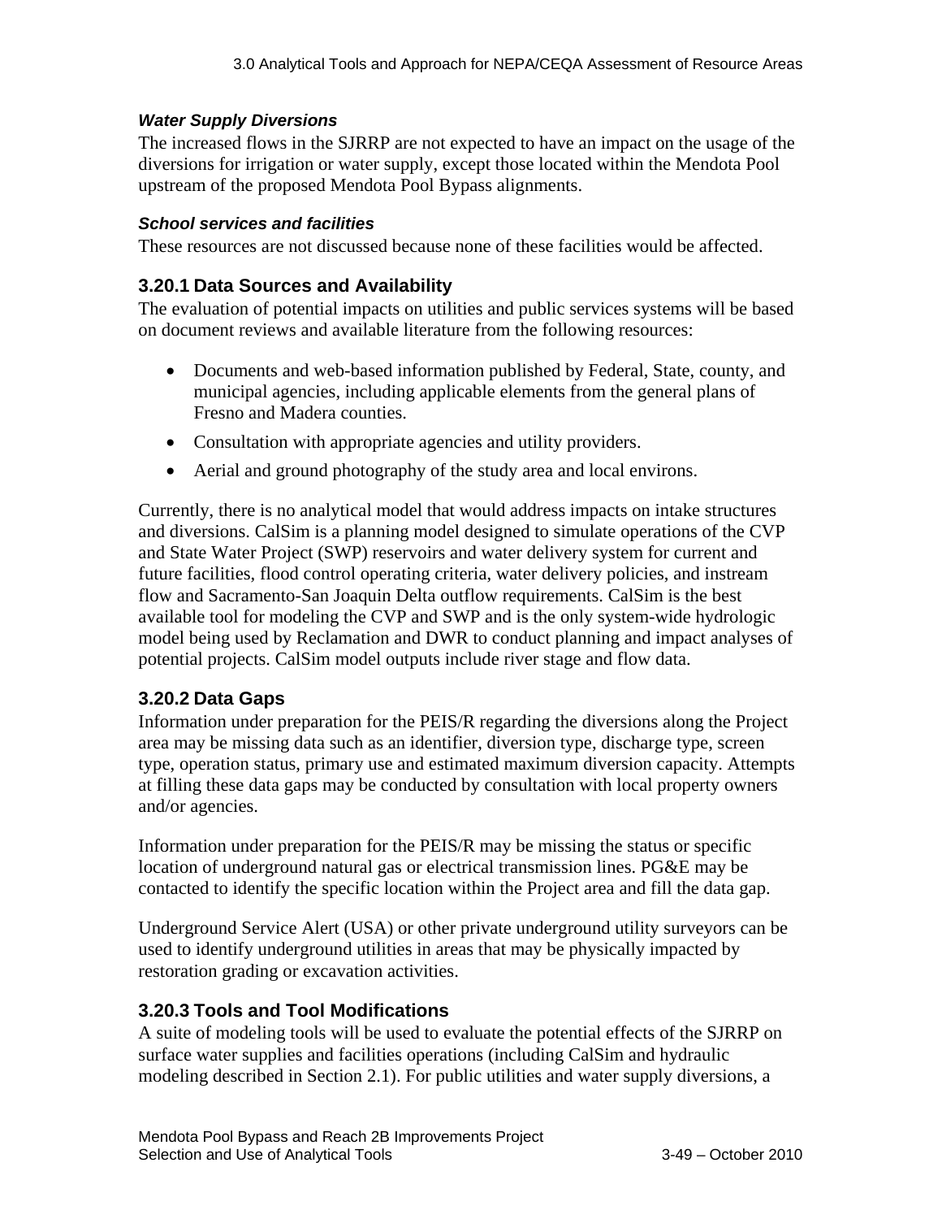#### *Water Supply Diversions*

The increased flows in the SJRRP are not expected to have an impact on the usage of the diversions for irrigation or water supply, except those located within the Mendota Pool upstream of the proposed Mendota Pool Bypass alignments.

#### *School services and facilities*

These resources are not discussed because none of these facilities would be affected.

### 3.20.1 Data Sources and Availability

The evaluation of potential impacts on utilities and public services systems will be based on document reviews and available literature from the following resources:

- Documents and web-based information published by Federal, State, county, and municipal agencies, including applicable elements from the general plans of Fresno and Madera counties.
- Consultation with appropriate agencies and utility providers.
- Aerial and ground photography of the study area and local environs.

Currently, there is no analytical model that would address impacts on intake structures and diversions. CalSim is a planning model designed to simulate operations of the CVP and State Water Project (SWP) reservoirs and water delivery system for current and future facilities, flood control operating criteria, water delivery policies, and instream flow and Sacramento-San Joaquin Delta outflow requirements. CalSim is the best available tool for modeling the CVP and SWP and is the only system-wide hydrologic model being used by Reclamation and DWR to conduct planning and impact analyses of potential projects. CalSim model outputs include river stage and flow data.

### 3.20.2 Data Gaps

Information under preparation for the PEIS/R regarding the diversions along the Project area may be missing data such as an identifier, diversion type, discharge type, screen type, operation status, primary use and estimated maximum diversion capacity. Attempts at filling these data gaps may be conducted by consultation with local property owners and/or agencies.

Information under preparation for the PEIS/R may be missing the status or specific location of underground natural gas or electrical transmission lines. PG&E may be contacted to identify the specific location within the Project area and fill the data gap.

Underground Service Alert (USA) or other private underground utility surveyors can be used to identify underground utilities in areas that may be physically impacted by restoration grading or excavation activities.

### 3.20.3 Tools and Tool Modifications

A suite of modeling tools will be used to evaluate the potential effects of the SJRRP on surface water supplies and facilities operations (including CalSim and hydraulic modeling described in Section 2.1). For public utilities and water supply diversions, a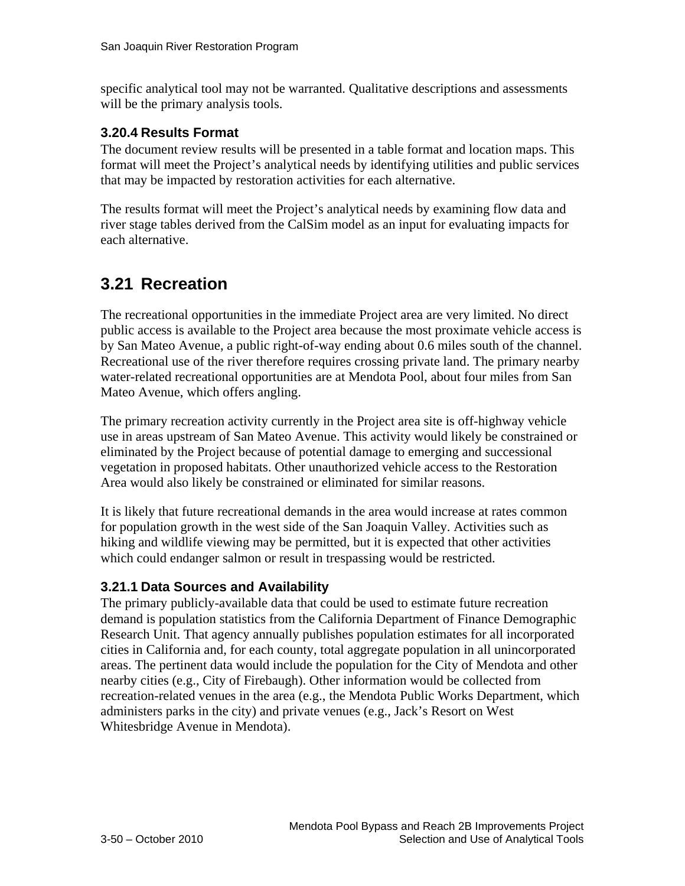specific analytical tool may not be warranted. Qualitative descriptions and assessments will be the primary analysis tools.

### 3.20.4 Results Format

The document review results will be presented in a table format and location maps. This format will meet the Project's analytical needs by identifying utilities and public services that may be impacted by restoration activities for each alternative.

The results format will meet the Project's analytical needs by examining flow data and river stage tables derived from the CalSim model as an input for evaluating impacts for each alternative.

## 3.21 Recreation

The recreational opportunities in the immediate Project area are very limited. No direct public access is available to the Project area because the most proximate vehicle access is by San Mateo Avenue, a public right-of-way ending about 0.6 miles south of the channel. Recreational use of the river therefore requires crossing private land. The primary nearby water-related recreational opportunities are at Mendota Pool, about four miles from San Mateo Avenue, which offers angling.

The primary recreation activity currently in the Project area site is off-highway vehicle use in areas upstream of San Mateo Avenue. This activity would likely be constrained or eliminated by the Project because of potential damage to emerging and successional vegetation in proposed habitats. Other unauthorized vehicle access to the Restoration Area would also likely be constrained or eliminated for similar reasons.

It is likely that future recreational demands in the area would increase at rates common for population growth in the west side of the San Joaquin Valley. Activities such as hiking and wildlife viewing may be permitted, but it is expected that other activities which could endanger salmon or result in trespassing would be restricted.

### 3.21.1 Data Sources and Availability

The primary publicly-available data that could be used to estimate future recreation demand is population statistics from the California Department of Finance Demographic Research Unit. That agency annually publishes population estimates for all incorporated cities in California and, for each county, total aggregate population in all unincorporated areas. The pertinent data would include the population for the City of Mendota and other nearby cities (e.g., City of Firebaugh). Other information would be collected from recreation-related venues in the area (e.g., the Mendota Public Works Department, which administers parks in the city) and private venues (e.g., Jack's Resort on West Whitesbridge Avenue in Mendota).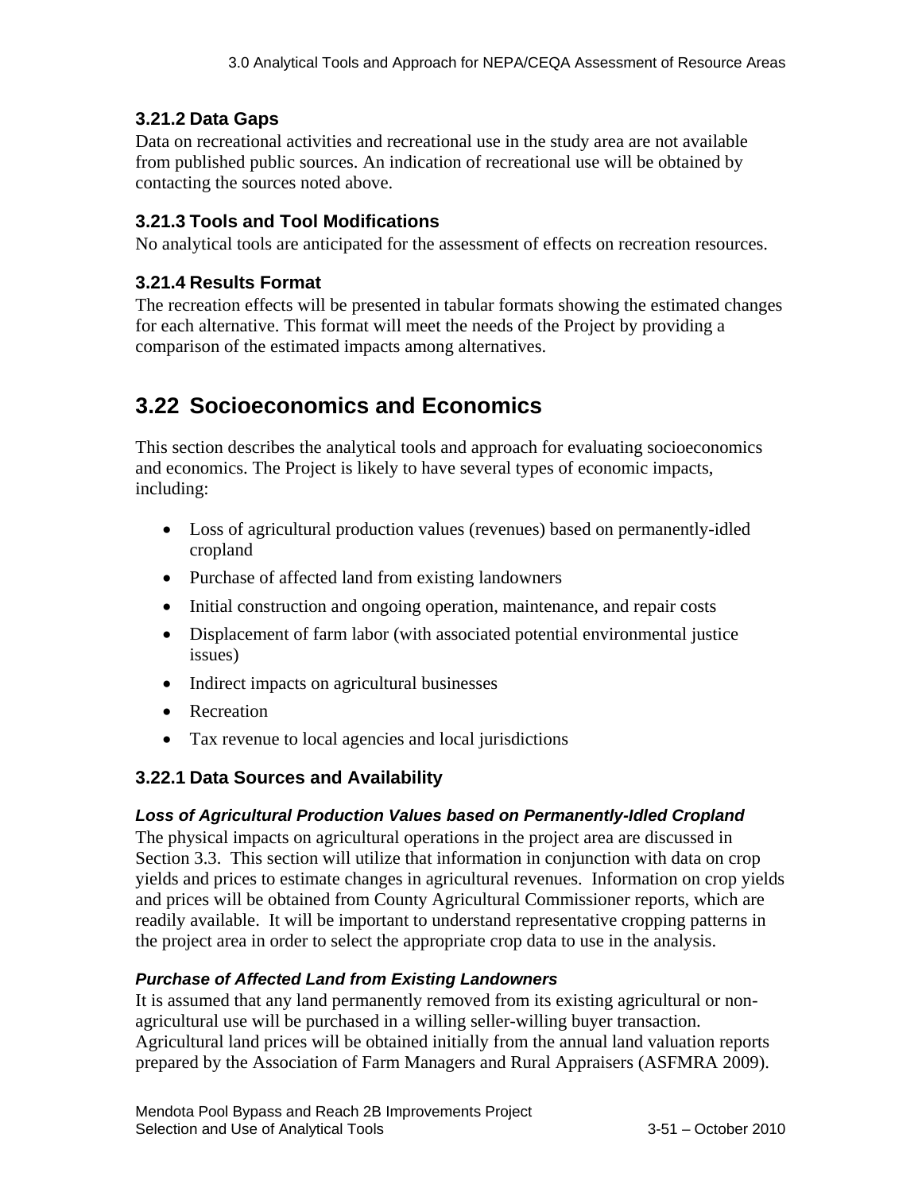### 3.21.2 Data Gaps

Data on recreational activities and recreational use in the study area are not available from published public sources. An indication of recreational use will be obtained by contacting the sources noted above.

### 3.21.3 Tools and Tool Modifications

No analytical tools are anticipated for the assessment of effects on recreation resources.

### 3.21.4 Results Format

The recreation effects will be presented in tabular formats showing the estimated changes for each alternative. This format will meet the needs of the Project by providing a comparison of the estimated impacts among alternatives.

## 3.22 Socioeconomics and Economics

This section describes the analytical tools and approach for evaluating socioeconomics and economics. The Project is likely to have several types of economic impacts, including:

- Loss of agricultural production values (revenues) based on permanently-idled cropland
- Purchase of affected land from existing landowners
- Initial construction and ongoing operation, maintenance, and repair costs
- Displacement of farm labor (with associated potential environmental justice issues)
- Indirect impacts on agricultural businesses
- Recreation
- Tax revenue to local agencies and local jurisdictions

### 3.22.1 Data Sources and Availability

***Loss of Agricultural Production Values based on Permanently-Idled Cropland***

The physical impacts on agricultural operations in the project area are discussed in Section 3.3. This section will utilize that information in conjunction with data on crop yields and prices to estimate changes in agricultural revenues. Information on crop yields and prices will be obtained from County Agricultural Commissioner reports, which are readily available. It will be important to understand representative cropping patterns in the project area in order to select the appropriate crop data to use in the analysis.

***Purchase of Affected Land from Existing Landowners***

It is assumed that any land permanently removed from its existing agricultural or non-agricultural use will be purchased in a willing seller-willing buyer transaction. Agricultural land prices will be obtained initially from the annual land valuation reports prepared by the Association of Farm Managers and Rural Appraisers (ASFMRA 2009).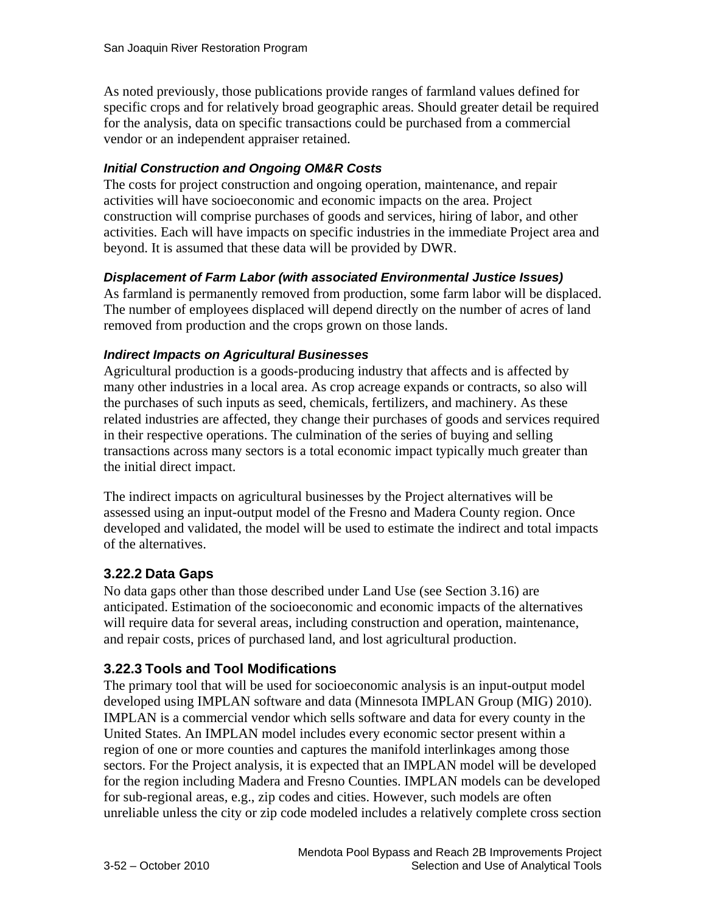As noted previously, those publications provide ranges of farmland values defined for specific crops and for relatively broad geographic areas. Should greater detail be required for the analysis, data on specific transactions could be purchased from a commercial vendor or an independent appraiser retained.

#### *Initial Construction and Ongoing OM&R Costs*

The costs for project construction and ongoing operation, maintenance, and repair activities will have socioeconomic and economic impacts on the area. Project construction will comprise purchases of goods and services, hiring of labor, and other activities. Each will have impacts on specific industries in the immediate Project area and beyond. It is assumed that these data will be provided by DWR.

#### *Displacement of Farm Labor (with associated Environmental Justice Issues)*

As farmland is permanently removed from production, some farm labor will be displaced. The number of employees displaced will depend directly on the number of acres of land removed from production and the crops grown on those lands.

#### *Indirect Impacts on Agricultural Businesses*

Agricultural production is a goods-producing industry that affects and is affected by many other industries in a local area. As crop acreage expands or contracts, so also will the purchases of such inputs as seed, chemicals, fertilizers, and machinery. As these related industries are affected, they change their purchases of goods and services required in their respective operations. The culmination of the series of buying and selling transactions across many sectors is a total economic impact typically much greater than the initial direct impact.

The indirect impacts on agricultural businesses by the Project alternatives will be assessed using an input-output model of the Fresno and Madera County region. Once developed and validated, the model will be used to estimate the indirect and total impacts of the alternatives.

### 3.22.2 Data Gaps

No data gaps other than those described under Land Use (see Section 3.16) are anticipated. Estimation of the socioeconomic and economic impacts of the alternatives will require data for several areas, including construction and operation, maintenance, and repair costs, prices of purchased land, and lost agricultural production.

### 3.22.3 Tools and Tool Modifications

The primary tool that will be used for socioeconomic analysis is an input-output model developed using IMPLAN software and data (Minnesota IMPLAN Group (MIG) 2010). IMPLAN is a commercial vendor which sells software and data for every county in the United States. An IMPLAN model includes every economic sector present within a region of one or more counties and captures the manifold interlinkages among those sectors. For the Project analysis, it is expected that an IMPLAN model will be developed for the region including Madera and Fresno Counties. IMPLAN models can be developed for sub-regional areas, e.g., zip codes and cities. However, such models are often unreliable unless the city or zip code modeled includes a relatively complete cross section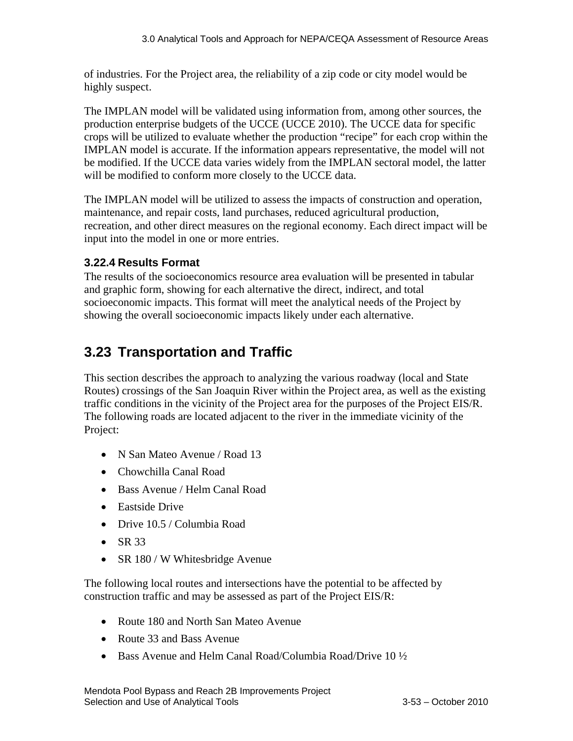of industries. For the Project area, the reliability of a zip code or city model would be highly suspect.

The IMPLAN model will be validated using information from, among other sources, the production enterprise budgets of the UCCE (UCCE 2010). The UCCE data for specific crops will be utilized to evaluate whether the production "recipe" for each crop within the IMPLAN model is accurate. If the information appears representative, the model will not be modified. If the UCCE data varies widely from the IMPLAN sectoral model, the latter will be modified to conform more closely to the UCCE data.

The IMPLAN model will be utilized to assess the impacts of construction and operation, maintenance, and repair costs, land purchases, reduced agricultural production, recreation, and other direct measures on the regional economy. Each direct impact will be input into the model in one or more entries.

### 3.22.4 Results Format

The results of the socioeconomics resource area evaluation will be presented in tabular and graphic form, showing for each alternative the direct, indirect, and total socioeconomic impacts. This format will meet the analytical needs of the Project by showing the overall socioeconomic impacts likely under each alternative.

## 3.23 Transportation and Traffic

This section describes the approach to analyzing the various roadway (local and State Routes) crossings of the San Joaquin River within the Project area, as well as the existing traffic conditions in the vicinity of the Project area for the purposes of the Project EIS/R. The following roads are located adjacent to the river in the immediate vicinity of the Project:

- N San Mateo Avenue / Road 13
- Chowchilla Canal Road
- Bass Avenue / Helm Canal Road
- Eastside Drive
- Drive 10.5 / Columbia Road
- SR 33
- SR 180 / W Whitesbridge Avenue

The following local routes and intersections have the potential to be affected by construction traffic and may be assessed as part of the Project EIS/R:

- Route 180 and North San Mateo Avenue
- Route 33 and Bass Avenue
- Bass Avenue and Helm Canal Road/Columbia Road/Drive 10 ½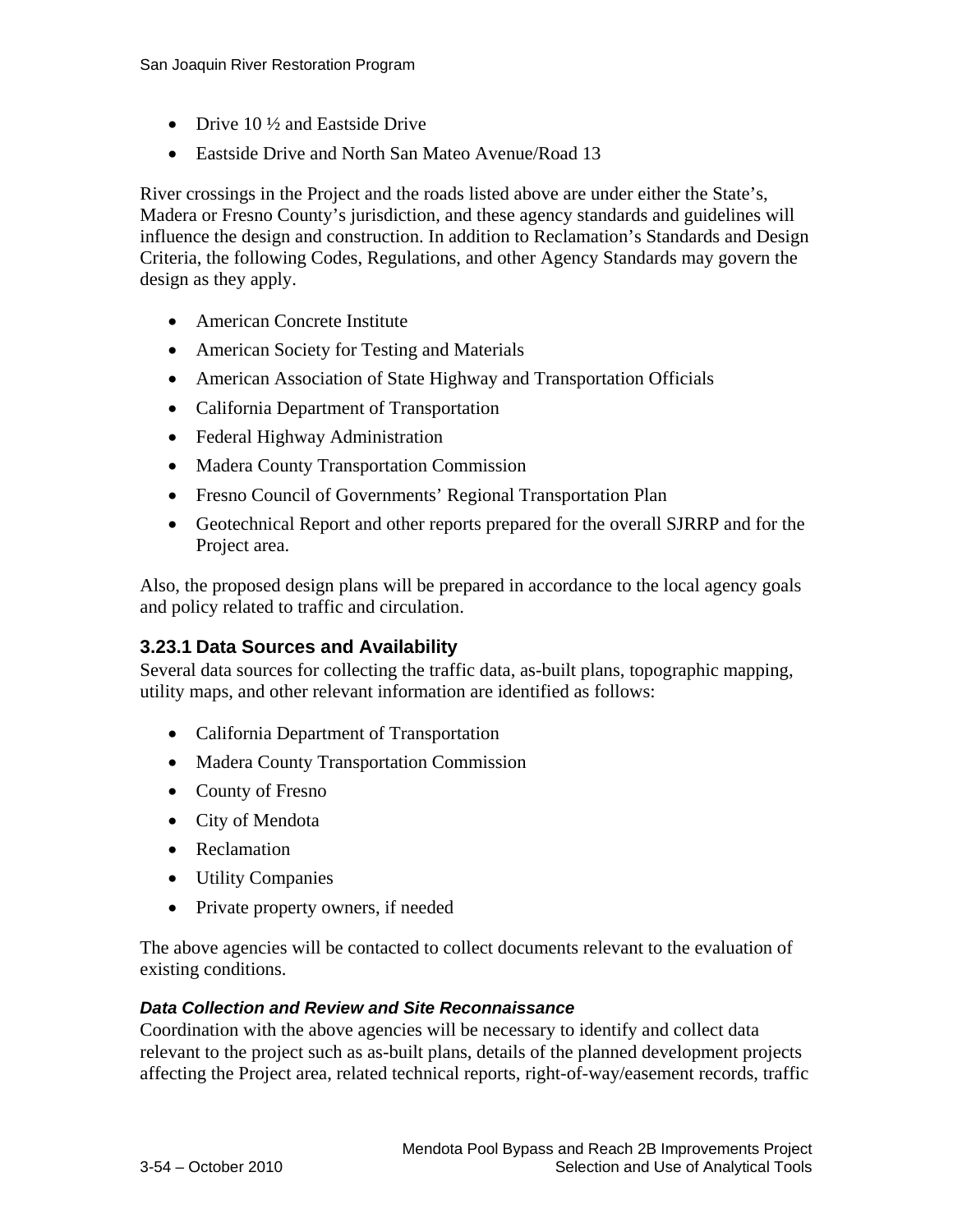- Drive 10 ½ and Eastside Drive
- Eastside Drive and North San Mateo Avenue/Road 13

River crossings in the Project and the roads listed above are under either the State's, Madera or Fresno County's jurisdiction, and these agency standards and guidelines will influence the design and construction. In addition to Reclamation's Standards and Design Criteria, the following Codes, Regulations, and other Agency Standards may govern the design as they apply.

- American Concrete Institute
- American Society for Testing and Materials
- American Association of State Highway and Transportation Officials
- California Department of Transportation
- Federal Highway Administration
- Madera County Transportation Commission
- Fresno Council of Governments' Regional Transportation Plan
- Geotechnical Report and other reports prepared for the overall SJRRP and for the Project area.

Also, the proposed design plans will be prepared in accordance to the local agency goals and policy related to traffic and circulation.

### 3.23.1 Data Sources and Availability

Several data sources for collecting the traffic data, as-built plans, topographic mapping, utility maps, and other relevant information are identified as follows:

- California Department of Transportation
- Madera County Transportation Commission
- County of Fresno
- City of Mendota
- Reclamation
- Utility Companies
- Private property owners, if needed

The above agencies will be contacted to collect documents relevant to the evaluation of existing conditions.

#### *Data Collection and Review and Site Reconnaissance*

Coordination with the above agencies will be necessary to identify and collect data relevant to the project such as as-built plans, details of the planned development projects affecting the Project area, related technical reports, right-of-way/easement records, traffic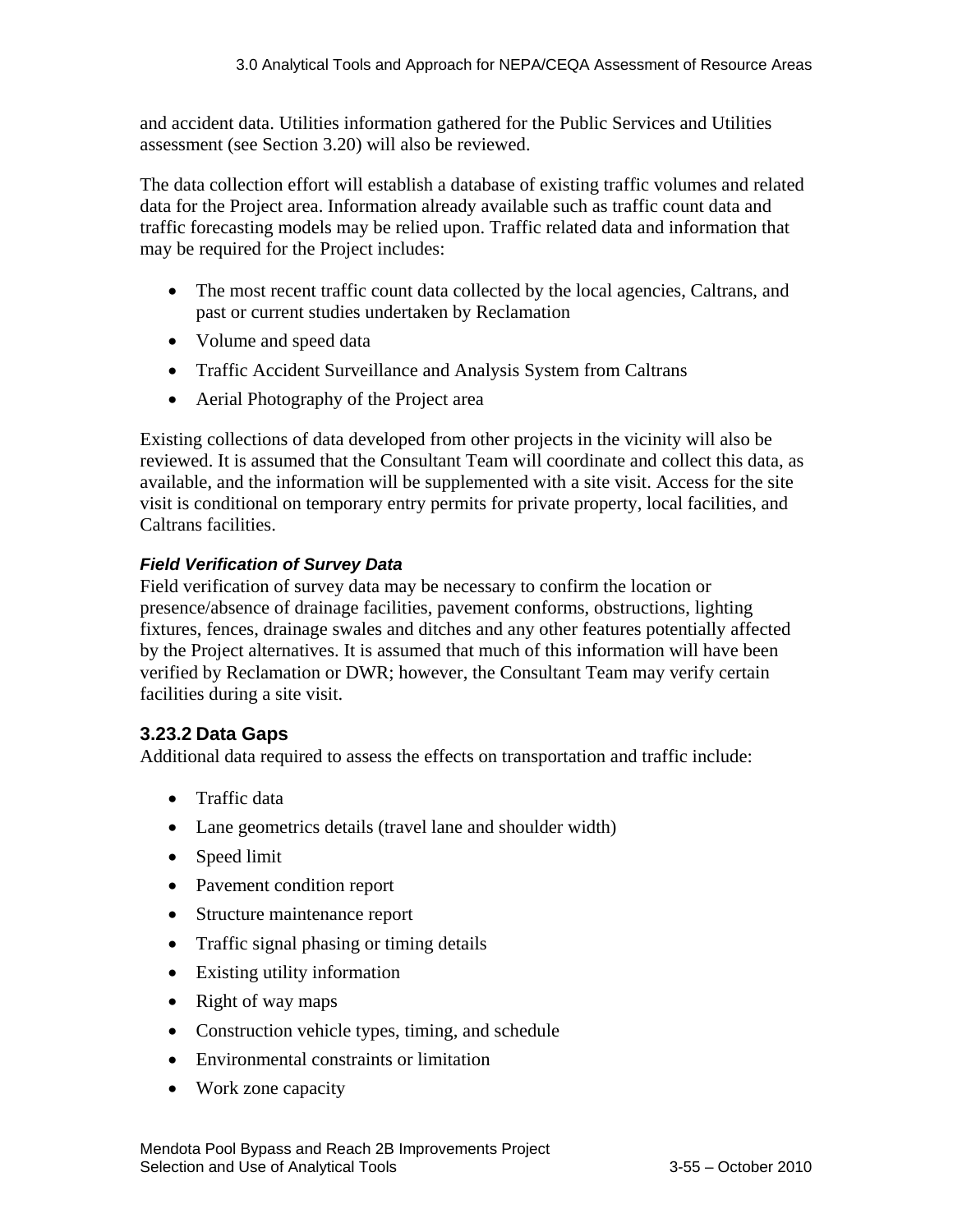and accident data. Utilities information gathered for the Public Services and Utilities assessment (see Section 3.20) will also be reviewed.

The data collection effort will establish a database of existing traffic volumes and related data for the Project area. Information already available such as traffic count data and traffic forecasting models may be relied upon. Traffic related data and information that may be required for the Project includes:

- The most recent traffic count data collected by the local agencies, Caltrans, and past or current studies undertaken by Reclamation
- Volume and speed data
- Traffic Accident Surveillance and Analysis System from Caltrans
- Aerial Photography of the Project area

Existing collections of data developed from other projects in the vicinity will also be reviewed. It is assumed that the Consultant Team will coordinate and collect this data, as available, and the information will be supplemented with a site visit. Access for the site visit is conditional on temporary entry permits for private property, local facilities, and Caltrans facilities.

***Field Verification of Survey Data***

Field verification of survey data may be necessary to confirm the location or presence/absence of drainage facilities, pavement conforms, obstructions, lighting fixtures, fences, drainage swales and ditches and any other features potentially affected by the Project alternatives. It is assumed that much of this information will have been verified by Reclamation or DWR; however, the Consultant Team may verify certain facilities during a site visit.

### 3.23.2 Data Gaps

Additional data required to assess the effects on transportation and traffic include:

- Traffic data
- Lane geometrics details (travel lane and shoulder width)
- Speed limit
- Pavement condition report
- Structure maintenance report
- Traffic signal phasing or timing details
- Existing utility information
- Right of way maps
- Construction vehicle types, timing, and schedule
- Environmental constraints or limitation
- Work zone capacity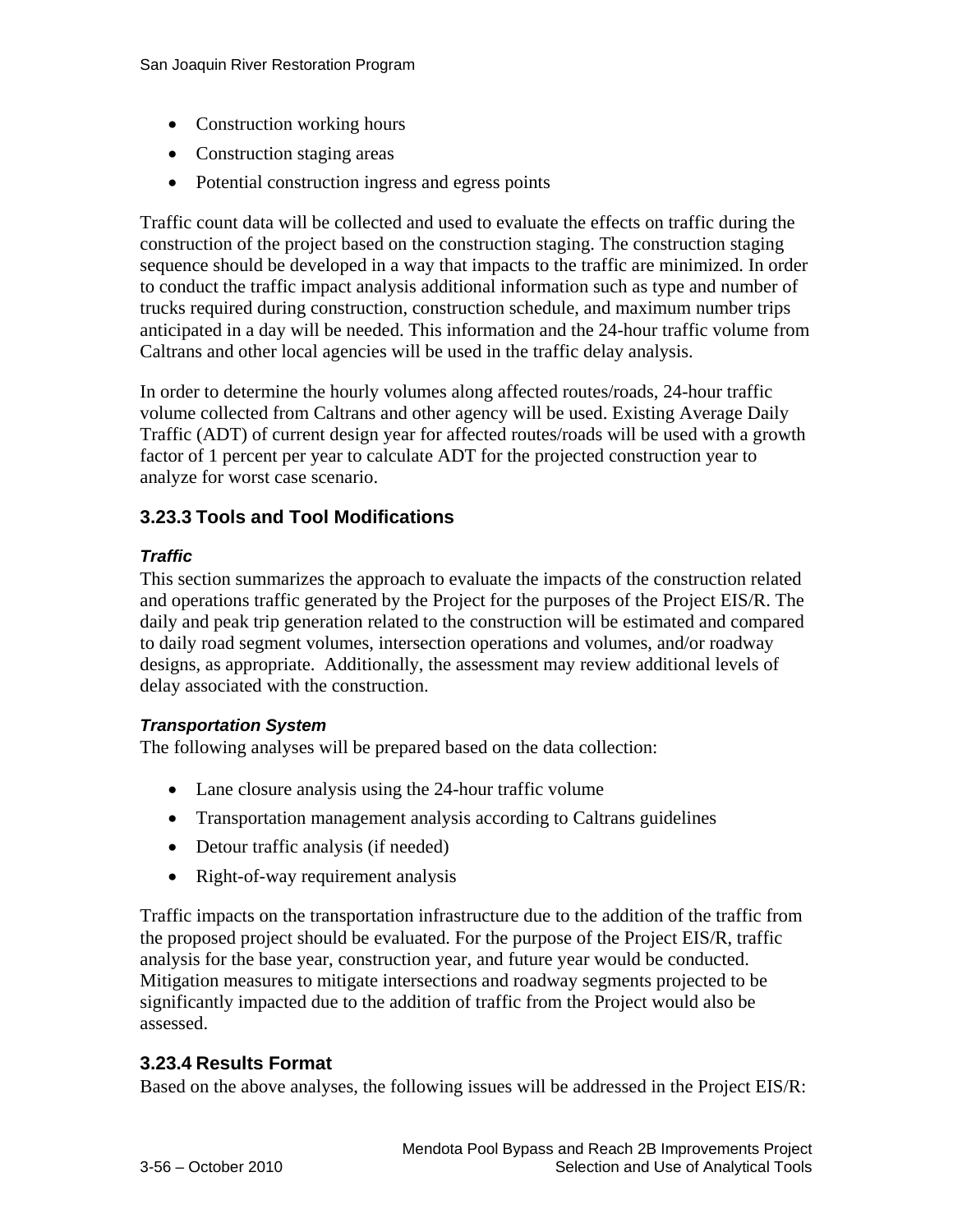- Construction working hours
- Construction staging areas
- Potential construction ingress and egress points

Traffic count data will be collected and used to evaluate the effects on traffic during the construction of the project based on the construction staging. The construction staging sequence should be developed in a way that impacts to the traffic are minimized. In order to conduct the traffic impact analysis additional information such as type and number of trucks required during construction, construction schedule, and maximum number trips anticipated in a day will be needed. This information and the 24-hour traffic volume from Caltrans and other local agencies will be used in the traffic delay analysis.

In order to determine the hourly volumes along affected routes/roads, 24-hour traffic volume collected from Caltrans and other agency will be used. Existing Average Daily Traffic (ADT) of current design year for affected routes/roads will be used with a growth factor of 1 percent per year to calculate ADT for the projected construction year to analyze for worst case scenario.

### 3.23.3 Tools and Tool Modifications

#### *Traffic*

This section summarizes the approach to evaluate the impacts of the construction related and operations traffic generated by the Project for the purposes of the Project EIS/R. The daily and peak trip generation related to the construction will be estimated and compared to daily road segment volumes, intersection operations and volumes, and/or roadway designs, as appropriate. Additionally, the assessment may review additional levels of delay associated with the construction.

#### *Transportation System*

The following analyses will be prepared based on the data collection:

- Lane closure analysis using the 24-hour traffic volume
- Transportation management analysis according to Caltrans guidelines
- Detour traffic analysis (if needed)
- Right-of-way requirement analysis

Traffic impacts on the transportation infrastructure due to the addition of the traffic from the proposed project should be evaluated. For the purpose of the Project EIS/R, traffic analysis for the base year, construction year, and future year would be conducted. Mitigation measures to mitigate intersections and roadway segments projected to be significantly impacted due to the addition of traffic from the Project would also be assessed.

### 3.23.4 Results Format

Based on the above analyses, the following issues will be addressed in the Project EIS/R: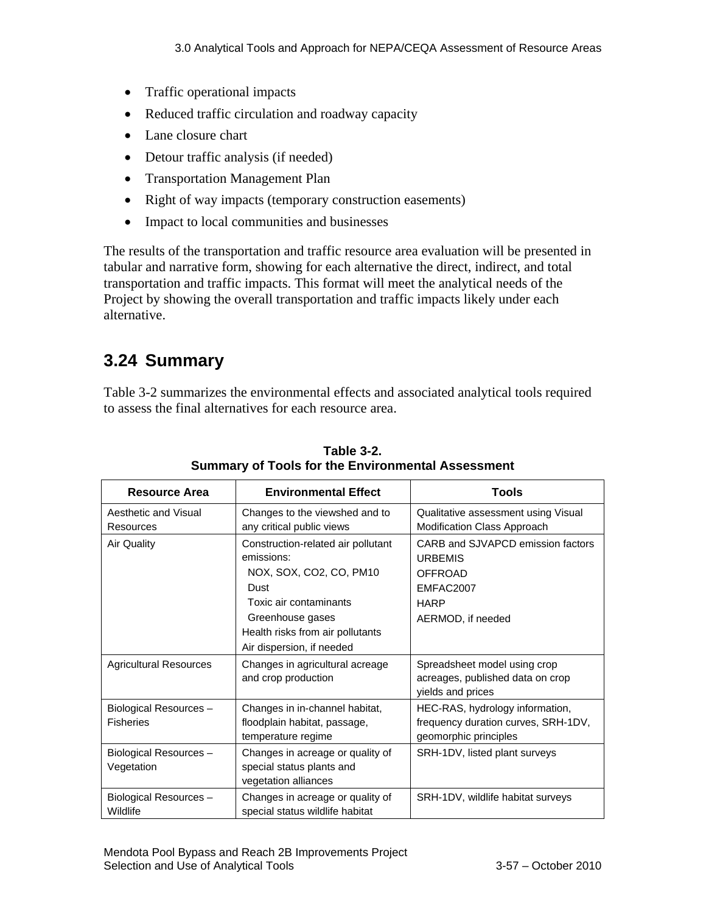- Traffic operational impacts
- Reduced traffic circulation and roadway capacity
- Lane closure chart
- Detour traffic analysis (if needed)
- Transportation Management Plan
- Right of way impacts (temporary construction easements)
- Impact to local communities and businesses

The results of the transportation and traffic resource area evaluation will be presented in tabular and narrative form, showing for each alternative the direct, indirect, and total transportation and traffic impacts. This format will meet the analytical needs of the Project by showing the overall transportation and traffic impacts likely under each alternative.

## 3.24 Summary

Table 3-2 summarizes the environmental effects and associated analytical tools required to assess the final alternatives for each resource area.

**Table 3-2.**
**Summary of Tools for the Environmental Assessment**

| Resource Area | Environmental Effect | Tools |
|---|---|---|
| Aesthetic and Visual Resources | Changes to the viewshed and to any critical public views | Qualitative assessment using Visual Modification Class Approach |
| Air Quality | Construction-related air pollutant emissions:<br>NOX, SOX, CO2, CO, PM10<br>Dust<br>Toxic air contaminants<br>Greenhouse gases<br>Health risks from air pollutants<br>Air dispersion, if needed | CARB and SJVAPCD emission factors<br>URBEMIS<br>OFFROAD<br>EMFAC2007<br>HARP<br>AERMOD, if needed |
| Agricultural Resources | Changes in agricultural acreage and crop production | Spreadsheet model using crop acreages, published data on crop yields and prices |
| Biological Resources – Fisheries | Changes in in-channel habitat, floodplain habitat, passage, temperature regime | HEC-RAS, hydrology information, frequency duration curves, SRH-1DV, geomorphic principles |
| Biological Resources – Vegetation | Changes in acreage or quality of special status plants and vegetation alliances | SRH-1DV, listed plant surveys |
| Biological Resources – Wildlife | Changes in acreage or quality of special status wildlife habitat | SRH-1DV, wildlife habitat surveys |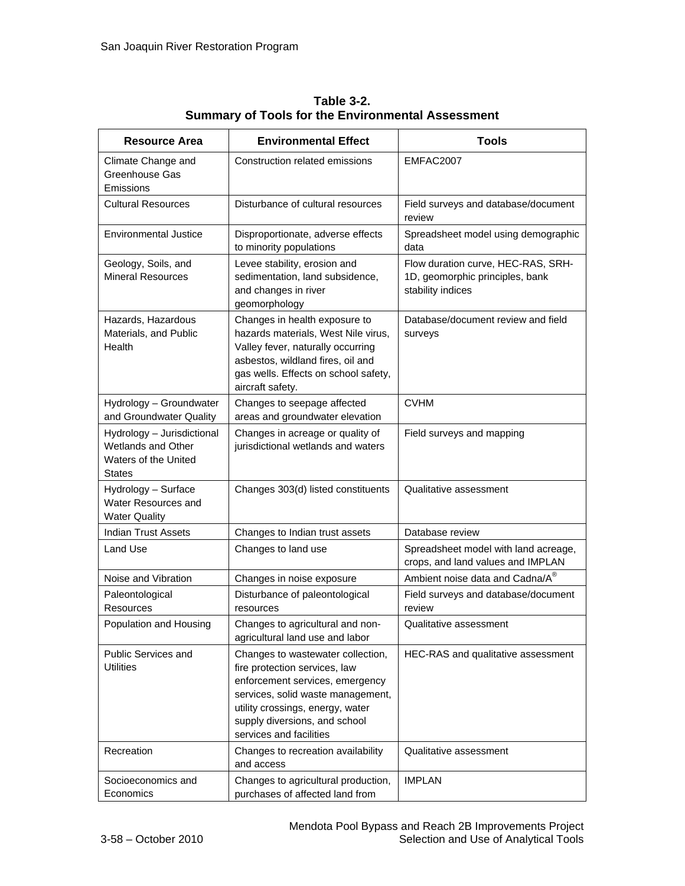**Table 3-2.**
**Summary of Tools for the Environmental Assessment**

| Resource Area | Environmental Effect | Tools |
|---|---|---|
| Climate Change and Greenhouse Gas Emissions | Construction related emissions | EMFAC2007 |
| Cultural Resources | Disturbance of cultural resources | Field surveys and database/document review |
| Environmental Justice | Disproportionate, adverse effects to minority populations | Spreadsheet model using demographic data |
| Geology, Soils, and Mineral Resources | Levee stability, erosion and sedimentation, land subsidence, and changes in river geomorphology | Flow duration curve, HEC-RAS, SRH-1D, geomorphic principles, bank stability indices |
| Hazards, Hazardous Materials, and Public Health | Changes in health exposure to hazards materials, West Nile virus, Valley fever, naturally occurring asbestos, wildland fires, oil and gas wells. Effects on school safety, aircraft safety. | Database/document review and field surveys |
| Hydrology – Groundwater and Groundwater Quality | Changes to seepage affected areas and groundwater elevation | CVHM |
| Hydrology – Jurisdictional Wetlands and Other Waters of the United States | Changes in acreage or quality of jurisdictional wetlands and waters | Field surveys and mapping |
| Hydrology – Surface Water Resources and Water Quality | Changes 303(d) listed constituents | Qualitative assessment |
| Indian Trust Assets | Changes to Indian trust assets | Database review |
| Land Use | Changes to land use | Spreadsheet model with land acreage, crops, and land values and IMPLAN |
| Noise and Vibration | Changes in noise exposure | Ambient noise data and Cadna/A® |
| Paleontological Resources | Disturbance of paleontological resources | Field surveys and database/document review |
| Population and Housing | Changes to agricultural and non-agricultural land use and labor | Qualitative assessment |
| Public Services and Utilities | Changes to wastewater collection, fire protection services, law enforcement services, emergency services, solid waste management, utility crossings, energy, water supply diversions, and school services and facilities | HEC-RAS and qualitative assessment |
| Recreation | Changes to recreation availability and access | Qualitative assessment |
| Socioeconomics and Economics | Changes to agricultural production, purchases of affected land from | IMPLAN |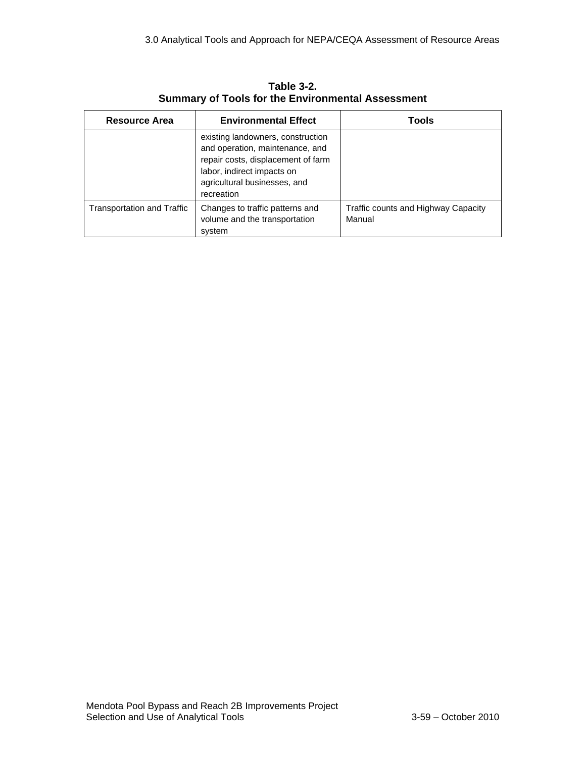**Table 3-2.**
**Summary of Tools for the Environmental Assessment**

| Resource Area | Environmental Effect | Tools |
|---|---|---|
| | existing landowners, construction and operation, maintenance, and repair costs, displacement of farm labor, indirect impacts on agricultural businesses, and recreation | |
| Transportation and Traffic | Changes to traffic patterns and volume and the transportation system | Traffic counts and Highway Capacity Manual |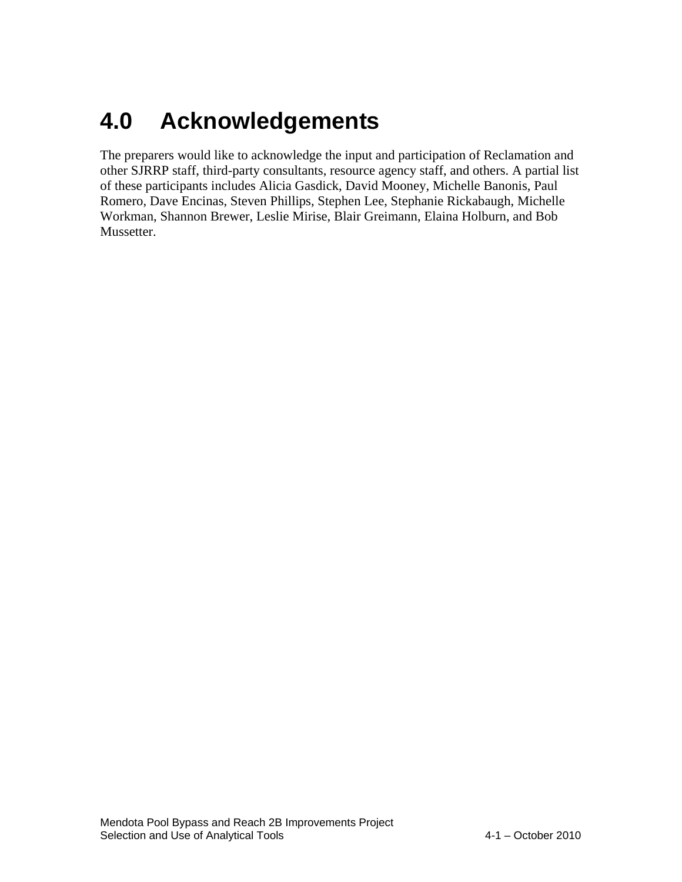# 4.0 Acknowledgements

The preparers would like to acknowledge the input and participation of Reclamation and other SJRRP staff, third-party consultants, resource agency staff, and others. A partial list of these participants includes Alicia Gasdick, David Mooney, Michelle Banonis, Paul Romero, Dave Encinas, Steven Phillips, Stephen Lee, Stephanie Rickabaugh, Michelle Workman, Shannon Brewer, Leslie Mirise, Blair Greimann, Elaina Holburn, and Bob Mussetter.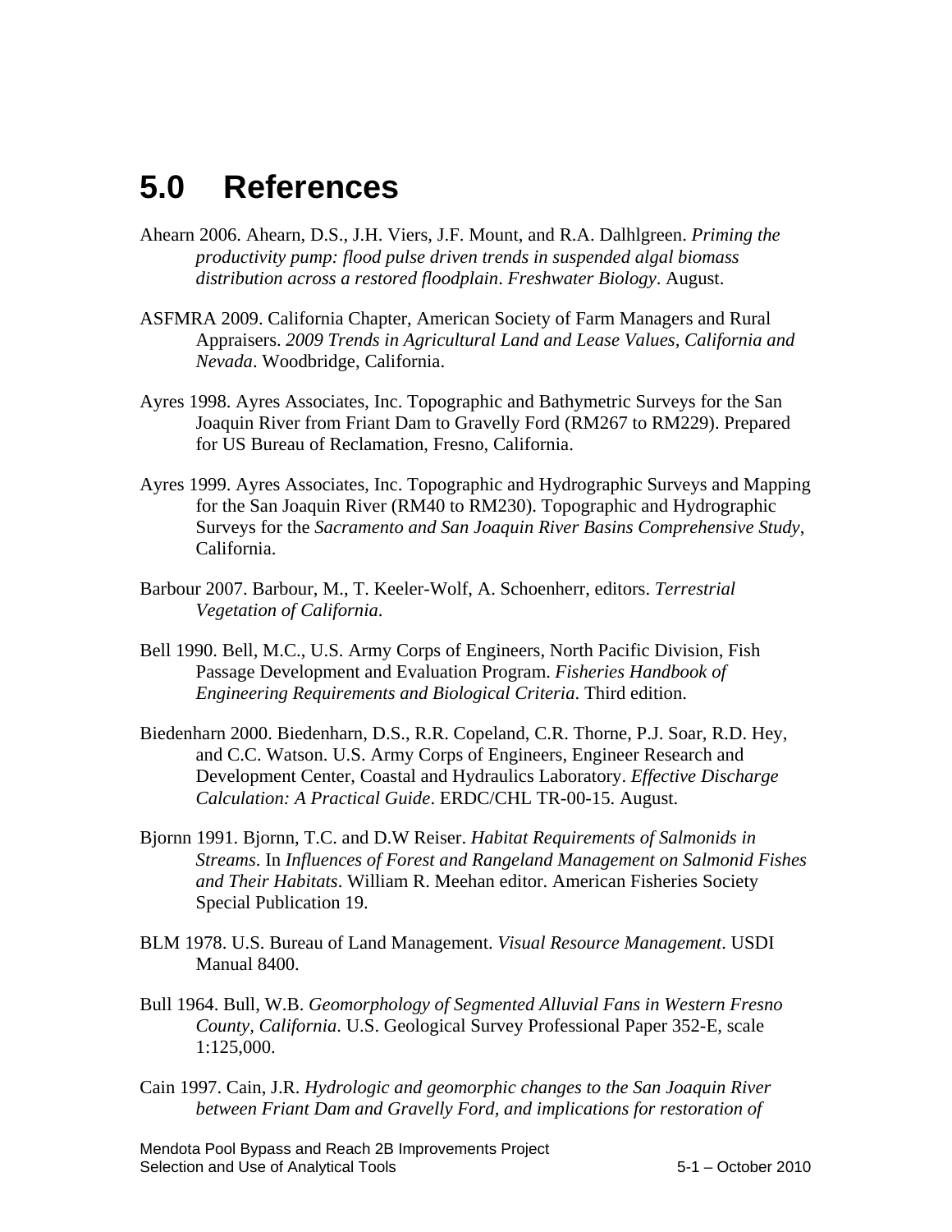# 5.0 References

Ahearn 2006. Ahearn, D.S., J.H. Viers, J.F. Mount, and R.A. Dalhlgreen. *Priming the productivity pump: flood pulse driven trends in suspended algal biomass distribution across a restored floodplain*. *Freshwater Biology*. August.

ASFMRA 2009. California Chapter, American Society of Farm Managers and Rural Appraisers. *2009 Trends in Agricultural Land and Lease Values, California and Nevada*. Woodbridge, California.

Ayres 1998. Ayres Associates, Inc. Topographic and Bathymetric Surveys for the San Joaquin River from Friant Dam to Gravelly Ford (RM267 to RM229). Prepared for US Bureau of Reclamation, Fresno, California.

Ayres 1999. Ayres Associates, Inc. Topographic and Hydrographic Surveys and Mapping for the San Joaquin River (RM40 to RM230). Topographic and Hydrographic Surveys for the *Sacramento and San Joaquin River Basins Comprehensive Study*, California.

Barbour 2007. Barbour, M., T. Keeler-Wolf, A. Schoenherr, editors. *Terrestrial Vegetation of California*.

Bell 1990. Bell, M.C., U.S. Army Corps of Engineers, North Pacific Division, Fish Passage Development and Evaluation Program. *Fisheries Handbook of Engineering Requirements and Biological Criteria*. Third edition.

Biedenharn 2000. Biedenharn, D.S., R.R. Copeland, C.R. Thorne, P.J. Soar, R.D. Hey, and C.C. Watson. U.S. Army Corps of Engineers, Engineer Research and Development Center, Coastal and Hydraulics Laboratory. *Effective Discharge Calculation: A Practical Guide*. ERDC/CHL TR-00-15. August.

Bjornn 1991. Bjornn, T.C. and D.W Reiser. *Habitat Requirements of Salmonids in Streams*. In *Influences of Forest and Rangeland Management on Salmonid Fishes and Their Habitats*. William R. Meehan editor. American Fisheries Society Special Publication 19.

BLM 1978. U.S. Bureau of Land Management. *Visual Resource Management*. USDI Manual 8400.

Bull 1964. Bull, W.B. *Geomorphology of Segmented Alluvial Fans in Western Fresno County, California*. U.S. Geological Survey Professional Paper 352-E, scale 1:125,000.

Cain 1997. Cain, J.R. *Hydrologic and geomorphic changes to the San Joaquin River between Friant Dam and Gravelly Ford, and implications for restoration of*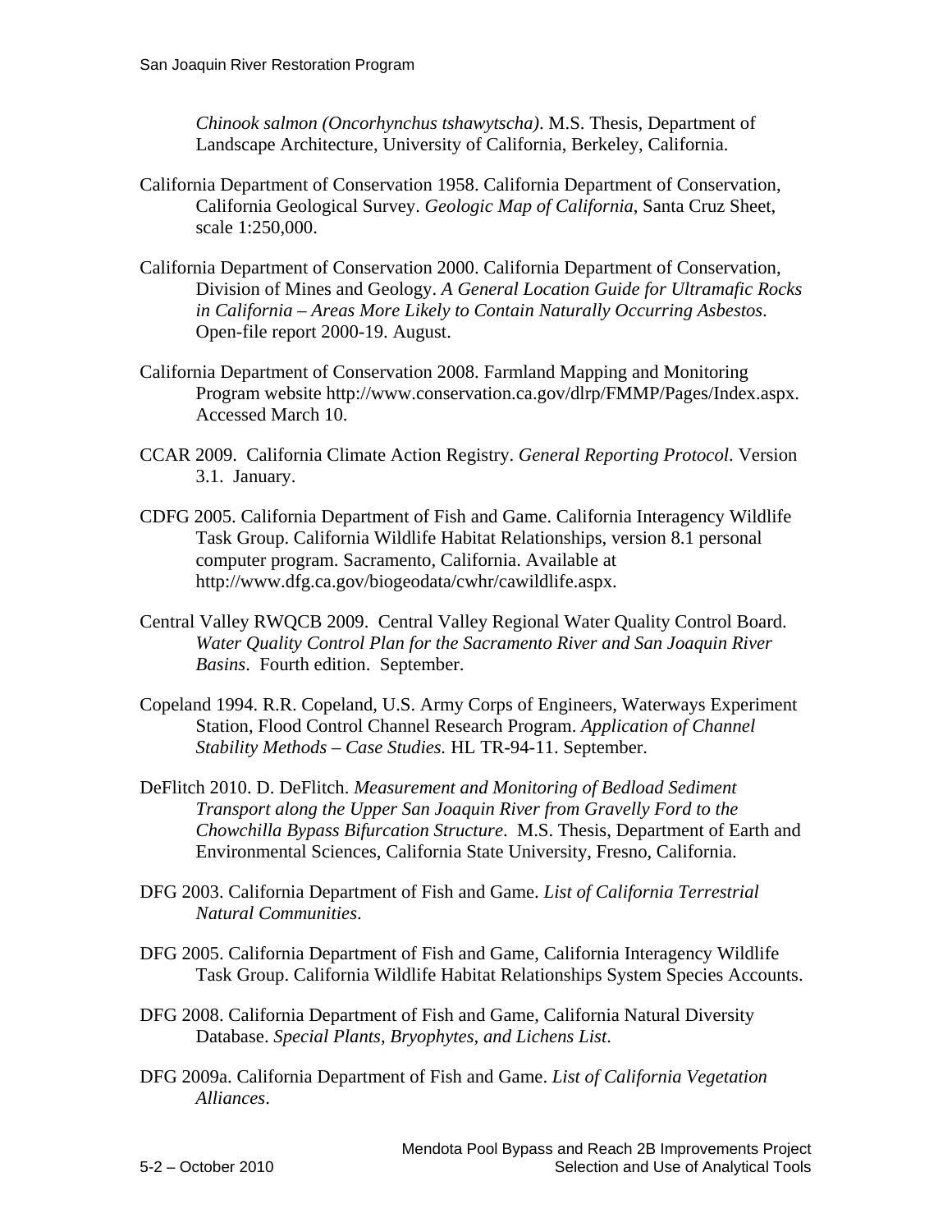*Chinook salmon (Oncorhynchus tshawytscha)*. M.S. Thesis, Department of Landscape Architecture, University of California, Berkeley, California.

California Department of Conservation 1958. California Department of Conservation, California Geological Survey. *Geologic Map of California*, Santa Cruz Sheet, scale 1:250,000.

California Department of Conservation 2000. California Department of Conservation, Division of Mines and Geology. *A General Location Guide for Ultramafic Rocks in California – Areas More Likely to Contain Naturally Occurring Asbestos*. Open-file report 2000-19. August.

California Department of Conservation 2008. Farmland Mapping and Monitoring Program website http://www.conservation.ca.gov/dlrp/FMMP/Pages/Index.aspx. Accessed March 10.

CCAR 2009. California Climate Action Registry. *General Reporting Protocol*. Version 3.1. January.

CDFG 2005. California Department of Fish and Game. California Interagency Wildlife Task Group. California Wildlife Habitat Relationships, version 8.1 personal computer program. Sacramento, California. Available at http://www.dfg.ca.gov/biogeodata/cwhr/cawildlife.aspx.

Central Valley RWQCB 2009. Central Valley Regional Water Quality Control Board. *Water Quality Control Plan for the Sacramento River and San Joaquin River Basins*. Fourth edition. September.

Copeland 1994. R.R. Copeland, U.S. Army Corps of Engineers, Waterways Experiment Station, Flood Control Channel Research Program. *Application of Channel Stability Methods – Case Studies.* HL TR-94-11. September.

DeFlitch 2010. D. DeFlitch. *Measurement and Monitoring of Bedload Sediment Transport along the Upper San Joaquin River from Gravelly Ford to the Chowchilla Bypass Bifurcation Structure*. M.S. Thesis, Department of Earth and Environmental Sciences, California State University, Fresno, California.

DFG 2003. California Department of Fish and Game. *List of California Terrestrial Natural Communities*.

DFG 2005. California Department of Fish and Game, California Interagency Wildlife Task Group. California Wildlife Habitat Relationships System Species Accounts.

DFG 2008. California Department of Fish and Game, California Natural Diversity Database. *Special Plants, Bryophytes, and Lichens List*.

DFG 2009a. California Department of Fish and Game. *List of California Vegetation Alliances*.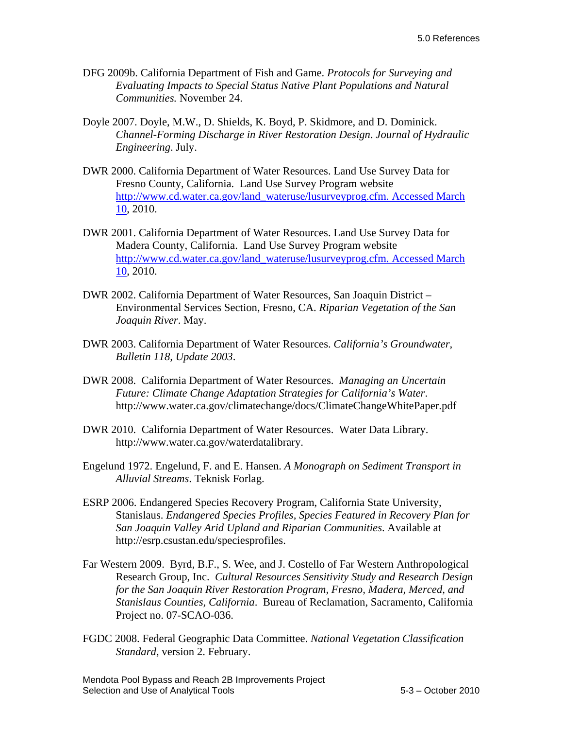DFG 2009b. California Department of Fish and Game. *Protocols for Surveying and Evaluating Impacts to Special Status Native Plant Populations and Natural Communities.* November 24.

Doyle 2007. Doyle, M.W., D. Shields, K. Boyd, P. Skidmore, and D. Dominick. *Channel-Forming Discharge in River Restoration Design*. *Journal of Hydraulic Engineering*. July.

DWR 2000. California Department of Water Resources. Land Use Survey Data for Fresno County, California. Land Use Survey Program website http://www.cd.water.ca.gov/land_wateruse/lusurveyprog.cfm. Accessed March 10, 2010.

DWR 2001. California Department of Water Resources. Land Use Survey Data for Madera County, California. Land Use Survey Program website http://www.cd.water.ca.gov/land_wateruse/lusurveyprog.cfm. Accessed March 10, 2010.

DWR 2002. California Department of Water Resources, San Joaquin District – Environmental Services Section, Fresno, CA. *Riparian Vegetation of the San Joaquin River*. May.

DWR 2003. California Department of Water Resources. *California's Groundwater, Bulletin 118, Update 2003*.

DWR 2008. California Department of Water Resources. *Managing an Uncertain Future: Climate Change Adaptation Strategies for California's Water*. http://www.water.ca.gov/climatechange/docs/ClimateChangeWhitePaper.pdf

DWR 2010. California Department of Water Resources. Water Data Library. http://www.water.ca.gov/waterdatalibrary.

Engelund 1972. Engelund, F. and E. Hansen. *A Monograph on Sediment Transport in Alluvial Streams*. Teknisk Forlag.

ESRP 2006. Endangered Species Recovery Program, California State University, Stanislaus. *Endangered Species Profiles, Species Featured in Recovery Plan for San Joaquin Valley Arid Upland and Riparian Communities*. Available at http://esrp.csustan.edu/speciesprofiles.

Far Western 2009. Byrd, B.F., S. Wee, and J. Costello of Far Western Anthropological Research Group, Inc. *Cultural Resources Sensitivity Study and Research Design for the San Joaquin River Restoration Program, Fresno, Madera, Merced, and Stanislaus Counties, California*. Bureau of Reclamation, Sacramento, California Project no. 07-SCAO-036.

FGDC 2008. Federal Geographic Data Committee. *National Vegetation Classification Standard*, version 2. February.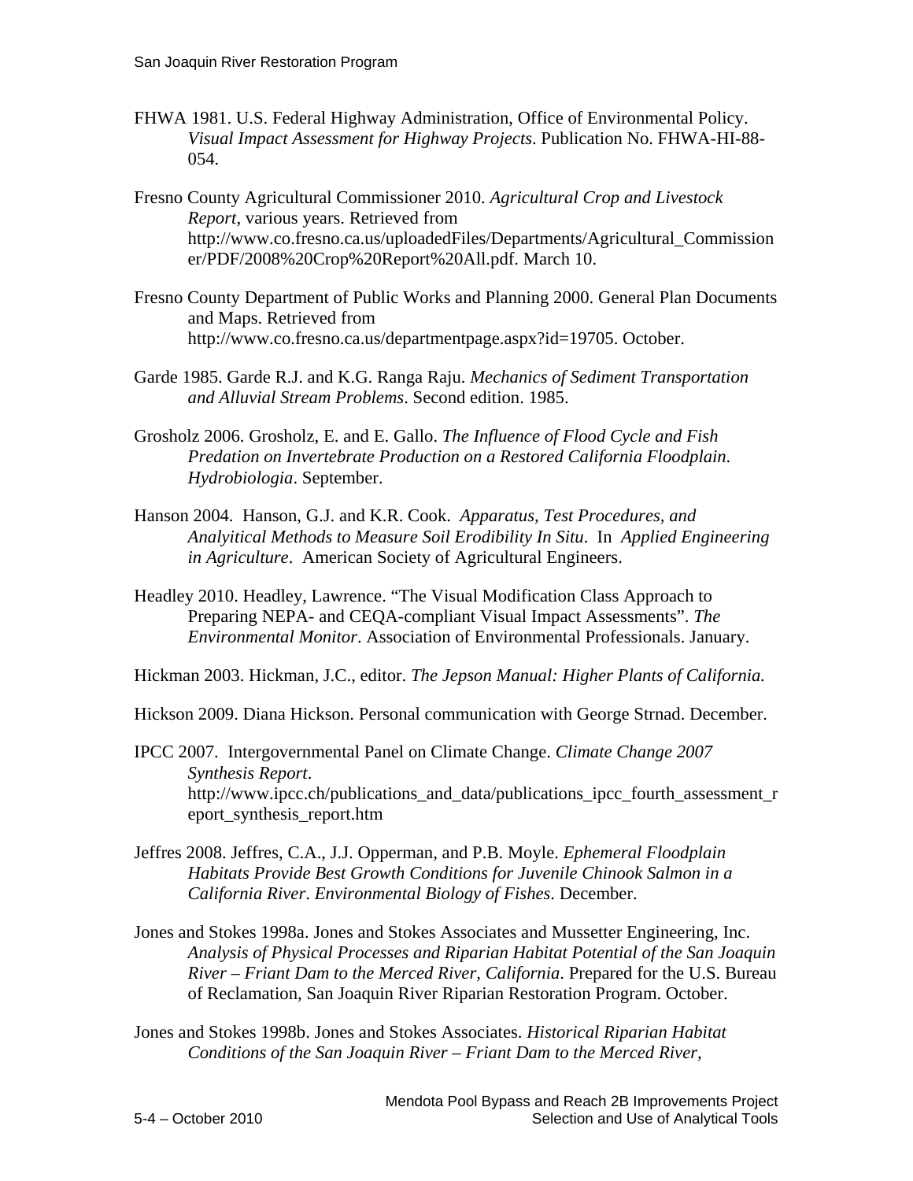FHWA 1981. U.S. Federal Highway Administration, Office of Environmental Policy. *Visual Impact Assessment for Highway Projects*. Publication No. FHWA-HI-88-054.

Fresno County Agricultural Commissioner 2010. *Agricultural Crop and Livestock Report*, various years. Retrieved from http://www.co.fresno.ca.us/uploadedFiles/Departments/Agricultural_Commissioner/PDF/2008%20Crop%20Report%20All.pdf. March 10.

Fresno County Department of Public Works and Planning 2000. General Plan Documents and Maps. Retrieved from http://www.co.fresno.ca.us/departmentpage.aspx?id=19705. October.

Garde 1985. Garde R.J. and K.G. Ranga Raju. *Mechanics of Sediment Transportation and Alluvial Stream Problems*. Second edition. 1985.

Grosholz 2006. Grosholz, E. and E. Gallo. *The Influence of Flood Cycle and Fish Predation on Invertebrate Production on a Restored California Floodplain*. *Hydrobiologia*. September.

Hanson 2004. Hanson, G.J. and K.R. Cook. *Apparatus, Test Procedures, and Analyitical Methods to Measure Soil Erodibility In Situ*. In *Applied Engineering in Agriculture*. American Society of Agricultural Engineers.

Headley 2010. Headley, Lawrence. "The Visual Modification Class Approach to Preparing NEPA- and CEQA-compliant Visual Impact Assessments". *The Environmental Monitor*. Association of Environmental Professionals. January.

Hickman 2003. Hickman, J.C., editor. *The Jepson Manual: Higher Plants of California.*

Hickson 2009. Diana Hickson. Personal communication with George Strnad. December.

IPCC 2007. Intergovernmental Panel on Climate Change. *Climate Change 2007 Synthesis Report*. http://www.ipcc.ch/publications_and_data/publications_ipcc_fourth_assessment_report_synthesis_report.htm

Jeffres 2008. Jeffres, C.A., J.J. Opperman, and P.B. Moyle. *Ephemeral Floodplain Habitats Provide Best Growth Conditions for Juvenile Chinook Salmon in a California River*. *Environmental Biology of Fishes*. December.

Jones and Stokes 1998a. Jones and Stokes Associates and Mussetter Engineering, Inc. *Analysis of Physical Processes and Riparian Habitat Potential of the San Joaquin River – Friant Dam to the Merced River, California*. Prepared for the U.S. Bureau of Reclamation, San Joaquin River Riparian Restoration Program. October.

Jones and Stokes 1998b. Jones and Stokes Associates. *Historical Riparian Habitat Conditions of the San Joaquin River – Friant Dam to the Merced River,*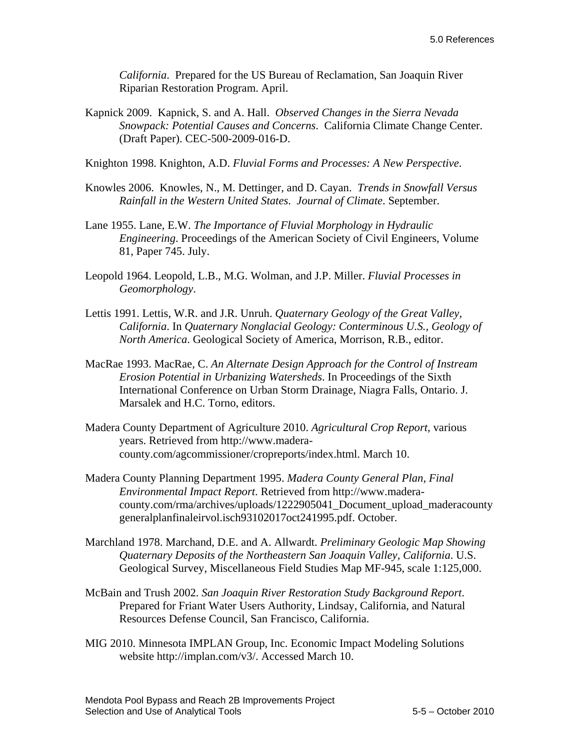*California*. Prepared for the US Bureau of Reclamation, San Joaquin River Riparian Restoration Program. April.

Kapnick 2009. Kapnick, S. and A. Hall. *Observed Changes in the Sierra Nevada Snowpack: Potential Causes and Concerns*. California Climate Change Center. (Draft Paper). CEC-500-2009-016-D.

Knighton 1998. Knighton, A.D. *Fluvial Forms and Processes: A New Perspective*.

Knowles 2006. Knowles, N., M. Dettinger, and D. Cayan. *Trends in Snowfall Versus Rainfall in the Western United States*. *Journal of Climate*. September.

Lane 1955. Lane, E.W. *The Importance of Fluvial Morphology in Hydraulic Engineering*. Proceedings of the American Society of Civil Engineers, Volume 81, Paper 745. July.

Leopold 1964. Leopold, L.B., M.G. Wolman, and J.P. Miller. *Fluvial Processes in Geomorphology*.

Lettis 1991. Lettis, W.R. and J.R. Unruh. *Quaternary Geology of the Great Valley, California*. In *Quaternary Nonglacial Geology: Conterminous U.S., Geology of North America*. Geological Society of America, Morrison, R.B., editor.

MacRae 1993. MacRae, C. *An Alternate Design Approach for the Control of Instream Erosion Potential in Urbanizing Watersheds*. In Proceedings of the Sixth International Conference on Urban Storm Drainage, Niagra Falls, Ontario. J. Marsalek and H.C. Torno, editors.

Madera County Department of Agriculture 2010. *Agricultural Crop Report*, various years. Retrieved from http://www.madera-county.com/agcommissioner/cropreports/index.html. March 10.

Madera County Planning Department 1995. *Madera County General Plan, Final Environmental Impact Report*. Retrieved from http://www.madera-county.com/rma/archives/uploads/1222905041_Document_upload_maderacountygeneralplanfinaleirvol.isch93102017oct241995.pdf. October.

Marchland 1978. Marchand, D.E. and A. Allwardt. *Preliminary Geologic Map Showing Quaternary Deposits of the Northeastern San Joaquin Valley, California*. U.S. Geological Survey, Miscellaneous Field Studies Map MF-945, scale 1:125,000.

McBain and Trush 2002. *San Joaquin River Restoration Study Background Report*. Prepared for Friant Water Users Authority, Lindsay, California, and Natural Resources Defense Council, San Francisco, California.

MIG 2010. Minnesota IMPLAN Group, Inc. Economic Impact Modeling Solutions website http://implan.com/v3/. Accessed March 10.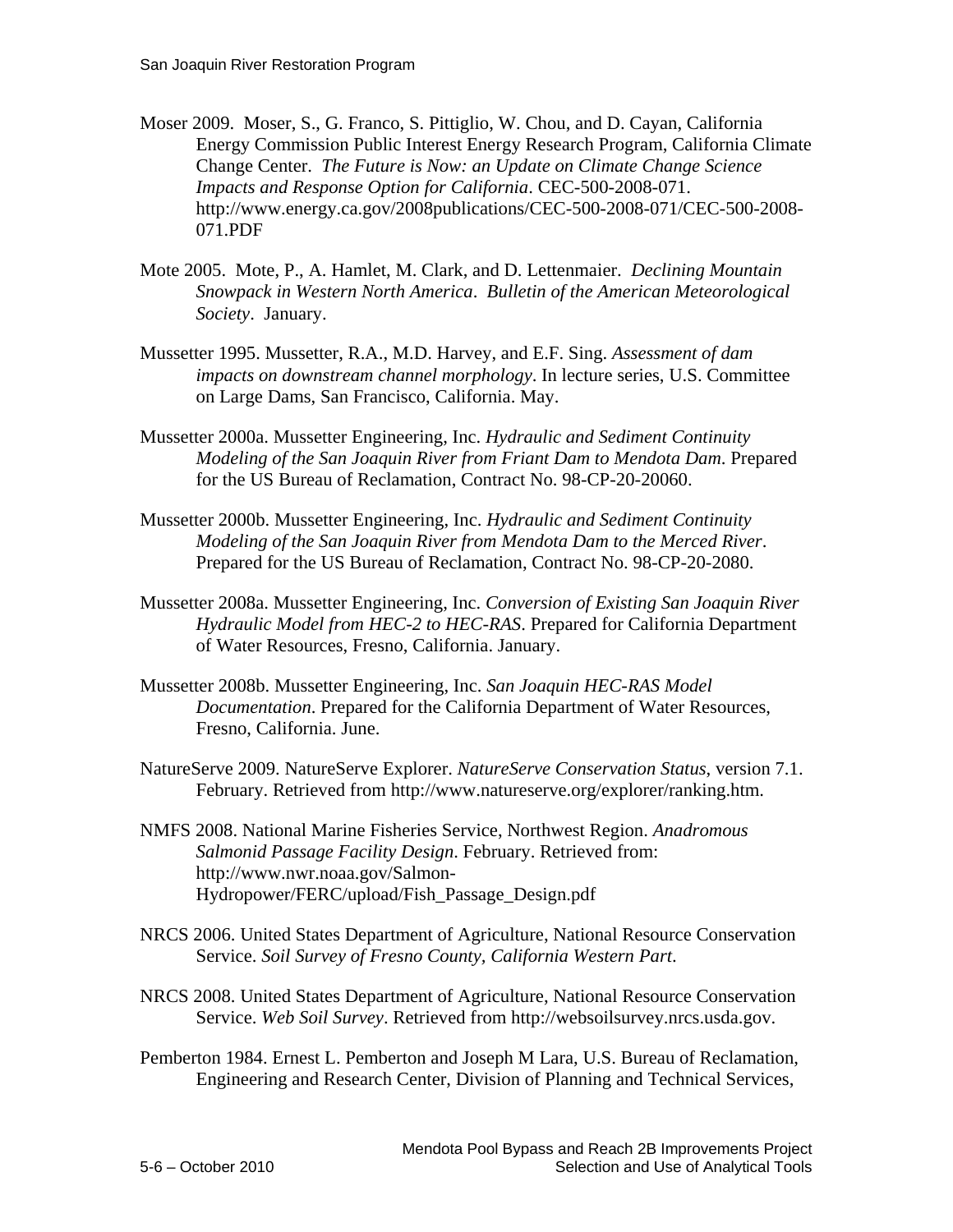Moser 2009. Moser, S., G. Franco, S. Pittiglio, W. Chou, and D. Cayan, California Energy Commission Public Interest Energy Research Program, California Climate Change Center. *The Future is Now: an Update on Climate Change Science Impacts and Response Option for California*. CEC-500-2008-071. http://www.energy.ca.gov/2008publications/CEC-500-2008-071/CEC-500-2008-071.PDF

Mote 2005. Mote, P., A. Hamlet, M. Clark, and D. Lettenmaier. *Declining Mountain Snowpack in Western North America*. *Bulletin of the American Meteorological Society*. January.

Mussetter 1995. Mussetter, R.A., M.D. Harvey, and E.F. Sing. *Assessment of dam impacts on downstream channel morphology*. In lecture series, U.S. Committee on Large Dams, San Francisco, California. May.

Mussetter 2000a. Mussetter Engineering, Inc. *Hydraulic and Sediment Continuity Modeling of the San Joaquin River from Friant Dam to Mendota Dam*. Prepared for the US Bureau of Reclamation, Contract No. 98-CP-20-20060.

Mussetter 2000b. Mussetter Engineering, Inc. *Hydraulic and Sediment Continuity Modeling of the San Joaquin River from Mendota Dam to the Merced River*. Prepared for the US Bureau of Reclamation, Contract No. 98-CP-20-2080.

Mussetter 2008a. Mussetter Engineering, Inc. *Conversion of Existing San Joaquin River Hydraulic Model from HEC-2 to HEC-RAS*. Prepared for California Department of Water Resources, Fresno, California. January.

Mussetter 2008b. Mussetter Engineering, Inc. *San Joaquin HEC-RAS Model Documentation*. Prepared for the California Department of Water Resources, Fresno, California. June.

NatureServe 2009. NatureServe Explorer. *NatureServe Conservation Status*, version 7.1. February. Retrieved from http://www.natureserve.org/explorer/ranking.htm.

NMFS 2008. National Marine Fisheries Service, Northwest Region. *Anadromous Salmonid Passage Facility Design*. February. Retrieved from: http://www.nwr.noaa.gov/Salmon-Hydropower/FERC/upload/Fish_Passage_Design.pdf

NRCS 2006. United States Department of Agriculture, National Resource Conservation Service. *Soil Survey of Fresno County, California Western Part*.

NRCS 2008. United States Department of Agriculture, National Resource Conservation Service. *Web Soil Survey*. Retrieved from http://websoilsurvey.nrcs.usda.gov.

Pemberton 1984. Ernest L. Pemberton and Joseph M Lara, U.S. Bureau of Reclamation, Engineering and Research Center, Division of Planning and Technical Services,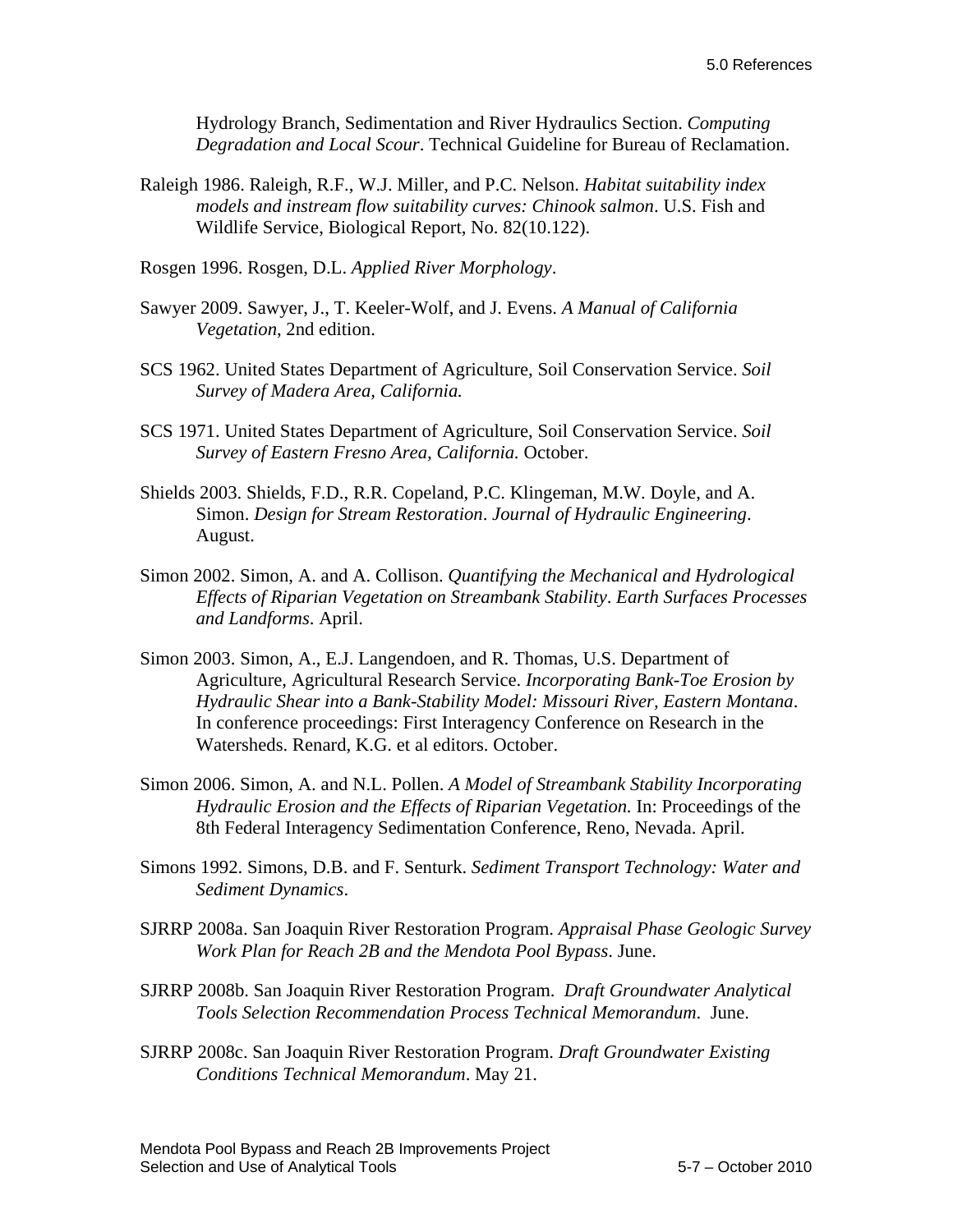Hydrology Branch, Sedimentation and River Hydraulics Section. *Computing Degradation and Local Scour*. Technical Guideline for Bureau of Reclamation.

Raleigh 1986. Raleigh, R.F., W.J. Miller, and P.C. Nelson. *Habitat suitability index models and instream flow suitability curves: Chinook salmon*. U.S. Fish and Wildlife Service, Biological Report, No. 82(10.122).

Rosgen 1996. Rosgen, D.L. *Applied River Morphology*.

Sawyer 2009. Sawyer, J., T. Keeler-Wolf, and J. Evens. *A Manual of California Vegetation*, 2nd edition.

SCS 1962. United States Department of Agriculture, Soil Conservation Service. *Soil Survey of Madera Area, California.*

SCS 1971. United States Department of Agriculture, Soil Conservation Service. *Soil Survey of Eastern Fresno Area, California.* October.

Shields 2003. Shields, F.D., R.R. Copeland, P.C. Klingeman, M.W. Doyle, and A. Simon. *Design for Stream Restoration*. *Journal of Hydraulic Engineering*. August.

Simon 2002. Simon, A. and A. Collison. *Quantifying the Mechanical and Hydrological Effects of Riparian Vegetation on Streambank Stability*. *Earth Surfaces Processes and Landforms*. April.

Simon 2003. Simon, A., E.J. Langendoen, and R. Thomas, U.S. Department of Agriculture, Agricultural Research Service. *Incorporating Bank-Toe Erosion by Hydraulic Shear into a Bank-Stability Model: Missouri River, Eastern Montana*. In conference proceedings: First Interagency Conference on Research in the Watersheds. Renard, K.G. et al editors. October.

Simon 2006. Simon, A. and N.L. Pollen. *A Model of Streambank Stability Incorporating Hydraulic Erosion and the Effects of Riparian Vegetation.* In: Proceedings of the 8th Federal Interagency Sedimentation Conference, Reno, Nevada. April.

Simons 1992. Simons, D.B. and F. Senturk. *Sediment Transport Technology: Water and Sediment Dynamics*.

SJRRP 2008a. San Joaquin River Restoration Program. *Appraisal Phase Geologic Survey Work Plan for Reach 2B and the Mendota Pool Bypass*. June.

SJRRP 2008b. San Joaquin River Restoration Program. *Draft Groundwater Analytical Tools Selection Recommendation Process Technical Memorandum*. June.

SJRRP 2008c. San Joaquin River Restoration Program. *Draft Groundwater Existing Conditions Technical Memorandum*. May 21.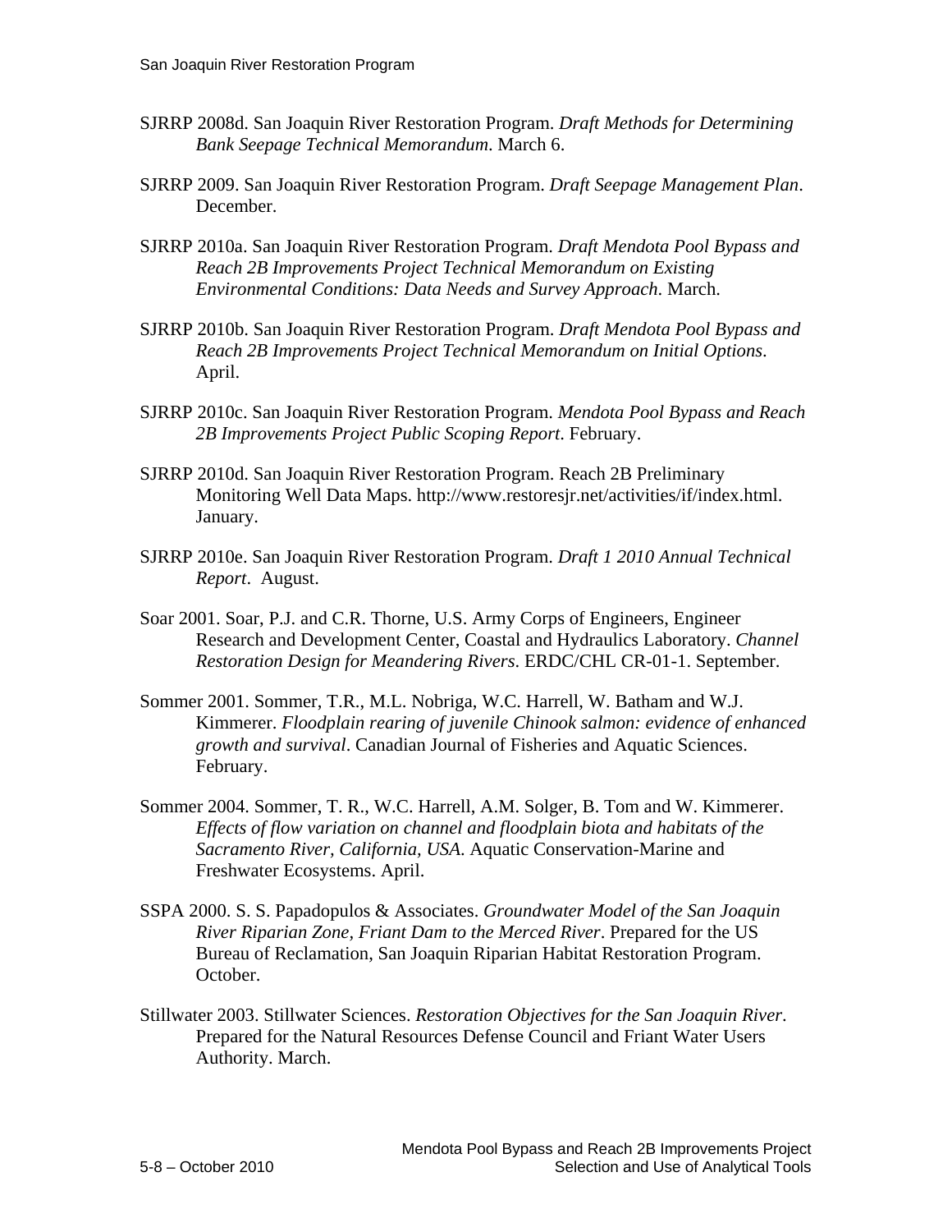SJRRP 2008d. San Joaquin River Restoration Program. *Draft Methods for Determining Bank Seepage Technical Memorandum*. March 6.

SJRRP 2009. San Joaquin River Restoration Program. *Draft Seepage Management Plan*. December.

SJRRP 2010a. San Joaquin River Restoration Program. *Draft Mendota Pool Bypass and Reach 2B Improvements Project Technical Memorandum on Existing Environmental Conditions: Data Needs and Survey Approach*. March.

SJRRP 2010b. San Joaquin River Restoration Program. *Draft Mendota Pool Bypass and Reach 2B Improvements Project Technical Memorandum on Initial Options*. April.

SJRRP 2010c. San Joaquin River Restoration Program. *Mendota Pool Bypass and Reach 2B Improvements Project Public Scoping Report*. February.

SJRRP 2010d. San Joaquin River Restoration Program. Reach 2B Preliminary Monitoring Well Data Maps. http://www.restoresjr.net/activities/if/index.html. January.

SJRRP 2010e. San Joaquin River Restoration Program. *Draft 1 2010 Annual Technical Report*. August.

Soar 2001. Soar, P.J. and C.R. Thorne, U.S. Army Corps of Engineers, Engineer Research and Development Center, Coastal and Hydraulics Laboratory. *Channel Restoration Design for Meandering Rivers*. ERDC/CHL CR-01-1. September.

Sommer 2001. Sommer, T.R., M.L. Nobriga, W.C. Harrell, W. Batham and W.J. Kimmerer. *Floodplain rearing of juvenile Chinook salmon: evidence of enhanced growth and survival*. Canadian Journal of Fisheries and Aquatic Sciences. February.

Sommer 2004. Sommer, T. R., W.C. Harrell, A.M. Solger, B. Tom and W. Kimmerer. *Effects of flow variation on channel and floodplain biota and habitats of the Sacramento River, California, USA*. Aquatic Conservation-Marine and Freshwater Ecosystems. April.

SSPA 2000. S. S. Papadopulos & Associates. *Groundwater Model of the San Joaquin River Riparian Zone, Friant Dam to the Merced River*. Prepared for the US Bureau of Reclamation, San Joaquin Riparian Habitat Restoration Program. October.

Stillwater 2003. Stillwater Sciences. *Restoration Objectives for the San Joaquin River*. Prepared for the Natural Resources Defense Council and Friant Water Users Authority. March.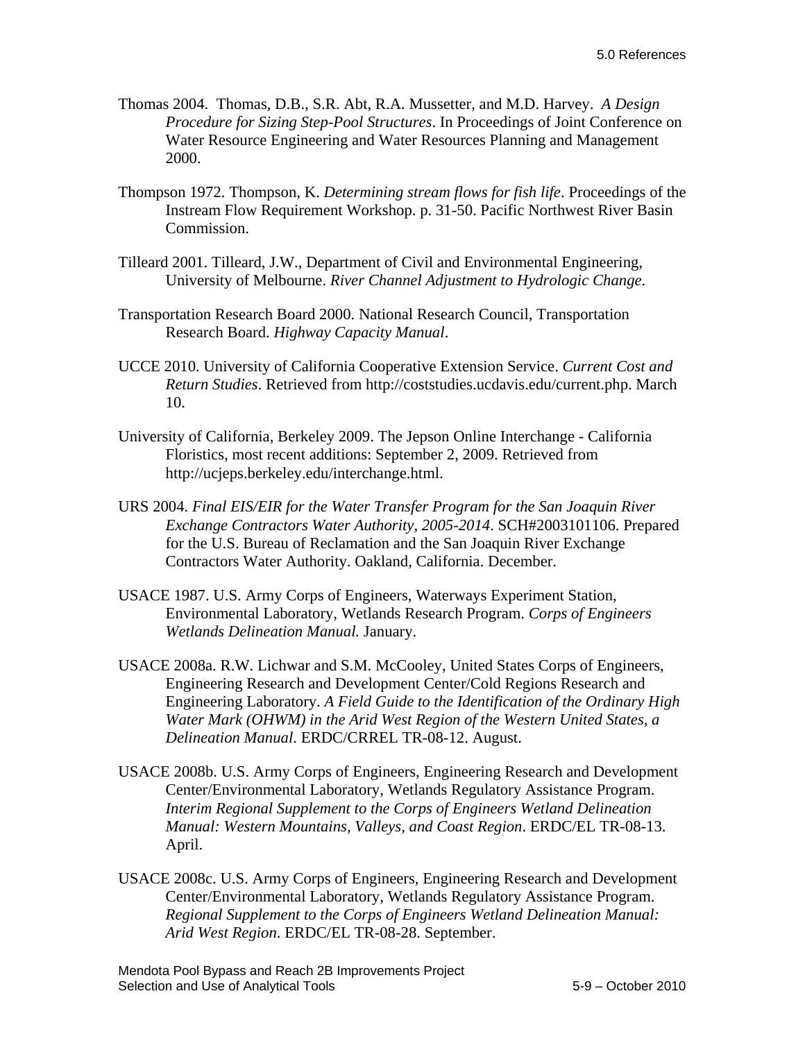Thomas 2004. Thomas, D.B., S.R. Abt, R.A. Mussetter, and M.D. Harvey. *A Design Procedure for Sizing Step-Pool Structures*. In Proceedings of Joint Conference on Water Resource Engineering and Water Resources Planning and Management 2000.

Thompson 1972. Thompson, K. *Determining stream flows for fish life*. Proceedings of the Instream Flow Requirement Workshop. p. 31-50. Pacific Northwest River Basin Commission.

Tilleard 2001. Tilleard, J.W., Department of Civil and Environmental Engineering, University of Melbourne. *River Channel Adjustment to Hydrologic Change*.

Transportation Research Board 2000. National Research Council, Transportation Research Board. *Highway Capacity Manual*.

UCCE 2010. University of California Cooperative Extension Service. *Current Cost and Return Studies*. Retrieved from http://coststudies.ucdavis.edu/current.php. March 10.

University of California, Berkeley 2009. The Jepson Online Interchange - California Floristics, most recent additions: September 2, 2009. Retrieved from http://ucjeps.berkeley.edu/interchange.html.

URS 2004. *Final EIS/EIR for the Water Transfer Program for the San Joaquin River Exchange Contractors Water Authority, 2005-2014*. SCH#2003101106. Prepared for the U.S. Bureau of Reclamation and the San Joaquin River Exchange Contractors Water Authority. Oakland, California. December.

USACE 1987. U.S. Army Corps of Engineers, Waterways Experiment Station, Environmental Laboratory, Wetlands Research Program. *Corps of Engineers Wetlands Delineation Manual.* January.

USACE 2008a. R.W. Lichwar and S.M. McCooley, United States Corps of Engineers, Engineering Research and Development Center/Cold Regions Research and Engineering Laboratory. *A Field Guide to the Identification of the Ordinary High Water Mark (OHWM) in the Arid West Region of the Western United States, a Delineation Manual*. ERDC/CRREL TR-08-12. August.

USACE 2008b. U.S. Army Corps of Engineers, Engineering Research and Development Center/Environmental Laboratory, Wetlands Regulatory Assistance Program. *Interim Regional Supplement to the Corps of Engineers Wetland Delineation Manual: Western Mountains, Valleys, and Coast Region*. ERDC/EL TR-08-13. April.

USACE 2008c. U.S. Army Corps of Engineers, Engineering Research and Development Center/Environmental Laboratory, Wetlands Regulatory Assistance Program. *Regional Supplement to the Corps of Engineers Wetland Delineation Manual: Arid West Region*. ERDC/EL TR-08-28. September.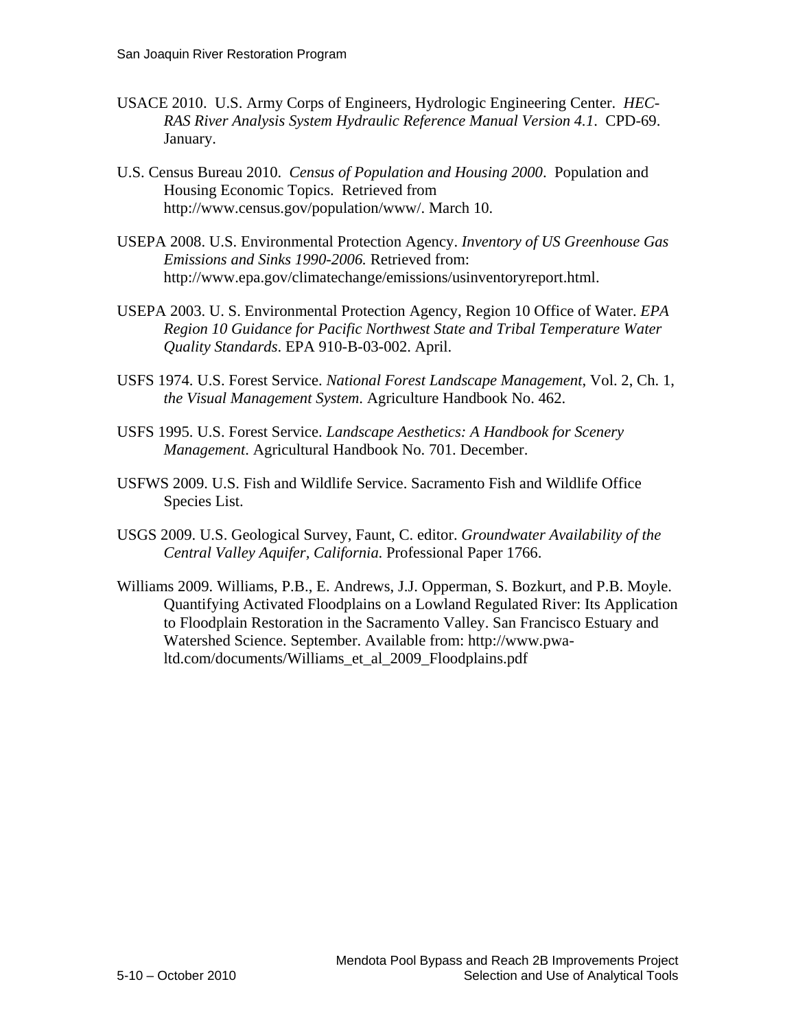USACE 2010. U.S. Army Corps of Engineers, Hydrologic Engineering Center. *HEC-RAS River Analysis System Hydraulic Reference Manual Version 4.1*. CPD-69. January.

U.S. Census Bureau 2010. *Census of Population and Housing 2000*. Population and Housing Economic Topics. Retrieved from http://www.census.gov/population/www/. March 10.

USEPA 2008. U.S. Environmental Protection Agency. *Inventory of US Greenhouse Gas Emissions and Sinks 1990-2006.* Retrieved from: http://www.epa.gov/climatechange/emissions/usinventoryreport.html.

USEPA 2003. U. S. Environmental Protection Agency, Region 10 Office of Water. *EPA Region 10 Guidance for Pacific Northwest State and Tribal Temperature Water Quality Standards*. EPA 910-B-03-002. April.

USFS 1974. U.S. Forest Service. *National Forest Landscape Management*, Vol. 2, Ch. 1, *the Visual Management System*. Agriculture Handbook No. 462.

USFS 1995. U.S. Forest Service. *Landscape Aesthetics: A Handbook for Scenery Management*. Agricultural Handbook No. 701. December.

USFWS 2009. U.S. Fish and Wildlife Service. Sacramento Fish and Wildlife Office Species List.

USGS 2009. U.S. Geological Survey, Faunt, C. editor. *Groundwater Availability of the Central Valley Aquifer, California.* Professional Paper 1766.

Williams 2009. Williams, P.B., E. Andrews, J.J. Opperman, S. Bozkurt, and P.B. Moyle. Quantifying Activated Floodplains on a Lowland Regulated River: Its Application to Floodplain Restoration in the Sacramento Valley. San Francisco Estuary and Watershed Science. September. Available from: http://www.pwa-ltd.com/documents/Williams_et_al_2009_Floodplains.pdf